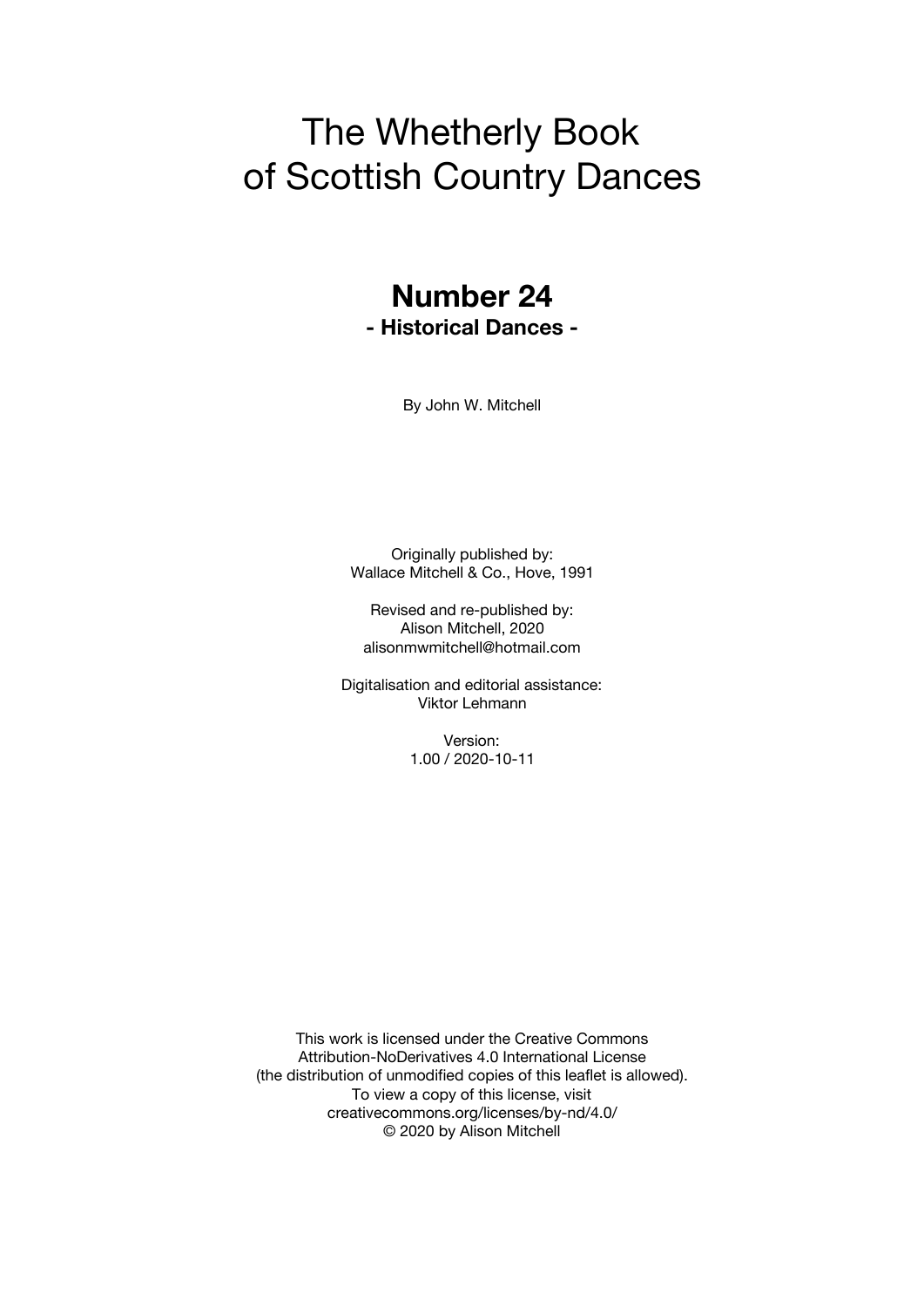# The Whetherly Book of Scottish Country Dances

## Number 24

### - Historical Dances -

By John W. Mitchell

Originally published by:
Wallace Mitchell & Co., Hove, 1991

Revised and re-published by:
Alison Mitchell, 2020
alisonmwmitchell@hotmail.com

Digitalisation and editorial assistance:
Viktor Lehmann

Version:
1.00 / 2020-10-11

This work is licensed under the Creative Commons Attribution-NoDerivatives 4.0 International License (the distribution of unmodified copies of this leaflet is allowed).
To view a copy of this license, visit creativecommons.org/licenses/by-nd/4.0/
© 2020 by Alison Mitchell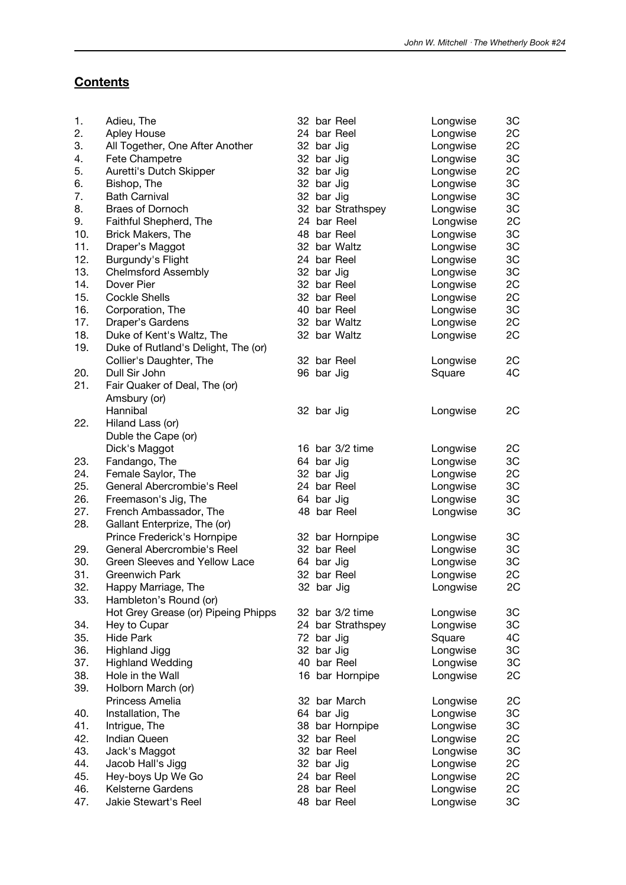## **Contents**

| | | | | |
|---|---|---|---|---|
| 1. | Adieu, The | 32 bar Reel | Longwise | 3C |
| 2. | Apley House | 24 bar Reel | Longwise | 2C |
| 3. | All Together, One After Another | 32 bar Jig | Longwise | 2C |
| 4. | Fete Champetre | 32 bar Jig | Longwise | 3C |
| 5. | Auretti's Dutch Skipper | 32 bar Jig | Longwise | 2C |
| 6. | Bishop, The | 32 bar Jig | Longwise | 3C |
| 7. | Bath Carnival | 32 bar Jig | Longwise | 3C |
| 8. | Braes of Dornoch | 32 bar Strathspey | Longwise | 3C |
| 9. | Faithful Shepherd, The | 24 bar Reel | Longwise | 2C |
| 10. | Brick Makers, The | 48 bar Reel | Longwise | 3C |
| 11. | Draper's Maggot | 32 bar Waltz | Longwise | 3C |
| 12. | Burgundy's Flight | 24 bar Reel | Longwise | 3C |
| 13. | Chelmsford Assembly | 32 bar Jig | Longwise | 3C |
| 14. | Dover Pier | 32 bar Reel | Longwise | 2C |
| 15. | Cockle Shells | 32 bar Reel | Longwise | 2C |
| 16. | Corporation, The | 40 bar Reel | Longwise | 3C |
| 17. | Draper's Gardens | 32 bar Waltz | Longwise | 2C |
| 18. | Duke of Kent's Waltz, The | 32 bar Waltz | Longwise | 2C |
| 19. | Duke of Rutland's Delight, The (or) Collier's Daughter, The | 32 bar Reel | Longwise | 2C |
| 20. | Dull Sir John | 96 bar Jig | Square | 4C |
| 21. | Fair Quaker of Deal, The (or) Amsbury (or) Hannibal | 32 bar Jig | Longwise | 2C |
| 22. | Hiland Lass (or) Duble the Cape (or) Dick's Maggot | 16 bar 3/2 time | Longwise | 2C |
| 23. | Fandango, The | 64 bar Jig | Longwise | 3C |
| 24. | Female Saylor, The | 32 bar Jig | Longwise | 2C |
| 25. | General Abercrombie's Reel | 24 bar Reel | Longwise | 3C |
| 26. | Freemason's Jig, The | 64 bar Jig | Longwise | 3C |
| 27. | French Ambassador, The | 48 bar Reel | Longwise | 3C |
| 28. | Gallant Enterprize, The (or) Prince Frederick's Hornpipe | 32 bar Hornpipe | Longwise | 3C |
| 29. | General Abercrombie's Reel | 32 bar Reel | Longwise | 3C |
| 30. | Green Sleeves and Yellow Lace | 64 bar Jig | Longwise | 3C |
| 31. | Greenwich Park | 32 bar Reel | Longwise | 2C |
| 32. | Happy Marriage, The | 32 bar Jig | Longwise | 2C |
| 33. | Hambleton's Round (or) Hot Grey Grease (or) Pipeing Phipps | 32 bar 3/2 time | Longwise | 3C |
| 34. | Hey to Cupar | 24 bar Strathspey | Longwise | 3C |
| 35. | Hide Park | 72 bar Jig | Square | 4C |
| 36. | Highland Jigg | 32 bar Jig | Longwise | 3C |
| 37. | Highland Wedding | 40 bar Reel | Longwise | 3C |
| 38. | Hole in the Wall | 16 bar Hornpipe | Longwise | 2C |
| 39. | Holborn March (or) Princess Amelia | 32 bar March | Longwise | 2C |
| 40. | Installation, The | 64 bar Jig | Longwise | 3C |
| 41. | Intrigue, The | 38 bar Hornpipe | Longwise | 3C |
| 42. | Indian Queen | 32 bar Reel | Longwise | 2C |
| 43. | Jack's Maggot | 32 bar Reel | Longwise | 3C |
| 44. | Jacob Hall's Jigg | 32 bar Jig | Longwise | 2C |
| 45. | Hey-boys Up We Go | 24 bar Reel | Longwise | 2C |
| 46. | Kelsterne Gardens | 28 bar Reel | Longwise | 2C |
| 47. | Jakie Stewart's Reel | 48 bar Reel | Longwise | 3C |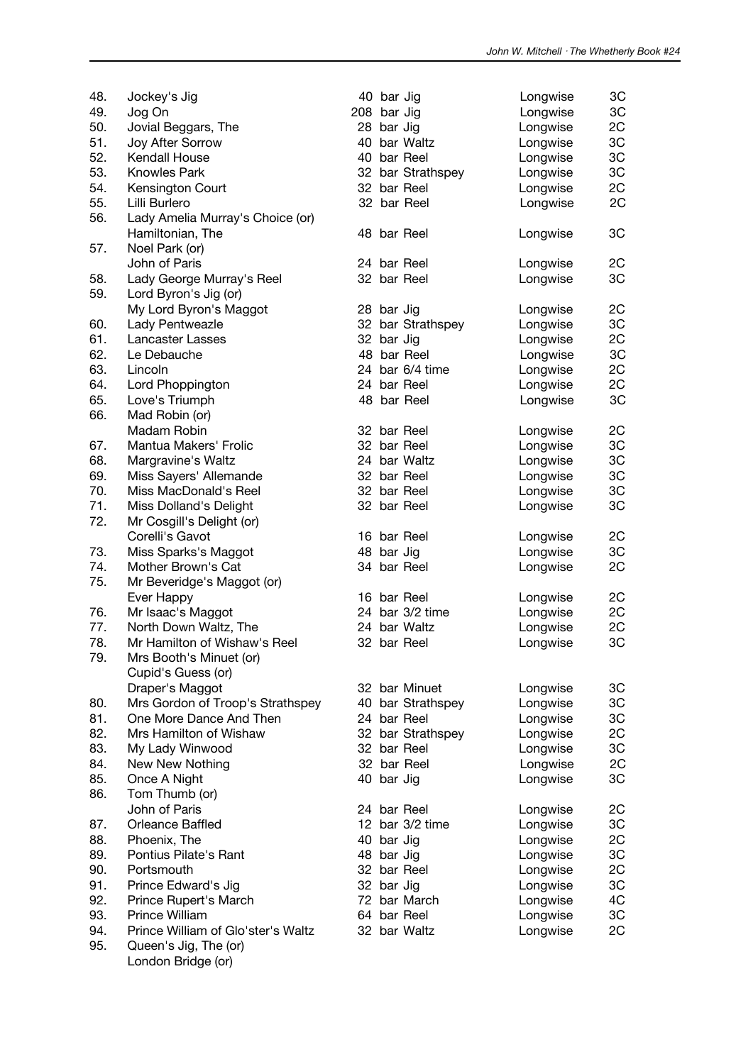| No. | Title | Bars / Type | Formation | Couples |
|---|---|---|---|---|
| 48. | Jockey's Jig | 40 bar Jig | Longwise | 3C |
| 49. | Jog On | 208 bar Jig | Longwise | 3C |
| 50. | Jovial Beggars, The | 28 bar Jig | Longwise | 2C |
| 51. | Joy After Sorrow | 40 bar Waltz | Longwise | 3C |
| 52. | Kendall House | 40 bar Reel | Longwise | 3C |
| 53. | Knowles Park | 32 bar Strathspey | Longwise | 3C |
| 54. | Kensington Court | 32 bar Reel | Longwise | 2C |
| 55. | Lilli Burlero | 32 bar Reel | Longwise | 2C |
| 56. | Lady Amelia Murray's Choice (or) Hamiltonian, The | 48 bar Reel | Longwise | 3C |
| 57. | Noel Park (or) John of Paris | 24 bar Reel | Longwise | 2C |
| 58. | Lady George Murray's Reel | 32 bar Reel | Longwise | 3C |
| 59. | Lord Byron's Jig (or) My Lord Byron's Maggot | 28 bar Jig | Longwise | 2C |
| 60. | Lady Pentweazle | 32 bar Strathspey | Longwise | 3C |
| 61. | Lancaster Lasses | 32 bar Jig | Longwise | 2C |
| 62. | Le Debauche | 48 bar Reel | Longwise | 3C |
| 63. | Lincoln | 24 bar 6/4 time | Longwise | 2C |
| 64. | Lord Phoppington | 24 bar Reel | Longwise | 2C |
| 65. | Love's Triumph | 48 bar Reel | Longwise | 3C |
| 66. | Mad Robin (or) Madam Robin | 32 bar Reel | Longwise | 2C |
| 67. | Mantua Makers' Frolic | 32 bar Reel | Longwise | 3C |
| 68. | Margravine's Waltz | 24 bar Waltz | Longwise | 3C |
| 69. | Miss Sayers' Allemande | 32 bar Reel | Longwise | 3C |
| 70. | Miss MacDonald's Reel | 32 bar Reel | Longwise | 3C |
| 71. | Miss Dolland's Delight | 32 bar Reel | Longwise | 3C |
| 72. | Mr Cosgill's Delight (or) Corelli's Gavot | 16 bar Reel | Longwise | 2C |
| 73. | Miss Sparks's Maggot | 48 bar Jig | Longwise | 3C |
| 74. | Mother Brown's Cat | 34 bar Reel | Longwise | 2C |
| 75. | Mr Beveridge's Maggot (or) Ever Happy | 16 bar Reel | Longwise | 2C |
| 76. | Mr Isaac's Maggot | 24 bar 3/2 time | Longwise | 2C |
| 77. | North Down Waltz, The | 24 bar Waltz | Longwise | 2C |
| 78. | Mr Hamilton of Wishaw's Reel | 32 bar Reel | Longwise | 3C |
| 79. | Mrs Booth's Minuet (or) Cupid's Guess (or) Draper's Maggot | 32 bar Minuet | Longwise | 3C |
| 80. | Mrs Gordon of Troop's Strathspey | 40 bar Strathspey | Longwise | 3C |
| 81. | One More Dance And Then | 24 bar Reel | Longwise | 3C |
| 82. | Mrs Hamilton of Wishaw | 32 bar Strathspey | Longwise | 2C |
| 83. | My Lady Winwood | 32 bar Reel | Longwise | 3C |
| 84. | New New Nothing | 32 bar Reel | Longwise | 2C |
| 85. | Once A Night | 40 bar Jig | Longwise | 3C |
| 86. | Tom Thumb (or) John of Paris | 24 bar Reel | Longwise | 2C |
| 87. | Orleance Baffled | 12 bar 3/2 time | Longwise | 3C |
| 88. | Phoenix, The | 40 bar Jig | Longwise | 2C |
| 89. | Pontius Pilate's Rant | 48 bar Jig | Longwise | 3C |
| 90. | Portsmouth | 32 bar Reel | Longwise | 2C |
| 91. | Prince Edward's Jig | 32 bar Jig | Longwise | 3C |
| 92. | Prince Rupert's March | 72 bar March | Longwise | 4C |
| 93. | Prince William | 64 bar Reel | Longwise | 3C |
| 94. | Prince William of Glo'ster's Waltz | 32 bar Waltz | Longwise | 2C |
| 95. | Queen's Jig, The (or) London Bridge (or) | | | |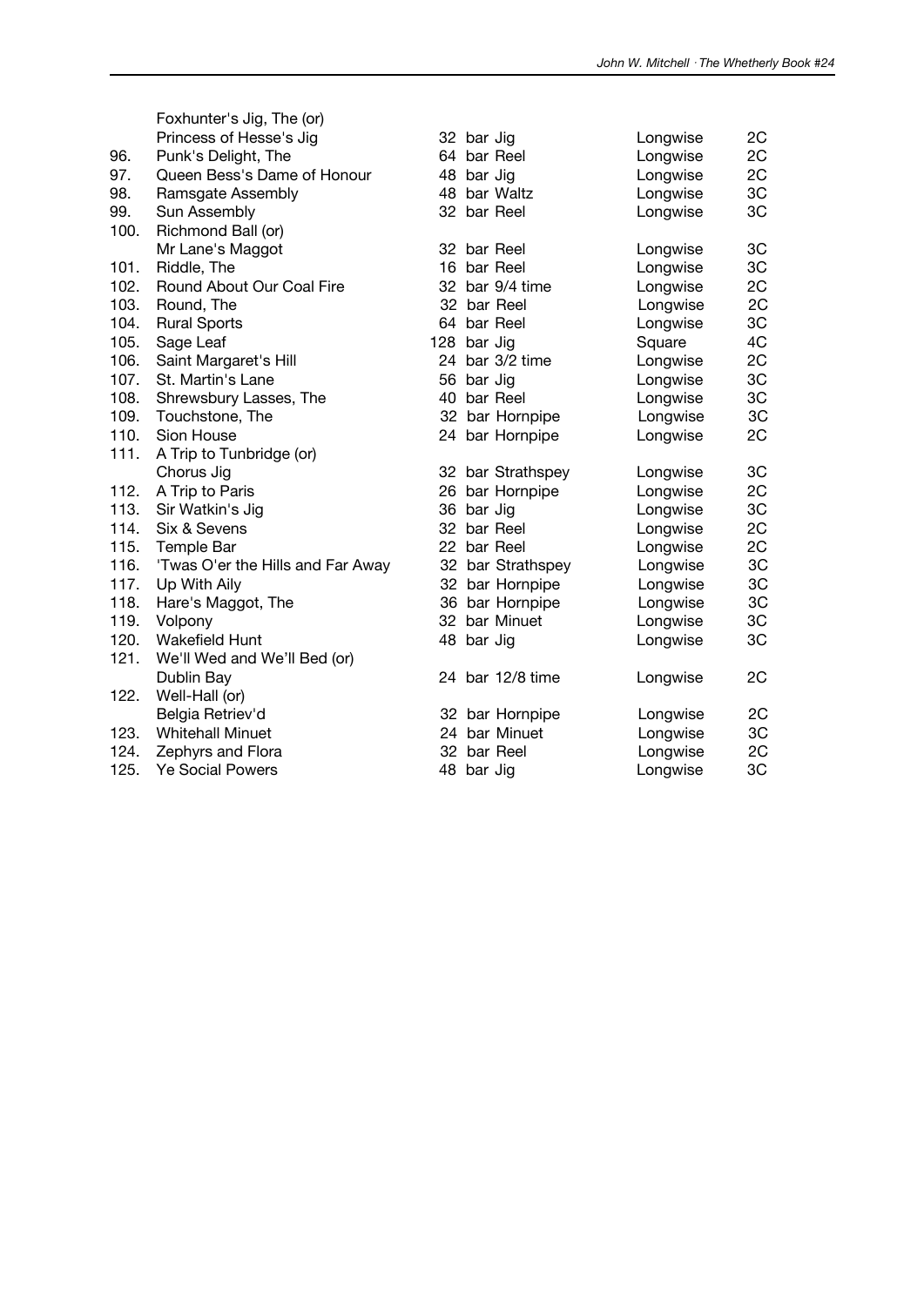| | | | | |
|---|---|---|---|---|
| | Foxhunter's Jig, The (or) Princess of Hesse's Jig | 32 bar Jig | Longwise | 2C |
| 96. | Punk's Delight, The | 64 bar Reel | Longwise | 2C |
| 97. | Queen Bess's Dame of Honour | 48 bar Jig | Longwise | 2C |
| 98. | Ramsgate Assembly | 48 bar Waltz | Longwise | 3C |
| 99. | Sun Assembly | 32 bar Reel | Longwise | 3C |
| 100. | Richmond Ball (or) Mr Lane's Maggot | 32 bar Reel | Longwise | 3C |
| 101. | Riddle, The | 16 bar Reel | Longwise | 3C |
| 102. | Round About Our Coal Fire | 32 bar 9/4 time | Longwise | 2C |
| 103. | Round, The | 32 bar Reel | Longwise | 2C |
| 104. | Rural Sports | 64 bar Reel | Longwise | 3C |
| 105. | Sage Leaf | 128 bar Jig | Square | 4C |
| 106. | Saint Margaret's Hill | 24 bar 3/2 time | Longwise | 2C |
| 107. | St. Martin's Lane | 56 bar Jig | Longwise | 3C |
| 108. | Shrewsbury Lasses, The | 40 bar Reel | Longwise | 3C |
| 109. | Touchstone, The | 32 bar Hornpipe | Longwise | 3C |
| 110. | Sion House | 24 bar Hornpipe | Longwise | 2C |
| 111. | A Trip to Tunbridge (or) Chorus Jig | 32 bar Strathspey | Longwise | 3C |
| 112. | A Trip to Paris | 26 bar Hornpipe | Longwise | 2C |
| 113. | Sir Watkin's Jig | 36 bar Jig | Longwise | 3C |
| 114. | Six & Sevens | 32 bar Reel | Longwise | 2C |
| 115. | Temple Bar | 22 bar Reel | Longwise | 2C |
| 116. | 'Twas O'er the Hills and Far Away | 32 bar Strathspey | Longwise | 3C |
| 117. | Up With Aily | 32 bar Hornpipe | Longwise | 3C |
| 118. | Hare's Maggot, The | 36 bar Hornpipe | Longwise | 3C |
| 119. | Volpony | 32 bar Minuet | Longwise | 3C |
| 120. | Wakefield Hunt | 48 bar Jig | Longwise | 3C |
| 121. | We'll Wed and We'll Bed (or) Dublin Bay | 24 bar 12/8 time | Longwise | 2C |
| 122. | Well-Hall (or) Belgia Retriev'd | 32 bar Hornpipe | Longwise | 2C |
| 123. | Whitehall Minuet | 24 bar Minuet | Longwise | 3C |
| 124. | Zephyrs and Flora | 32 bar Reel | Longwise | 2C |
| 125. | Ye Social Powers | 48 bar Jig | Longwise | 3C |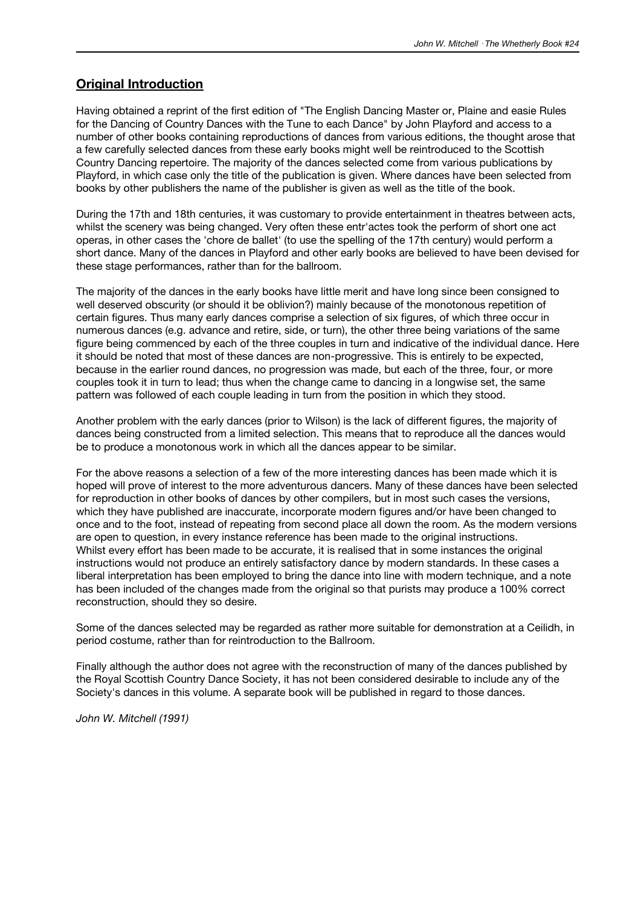## **Original Introduction**

Having obtained a reprint of the first edition of "The English Dancing Master or, Plaine and easie Rules for the Dancing of Country Dances with the Tune to each Dance" by John Playford and access to a number of other books containing reproductions of dances from various editions, the thought arose that a few carefully selected dances from these early books might well be reintroduced to the Scottish Country Dancing repertoire. The majority of the dances selected come from various publications by Playford, in which case only the title of the publication is given. Where dances have been selected from books by other publishers the name of the publisher is given as well as the title of the book.

During the 17th and 18th centuries, it was customary to provide entertainment in theatres between acts, whilst the scenery was being changed. Very often these entr'actes took the perform of short one act operas, in other cases the 'chore de ballet' (to use the spelling of the 17th century) would perform a short dance. Many of the dances in Playford and other early books are believed to have been devised for these stage performances, rather than for the ballroom.

The majority of the dances in the early books have little merit and have long since been consigned to well deserved obscurity (or should it be oblivion?) mainly because of the monotonous repetition of certain figures. Thus many early dances comprise a selection of six figures, of which three occur in numerous dances (e.g. advance and retire, side, or turn), the other three being variations of the same figure being commenced by each of the three couples in turn and indicative of the individual dance. Here it should be noted that most of these dances are non-progressive. This is entirely to be expected, because in the earlier round dances, no progression was made, but each of the three, four, or more couples took it in turn to lead; thus when the change came to dancing in a longwise set, the same pattern was followed of each couple leading in turn from the position in which they stood.

Another problem with the early dances (prior to Wilson) is the lack of different figures, the majority of dances being constructed from a limited selection. This means that to reproduce all the dances would be to produce a monotonous work in which all the dances appear to be similar.

For the above reasons a selection of a few of the more interesting dances has been made which it is hoped will prove of interest to the more adventurous dancers. Many of these dances have been selected for reproduction in other books of dances by other compilers, but in most such cases the versions, which they have published are inaccurate, incorporate modern figures and/or have been changed to once and to the foot, instead of repeating from second place all down the room. As the modern versions are open to question, in every instance reference has been made to the original instructions.
Whilst every effort has been made to be accurate, it is realised that in some instances the original instructions would not produce an entirely satisfactory dance by modern standards. In these cases a liberal interpretation has been employed to bring the dance into line with modern technique, and a note has been included of the changes made from the original so that purists may produce a 100% correct reconstruction, should they so desire.

Some of the dances selected may be regarded as rather more suitable for demonstration at a Ceilidh, in period costume, rather than for reintroduction to the Ballroom.

Finally although the author does not agree with the reconstruction of many of the dances published by the Royal Scottish Country Dance Society, it has not been considered desirable to include any of the Society's dances in this volume. A separate book will be published in regard to those dances.

*John W. Mitchell (1991)*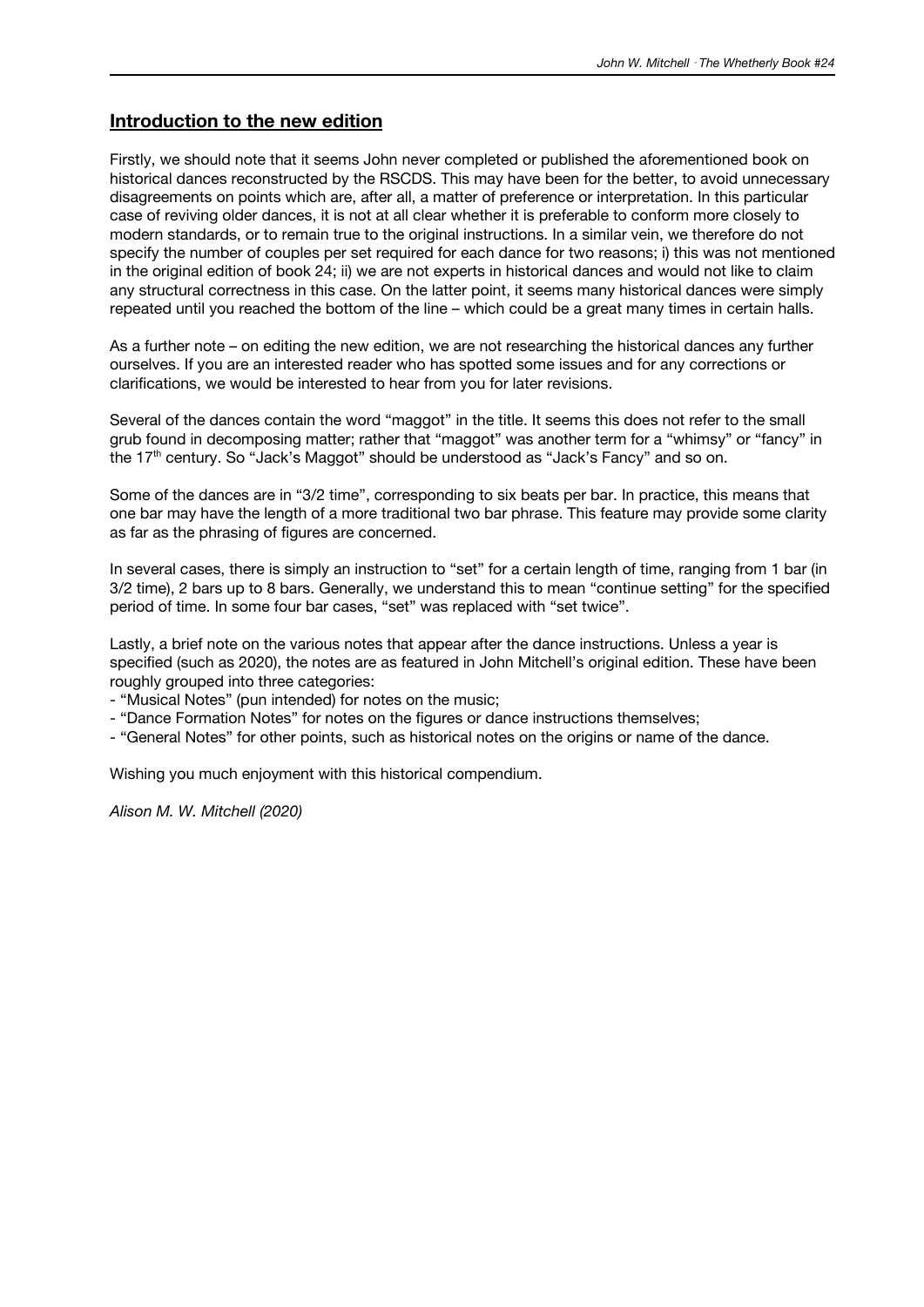## Introduction to the new edition

Firstly, we should note that it seems John never completed or published the aforementioned book on historical dances reconstructed by the RSCDS. This may have been for the better, to avoid unnecessary disagreements on points which are, after all, a matter of preference or interpretation. In this particular case of reviving older dances, it is not at all clear whether it is preferable to conform more closely to modern standards, or to remain true to the original instructions. In a similar vein, we therefore do not specify the number of couples per set required for each dance for two reasons; i) this was not mentioned in the original edition of book 24; ii) we are not experts in historical dances and would not like to claim any structural correctness in this case. On the latter point, it seems many historical dances were simply repeated until you reached the bottom of the line – which could be a great many times in certain halls.

As a further note – on editing the new edition, we are not researching the historical dances any further ourselves. If you are an interested reader who has spotted some issues and for any corrections or clarifications, we would be interested to hear from you for later revisions.

Several of the dances contain the word "maggot" in the title. It seems this does not refer to the small grub found in decomposing matter; rather that "maggot" was another term for a "whimsy" or "fancy" in the 17th century. So "Jack's Maggot" should be understood as "Jack's Fancy" and so on.

Some of the dances are in "3/2 time", corresponding to six beats per bar. In practice, this means that one bar may have the length of a more traditional two bar phrase. This feature may provide some clarity as far as the phrasing of figures are concerned.

In several cases, there is simply an instruction to "set" for a certain length of time, ranging from 1 bar (in 3/2 time), 2 bars up to 8 bars. Generally, we understand this to mean "continue setting" for the specified period of time. In some four bar cases, "set" was replaced with "set twice".

Lastly, a brief note on the various notes that appear after the dance instructions. Unless a year is specified (such as 2020), the notes are as featured in John Mitchell's original edition. These have been roughly grouped into three categories:

- "Musical Notes" (pun intended) for notes on the music;
- "Dance Formation Notes" for notes on the figures or dance instructions themselves;
- "General Notes" for other points, such as historical notes on the origins or name of the dance.

Wishing you much enjoyment with this historical compendium.

*Alison M. W. Mitchell (2020)*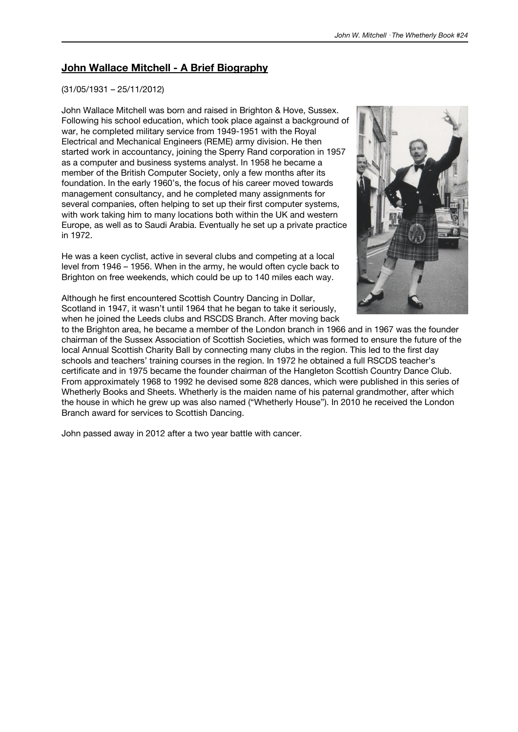## **John Wallace Mitchell - A Brief Biography**

(31/05/1931 – 25/11/2012)

John Wallace Mitchell was born and raised in Brighton & Hove, Sussex. Following his school education, which took place against a background of war, he completed military service from 1949-1951 with the Royal Electrical and Mechanical Engineers (REME) army division. He then started work in accountancy, joining the Sperry Rand corporation in 1957 as a computer and business systems analyst. In 1958 he became a member of the British Computer Society, only a few months after its foundation. In the early 1960's, the focus of his career moved towards management consultancy, and he completed many assignments for several companies, often helping to set up their first computer systems, with work taking him to many locations both within the UK and western Europe, as well as to Saudi Arabia. Eventually he set up a private practice in 1972.

He was a keen cyclist, active in several clubs and competing at a local level from 1946 – 1956. When in the army, he would often cycle back to Brighton on free weekends, which could be up to 140 miles each way.

Although he first encountered Scottish Country Dancing in Dollar, Scotland in 1947, it wasn't until 1964 that he began to take it seriously, when he joined the Leeds clubs and RSCDS Branch. After moving back to the Brighton area, he became a member of the London branch in 1966 and in 1967 was the founder chairman of the Sussex Association of Scottish Societies, which was formed to ensure the future of the local Annual Scottish Charity Ball by connecting many clubs in the region. This led to the first day schools and teachers' training courses in the region. In 1972 he obtained a full RSCDS teacher's certificate and in 1975 became the founder chairman of the Hangleton Scottish Country Dance Club. From approximately 1968 to 1992 he devised some 828 dances, which were published in this series of Whetherly Books and Sheets. Whetherly is the maiden name of his paternal grandmother, after which the house in which he grew up was also named ("Whetherly House"). In 2010 he received the London Branch award for services to Scottish Dancing.

John passed away in 2012 after a two year battle with cancer.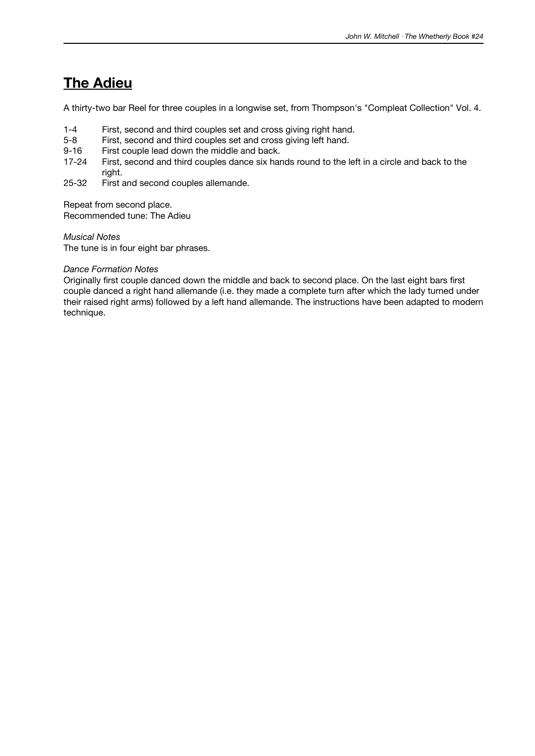# The Adieu

A thirty-two bar Reel for three couples in a longwise set, from Thompson's "Compleat Collection" Vol. 4.

| | |
|---|---|
| 1-4 | First, second and third couples set and cross giving right hand. |
| 5-8 | First, second and third couples set and cross giving left hand. |
| 9-16 | First couple lead down the middle and back. |
| 17-24 | First, second and third couples dance six hands round to the left in a circle and back to the right. |
| 25-32 | First and second couples allemande. |

Repeat from second place.
Recommended tune: The Adieu

*Musical Notes*
The tune is in four eight bar phrases.

*Dance Formation Notes*
Originally first couple danced down the middle and back to second place. On the last eight bars first couple danced a right hand allemande (i.e. they made a complete turn after which the lady turned under their raised right arms) followed by a left hand allemande. The instructions have been adapted to modern technique.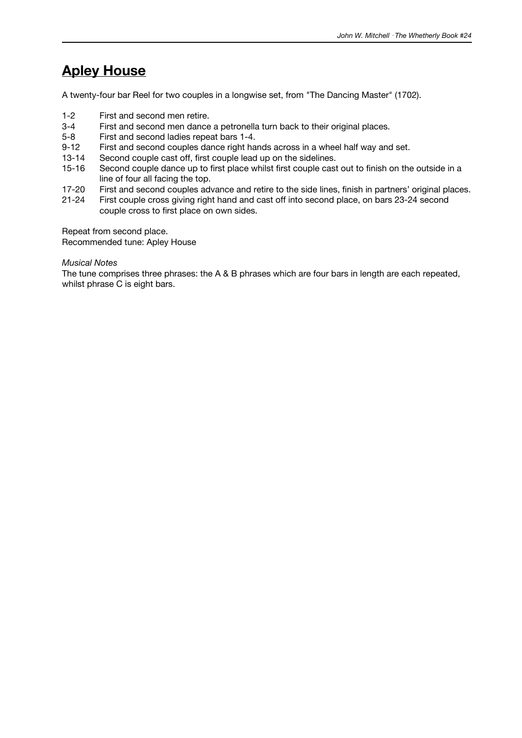# Apley House

A twenty-four bar Reel for two couples in a longwise set, from "The Dancing Master" (1702).

| | |
|---|---|
| 1-2 | First and second men retire. |
| 3-4 | First and second men dance a petronella turn back to their original places. |
| 5-8 | First and second ladies repeat bars 1-4. |
| 9-12 | First and second couples dance right hands across in a wheel half way and set. |
| 13-14 | Second couple cast off, first couple lead up on the sidelines. |
| 15-16 | Second couple dance up to first place whilst first couple cast out to finish on the outside in a line of four all facing the top. |
| 17-20 | First and second couples advance and retire to the side lines, finish in partners' original places. |
| 21-24 | First couple cross giving right hand and cast off into second place, on bars 23-24 second couple cross to first place on own sides. |

Repeat from second place.
Recommended tune: Apley House

*Musical Notes*
The tune comprises three phrases: the A & B phrases which are four bars in length are each repeated, whilst phrase C is eight bars.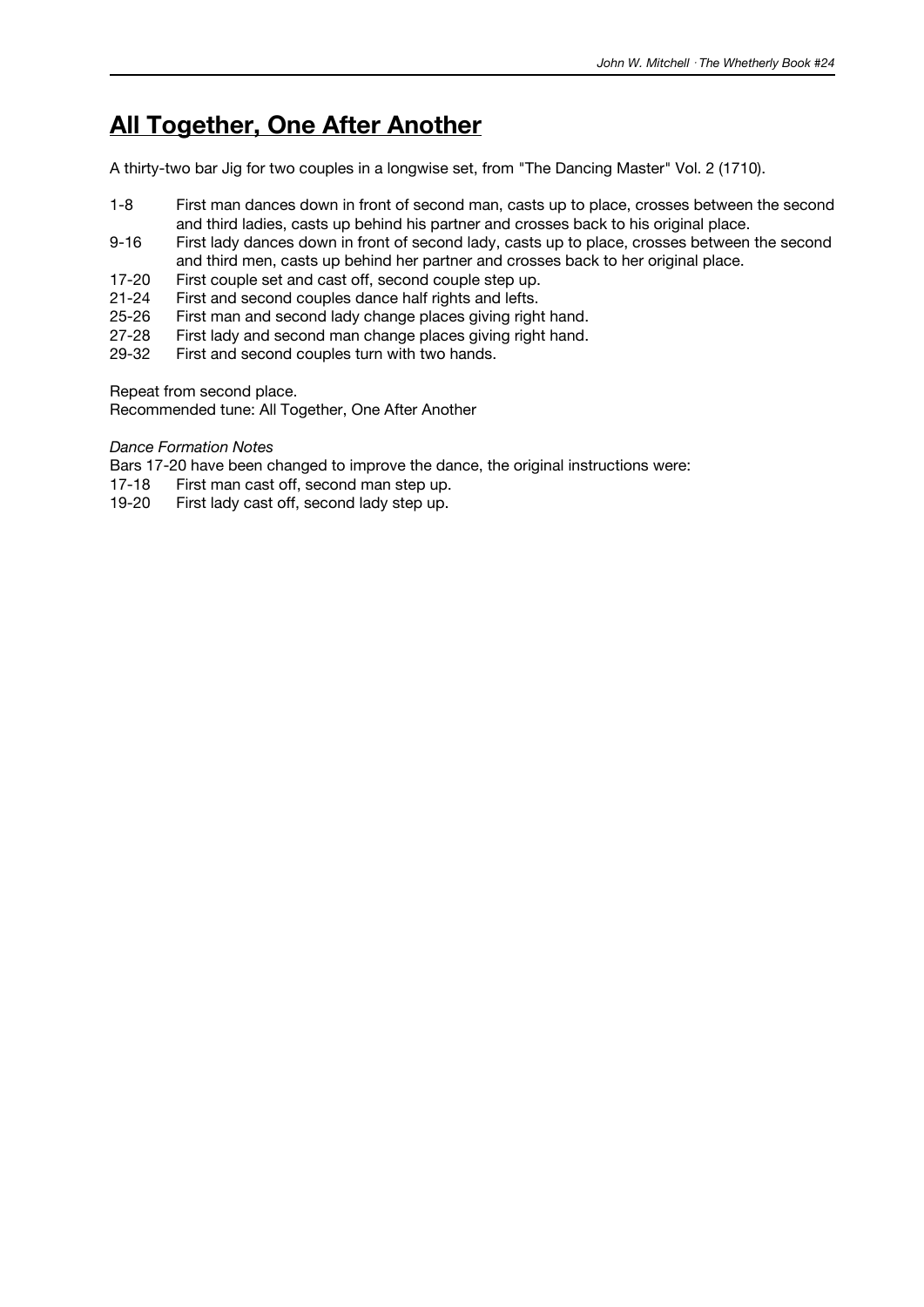# All Together, One After Another

A thirty-two bar Jig for two couples in a longwise set, from "The Dancing Master" Vol. 2 (1710).

| | |
|---|---|
| 1-8 | First man dances down in front of second man, casts up to place, crosses between the second and third ladies, casts up behind his partner and crosses back to his original place. |
| 9-16 | First lady dances down in front of second lady, casts up to place, crosses between the second and third men, casts up behind her partner and crosses back to her original place. |
| 17-20 | First couple set and cast off, second couple step up. |
| 21-24 | First and second couples dance half rights and lefts. |
| 25-26 | First man and second lady change places giving right hand. |
| 27-28 | First lady and second man change places giving right hand. |
| 29-32 | First and second couples turn with two hands. |

Repeat from second place.
Recommended tune: All Together, One After Another

*Dance Formation Notes*

Bars 17-20 have been changed to improve the dance, the original instructions were:

| | |
|---|---|
| 17-18 | First man cast off, second man step up. |
| 19-20 | First lady cast off, second lady step up. |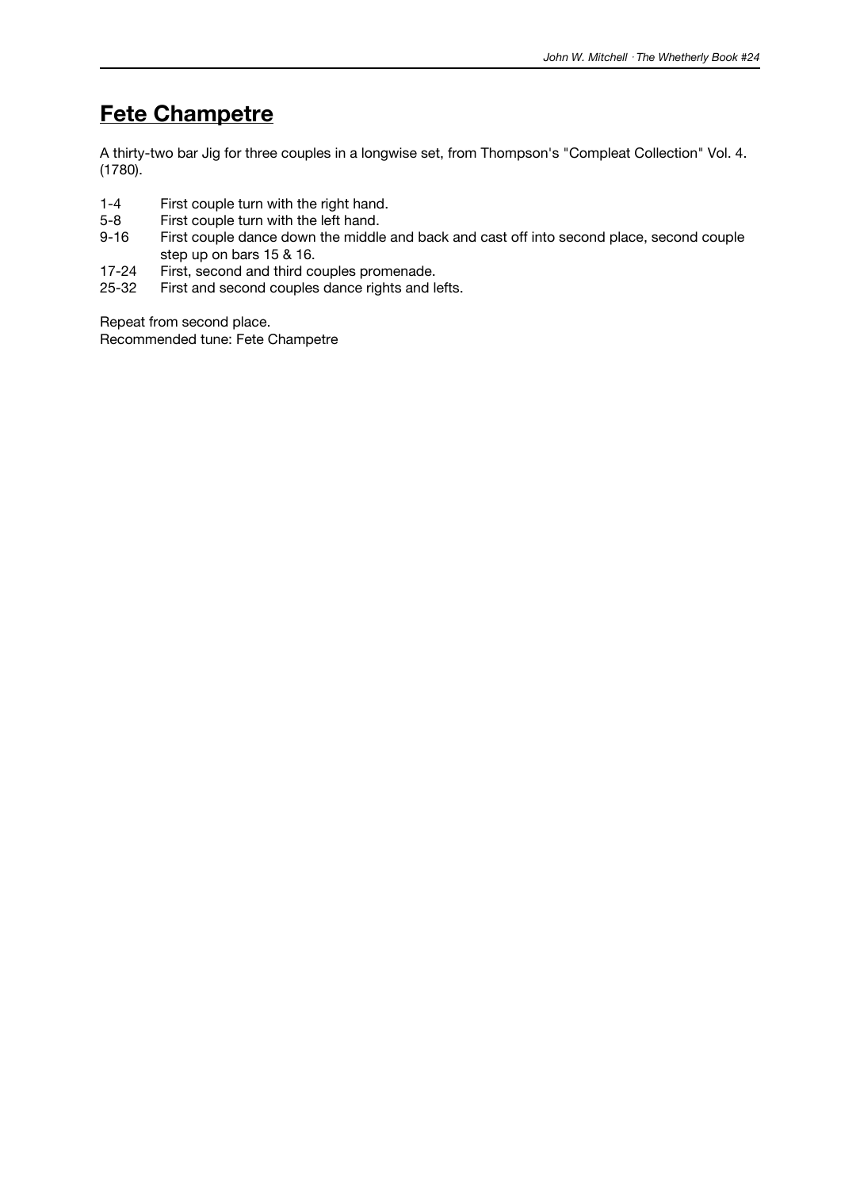## Fete Champetre

A thirty-two bar Jig for three couples in a longwise set, from Thompson's "Compleat Collection" Vol. 4. (1780).

| | |
|---|---|
| 1-4 | First couple turn with the right hand. |
| 5-8 | First couple turn with the left hand. |
| 9-16 | First couple dance down the middle and back and cast off into second place, second couple step up on bars 15 & 16. |
| 17-24 | First, second and third couples promenade. |
| 25-32 | First and second couples dance rights and lefts. |

Repeat from second place.
Recommended tune: Fete Champetre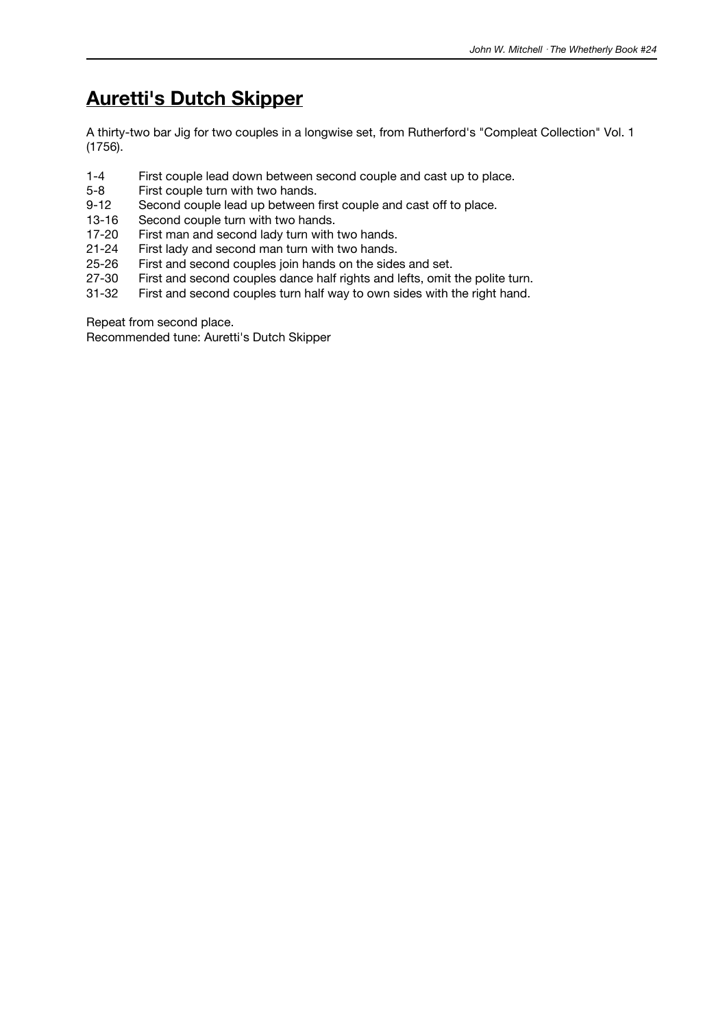# Auretti's Dutch Skipper

A thirty-two bar Jig for two couples in a longwise set, from Rutherford's "Compleat Collection" Vol. 1 (1756).

| | |
|---|---|
| 1-4 | First couple lead down between second couple and cast up to place. |
| 5-8 | First couple turn with two hands. |
| 9-12 | Second couple lead up between first couple and cast off to place. |
| 13-16 | Second couple turn with two hands. |
| 17-20 | First man and second lady turn with two hands. |
| 21-24 | First lady and second man turn with two hands. |
| 25-26 | First and second couples join hands on the sides and set. |
| 27-30 | First and second couples dance half rights and lefts, omit the polite turn. |
| 31-32 | First and second couples turn half way to own sides with the right hand. |

Repeat from second place.
Recommended tune: Auretti's Dutch Skipper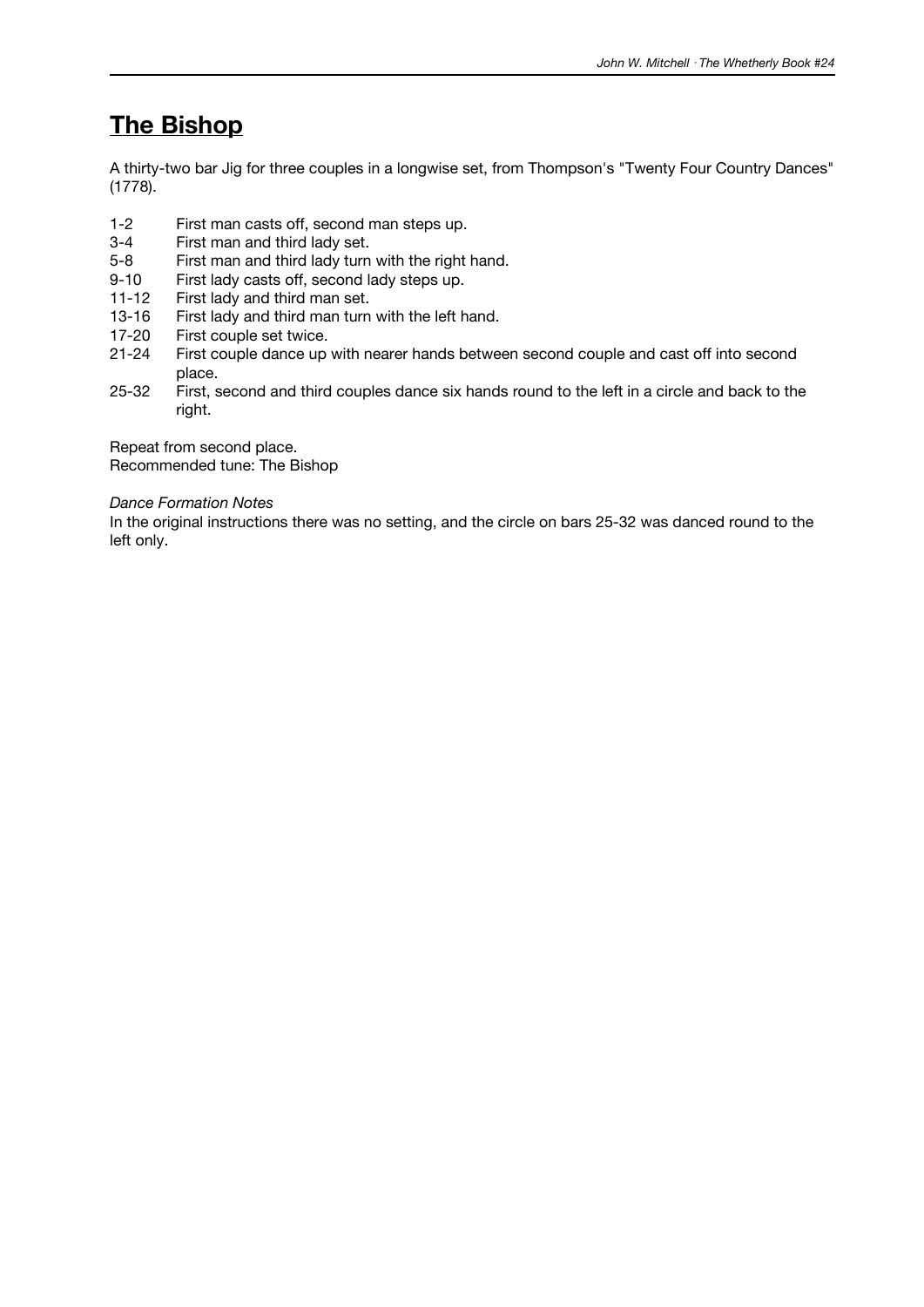# The Bishop

A thirty-two bar Jig for three couples in a longwise set, from Thompson's "Twenty Four Country Dances" (1778).

| | |
|---|---|
| 1-2 | First man casts off, second man steps up. |
| 3-4 | First man and third lady set. |
| 5-8 | First man and third lady turn with the right hand. |
| 9-10 | First lady casts off, second lady steps up. |
| 11-12 | First lady and third man set. |
| 13-16 | First lady and third man turn with the left hand. |
| 17-20 | First couple set twice. |
| 21-24 | First couple dance up with nearer hands between second couple and cast off into second place. |
| 25-32 | First, second and third couples dance six hands round to the left in a circle and back to the right. |

Repeat from second place.
Recommended tune: The Bishop

*Dance Formation Notes*
In the original instructions there was no setting, and the circle on bars 25-32 was danced round to the left only.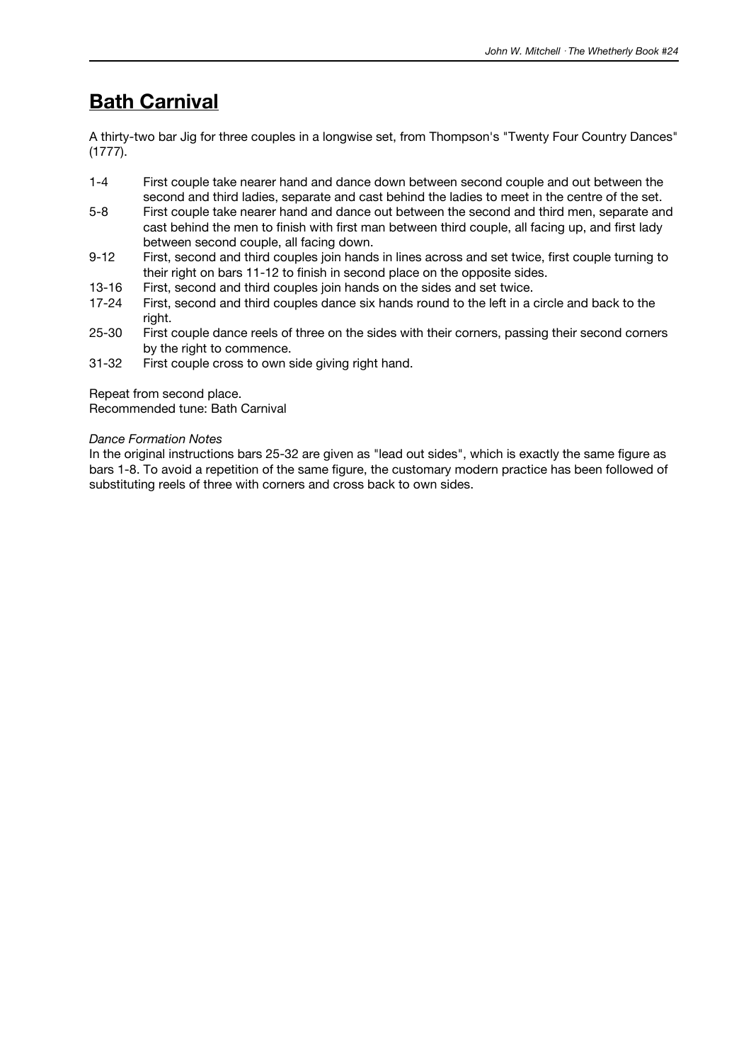# Bath Carnival

A thirty-two bar Jig for three couples in a longwise set, from Thompson's "Twenty Four Country Dances" (1777).

| Bars | |
|---|---|
| 1-4 | First couple take nearer hand and dance down between second couple and out between the second and third ladies, separate and cast behind the ladies to meet in the centre of the set. |
| 5-8 | First couple take nearer hand and dance out between the second and third men, separate and cast behind the men to finish with first man between third couple, all facing up, and first lady between second couple, all facing down. |
| 9-12 | First, second and third couples join hands in lines across and set twice, first couple turning to their right on bars 11-12 to finish in second place on the opposite sides. |
| 13-16 | First, second and third couples join hands on the sides and set twice. |
| 17-24 | First, second and third couples dance six hands round to the left in a circle and back to the right. |
| 25-30 | First couple dance reels of three on the sides with their corners, passing their second corners by the right to commence. |
| 31-32 | First couple cross to own side giving right hand. |

Repeat from second place.
Recommended tune: Bath Carnival

*Dance Formation Notes*
In the original instructions bars 25-32 are given as "lead out sides", which is exactly the same figure as bars 1-8. To avoid a repetition of the same figure, the customary modern practice has been followed of substituting reels of three with corners and cross back to own sides.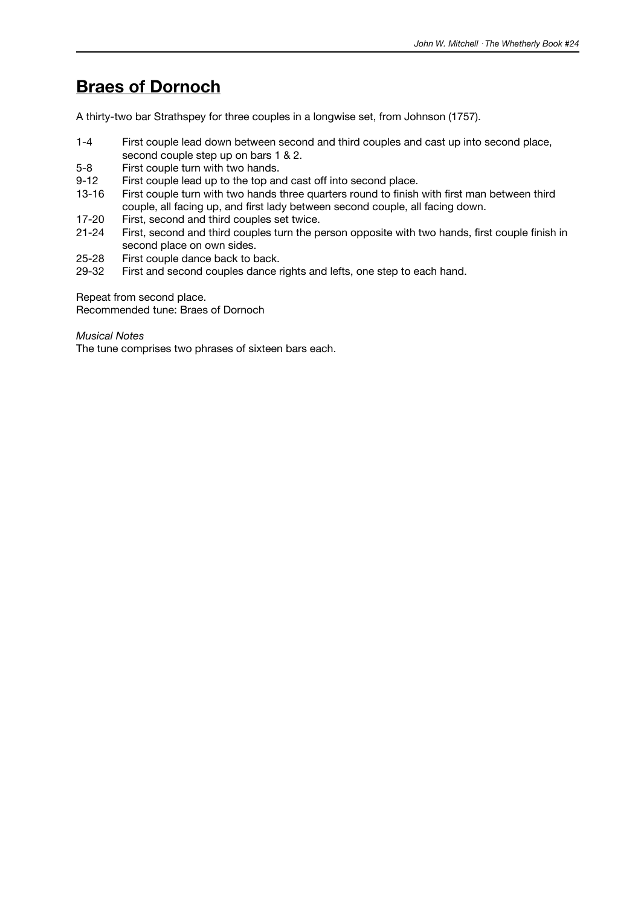# Braes of Dornoch

A thirty-two bar Strathspey for three couples in a longwise set, from Johnson (1757).

| | |
|---|---|
| 1-4 | First couple lead down between second and third couples and cast up into second place, second couple step up on bars 1 & 2. |
| 5-8 | First couple turn with two hands. |
| 9-12 | First couple lead up to the top and cast off into second place. |
| 13-16 | First couple turn with two hands three quarters round to finish with first man between third couple, all facing up, and first lady between second couple, all facing down. |
| 17-20 | First, second and third couples set twice. |
| 21-24 | First, second and third couples turn the person opposite with two hands, first couple finish in second place on own sides. |
| 25-28 | First couple dance back to back. |
| 29-32 | First and second couples dance rights and lefts, one step to each hand. |

Repeat from second place.
Recommended tune: Braes of Dornoch

*Musical Notes*
The tune comprises two phrases of sixteen bars each.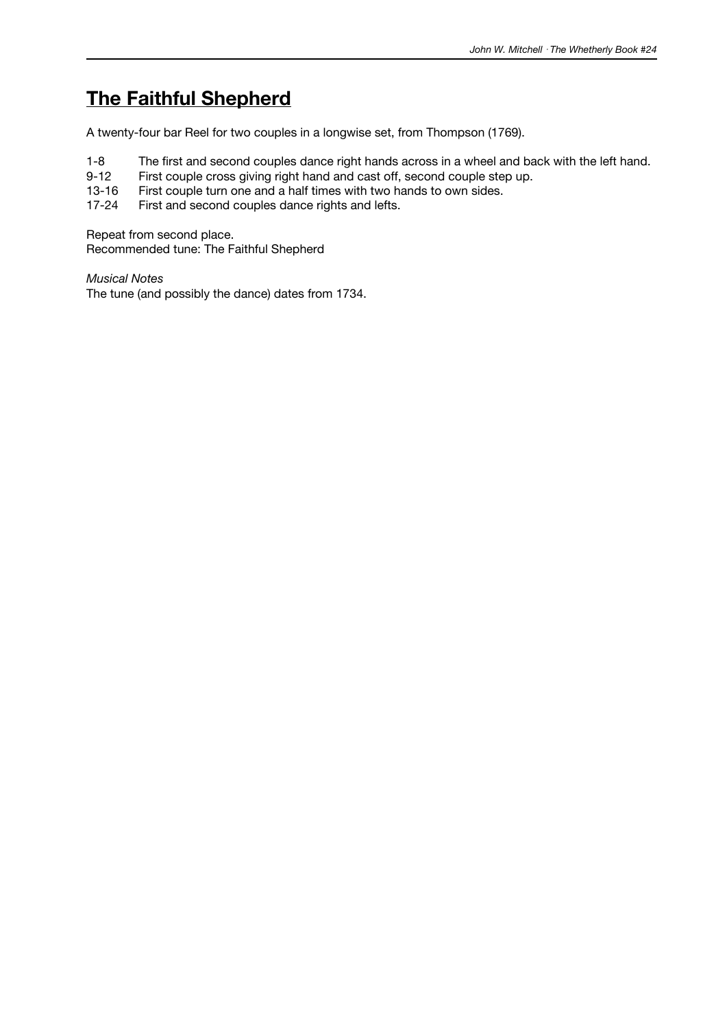# The Faithful Shepherd

A twenty-four bar Reel for two couples in a longwise set, from Thompson (1769).

| | |
|---|---|
| 1-8 | The first and second couples dance right hands across in a wheel and back with the left hand. |
| 9-12 | First couple cross giving right hand and cast off, second couple step up. |
| 13-16 | First couple turn one and a half times with two hands to own sides. |
| 17-24 | First and second couples dance rights and lefts. |

Repeat from second place.
Recommended tune: The Faithful Shepherd

*Musical Notes*
The tune (and possibly the dance) dates from 1734.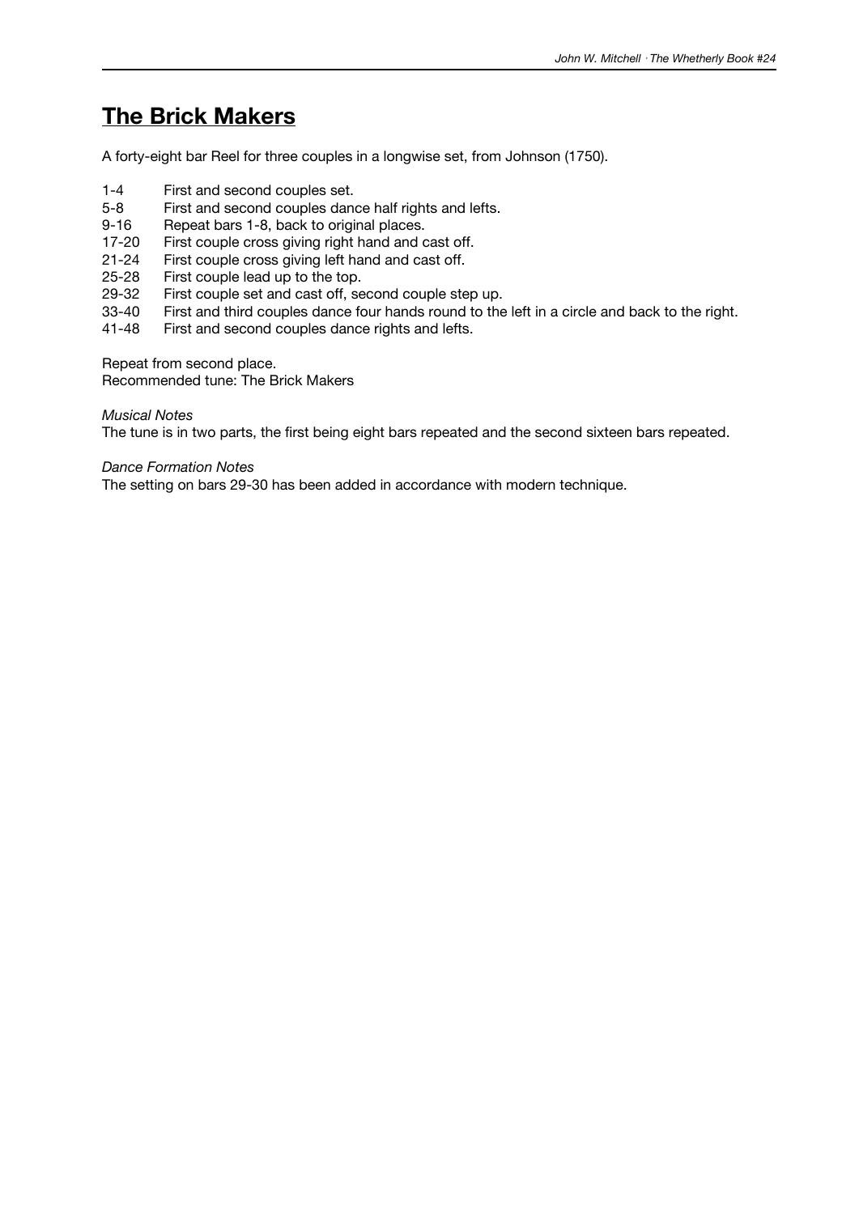## The Brick Makers

A forty-eight bar Reel for three couples in a longwise set, from Johnson (1750).

| | |
|---|---|
| 1-4 | First and second couples set. |
| 5-8 | First and second couples dance half rights and lefts. |
| 9-16 | Repeat bars 1-8, back to original places. |
| 17-20 | First couple cross giving right hand and cast off. |
| 21-24 | First couple cross giving left hand and cast off. |
| 25-28 | First couple lead up to the top. |
| 29-32 | First couple set and cast off, second couple step up. |
| 33-40 | First and third couples dance four hands round to the left in a circle and back to the right. |
| 41-48 | First and second couples dance rights and lefts. |

Repeat from second place.
Recommended tune: The Brick Makers

*Musical Notes*
The tune is in two parts, the first being eight bars repeated and the second sixteen bars repeated.

*Dance Formation Notes*
The setting on bars 29-30 has been added in accordance with modern technique.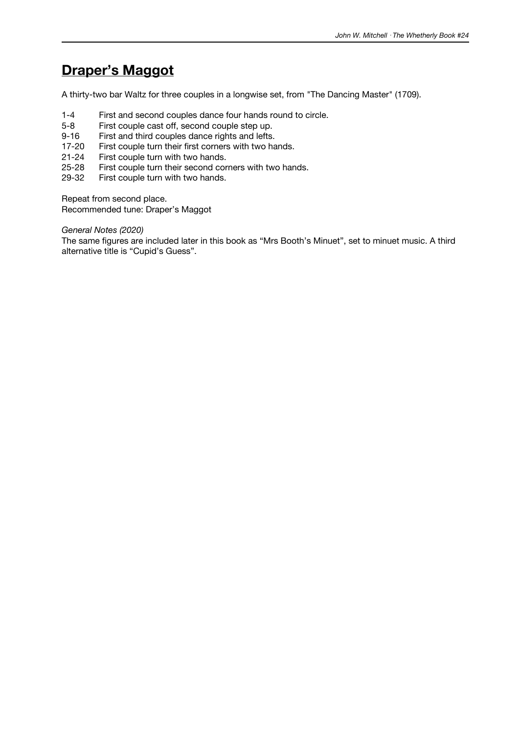# Draper's Maggot

A thirty-two bar Waltz for three couples in a longwise set, from "The Dancing Master" (1709).

| | |
|---|---|
| 1-4 | First and second couples dance four hands round to circle. |
| 5-8 | First couple cast off, second couple step up. |
| 9-16 | First and third couples dance rights and lefts. |
| 17-20 | First couple turn their first corners with two hands. |
| 21-24 | First couple turn with two hands. |
| 25-28 | First couple turn their second corners with two hands. |
| 29-32 | First couple turn with two hands. |

Repeat from second place.
Recommended tune: Draper's Maggot

*General Notes (2020)*
The same figures are included later in this book as "Mrs Booth's Minuet", set to minuet music. A third alternative title is "Cupid's Guess".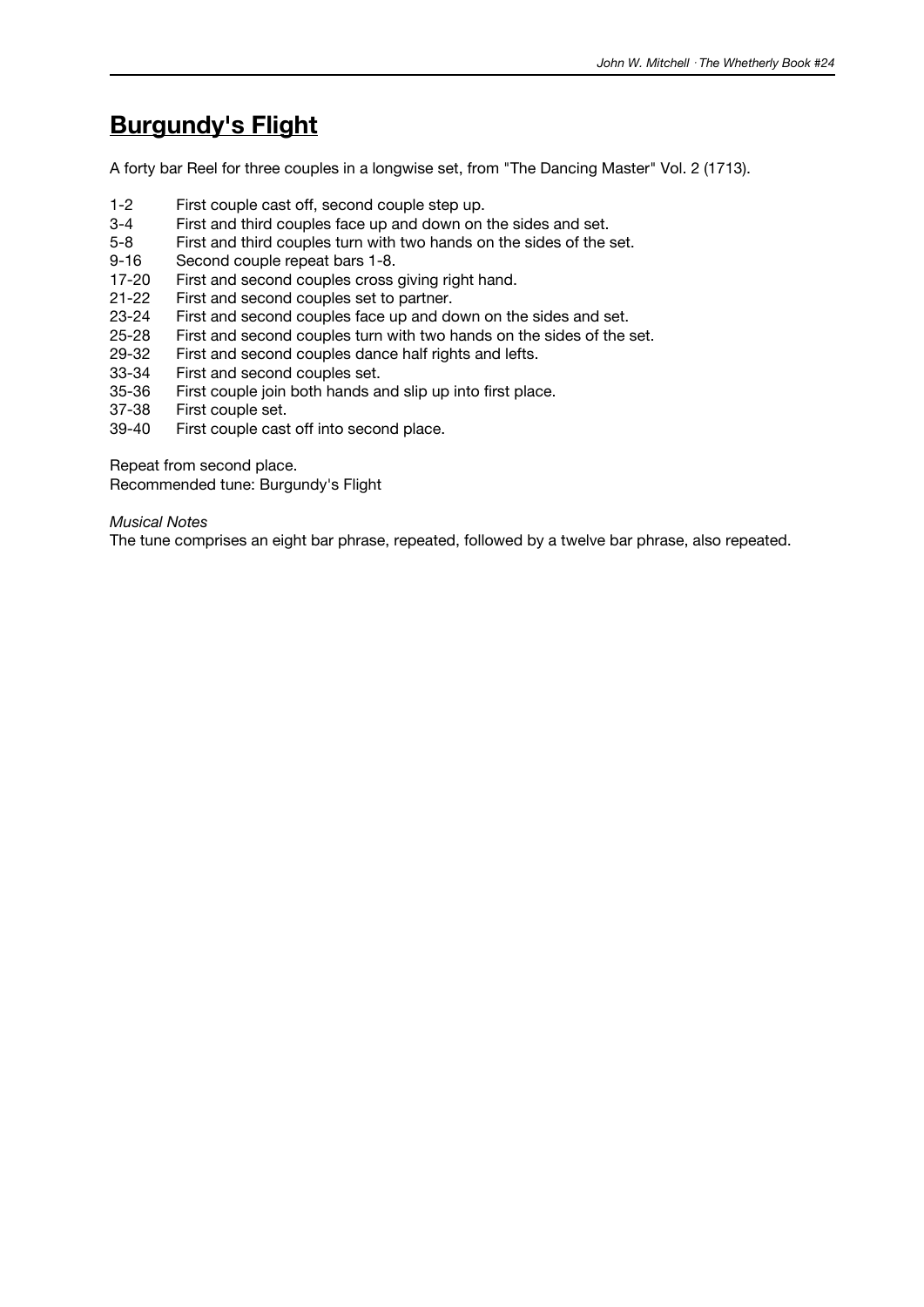## Burgundy's Flight

A forty bar Reel for three couples in a longwise set, from "The Dancing Master" Vol. 2 (1713).

| | |
|---|---|
| 1-2 | First couple cast off, second couple step up. |
| 3-4 | First and third couples face up and down on the sides and set. |
| 5-8 | First and third couples turn with two hands on the sides of the set. |
| 9-16 | Second couple repeat bars 1-8. |
| 17-20 | First and second couples cross giving right hand. |
| 21-22 | First and second couples set to partner. |
| 23-24 | First and second couples face up and down on the sides and set. |
| 25-28 | First and second couples turn with two hands on the sides of the set. |
| 29-32 | First and second couples dance half rights and lefts. |
| 33-34 | First and second couples set. |
| 35-36 | First couple join both hands and slip up into first place. |
| 37-38 | First couple set. |
| 39-40 | First couple cast off into second place. |

Repeat from second place.
Recommended tune: Burgundy's Flight

*Musical Notes*
The tune comprises an eight bar phrase, repeated, followed by a twelve bar phrase, also repeated.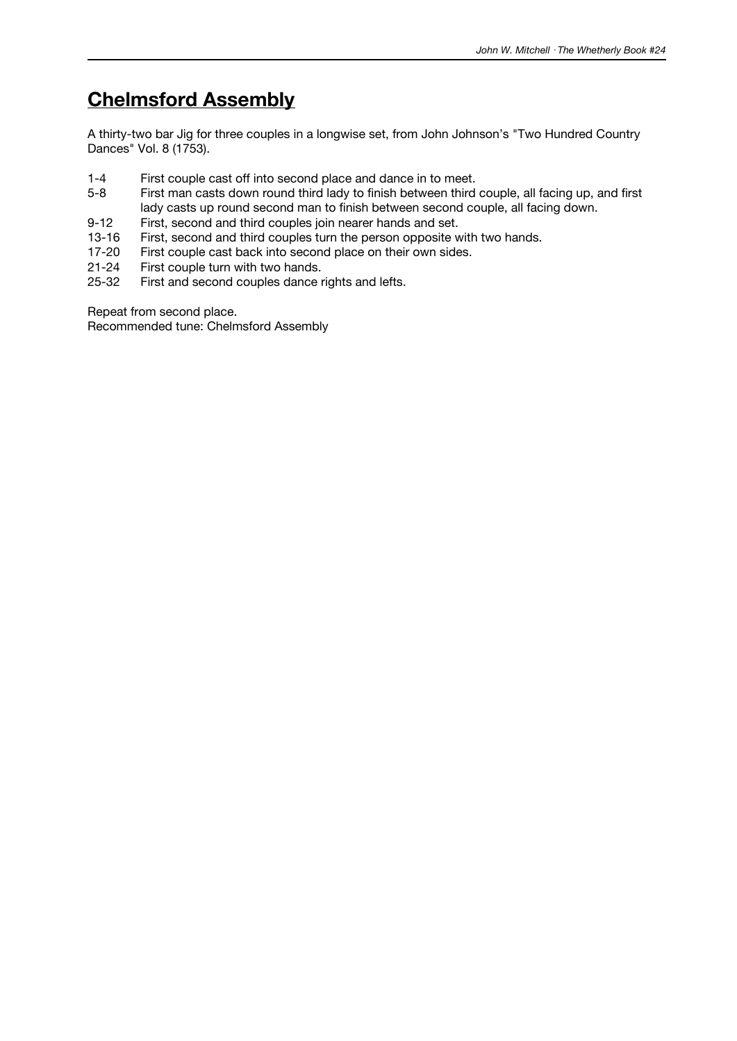# Chelmsford Assembly

A thirty-two bar Jig for three couples in a longwise set, from John Johnson's "Two Hundred Country Dances" Vol. 8 (1753).

| | |
|---|---|
| 1-4 | First couple cast off into second place and dance in to meet. |
| 5-8 | First man casts down round third lady to finish between third couple, all facing up, and first lady casts up round second man to finish between second couple, all facing down. |
| 9-12 | First, second and third couples join nearer hands and set. |
| 13-16 | First, second and third couples turn the person opposite with two hands. |
| 17-20 | First couple cast back into second place on their own sides. |
| 21-24 | First couple turn with two hands. |
| 25-32 | First and second couples dance rights and lefts. |

Repeat from second place.
Recommended tune: Chelmsford Assembly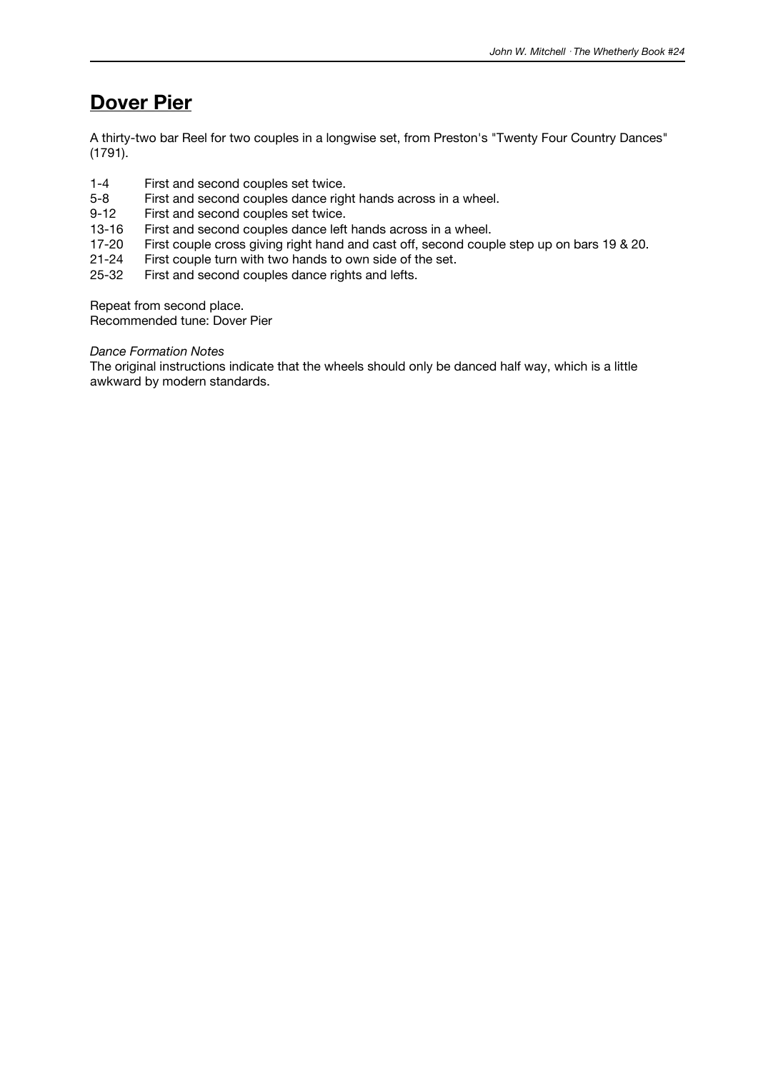# Dover Pier

A thirty-two bar Reel for two couples in a longwise set, from Preston's "Twenty Four Country Dances" (1791).

| | |
|---|---|
| 1-4 | First and second couples set twice. |
| 5-8 | First and second couples dance right hands across in a wheel. |
| 9-12 | First and second couples set twice. |
| 13-16 | First and second couples dance left hands across in a wheel. |
| 17-20 | First couple cross giving right hand and cast off, second couple step up on bars 19 & 20. |
| 21-24 | First couple turn with two hands to own side of the set. |
| 25-32 | First and second couples dance rights and lefts. |

Repeat from second place.
Recommended tune: Dover Pier

*Dance Formation Notes*
The original instructions indicate that the wheels should only be danced half way, which is a little awkward by modern standards.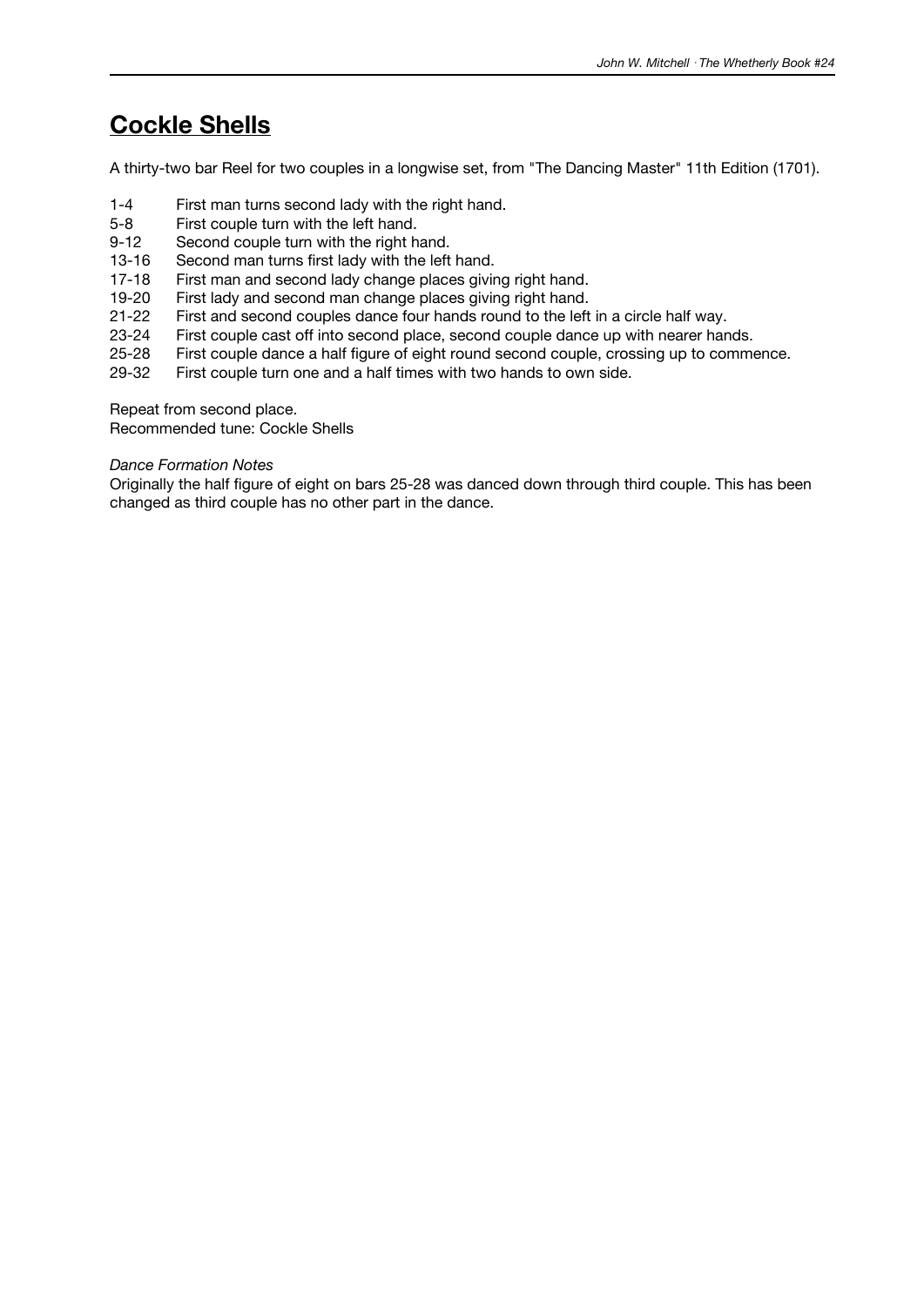# Cockle Shells

A thirty-two bar Reel for two couples in a longwise set, from "The Dancing Master" 11th Edition (1701).

| | |
|---|---|
| 1-4 | First man turns second lady with the right hand. |
| 5-8 | First couple turn with the left hand. |
| 9-12 | Second couple turn with the right hand. |
| 13-16 | Second man turns first lady with the left hand. |
| 17-18 | First man and second lady change places giving right hand. |
| 19-20 | First lady and second man change places giving right hand. |
| 21-22 | First and second couples dance four hands round to the left in a circle half way. |
| 23-24 | First couple cast off into second place, second couple dance up with nearer hands. |
| 25-28 | First couple dance a half figure of eight round second couple, crossing up to commence. |
| 29-32 | First couple turn one and a half times with two hands to own side. |

Repeat from second place.
Recommended tune: Cockle Shells

*Dance Formation Notes*
Originally the half figure of eight on bars 25-28 was danced down through third couple. This has been changed as third couple has no other part in the dance.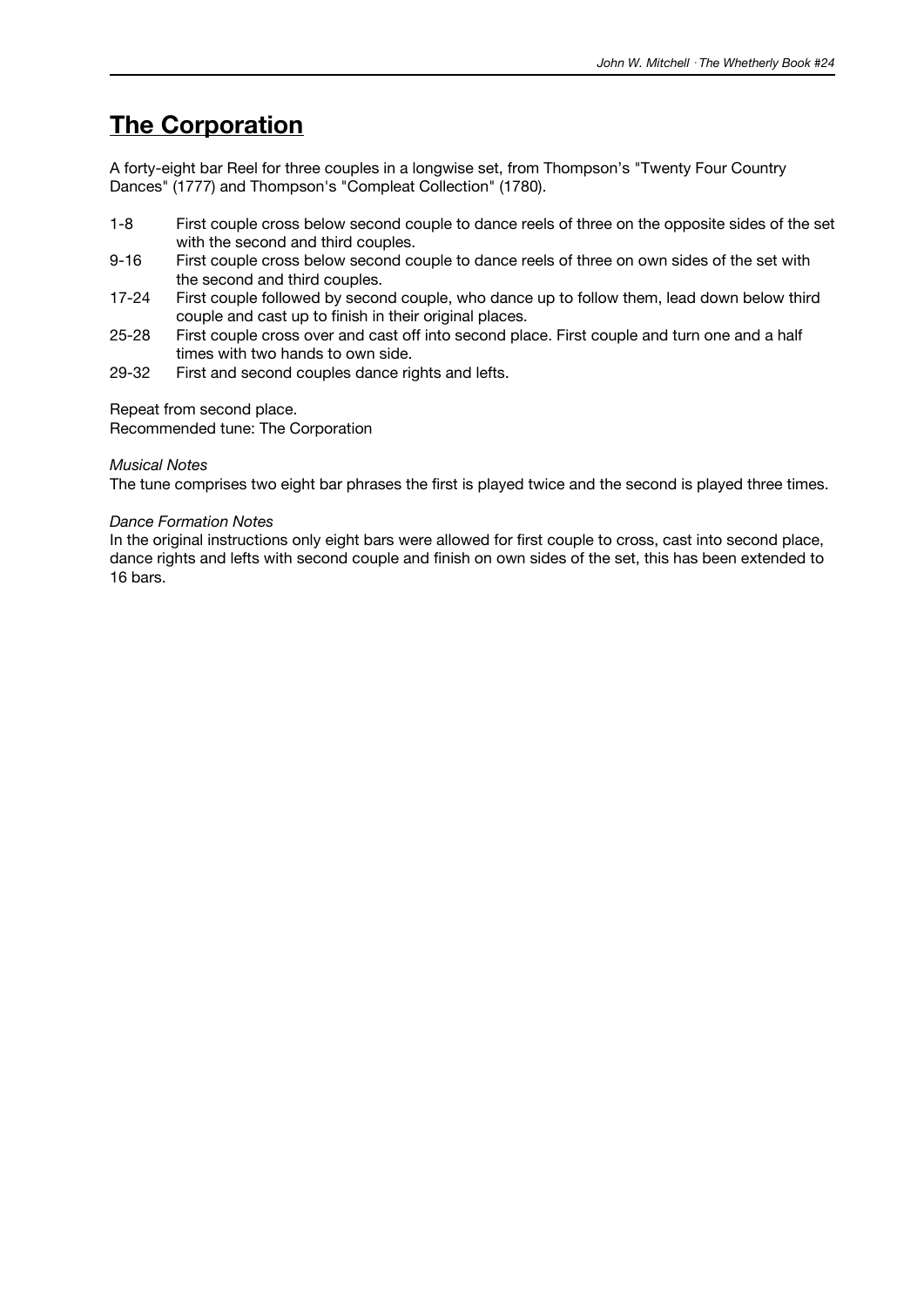# The Corporation

A forty-eight bar Reel for three couples in a longwise set, from Thompson's "Twenty Four Country Dances" (1777) and Thompson's "Compleat Collection" (1780).

- 1-8 First couple cross below second couple to dance reels of three on the opposite sides of the set with the second and third couples.
- 9-16 First couple cross below second couple to dance reels of three on own sides of the set with the second and third couples.
- 17-24 First couple followed by second couple, who dance up to follow them, lead down below third couple and cast up to finish in their original places.
- 25-28 First couple cross over and cast off into second place. First couple and turn one and a half times with two hands to own side.
- 29-32 First and second couples dance rights and lefts.

Repeat from second place.
Recommended tune: The Corporation

*Musical Notes*
The tune comprises two eight bar phrases the first is played twice and the second is played three times.

*Dance Formation Notes*
In the original instructions only eight bars were allowed for first couple to cross, cast into second place, dance rights and lefts with second couple and finish on own sides of the set, this has been extended to 16 bars.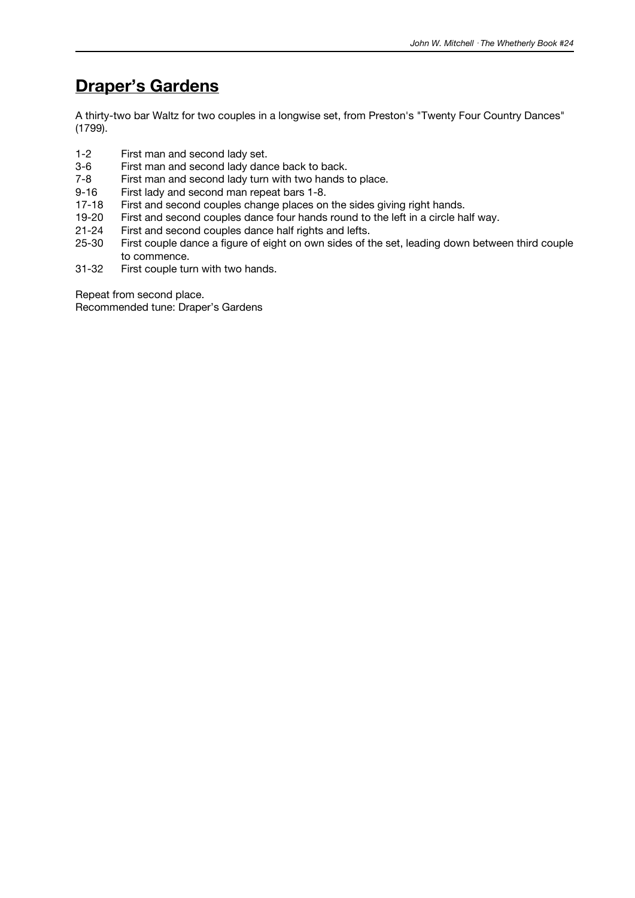# Draper's Gardens

A thirty-two bar Waltz for two couples in a longwise set, from Preston's "Twenty Four Country Dances" (1799).

| | |
|---|---|
| 1-2 | First man and second lady set. |
| 3-6 | First man and second lady dance back to back. |
| 7-8 | First man and second lady turn with two hands to place. |
| 9-16 | First lady and second man repeat bars 1-8. |
| 17-18 | First and second couples change places on the sides giving right hands. |
| 19-20 | First and second couples dance four hands round to the left in a circle half way. |
| 21-24 | First and second couples dance half rights and lefts. |
| 25-30 | First couple dance a figure of eight on own sides of the set, leading down between third couple to commence. |
| 31-32 | First couple turn with two hands. |

Repeat from second place.
Recommended tune: Draper's Gardens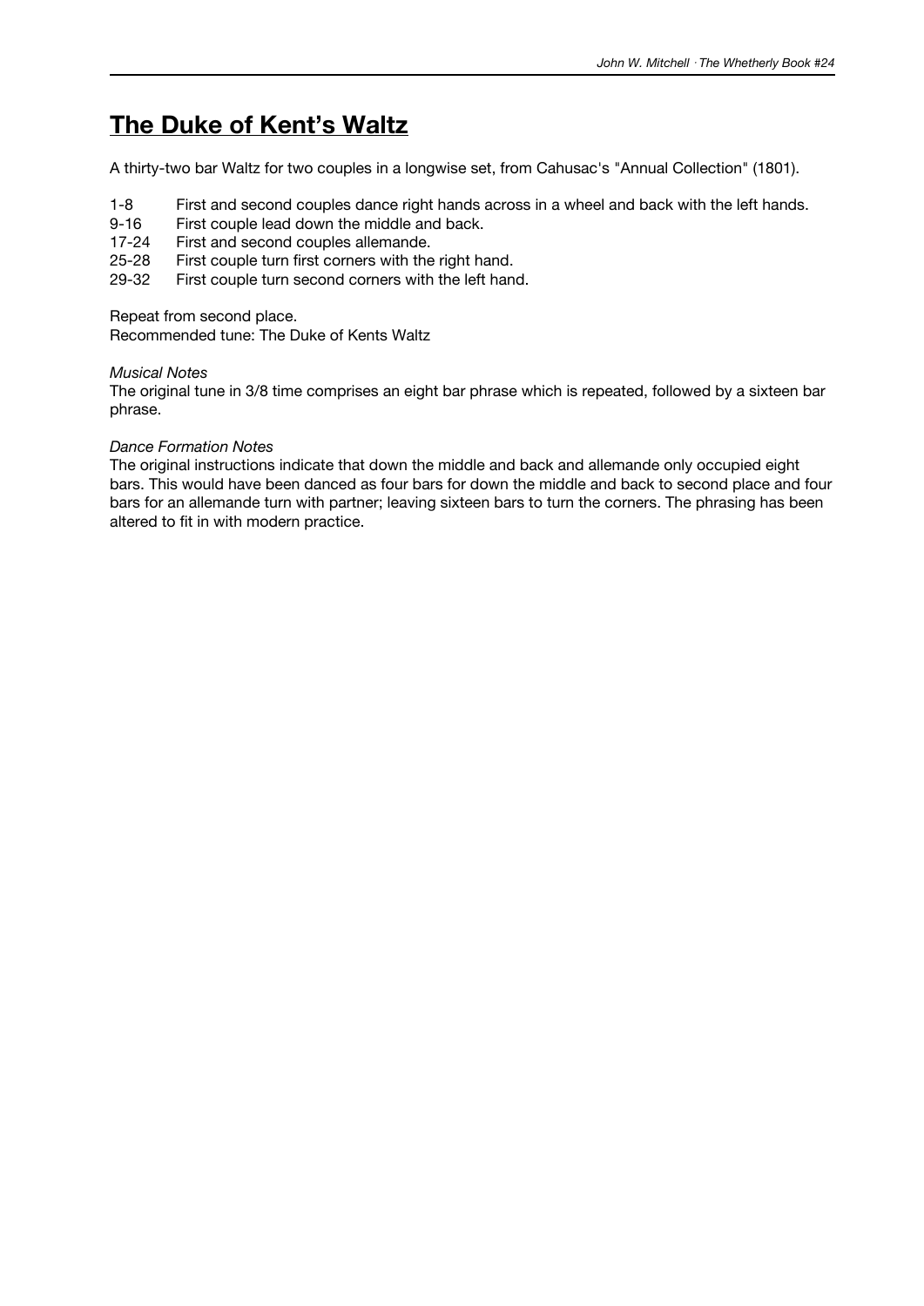# The Duke of Kent's Waltz

A thirty-two bar Waltz for two couples in a longwise set, from Cahusac's "Annual Collection" (1801).

| | |
|---|---|
| 1-8 | First and second couples dance right hands across in a wheel and back with the left hands. |
| 9-16 | First couple lead down the middle and back. |
| 17-24 | First and second couples allemande. |
| 25-28 | First couple turn first corners with the right hand. |
| 29-32 | First couple turn second corners with the left hand. |

Repeat from second place.
Recommended tune: The Duke of Kents Waltz

*Musical Notes*
The original tune in 3/8 time comprises an eight bar phrase which is repeated, followed by a sixteen bar phrase.

*Dance Formation Notes*
The original instructions indicate that down the middle and back and allemande only occupied eight bars. This would have been danced as four bars for down the middle and back to second place and four bars for an allemande turn with partner; leaving sixteen bars to turn the corners. The phrasing has been altered to fit in with modern practice.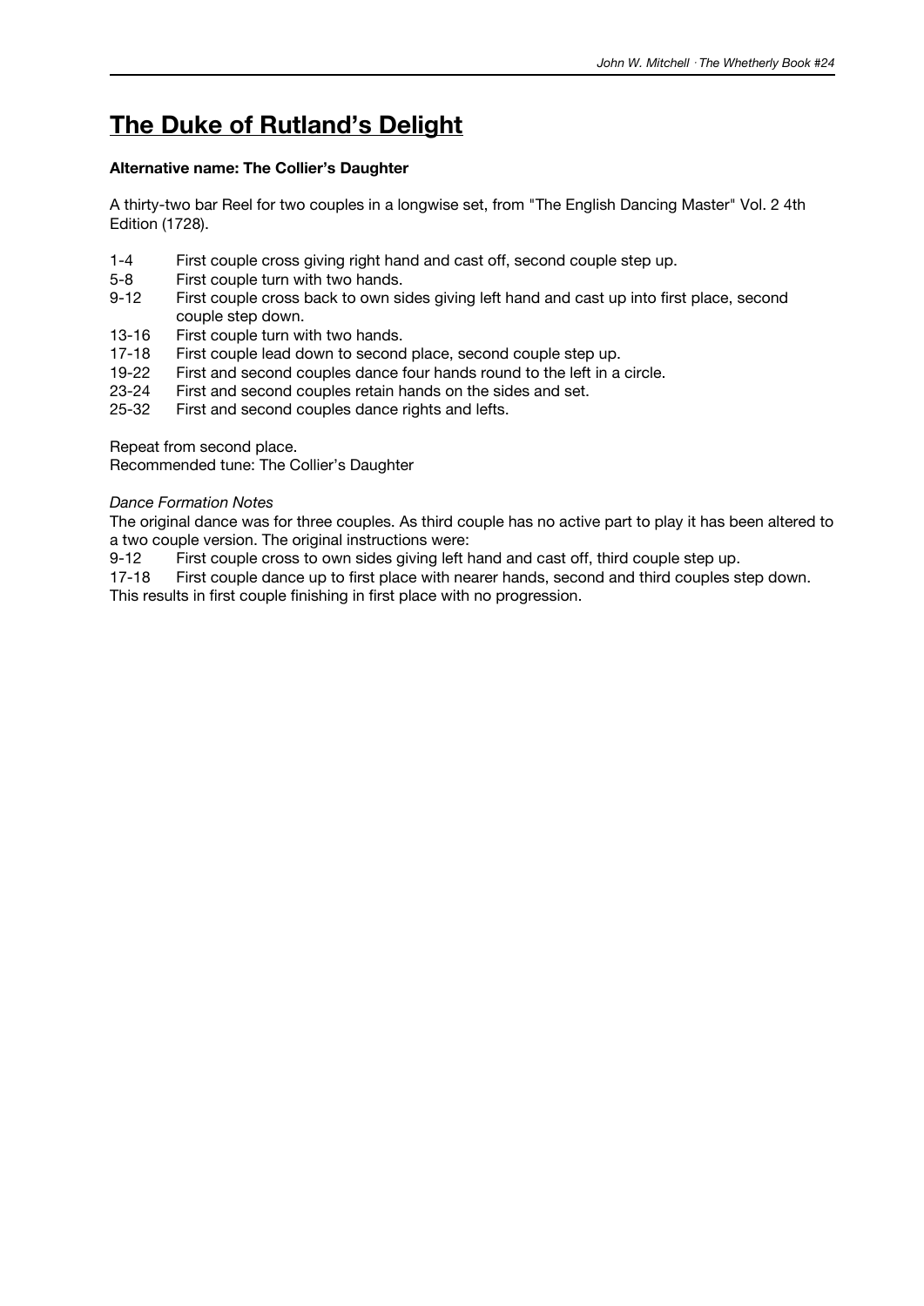# The Duke of Rutland's Delight

**Alternative name: The Collier's Daughter**

A thirty-two bar Reel for two couples in a longwise set, from "The English Dancing Master" Vol. 2 4th Edition (1728).

| | |
|---|---|
| 1-4 | First couple cross giving right hand and cast off, second couple step up. |
| 5-8 | First couple turn with two hands. |
| 9-12 | First couple cross back to own sides giving left hand and cast up into first place, second couple step down. |
| 13-16 | First couple turn with two hands. |
| 17-18 | First couple lead down to second place, second couple step up. |
| 19-22 | First and second couples dance four hands round to the left in a circle. |
| 23-24 | First and second couples retain hands on the sides and set. |
| 25-32 | First and second couples dance rights and lefts. |

Repeat from second place.
Recommended tune: The Collier's Daughter

*Dance Formation Notes*

The original dance was for three couples. As third couple has no active part to play it has been altered to a two couple version. The original instructions were:

| | |
|---|---|
| 9-12 | First couple cross to own sides giving left hand and cast off, third couple step up. |
| 17-18 | First couple dance up to first place with nearer hands, second and third couples step down. |

This results in first couple finishing in first place with no progression.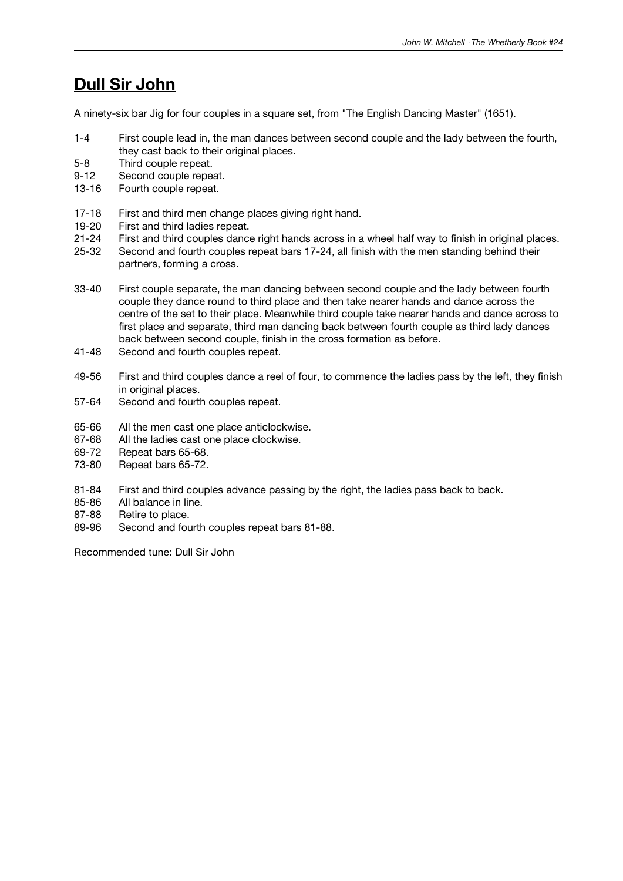# Dull Sir John

A ninety-six bar Jig for four couples in a square set, from "The English Dancing Master" (1651).

| | |
|---|---|
| 1-4 | First couple lead in, the man dances between second couple and the lady between the fourth, they cast back to their original places. |
| 5-8 | Third couple repeat. |
| 9-12 | Second couple repeat. |
| 13-16 | Fourth couple repeat. |
| | |
| 17-18 | First and third men change places giving right hand. |
| 19-20 | First and third ladies repeat. |
| 21-24 | First and third couples dance right hands across in a wheel half way to finish in original places. |
| 25-32 | Second and fourth couples repeat bars 17-24, all finish with the men standing behind their partners, forming a cross. |
| | |
| 33-40 | First couple separate, the man dancing between second couple and the lady between fourth couple they dance round to third place and then take nearer hands and dance across the centre of the set to their place. Meanwhile third couple take nearer hands and dance across to first place and separate, third man dancing back between fourth couple as third lady dances back between second couple, finish in the cross formation as before. |
| 41-48 | Second and fourth couples repeat. |
| | |
| 49-56 | First and third couples dance a reel of four, to commence the ladies pass by the left, they finish in original places. |
| 57-64 | Second and fourth couples repeat. |
| | |
| 65-66 | All the men cast one place anticlockwise. |
| 67-68 | All the ladies cast one place clockwise. |
| 69-72 | Repeat bars 65-68. |
| 73-80 | Repeat bars 65-72. |
| | |
| 81-84 | First and third couples advance passing by the right, the ladies pass back to back. |
| 85-86 | All balance in line. |
| 87-88 | Retire to place. |
| 89-96 | Second and fourth couples repeat bars 81-88. |

Recommended tune: Dull Sir John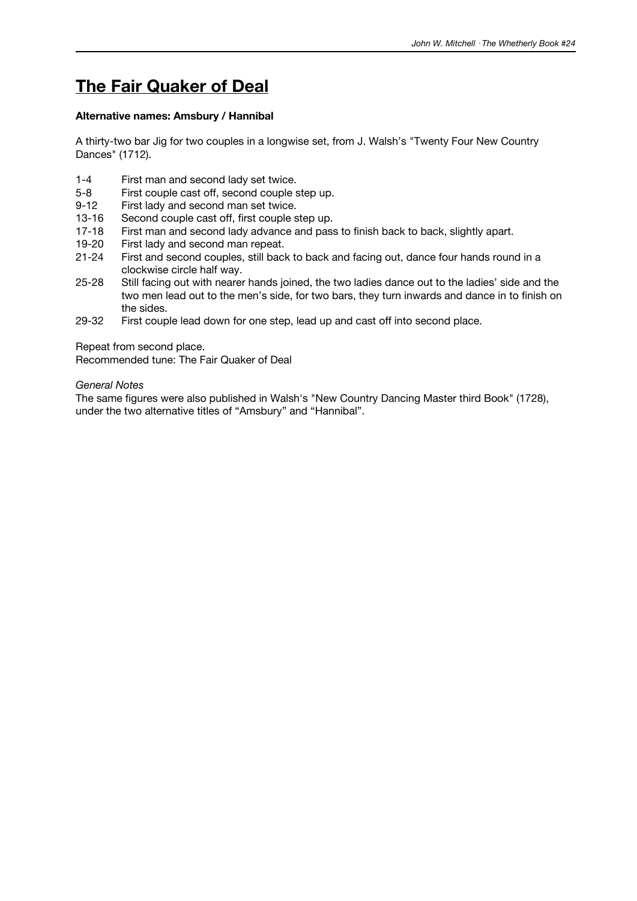# The Fair Quaker of Deal

**Alternative names: Amsbury / Hannibal**

A thirty-two bar Jig for two couples in a longwise set, from J. Walsh's "Twenty Four New Country Dances" (1712).

| | |
|---|---|
| 1-4 | First man and second lady set twice. |
| 5-8 | First couple cast off, second couple step up. |
| 9-12 | First lady and second man set twice. |
| 13-16 | Second couple cast off, first couple step up. |
| 17-18 | First man and second lady advance and pass to finish back to back, slightly apart. |
| 19-20 | First lady and second man repeat. |
| 21-24 | First and second couples, still back to back and facing out, dance four hands round in a clockwise circle half way. |
| 25-28 | Still facing out with nearer hands joined, the two ladies dance out to the ladies' side and the two men lead out to the men's side, for two bars, they turn inwards and dance in to finish on the sides. |
| 29-32 | First couple lead down for one step, lead up and cast off into second place. |

Repeat from second place.
Recommended tune: The Fair Quaker of Deal

*General Notes*
The same figures were also published in Walsh's "New Country Dancing Master third Book" (1728), under the two alternative titles of "Amsbury" and "Hannibal".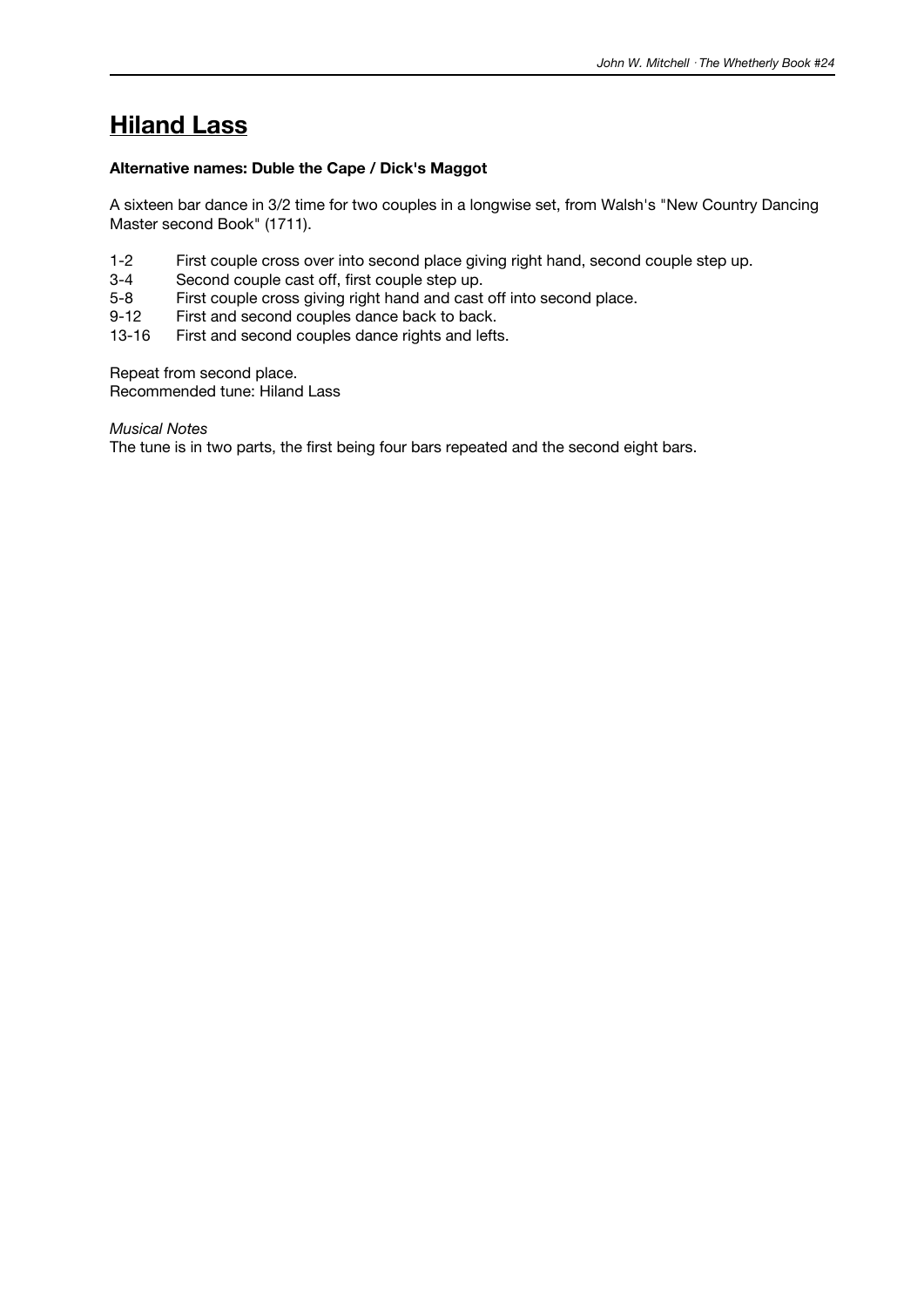# Hiland Lass

**Alternative names: Duble the Cape / Dick's Maggot**

A sixteen bar dance in 3/2 time for two couples in a longwise set, from Walsh's "New Country Dancing Master second Book" (1711).

| | |
|---|---|
| 1-2 | First couple cross over into second place giving right hand, second couple step up. |
| 3-4 | Second couple cast off, first couple step up. |
| 5-8 | First couple cross giving right hand and cast off into second place. |
| 9-12 | First and second couples dance back to back. |
| 13-16 | First and second couples dance rights and lefts. |

Repeat from second place.
Recommended tune: Hiland Lass

*Musical Notes*
The tune is in two parts, the first being four bars repeated and the second eight bars.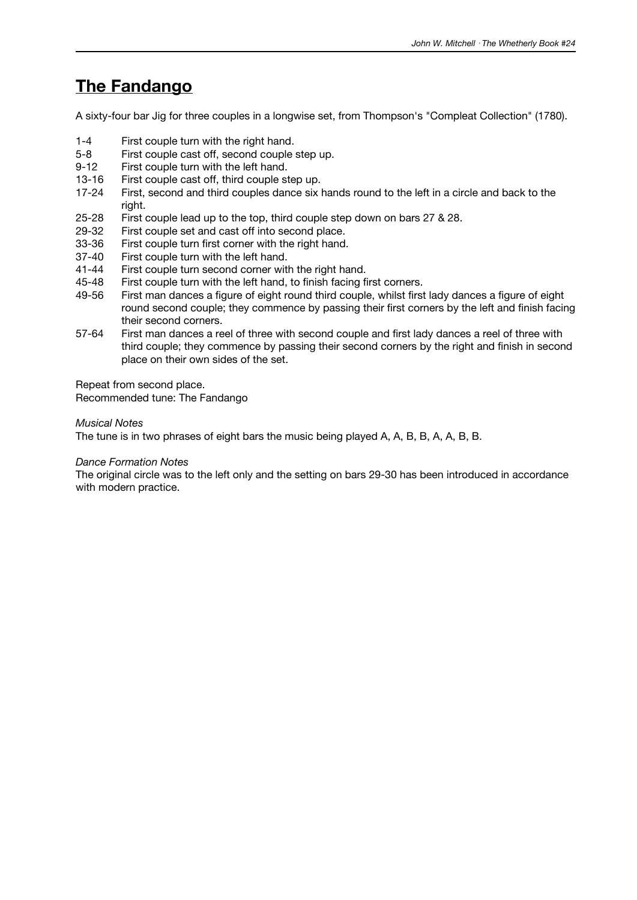# The Fandango

A sixty-four bar Jig for three couples in a longwise set, from Thompson's "Compleat Collection" (1780).

- 1-4 First couple turn with the right hand.
- 5-8 First couple cast off, second couple step up.
- 9-12 First couple turn with the left hand.
- 13-16 First couple cast off, third couple step up.
- 17-24 First, second and third couples dance six hands round to the left in a circle and back to the right.
- 25-28 First couple lead up to the top, third couple step down on bars 27 & 28.
- 29-32 First couple set and cast off into second place.
- 33-36 First couple turn first corner with the right hand.
- 37-40 First couple turn with the left hand.
- 41-44 First couple turn second corner with the right hand.
- 45-48 First couple turn with the left hand, to finish facing first corners.
- 49-56 First man dances a figure of eight round third couple, whilst first lady dances a figure of eight round second couple; they commence by passing their first corners by the left and finish facing their second corners.
- 57-64 First man dances a reel of three with second couple and first lady dances a reel of three with third couple; they commence by passing their second corners by the right and finish in second place on their own sides of the set.

Repeat from second place.
Recommended tune: The Fandango

*Musical Notes*
The tune is in two phrases of eight bars the music being played A, A, B, B, A, A, B, B.

*Dance Formation Notes*
The original circle was to the left only and the setting on bars 29-30 has been introduced in accordance with modern practice.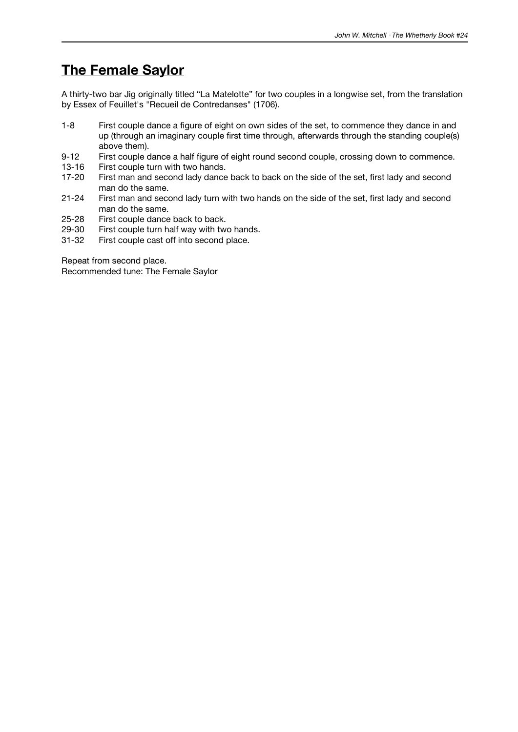## The Female Saylor

A thirty-two bar Jig originally titled “La Matelotte” for two couples in a longwise set, from the translation by Essex of Feuillet's "Recueil de Contredanses" (1706).

1-8 First couple dance a figure of eight on own sides of the set, to commence they dance in and up (through an imaginary couple first time through, afterwards through the standing couple(s) above them).
9-12 First couple dance a half figure of eight round second couple, crossing down to commence.
13-16 First couple turn with two hands.
17-20 First man and second lady dance back to back on the side of the set, first lady and second man do the same.
21-24 First man and second lady turn with two hands on the side of the set, first lady and second man do the same.
25-28 First couple dance back to back.
29-30 First couple turn half way with two hands.
31-32 First couple cast off into second place.

Repeat from second place.
Recommended tune: The Female Saylor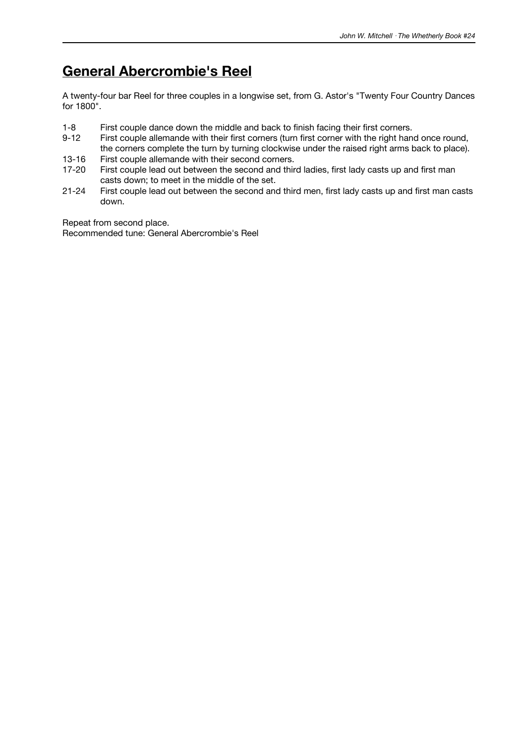# General Abercrombie's Reel

A twenty-four bar Reel for three couples in a longwise set, from G. Astor's "Twenty Four Country Dances for 1800".

1-8 First couple dance down the middle and back to finish facing their first corners.

9-12 First couple allemande with their first corners (turn first corner with the right hand once round, the corners complete the turn by turning clockwise under the raised right arms back to place).

13-16 First couple allemande with their second corners.

17-20 First couple lead out between the second and third ladies, first lady casts up and first man casts down; to meet in the middle of the set.

21-24 First couple lead out between the second and third men, first lady casts up and first man casts down.

Repeat from second place.
Recommended tune: General Abercrombie's Reel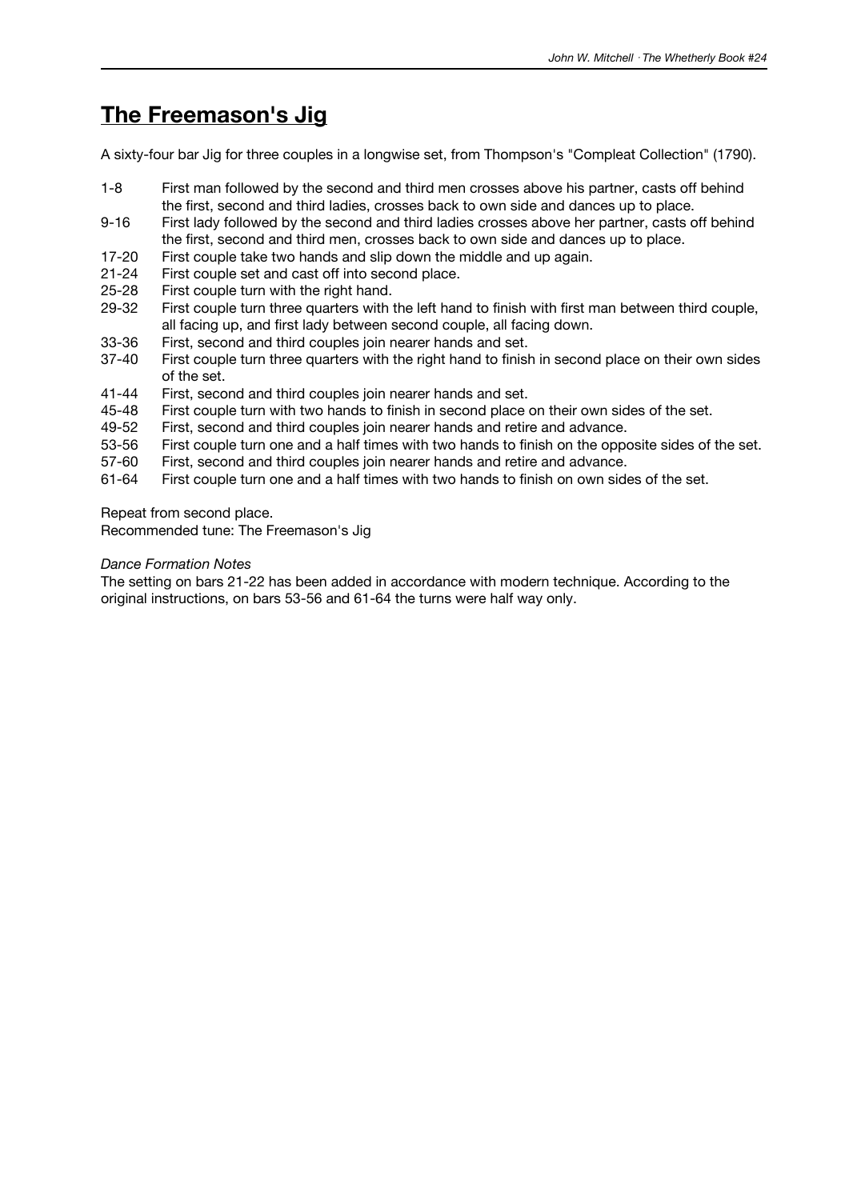# The Freemason's Jig

A sixty-four bar Jig for three couples in a longwise set, from Thompson's "Compleat Collection" (1790).

| | |
|---|---|
| 1-8 | First man followed by the second and third men crosses above his partner, casts off behind the first, second and third ladies, crosses back to own side and dances up to place. |
| 9-16 | First lady followed by the second and third ladies crosses above her partner, casts off behind the first, second and third men, crosses back to own side and dances up to place. |
| 17-20 | First couple take two hands and slip down the middle and up again. |
| 21-24 | First couple set and cast off into second place. |
| 25-28 | First couple turn with the right hand. |
| 29-32 | First couple turn three quarters with the left hand to finish with first man between third couple, all facing up, and first lady between second couple, all facing down. |
| 33-36 | First, second and third couples join nearer hands and set. |
| 37-40 | First couple turn three quarters with the right hand to finish in second place on their own sides of the set. |
| 41-44 | First, second and third couples join nearer hands and set. |
| 45-48 | First couple turn with two hands to finish in second place on their own sides of the set. |
| 49-52 | First, second and third couples join nearer hands and retire and advance. |
| 53-56 | First couple turn one and a half times with two hands to finish on the opposite sides of the set. |
| 57-60 | First, second and third couples join nearer hands and retire and advance. |
| 61-64 | First couple turn one and a half times with two hands to finish on own sides of the set. |

Repeat from second place.
Recommended tune: The Freemason's Jig

*Dance Formation Notes*
The setting on bars 21-22 has been added in accordance with modern technique. According to the original instructions, on bars 53-56 and 61-64 the turns were half way only.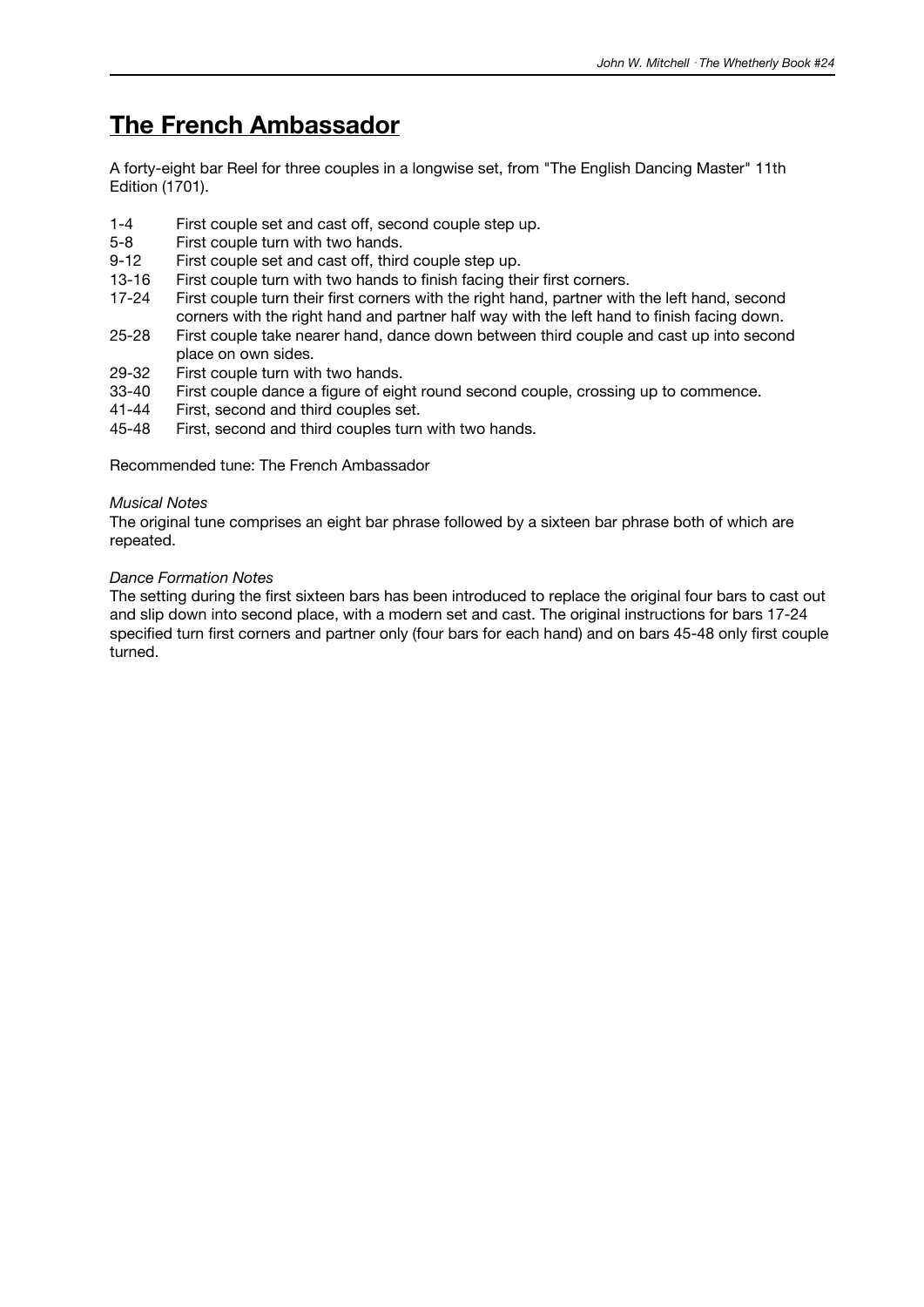## The French Ambassador

A forty-eight bar Reel for three couples in a longwise set, from "The English Dancing Master" 11th Edition (1701).

| | |
|---|---|
| 1-4 | First couple set and cast off, second couple step up. |
| 5-8 | First couple turn with two hands. |
| 9-12 | First couple set and cast off, third couple step up. |
| 13-16 | First couple turn with two hands to finish facing their first corners. |
| 17-24 | First couple turn their first corners with the right hand, partner with the left hand, second corners with the right hand and partner half way with the left hand to finish facing down. |
| 25-28 | First couple take nearer hand, dance down between third couple and cast up into second place on own sides. |
| 29-32 | First couple turn with two hands. |
| 33-40 | First couple dance a figure of eight round second couple, crossing up to commence. |
| 41-44 | First, second and third couples set. |
| 45-48 | First, second and third couples turn with two hands. |

Recommended tune: The French Ambassador

*Musical Notes*

The original tune comprises an eight bar phrase followed by a sixteen bar phrase both of which are repeated.

*Dance Formation Notes*

The setting during the first sixteen bars has been introduced to replace the original four bars to cast out and slip down into second place, with a modern set and cast. The original instructions for bars 17-24 specified turn first corners and partner only (four bars for each hand) and on bars 45-48 only first couple turned.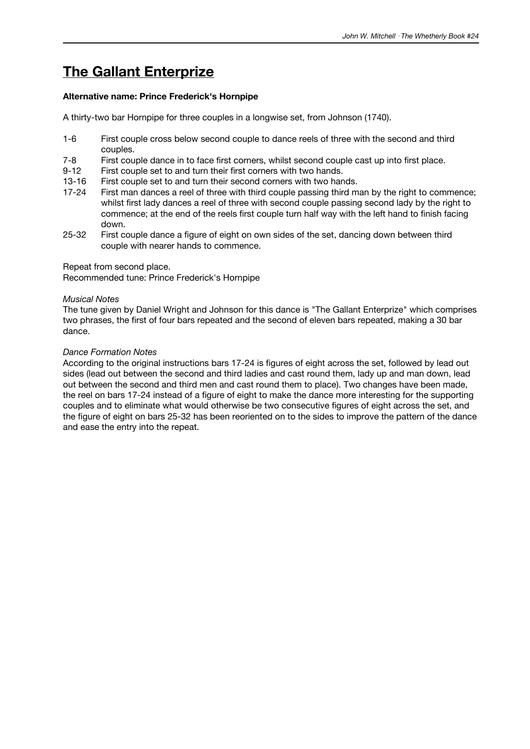# The Gallant Enterprize

**Alternative name: Prince Frederick's Hornpipe**

A thirty-two bar Hornpipe for three couples in a longwise set, from Johnson (1740).

- 1-6 First couple cross below second couple to dance reels of three with the second and third couples.
- 7-8 First couple dance in to face first corners, whilst second couple cast up into first place.
- 9-12 First couple set to and turn their first corners with two hands.
- 13-16 First couple set to and turn their second corners with two hands.
- 17-24 First man dances a reel of three with third couple passing third man by the right to commence; whilst first lady dances a reel of three with second couple passing second lady by the right to commence; at the end of the reels first couple turn half way with the left hand to finish facing down.
- 25-32 First couple dance a figure of eight on own sides of the set, dancing down between third couple with nearer hands to commence.

Repeat from second place.
Recommended tune: Prince Frederick's Hornpipe

*Musical Notes*

The tune given by Daniel Wright and Johnson for this dance is "The Gallant Enterprize" which comprises two phrases, the first of four bars repeated and the second of eleven bars repeated, making a 30 bar dance.

*Dance Formation Notes*

According to the original instructions bars 17-24 is figures of eight across the set, followed by lead out sides (lead out between the second and third ladies and cast round them, lady up and man down, lead out between the second and third men and cast round them to place). Two changes have been made, the reel on bars 17-24 instead of a figure of eight to make the dance more interesting for the supporting couples and to eliminate what would otherwise be two consecutive figures of eight across the set, and the figure of eight on bars 25-32 has been reoriented on to the sides to improve the pattern of the dance and ease the entry into the repeat.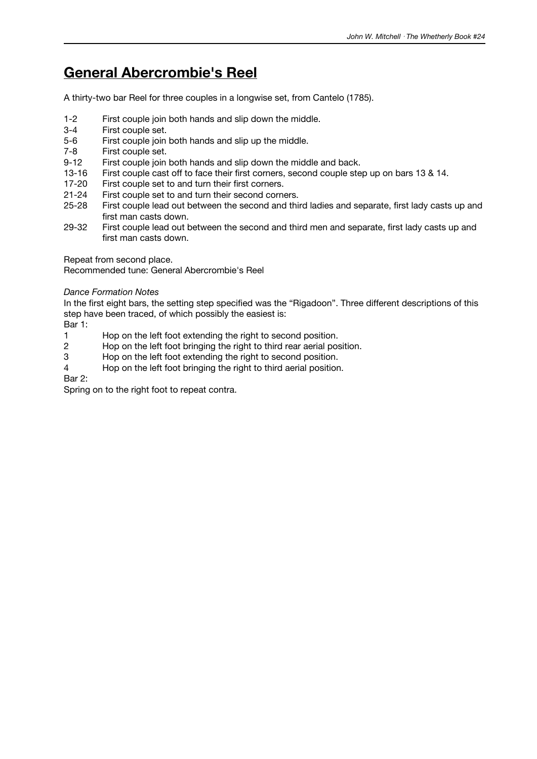# General Abercrombie's Reel

A thirty-two bar Reel for three couples in a longwise set, from Cantelo (1785).

| | |
|---|---|
| 1-2 | First couple join both hands and slip down the middle. |
| 3-4 | First couple set. |
| 5-6 | First couple join both hands and slip up the middle. |
| 7-8 | First couple set. |
| 9-12 | First couple join both hands and slip down the middle and back. |
| 13-16 | First couple cast off to face their first corners, second couple step up on bars 13 & 14. |
| 17-20 | First couple set to and turn their first corners. |
| 21-24 | First couple set to and turn their second corners. |
| 25-28 | First couple lead out between the second and third ladies and separate, first lady casts up and first man casts down. |
| 29-32 | First couple lead out between the second and third men and separate, first lady casts up and first man casts down. |

Repeat from second place.
Recommended tune: General Abercrombie's Reel

*Dance Formation Notes*

In the first eight bars, the setting step specified was the "Rigadoon". Three different descriptions of this step have been traced, of which possibly the easiest is:

Bar 1:

| | |
|---|---|
| 1 | Hop on the left foot extending the right to second position. |
| 2 | Hop on the left foot bringing the right to third rear aerial position. |
| 3 | Hop on the left foot extending the right to second position. |
| 4 | Hop on the left foot bringing the right to third aerial position. |

Bar 2:

Spring on to the right foot to repeat contra.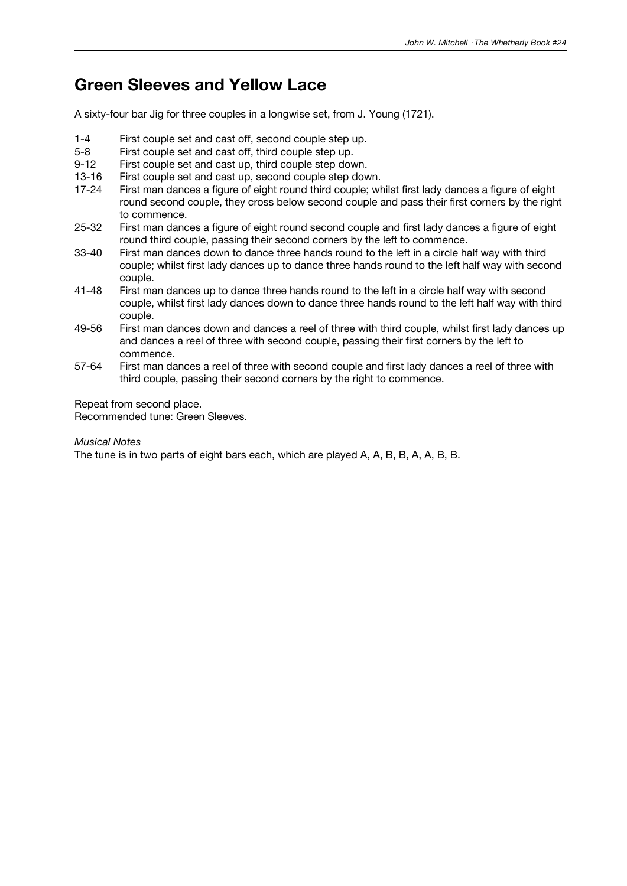## Green Sleeves and Yellow Lace

A sixty-four bar Jig for three couples in a longwise set, from J. Young (1721).

| | |
|---|---|
| 1-4 | First couple set and cast off, second couple step up. |
| 5-8 | First couple set and cast off, third couple step up. |
| 9-12 | First couple set and cast up, third couple step down. |
| 13-16 | First couple set and cast up, second couple step down. |
| 17-24 | First man dances a figure of eight round third couple; whilst first lady dances a figure of eight round second couple, they cross below second couple and pass their first corners by the right to commence. |
| 25-32 | First man dances a figure of eight round second couple and first lady dances a figure of eight round third couple, passing their second corners by the left to commence. |
| 33-40 | First man dances down to dance three hands round to the left in a circle half way with third couple; whilst first lady dances up to dance three hands round to the left half way with second couple. |
| 41-48 | First man dances up to dance three hands round to the left in a circle half way with second couple, whilst first lady dances down to dance three hands round to the left half way with third couple. |
| 49-56 | First man dances down and dances a reel of three with third couple, whilst first lady dances up and dances a reel of three with second couple, passing their first corners by the left to commence. |
| 57-64 | First man dances a reel of three with second couple and first lady dances a reel of three with third couple, passing their second corners by the right to commence. |

Repeat from second place.
Recommended tune: Green Sleeves.

*Musical Notes*

The tune is in two parts of eight bars each, which are played A, A, B, B, A, A, B, B.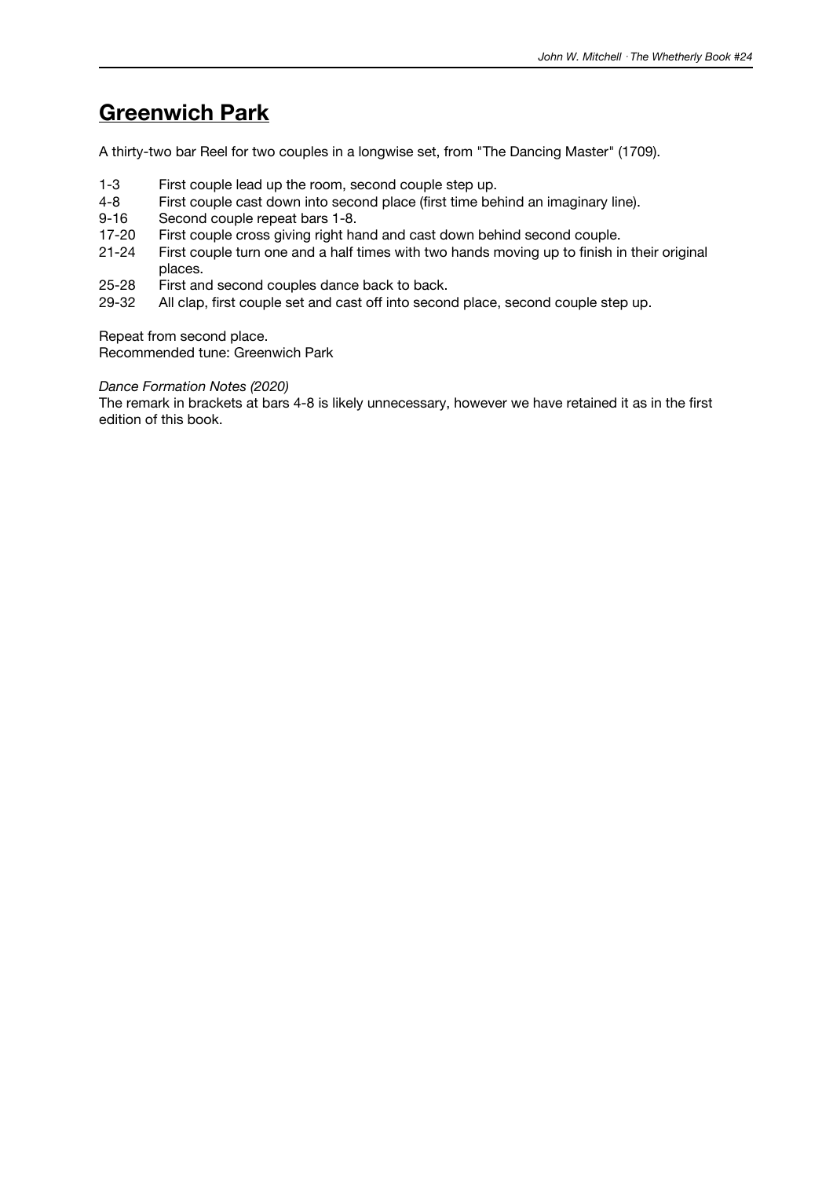# Greenwich Park

A thirty-two bar Reel for two couples in a longwise set, from "The Dancing Master" (1709).

| | |
|---|---|
| 1-3 | First couple lead up the room, second couple step up. |
| 4-8 | First couple cast down into second place (first time behind an imaginary line). |
| 9-16 | Second couple repeat bars 1-8. |
| 17-20 | First couple cross giving right hand and cast down behind second couple. |
| 21-24 | First couple turn one and a half times with two hands moving up to finish in their original places. |
| 25-28 | First and second couples dance back to back. |
| 29-32 | All clap, first couple set and cast off into second place, second couple step up. |

Repeat from second place.
Recommended tune: Greenwich Park

*Dance Formation Notes (2020)*
The remark in brackets at bars 4-8 is likely unnecessary, however we have retained it as in the first edition of this book.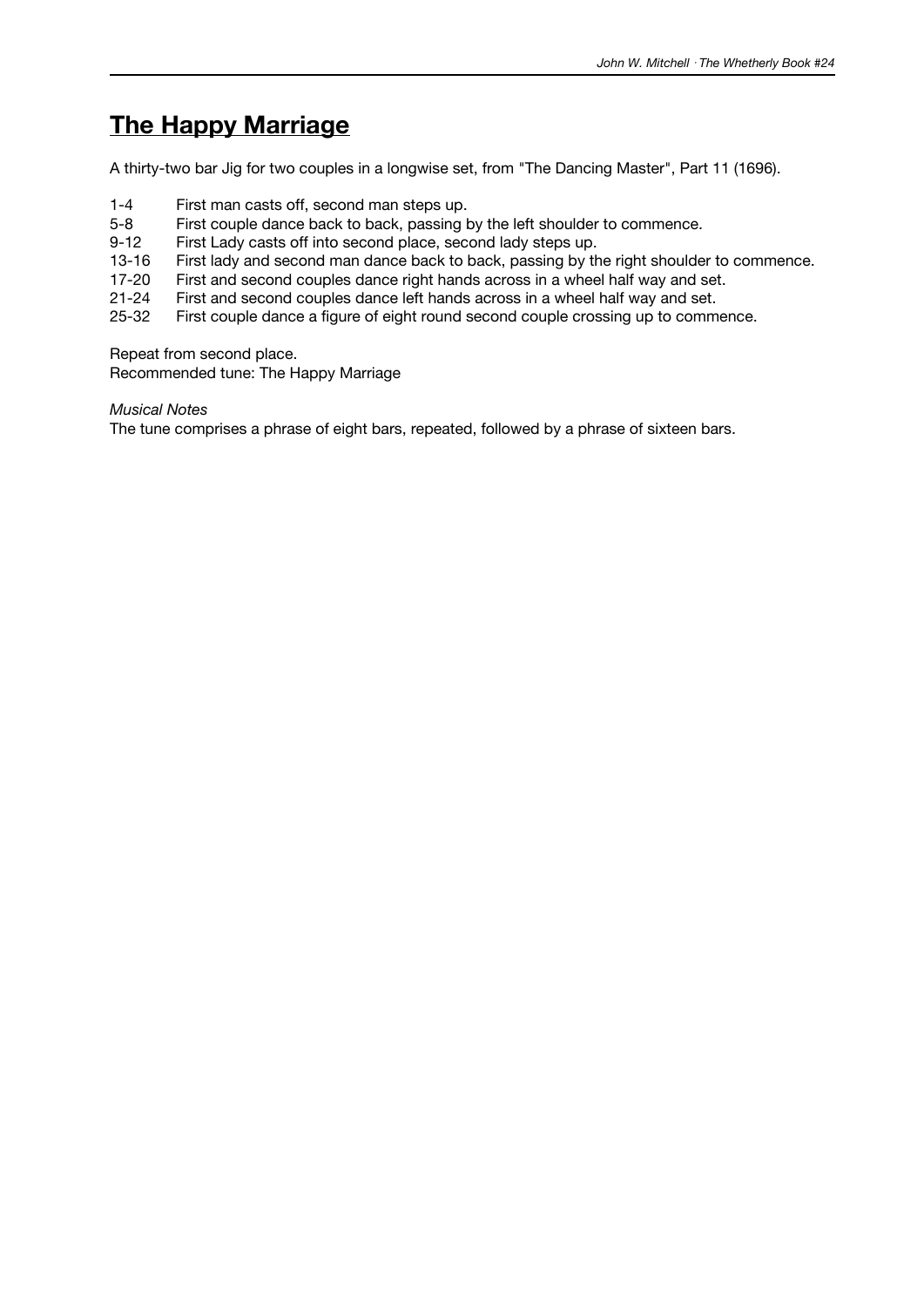# The Happy Marriage

A thirty-two bar Jig for two couples in a longwise set, from "The Dancing Master", Part 11 (1696).

| | |
|---|---|
| 1-4 | First man casts off, second man steps up. |
| 5-8 | First couple dance back to back, passing by the left shoulder to commence. |
| 9-12 | First Lady casts off into second place, second lady steps up. |
| 13-16 | First lady and second man dance back to back, passing by the right shoulder to commence. |
| 17-20 | First and second couples dance right hands across in a wheel half way and set. |
| 21-24 | First and second couples dance left hands across in a wheel half way and set. |
| 25-32 | First couple dance a figure of eight round second couple crossing up to commence. |

Repeat from second place.
Recommended tune: The Happy Marriage

*Musical Notes*
The tune comprises a phrase of eight bars, repeated, followed by a phrase of sixteen bars.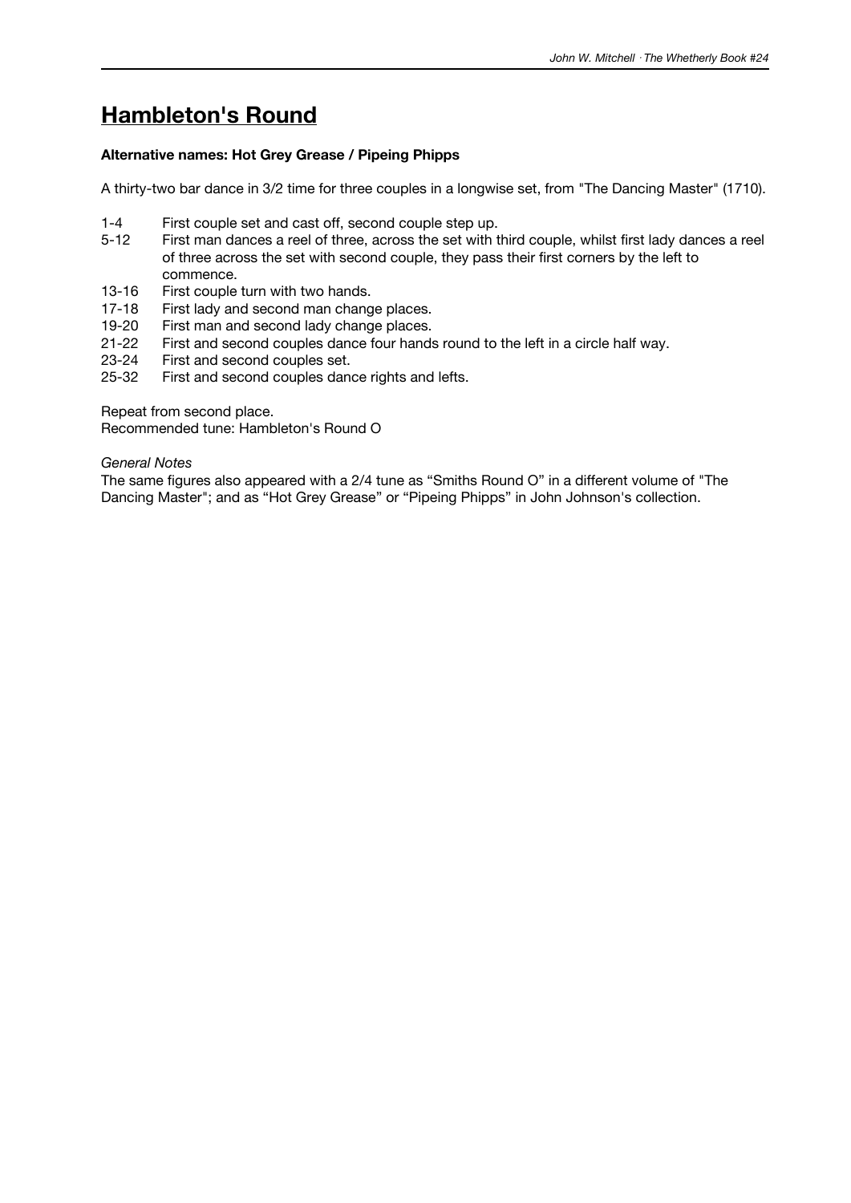# Hambleton's Round

**Alternative names: Hot Grey Grease / Pipeing Phipps**

A thirty-two bar dance in 3/2 time for three couples in a longwise set, from "The Dancing Master" (1710).

| | |
|---|---|
| 1-4 | First couple set and cast off, second couple step up. |
| 5-12 | First man dances a reel of three, across the set with third couple, whilst first lady dances a reel of three across the set with second couple, they pass their first corners by the left to commence. |
| 13-16 | First couple turn with two hands. |
| 17-18 | First lady and second man change places. |
| 19-20 | First man and second lady change places. |
| 21-22 | First and second couples dance four hands round to the left in a circle half way. |
| 23-24 | First and second couples set. |
| 25-32 | First and second couples dance rights and lefts. |

Repeat from second place.
Recommended tune: Hambleton's Round O

*General Notes*
The same figures also appeared with a 2/4 tune as “Smiths Round O” in a different volume of "The Dancing Master"; and as “Hot Grey Grease” or “Pipeing Phipps” in John Johnson's collection.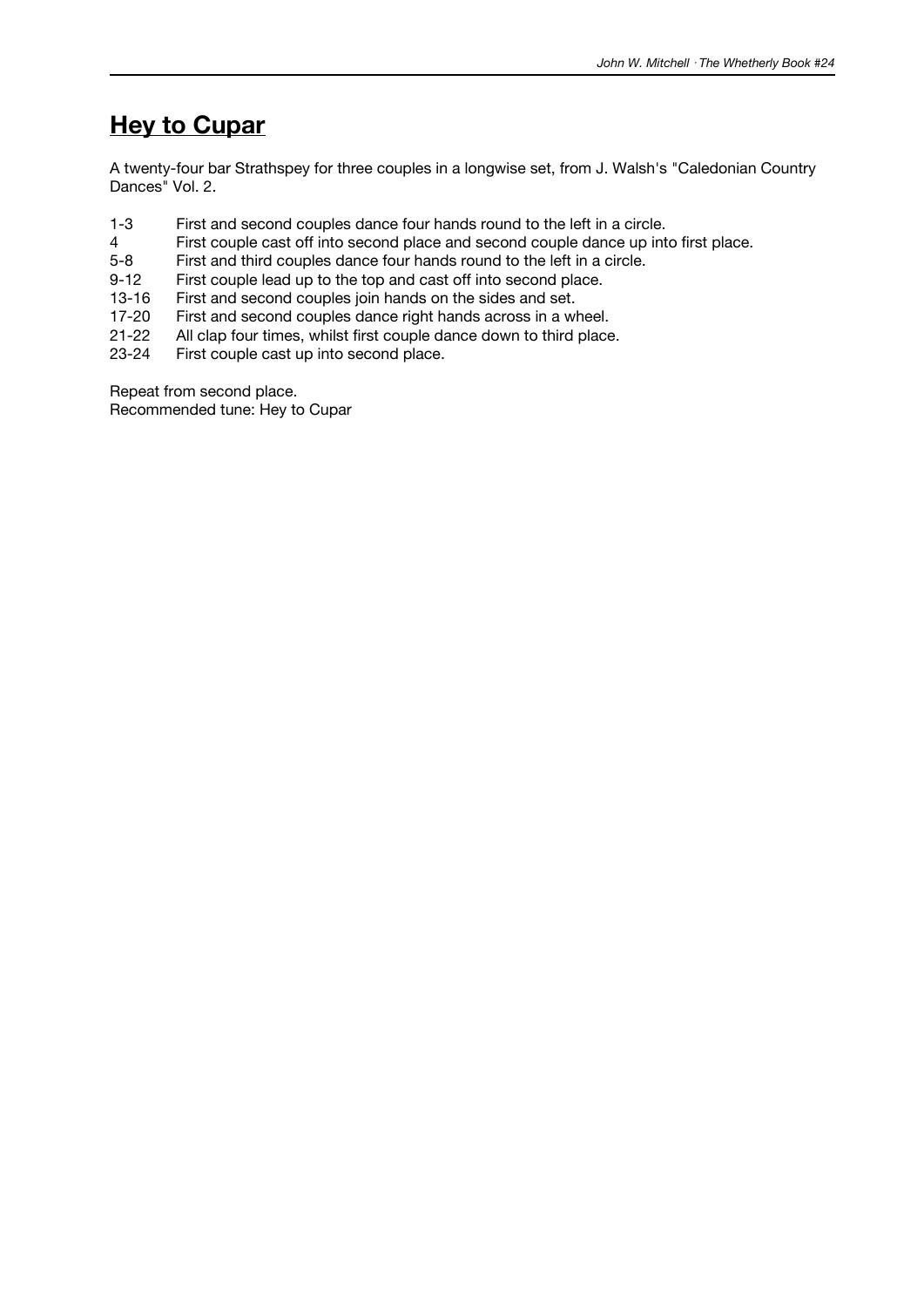# Hey to Cupar

A twenty-four bar Strathspey for three couples in a longwise set, from J. Walsh's "Caledonian Country Dances" Vol. 2.

| | |
|---|---|
| 1-3 | First and second couples dance four hands round to the left in a circle. |
| 4 | First couple cast off into second place and second couple dance up into first place. |
| 5-8 | First and third couples dance four hands round to the left in a circle. |
| 9-12 | First couple lead up to the top and cast off into second place. |
| 13-16 | First and second couples join hands on the sides and set. |
| 17-20 | First and second couples dance right hands across in a wheel. |
| 21-22 | All clap four times, whilst first couple dance down to third place. |
| 23-24 | First couple cast up into second place. |

Repeat from second place.
Recommended tune: Hey to Cupar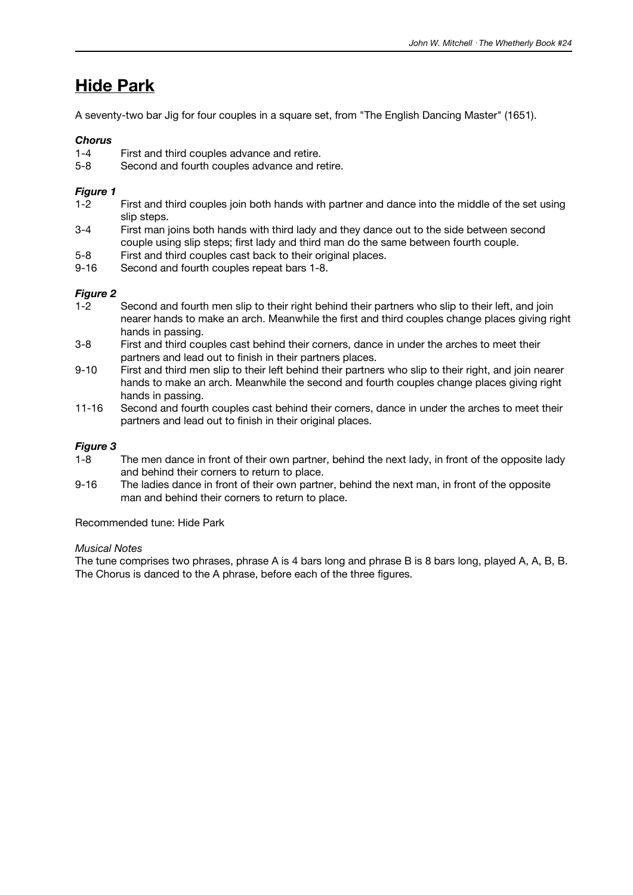# Hide Park

A seventy-two bar Jig for four couples in a square set, from "The English Dancing Master" (1651).

***Chorus***

1-4 First and third couples advance and retire.
5-8 Second and fourth couples advance and retire.

***Figure 1***

1-2 First and third couples join both hands with partner and dance into the middle of the set using slip steps.
3-4 First man joins both hands with third lady and they dance out to the side between second couple using slip steps; first lady and third man do the same between fourth couple.
5-8 First and third couples cast back to their original places.
9-16 Second and fourth couples repeat bars 1-8.

***Figure 2***

1-2 Second and fourth men slip to their right behind their partners who slip to their left, and join nearer hands to make an arch. Meanwhile the first and third couples change places giving right hands in passing.
3-8 First and third couples cast behind their corners, dance in under the arches to meet their partners and lead out to finish in their partners places.
9-10 First and third men slip to their left behind their partners who slip to their right, and join nearer hands to make an arch. Meanwhile the second and fourth couples change places giving right hands in passing.
11-16 Second and fourth couples cast behind their corners, dance in under the arches to meet their partners and lead out to finish in their original places.

***Figure 3***

1-8 The men dance in front of their own partner, behind the next lady, in front of the opposite lady and behind their corners to return to place.
9-16 The ladies dance in front of their own partner, behind the next man, in front of the opposite man and behind their corners to return to place.

Recommended tune: Hide Park

*Musical Notes*

The tune comprises two phrases, phrase A is 4 bars long and phrase B is 8 bars long, played A, A, B, B. The Chorus is danced to the A phrase, before each of the three figures.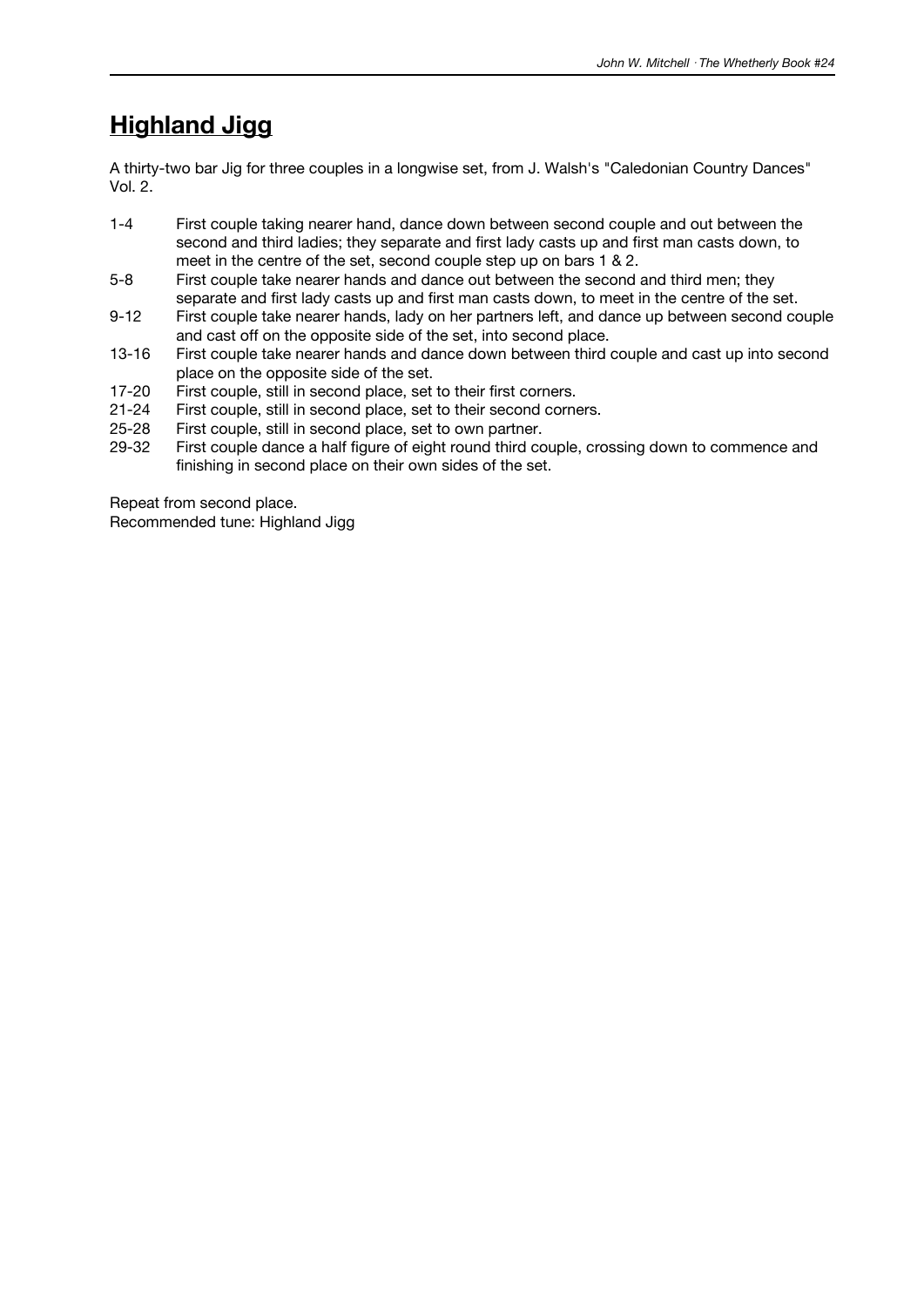# Highland Jigg

A thirty-two bar Jig for three couples in a longwise set, from J. Walsh's "Caledonian Country Dances" Vol. 2.

| | |
|---|---|
| 1-4 | First couple taking nearer hand, dance down between second couple and out between the second and third ladies; they separate and first lady casts up and first man casts down, to meet in the centre of the set, second couple step up on bars 1 & 2. |
| 5-8 | First couple take nearer hands and dance out between the second and third men; they separate and first lady casts up and first man casts down, to meet in the centre of the set. |
| 9-12 | First couple take nearer hands, lady on her partners left, and dance up between second couple and cast off on the opposite side of the set, into second place. |
| 13-16 | First couple take nearer hands and dance down between third couple and cast up into second place on the opposite side of the set. |
| 17-20 | First couple, still in second place, set to their first corners. |
| 21-24 | First couple, still in second place, set to their second corners. |
| 25-28 | First couple, still in second place, set to own partner. |
| 29-32 | First couple dance a half figure of eight round third couple, crossing down to commence and finishing in second place on their own sides of the set. |

Repeat from second place.
Recommended tune: Highland Jigg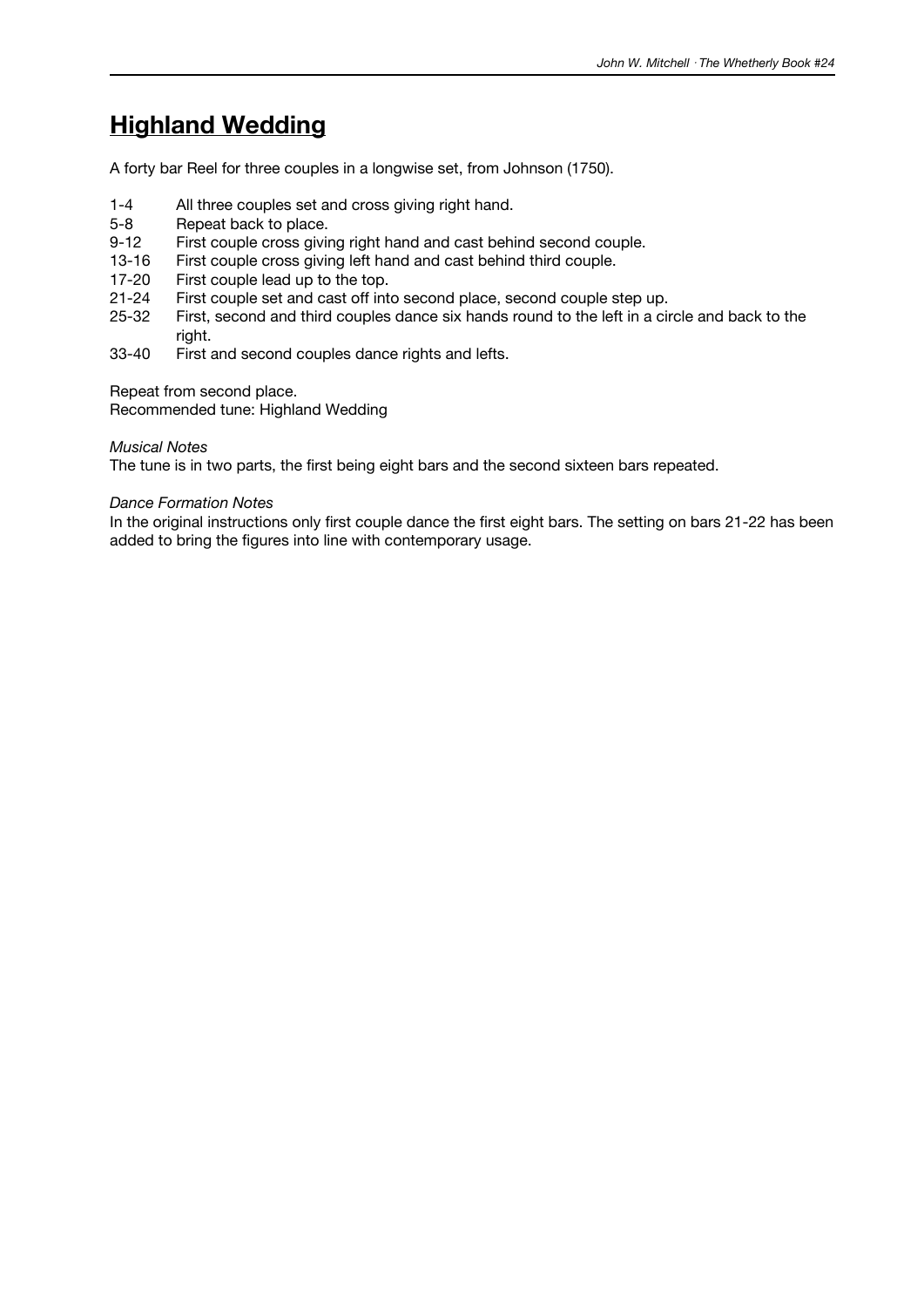## Highland Wedding

A forty bar Reel for three couples in a longwise set, from Johnson (1750).

| | |
|---|---|
| 1-4 | All three couples set and cross giving right hand. |
| 5-8 | Repeat back to place. |
| 9-12 | First couple cross giving right hand and cast behind second couple. |
| 13-16 | First couple cross giving left hand and cast behind third couple. |
| 17-20 | First couple lead up to the top. |
| 21-24 | First couple set and cast off into second place, second couple step up. |
| 25-32 | First, second and third couples dance six hands round to the left in a circle and back to the right. |
| 33-40 | First and second couples dance rights and lefts. |

Repeat from second place.
Recommended tune: Highland Wedding

*Musical Notes*
The tune is in two parts, the first being eight bars and the second sixteen bars repeated.

*Dance Formation Notes*
In the original instructions only first couple dance the first eight bars. The setting on bars 21-22 has been added to bring the figures into line with contemporary usage.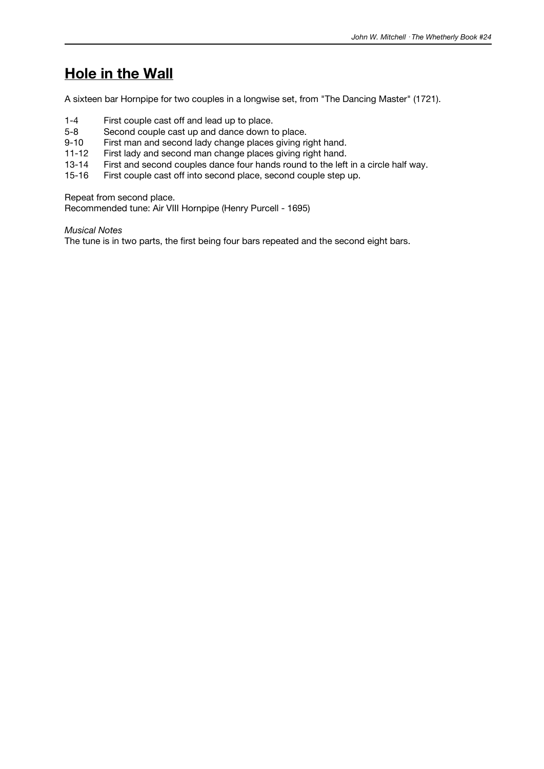# Hole in the Wall

A sixteen bar Hornpipe for two couples in a longwise set, from "The Dancing Master" (1721).

| | |
|---|---|
| 1-4 | First couple cast off and lead up to place. |
| 5-8 | Second couple cast up and dance down to place. |
| 9-10 | First man and second lady change places giving right hand. |
| 11-12 | First lady and second man change places giving right hand. |
| 13-14 | First and second couples dance four hands round to the left in a circle half way. |
| 15-16 | First couple cast off into second place, second couple step up. |

Repeat from second place.
Recommended tune: Air VIII Hornpipe (Henry Purcell - 1695)

*Musical Notes*
The tune is in two parts, the first being four bars repeated and the second eight bars.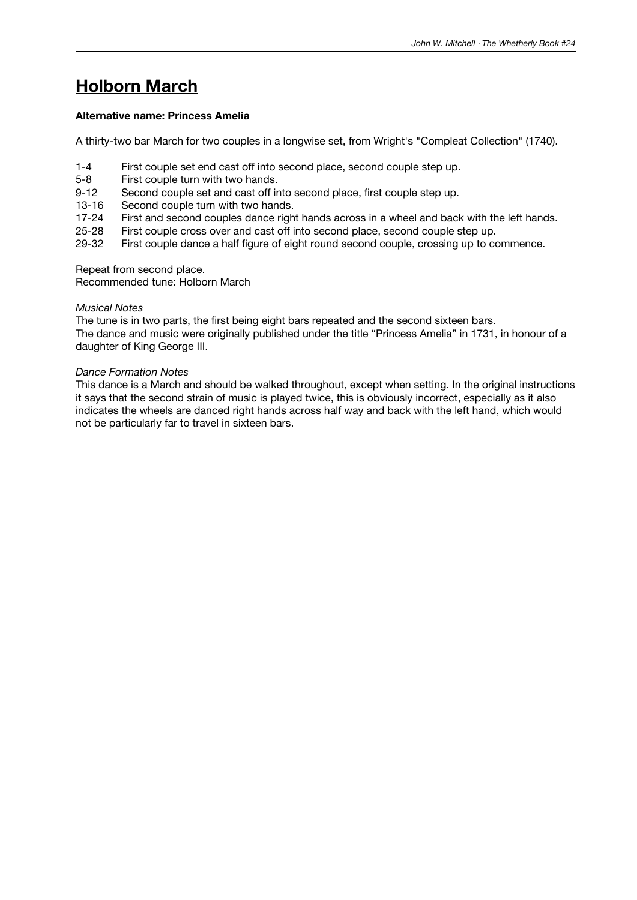# Holborn March

**Alternative name: Princess Amelia**

A thirty-two bar March for two couples in a longwise set, from Wright's "Compleat Collection" (1740).

| | |
|---|---|
| 1-4 | First couple set end cast off into second place, second couple step up. |
| 5-8 | First couple turn with two hands. |
| 9-12 | Second couple set and cast off into second place, first couple step up. |
| 13-16 | Second couple turn with two hands. |
| 17-24 | First and second couples dance right hands across in a wheel and back with the left hands. |
| 25-28 | First couple cross over and cast off into second place, second couple step up. |
| 29-32 | First couple dance a half figure of eight round second couple, crossing up to commence. |

Repeat from second place.
Recommended tune: Holborn March

*Musical Notes*
The tune is in two parts, the first being eight bars repeated and the second sixteen bars.
The dance and music were originally published under the title "Princess Amelia" in 1731, in honour of a daughter of King George III.

*Dance Formation Notes*
This dance is a March and should be walked throughout, except when setting. In the original instructions it says that the second strain of music is played twice, this is obviously incorrect, especially as it also indicates the wheels are danced right hands across half way and back with the left hand, which would not be particularly far to travel in sixteen bars.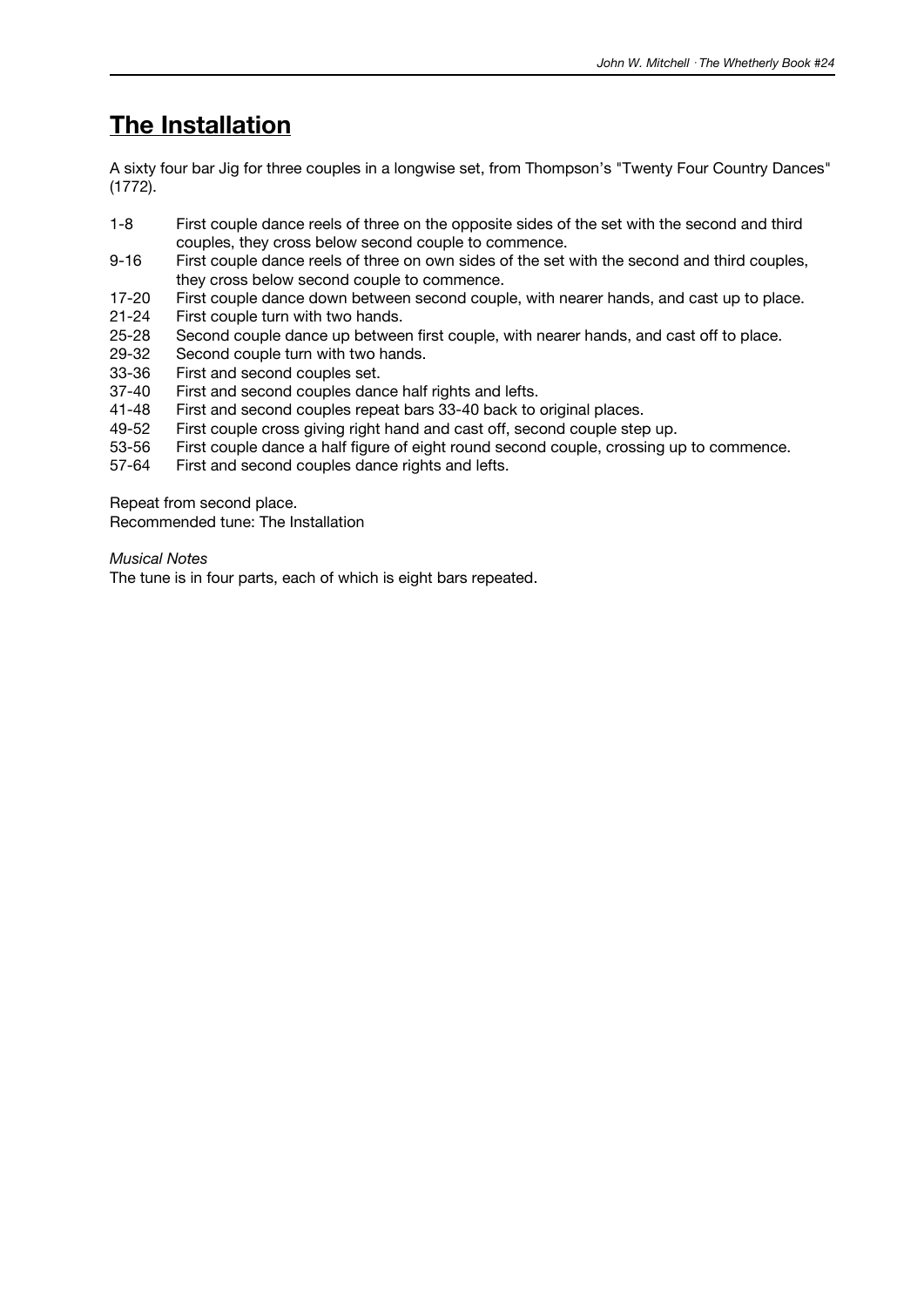# The Installation

A sixty four bar Jig for three couples in a longwise set, from Thompson's "Twenty Four Country Dances" (1772).

| | |
|---|---|
| 1-8 | First couple dance reels of three on the opposite sides of the set with the second and third couples, they cross below second couple to commence. |
| 9-16 | First couple dance reels of three on own sides of the set with the second and third couples, they cross below second couple to commence. |
| 17-20 | First couple dance down between second couple, with nearer hands, and cast up to place. |
| 21-24 | First couple turn with two hands. |
| 25-28 | Second couple dance up between first couple, with nearer hands, and cast off to place. |
| 29-32 | Second couple turn with two hands. |
| 33-36 | First and second couples set. |
| 37-40 | First and second couples dance half rights and lefts. |
| 41-48 | First and second couples repeat bars 33-40 back to original places. |
| 49-52 | First couple cross giving right hand and cast off, second couple step up. |
| 53-56 | First couple dance a half figure of eight round second couple, crossing up to commence. |
| 57-64 | First and second couples dance rights and lefts. |

Repeat from second place.
Recommended tune: The Installation

*Musical Notes*
The tune is in four parts, each of which is eight bars repeated.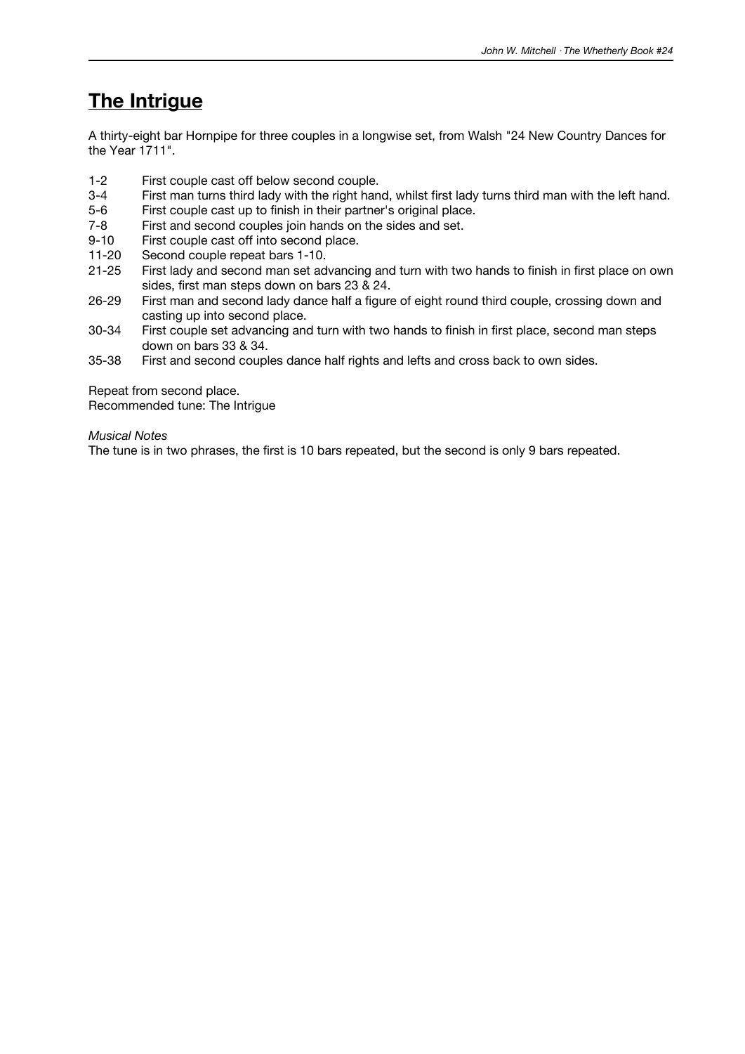## The Intrigue

A thirty-eight bar Hornpipe for three couples in a longwise set, from Walsh "24 New Country Dances for the Year 1711".

| | |
|---|---|
| 1-2 | First couple cast off below second couple. |
| 3-4 | First man turns third lady with the right hand, whilst first lady turns third man with the left hand. |
| 5-6 | First couple cast up to finish in their partner's original place. |
| 7-8 | First and second couples join hands on the sides and set. |
| 9-10 | First couple cast off into second place. |
| 11-20 | Second couple repeat bars 1-10. |
| 21-25 | First lady and second man set advancing and turn with two hands to finish in first place on own sides, first man steps down on bars 23 & 24. |
| 26-29 | First man and second lady dance half a figure of eight round third couple, crossing down and casting up into second place. |
| 30-34 | First couple set advancing and turn with two hands to finish in first place, second man steps down on bars 33 & 34. |
| 35-38 | First and second couples dance half rights and lefts and cross back to own sides. |

Repeat from second place.
Recommended tune: The Intrigue

*Musical Notes*
The tune is in two phrases, the first is 10 bars repeated, but the second is only 9 bars repeated.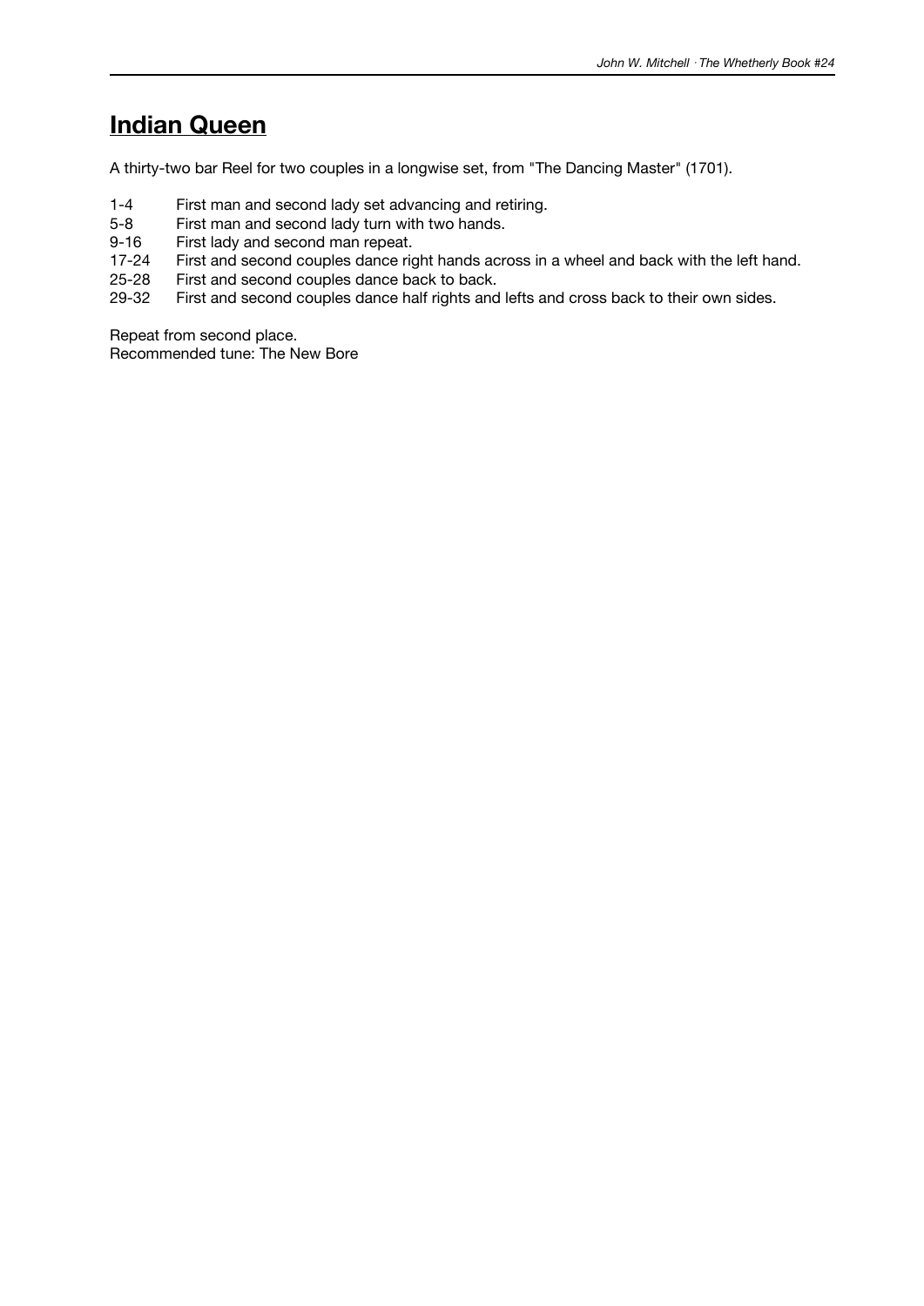# Indian Queen

A thirty-two bar Reel for two couples in a longwise set, from "The Dancing Master" (1701).

| | |
|---|---|
| 1-4 | First man and second lady set advancing and retiring. |
| 5-8 | First man and second lady turn with two hands. |
| 9-16 | First lady and second man repeat. |
| 17-24 | First and second couples dance right hands across in a wheel and back with the left hand. |
| 25-28 | First and second couples dance back to back. |
| 29-32 | First and second couples dance half rights and lefts and cross back to their own sides. |

Repeat from second place.
Recommended tune: The New Bore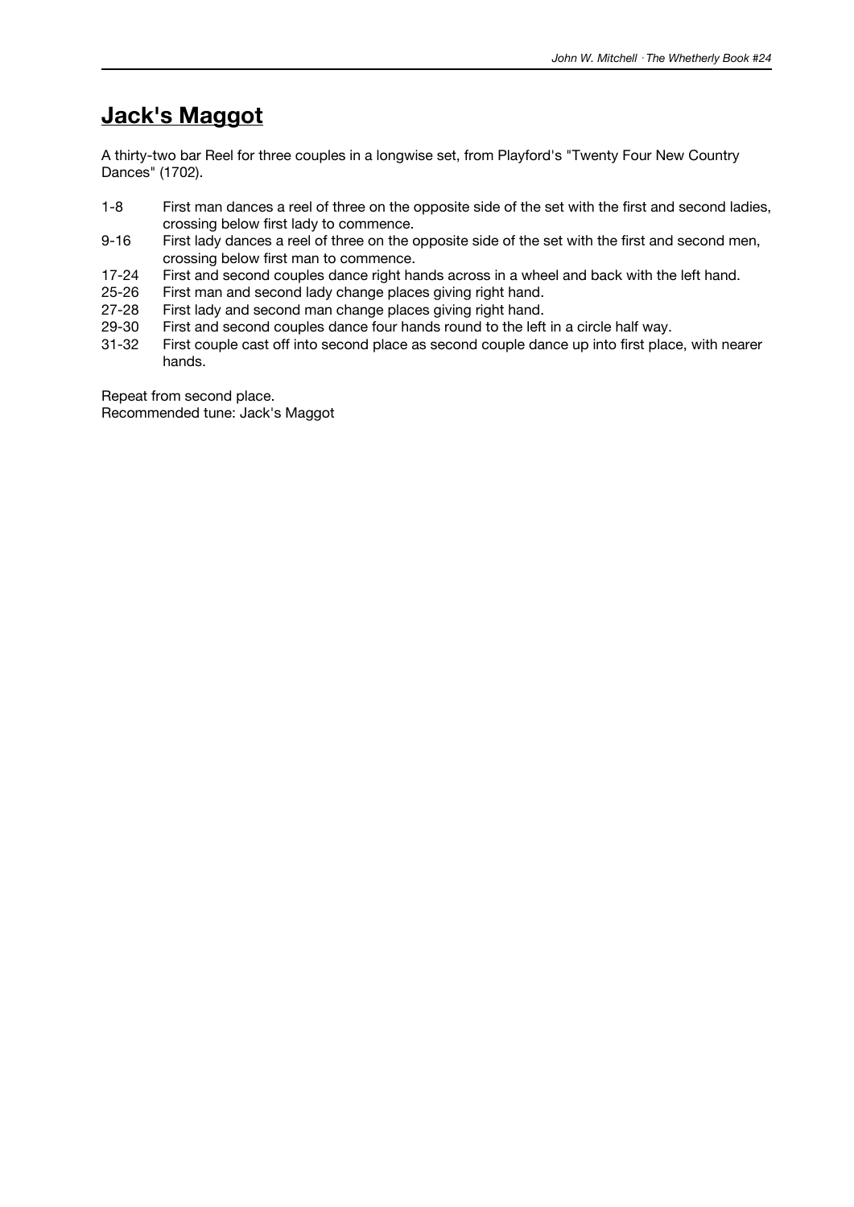# Jack's Maggot

A thirty-two bar Reel for three couples in a longwise set, from Playford's "Twenty Four New Country Dances" (1702).

| | |
|---|---|
| 1-8 | First man dances a reel of three on the opposite side of the set with the first and second ladies, crossing below first lady to commence. |
| 9-16 | First lady dances a reel of three on the opposite side of the set with the first and second men, crossing below first man to commence. |
| 17-24 | First and second couples dance right hands across in a wheel and back with the left hand. |
| 25-26 | First man and second lady change places giving right hand. |
| 27-28 | First lady and second man change places giving right hand. |
| 29-30 | First and second couples dance four hands round to the left in a circle half way. |
| 31-32 | First couple cast off into second place as second couple dance up into first place, with nearer hands. |

Repeat from second place.
Recommended tune: Jack's Maggot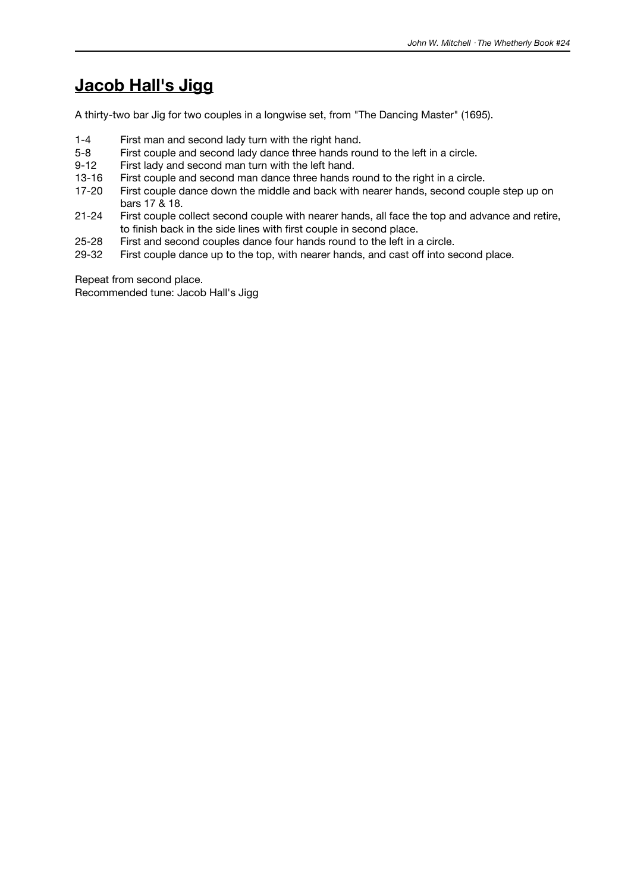# Jacob Hall's Jigg

A thirty-two bar Jig for two couples in a longwise set, from "The Dancing Master" (1695).

| | |
|---|---|
| 1-4 | First man and second lady turn with the right hand. |
| 5-8 | First couple and second lady dance three hands round to the left in a circle. |
| 9-12 | First lady and second man turn with the left hand. |
| 13-16 | First couple and second man dance three hands round to the right in a circle. |
| 17-20 | First couple dance down the middle and back with nearer hands, second couple step up on bars 17 & 18. |
| 21-24 | First couple collect second couple with nearer hands, all face the top and advance and retire, to finish back in the side lines with first couple in second place. |
| 25-28 | First and second couples dance four hands round to the left in a circle. |
| 29-32 | First couple dance up to the top, with nearer hands, and cast off into second place. |

Repeat from second place.
Recommended tune: Jacob Hall's Jigg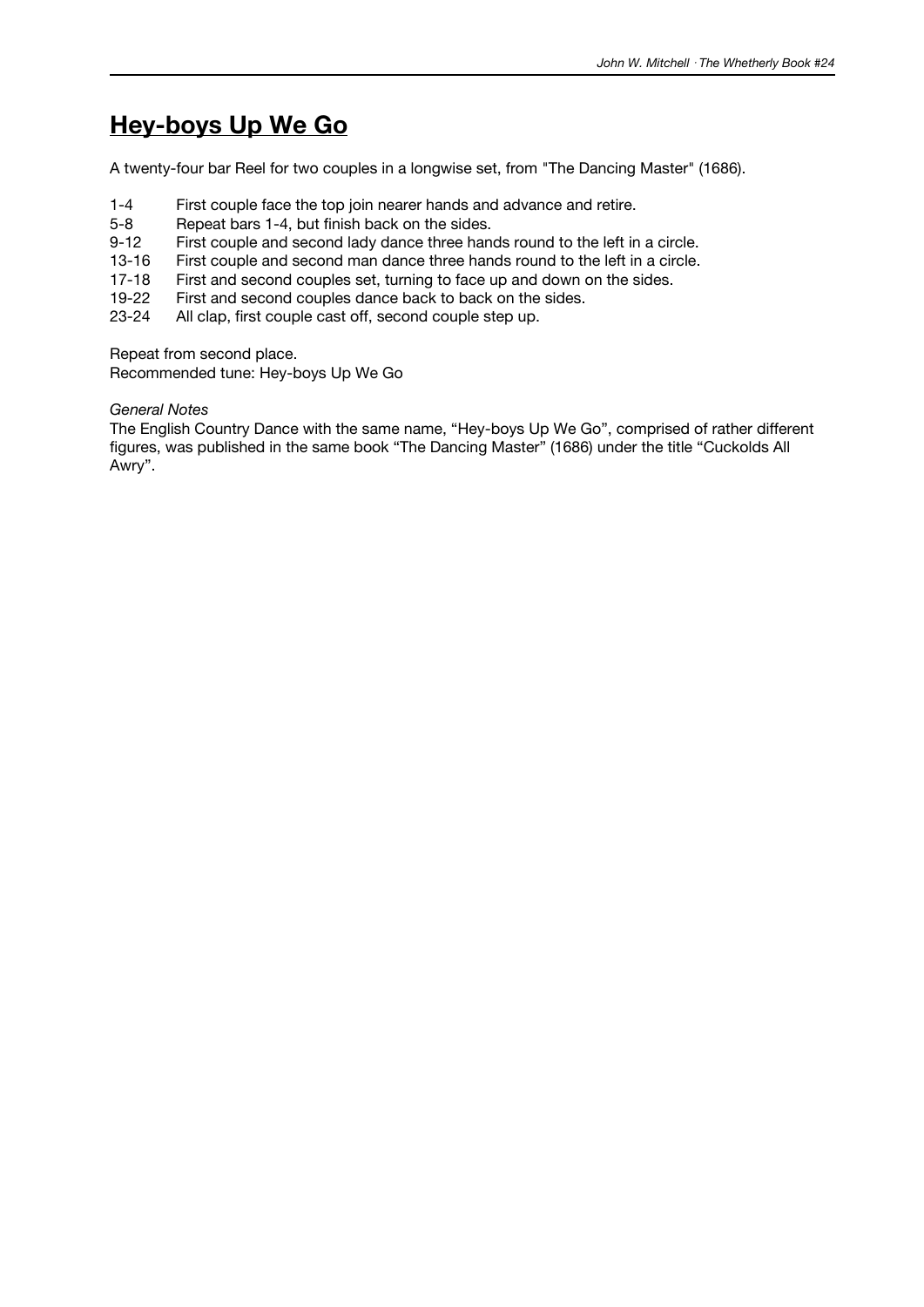## Hey-boys Up We Go

A twenty-four bar Reel for two couples in a longwise set, from "The Dancing Master" (1686).

| | |
|---|---|
| 1-4 | First couple face the top join nearer hands and advance and retire. |
| 5-8 | Repeat bars 1-4, but finish back on the sides. |
| 9-12 | First couple and second lady dance three hands round to the left in a circle. |
| 13-16 | First couple and second man dance three hands round to the left in a circle. |
| 17-18 | First and second couples set, turning to face up and down on the sides. |
| 19-22 | First and second couples dance back to back on the sides. |
| 23-24 | All clap, first couple cast off, second couple step up. |

Repeat from second place.
Recommended tune: Hey-boys Up We Go

*General Notes*
The English Country Dance with the same name, "Hey-boys Up We Go", comprised of rather different figures, was published in the same book "The Dancing Master" (1686) under the title "Cuckolds All Awry".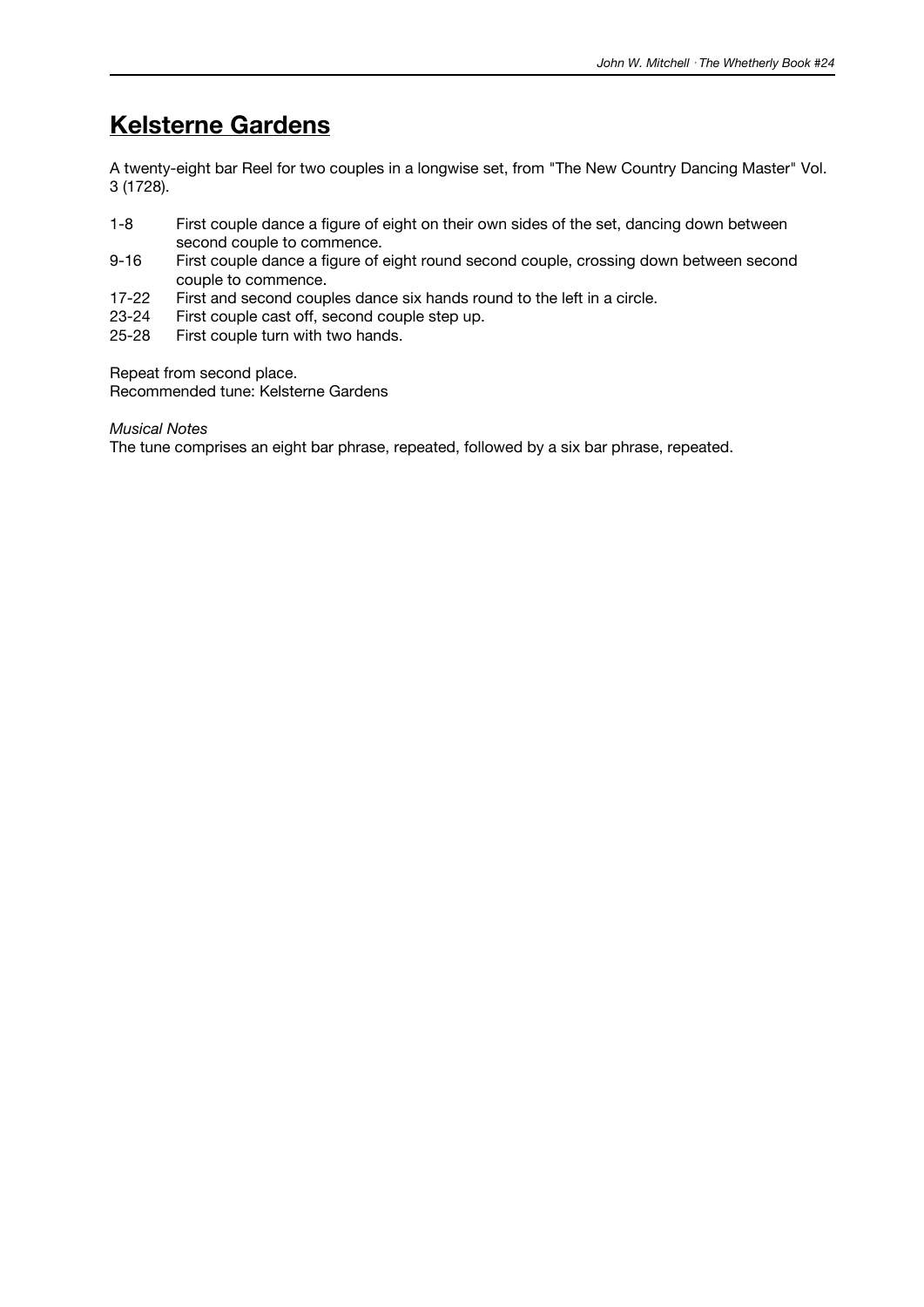## Kelsterne Gardens

A twenty-eight bar Reel for two couples in a longwise set, from "The New Country Dancing Master" Vol. 3 (1728).

| | |
|---|---|
| 1-8 | First couple dance a figure of eight on their own sides of the set, dancing down between second couple to commence. |
| 9-16 | First couple dance a figure of eight round second couple, crossing down between second couple to commence. |
| 17-22 | First and second couples dance six hands round to the left in a circle. |
| 23-24 | First couple cast off, second couple step up. |
| 25-28 | First couple turn with two hands. |

Repeat from second place.
Recommended tune: Kelsterne Gardens

*Musical Notes*
The tune comprises an eight bar phrase, repeated, followed by a six bar phrase, repeated.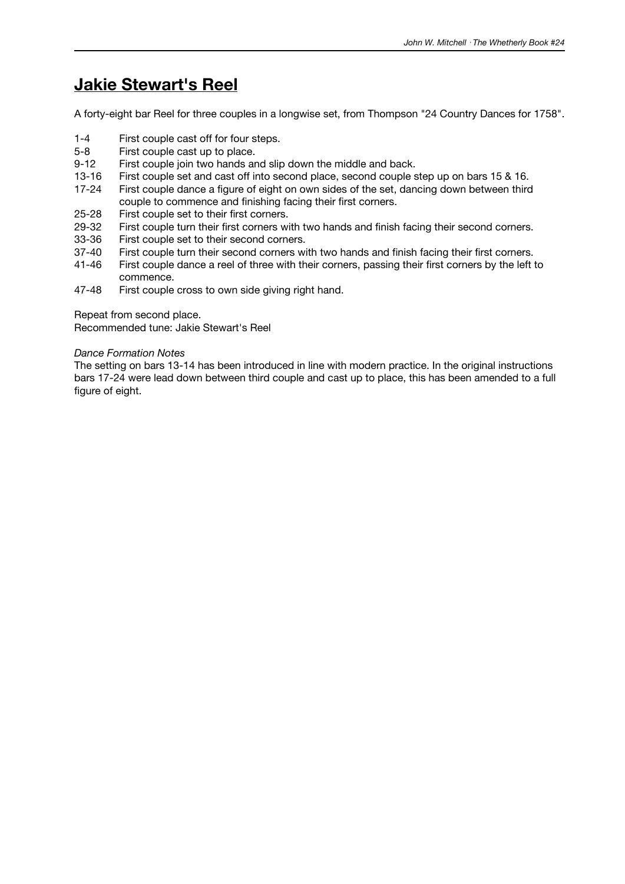## Jakie Stewart's Reel

A forty-eight bar Reel for three couples in a longwise set, from Thompson "24 Country Dances for 1758".

| | |
|---|---|
| 1-4 | First couple cast off for four steps. |
| 5-8 | First couple cast up to place. |
| 9-12 | First couple join two hands and slip down the middle and back. |
| 13-16 | First couple set and cast off into second place, second couple step up on bars 15 & 16. |
| 17-24 | First couple dance a figure of eight on own sides of the set, dancing down between third couple to commence and finishing facing their first corners. |
| 25-28 | First couple set to their first corners. |
| 29-32 | First couple turn their first corners with two hands and finish facing their second corners. |
| 33-36 | First couple set to their second corners. |
| 37-40 | First couple turn their second corners with two hands and finish facing their first corners. |
| 41-46 | First couple dance a reel of three with their corners, passing their first corners by the left to commence. |
| 47-48 | First couple cross to own side giving right hand. |

Repeat from second place.
Recommended tune: Jakie Stewart's Reel

*Dance Formation Notes*

The setting on bars 13-14 has been introduced in line with modern practice. In the original instructions bars 17-24 were lead down between third couple and cast up to place, this has been amended to a full figure of eight.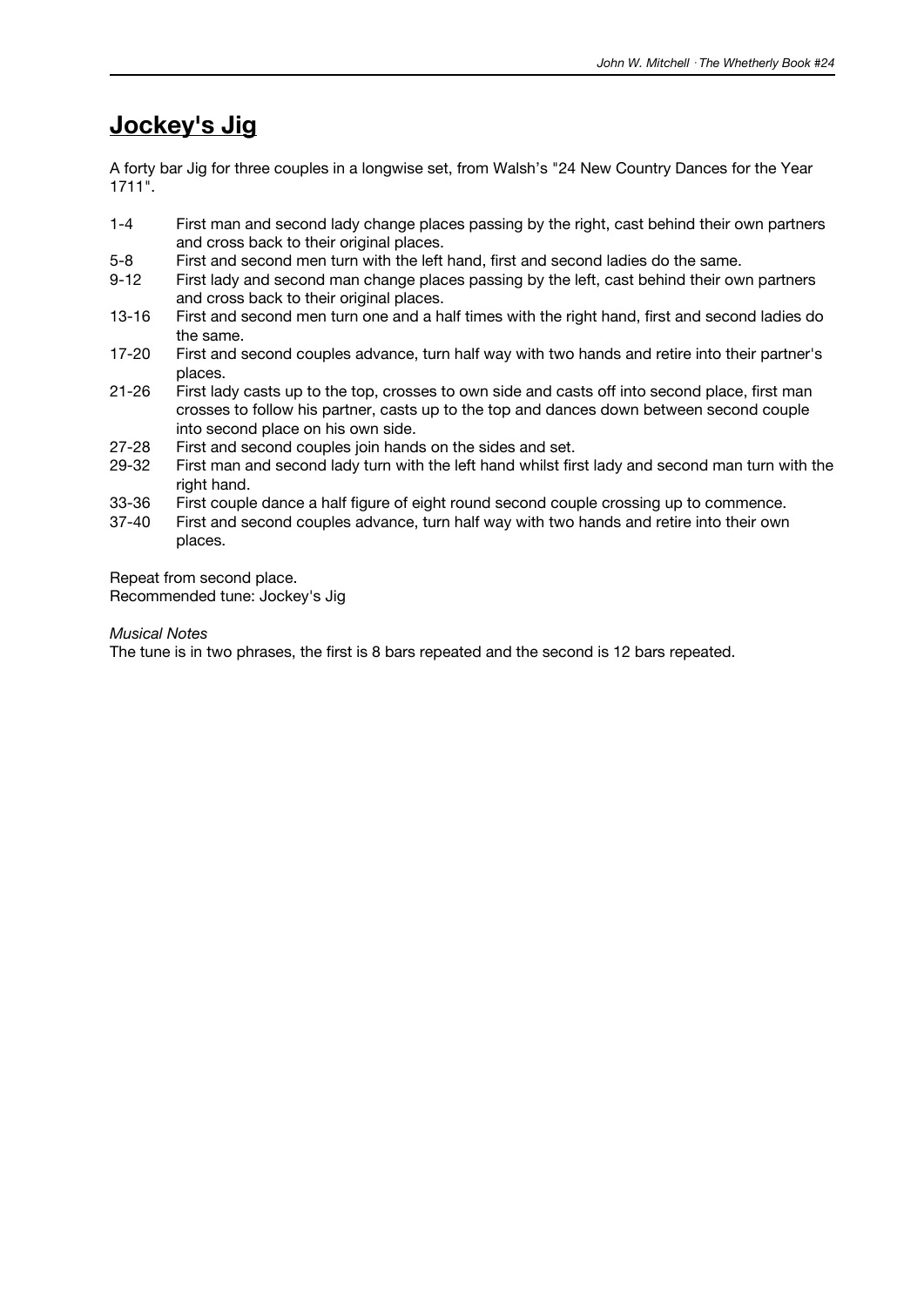# Jockey's Jig

A forty bar Jig for three couples in a longwise set, from Walsh's "24 New Country Dances for the Year 1711".

| | |
|---|---|
| 1-4 | First man and second lady change places passing by the right, cast behind their own partners and cross back to their original places. |
| 5-8 | First and second men turn with the left hand, first and second ladies do the same. |
| 9-12 | First lady and second man change places passing by the left, cast behind their own partners and cross back to their original places. |
| 13-16 | First and second men turn one and a half times with the right hand, first and second ladies do the same. |
| 17-20 | First and second couples advance, turn half way with two hands and retire into their partner's places. |
| 21-26 | First lady casts up to the top, crosses to own side and casts off into second place, first man crosses to follow his partner, casts up to the top and dances down between second couple into second place on his own side. |
| 27-28 | First and second couples join hands on the sides and set. |
| 29-32 | First man and second lady turn with the left hand whilst first lady and second man turn with the right hand. |
| 33-36 | First couple dance a half figure of eight round second couple crossing up to commence. |
| 37-40 | First and second couples advance, turn half way with two hands and retire into their own places. |

Repeat from second place.
Recommended tune: Jockey's Jig

*Musical Notes*
The tune is in two phrases, the first is 8 bars repeated and the second is 12 bars repeated.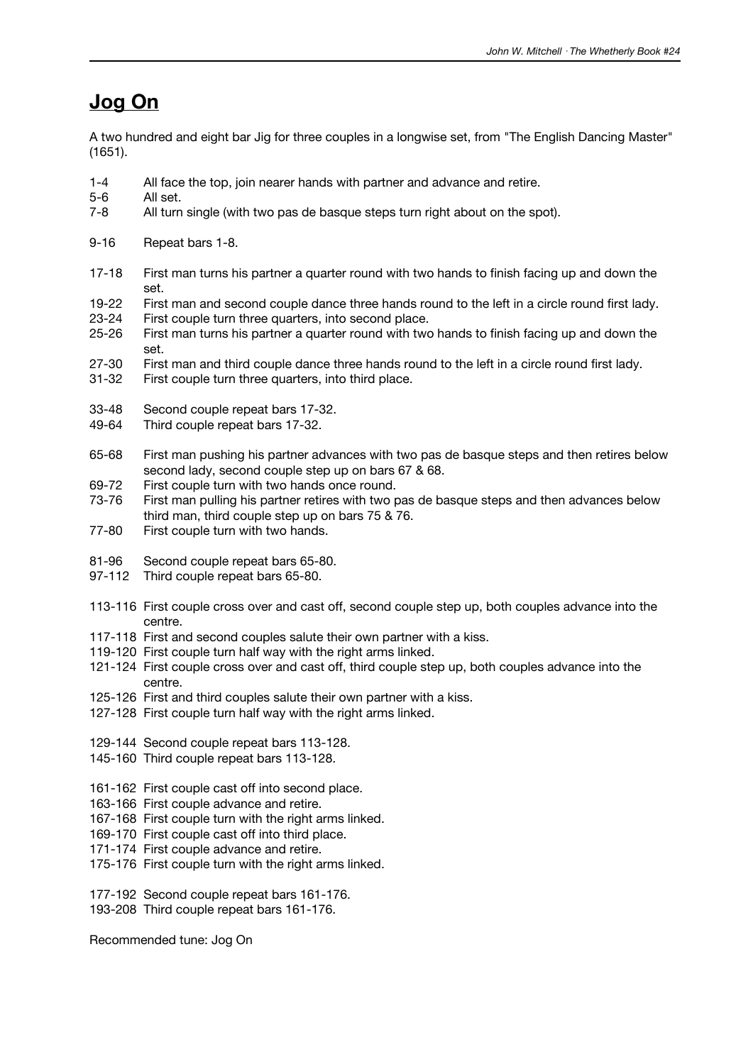## Jog On

A two hundred and eight bar Jig for three couples in a longwise set, from "The English Dancing Master" (1651).

1-4 All face the top, join nearer hands with partner and advance and retire.
5-6 All set.
7-8 All turn single (with two pas de basque steps turn right about on the spot).

9-16 Repeat bars 1-8.

17-18 First man turns his partner a quarter round with two hands to finish facing up and down the set.
19-22 First man and second couple dance three hands round to the left in a circle round first lady.
23-24 First couple turn three quarters, into second place.
25-26 First man turns his partner a quarter round with two hands to finish facing up and down the set.
27-30 First man and third couple dance three hands round to the left in a circle round first lady.
31-32 First couple turn three quarters, into third place.

33-48 Second couple repeat bars 17-32.
49-64 Third couple repeat bars 17-32.

65-68 First man pushing his partner advances with two pas de basque steps and then retires below second lady, second couple step up on bars 67 & 68.
69-72 First couple turn with two hands once round.
73-76 First man pulling his partner retires with two pas de basque steps and then advances below third man, third couple step up on bars 75 & 76.
77-80 First couple turn with two hands.

81-96 Second couple repeat bars 65-80.
97-112 Third couple repeat bars 65-80.

113-116 First couple cross over and cast off, second couple step up, both couples advance into the centre.
117-118 First and second couples salute their own partner with a kiss.
119-120 First couple turn half way with the right arms linked.
121-124 First couple cross over and cast off, third couple step up, both couples advance into the centre.
125-126 First and third couples salute their own partner with a kiss.
127-128 First couple turn half way with the right arms linked.

129-144 Second couple repeat bars 113-128.
145-160 Third couple repeat bars 113-128.

161-162 First couple cast off into second place.
163-166 First couple advance and retire.
167-168 First couple turn with the right arms linked.
169-170 First couple cast off into third place.
171-174 First couple advance and retire.
175-176 First couple turn with the right arms linked.

177-192 Second couple repeat bars 161-176.
193-208 Third couple repeat bars 161-176.

Recommended tune: Jog On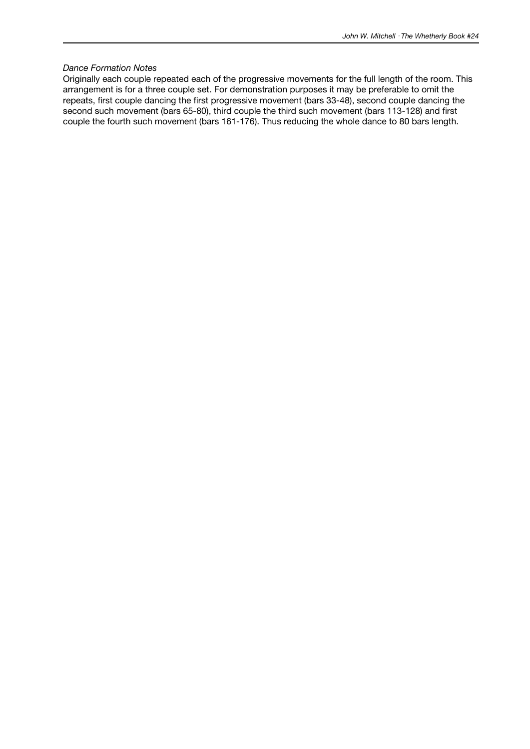*Dance Formation Notes*

Originally each couple repeated each of the progressive movements for the full length of the room. This arrangement is for a three couple set. For demonstration purposes it may be preferable to omit the repeats, first couple dancing the first progressive movement (bars 33-48), second couple dancing the second such movement (bars 65-80), third couple the third such movement (bars 113-128) and first couple the fourth such movement (bars 161-176). Thus reducing the whole dance to 80 bars length.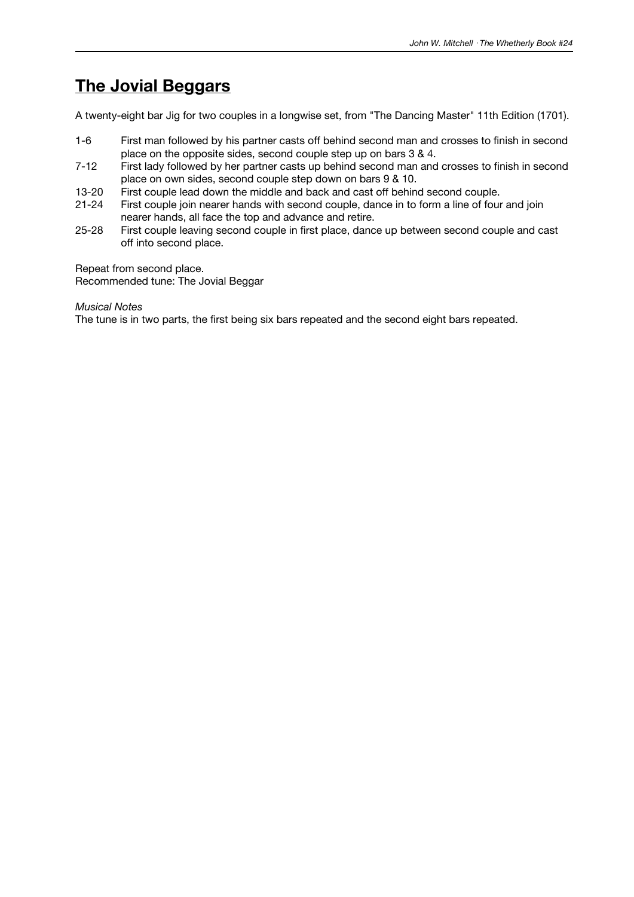# The Jovial Beggars

A twenty-eight bar Jig for two couples in a longwise set, from "The Dancing Master" 11th Edition (1701).

| | |
|---|---|
| 1-6 | First man followed by his partner casts off behind second man and crosses to finish in second place on the opposite sides, second couple step up on bars 3 & 4. |
| 7-12 | First lady followed by her partner casts up behind second man and crosses to finish in second place on own sides, second couple step down on bars 9 & 10. |
| 13-20 | First couple lead down the middle and back and cast off behind second couple. |
| 21-24 | First couple join nearer hands with second couple, dance in to form a line of four and join nearer hands, all face the top and advance and retire. |
| 25-28 | First couple leaving second couple in first place, dance up between second couple and cast off into second place. |

Repeat from second place.
Recommended tune: The Jovial Beggar

*Musical Notes*
The tune is in two parts, the first being six bars repeated and the second eight bars repeated.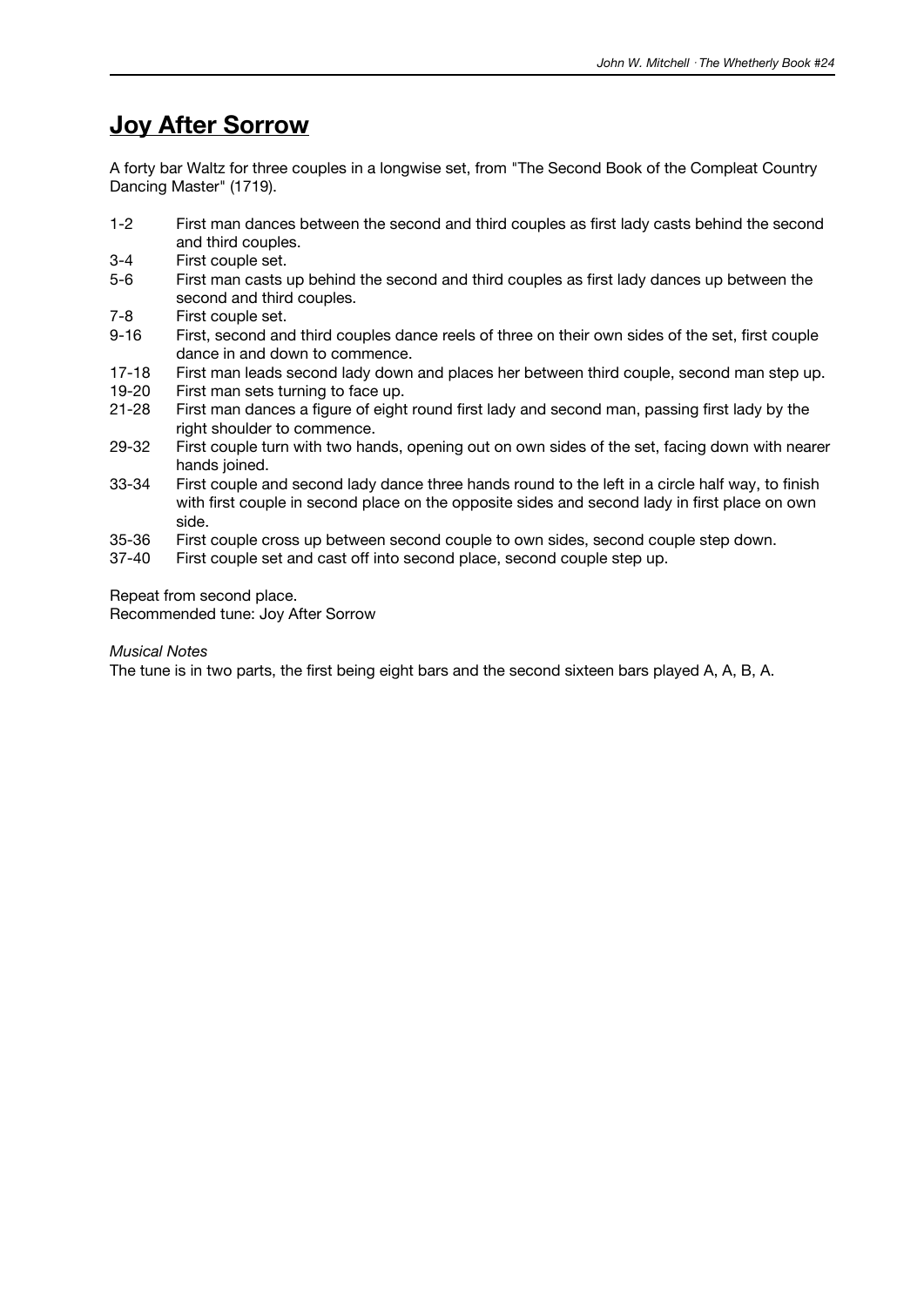# Joy After Sorrow

A forty bar Waltz for three couples in a longwise set, from "The Second Book of the Compleat Country Dancing Master" (1719).

| | |
|---|---|
| 1-2 | First man dances between the second and third couples as first lady casts behind the second and third couples. |
| 3-4 | First couple set. |
| 5-6 | First man casts up behind the second and third couples as first lady dances up between the second and third couples. |
| 7-8 | First couple set. |
| 9-16 | First, second and third couples dance reels of three on their own sides of the set, first couple dance in and down to commence. |
| 17-18 | First man leads second lady down and places her between third couple, second man step up. |
| 19-20 | First man sets turning to face up. |
| 21-28 | First man dances a figure of eight round first lady and second man, passing first lady by the right shoulder to commence. |
| 29-32 | First couple turn with two hands, opening out on own sides of the set, facing down with nearer hands joined. |
| 33-34 | First couple and second lady dance three hands round to the left in a circle half way, to finish with first couple in second place on the opposite sides and second lady in first place on own side. |
| 35-36 | First couple cross up between second couple to own sides, second couple step down. |
| 37-40 | First couple set and cast off into second place, second couple step up. |

Repeat from second place.
Recommended tune: Joy After Sorrow

*Musical Notes*
The tune is in two parts, the first being eight bars and the second sixteen bars played A, A, B, A.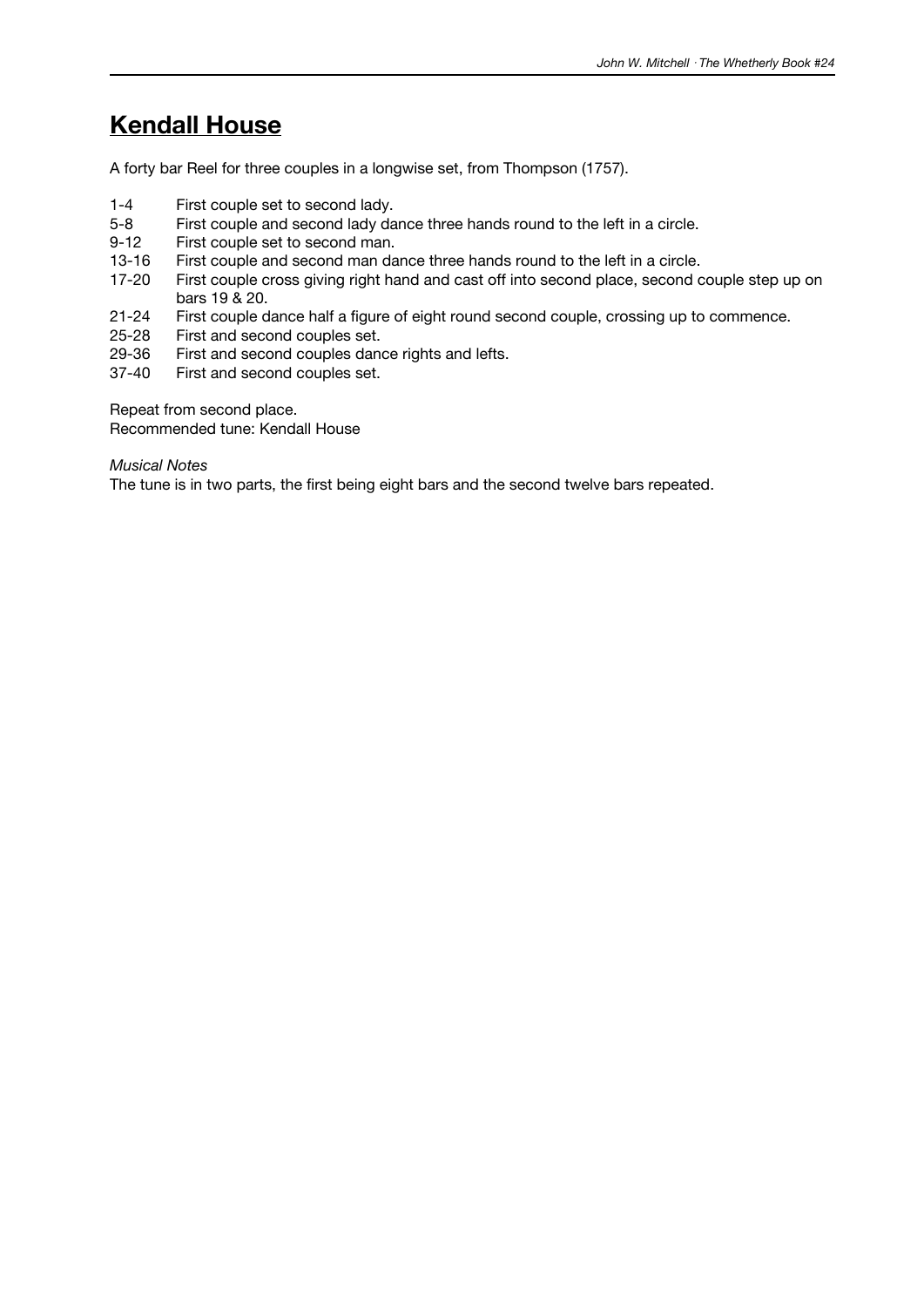# Kendall House

A forty bar Reel for three couples in a longwise set, from Thompson (1757).

| | |
|---|---|
| 1-4 | First couple set to second lady. |
| 5-8 | First couple and second lady dance three hands round to the left in a circle. |
| 9-12 | First couple set to second man. |
| 13-16 | First couple and second man dance three hands round to the left in a circle. |
| 17-20 | First couple cross giving right hand and cast off into second place, second couple step up on bars 19 & 20. |
| 21-24 | First couple dance half a figure of eight round second couple, crossing up to commence. |
| 25-28 | First and second couples set. |
| 29-36 | First and second couples dance rights and lefts. |
| 37-40 | First and second couples set. |

Repeat from second place.
Recommended tune: Kendall House

*Musical Notes*
The tune is in two parts, the first being eight bars and the second twelve bars repeated.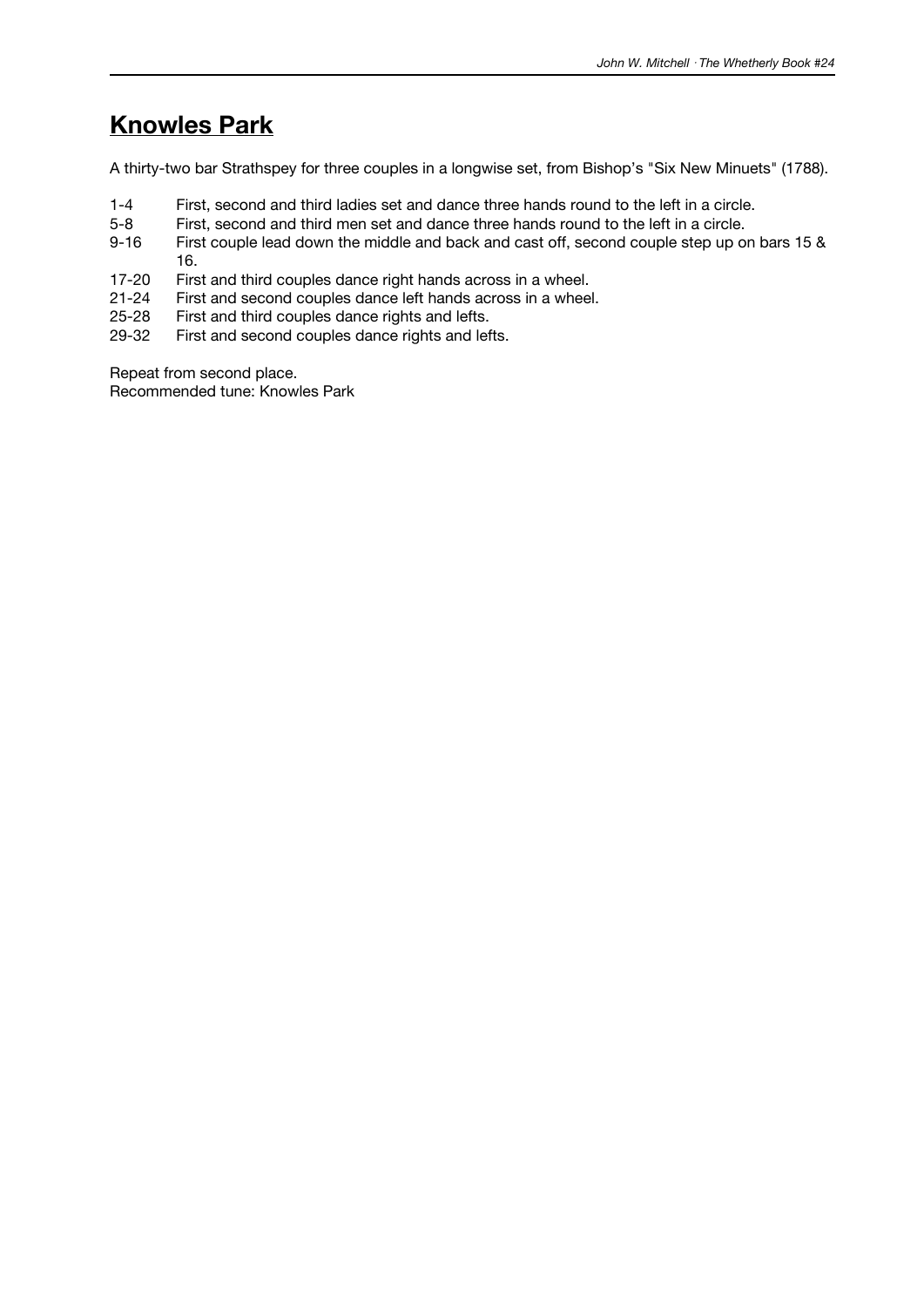## Knowles Park

A thirty-two bar Strathspey for three couples in a longwise set, from Bishop’s "Six New Minuets" (1788).

| | |
|---|---|
| 1-4 | First, second and third ladies set and dance three hands round to the left in a circle. |
| 5-8 | First, second and third men set and dance three hands round to the left in a circle. |
| 9-16 | First couple lead down the middle and back and cast off, second couple step up on bars 15 & 16. |
| 17-20 | First and third couples dance right hands across in a wheel. |
| 21-24 | First and second couples dance left hands across in a wheel. |
| 25-28 | First and third couples dance rights and lefts. |
| 29-32 | First and second couples dance rights and lefts. |

Repeat from second place.
Recommended tune: Knowles Park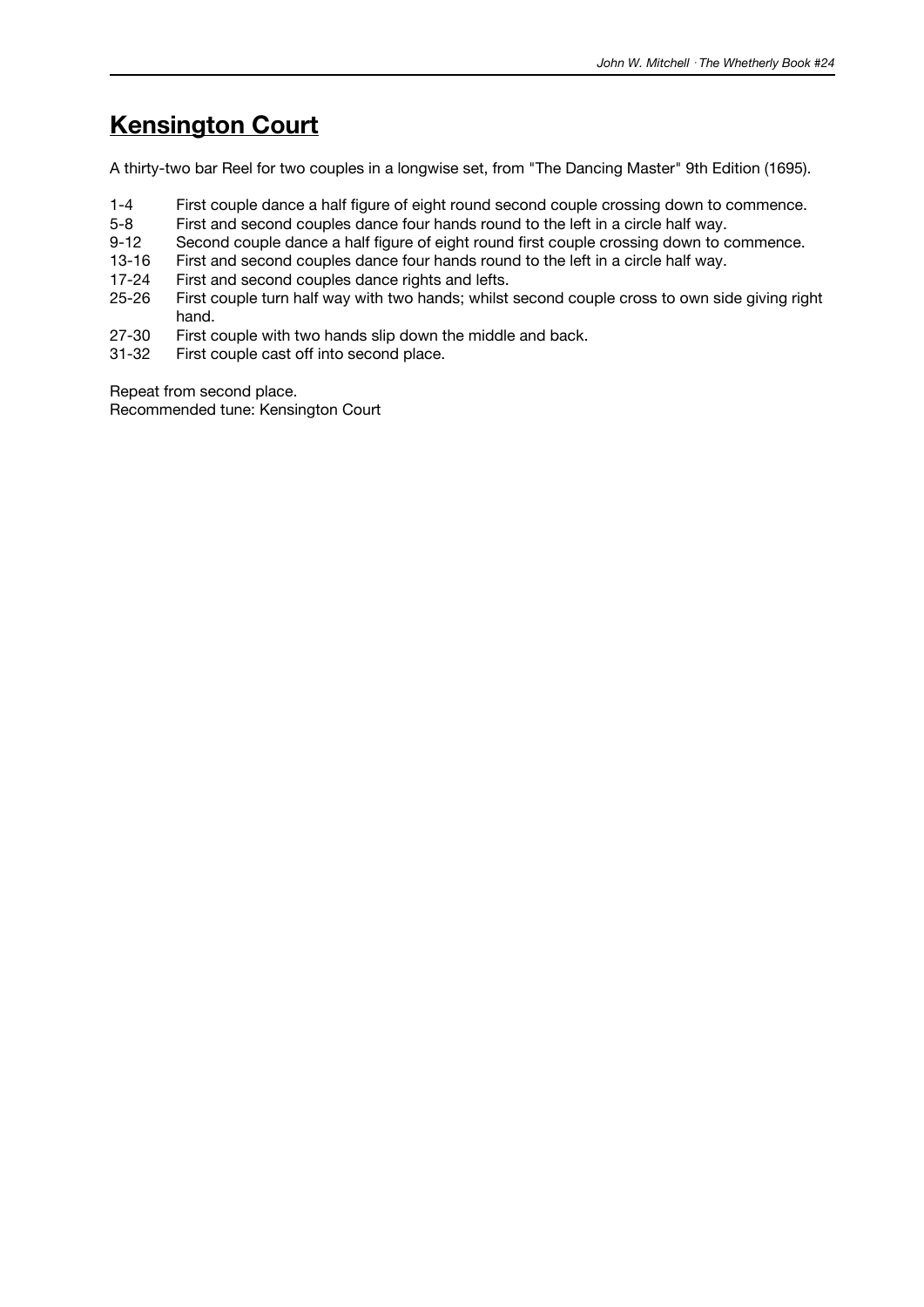## Kensington Court

A thirty-two bar Reel for two couples in a longwise set, from "The Dancing Master" 9th Edition (1695).

| | |
|---|---|
| 1-4 | First couple dance a half figure of eight round second couple crossing down to commence. |
| 5-8 | First and second couples dance four hands round to the left in a circle half way. |
| 9-12 | Second couple dance a half figure of eight round first couple crossing down to commence. |
| 13-16 | First and second couples dance four hands round to the left in a circle half way. |
| 17-24 | First and second couples dance rights and lefts. |
| 25-26 | First couple turn half way with two hands; whilst second couple cross to own side giving right hand. |
| 27-30 | First couple with two hands slip down the middle and back. |
| 31-32 | First couple cast off into second place. |

Repeat from second place.
Recommended tune: Kensington Court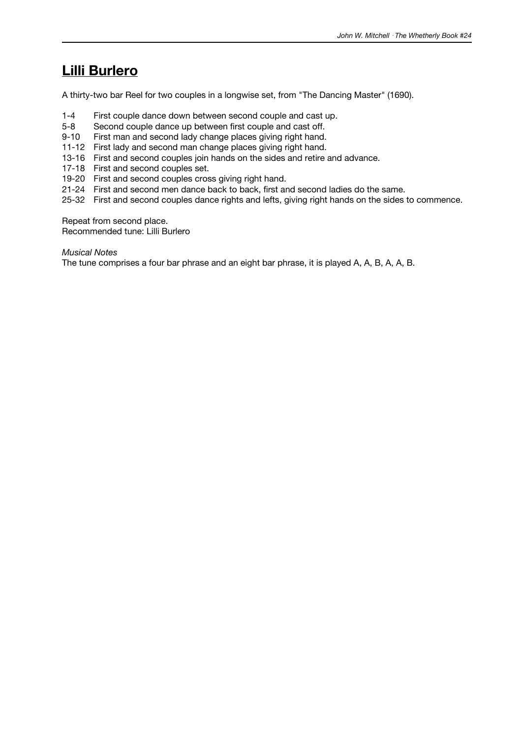# Lilli Burlero

A thirty-two bar Reel for two couples in a longwise set, from "The Dancing Master" (1690).

- 1-4 First couple dance down between second couple and cast up.
- 5-8 Second couple dance up between first couple and cast off.
- 9-10 First man and second lady change places giving right hand.
- 11-12 First lady and second man change places giving right hand.
- 13-16 First and second couples join hands on the sides and retire and advance.
- 17-18 First and second couples set.
- 19-20 First and second couples cross giving right hand.
- 21-24 First and second men dance back to back, first and second ladies do the same.
- 25-32 First and second couples dance rights and lefts, giving right hands on the sides to commence.

Repeat from second place.
Recommended tune: Lilli Burlero

*Musical Notes*
The tune comprises a four bar phrase and an eight bar phrase, it is played A, A, B, A, A, B.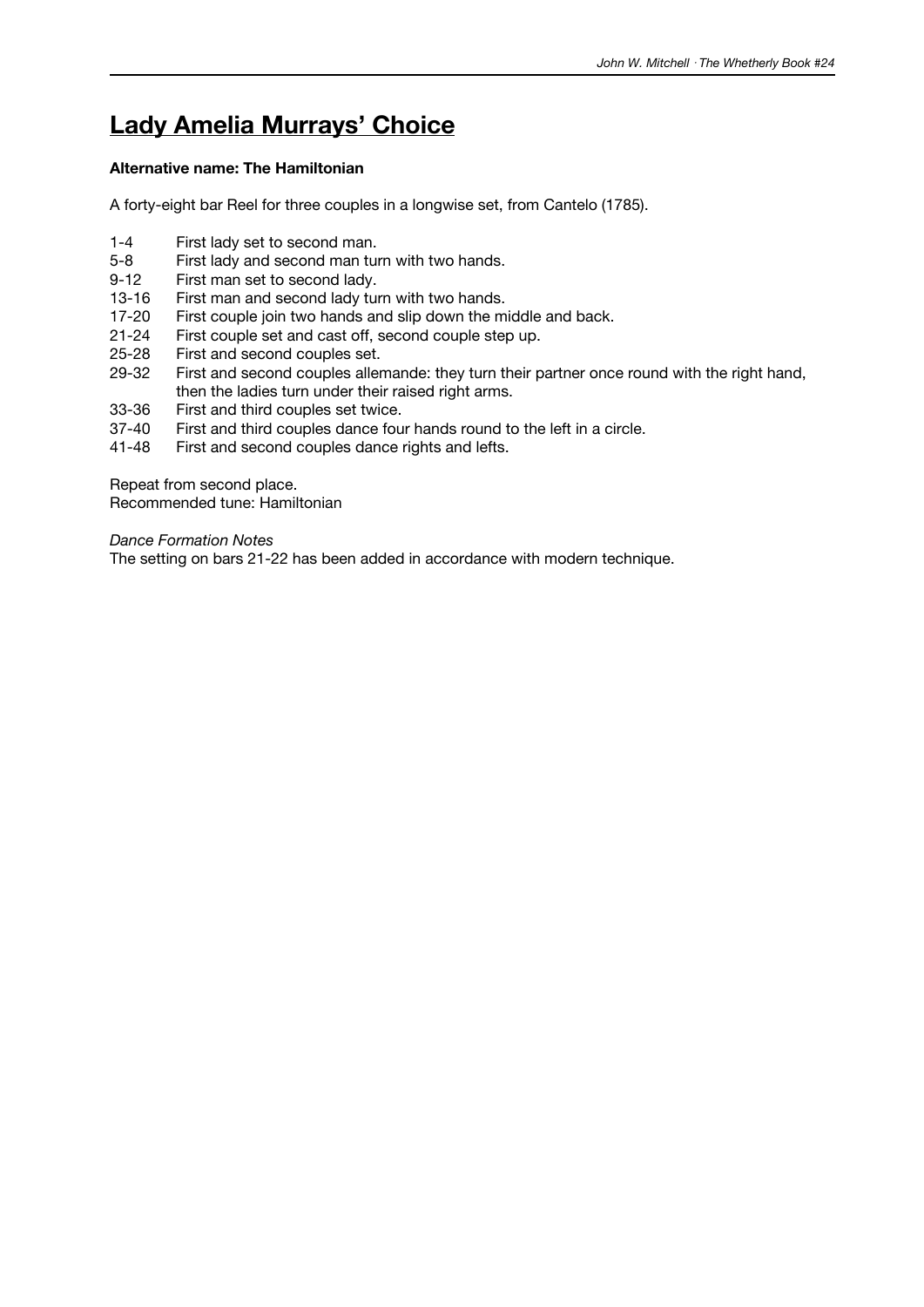# Lady Amelia Murrays' Choice

**Alternative name: The Hamiltonian**

A forty-eight bar Reel for three couples in a longwise set, from Cantelo (1785).

| | |
|---|---|
| 1-4 | First lady set to second man. |
| 5-8 | First lady and second man turn with two hands. |
| 9-12 | First man set to second lady. |
| 13-16 | First man and second lady turn with two hands. |
| 17-20 | First couple join two hands and slip down the middle and back. |
| 21-24 | First couple set and cast off, second couple step up. |
| 25-28 | First and second couples set. |
| 29-32 | First and second couples allemande: they turn their partner once round with the right hand, then the ladies turn under their raised right arms. |
| 33-36 | First and third couples set twice. |
| 37-40 | First and third couples dance four hands round to the left in a circle. |
| 41-48 | First and second couples dance rights and lefts. |

Repeat from second place.
Recommended tune: Hamiltonian

*Dance Formation Notes*
The setting on bars 21-22 has been added in accordance with modern technique.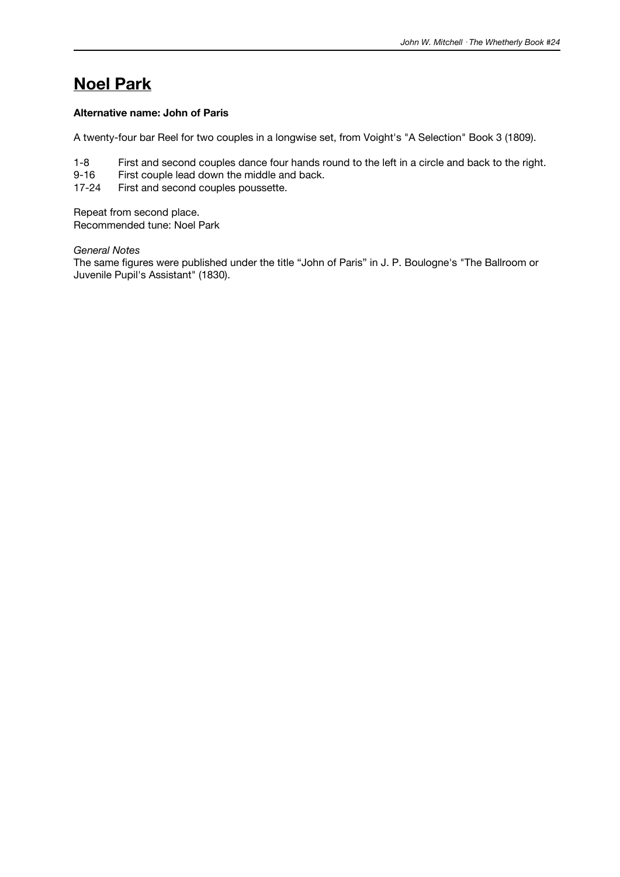# Noel Park

**Alternative name: John of Paris**

A twenty-four bar Reel for two couples in a longwise set, from Voight's "A Selection" Book 3 (1809).

1-8 First and second couples dance four hands round to the left in a circle and back to the right.
9-16 First couple lead down the middle and back.
17-24 First and second couples poussette.

Repeat from second place.
Recommended tune: Noel Park

*General Notes*
The same figures were published under the title "John of Paris" in J. P. Boulogne's "The Ballroom or Juvenile Pupil's Assistant" (1830).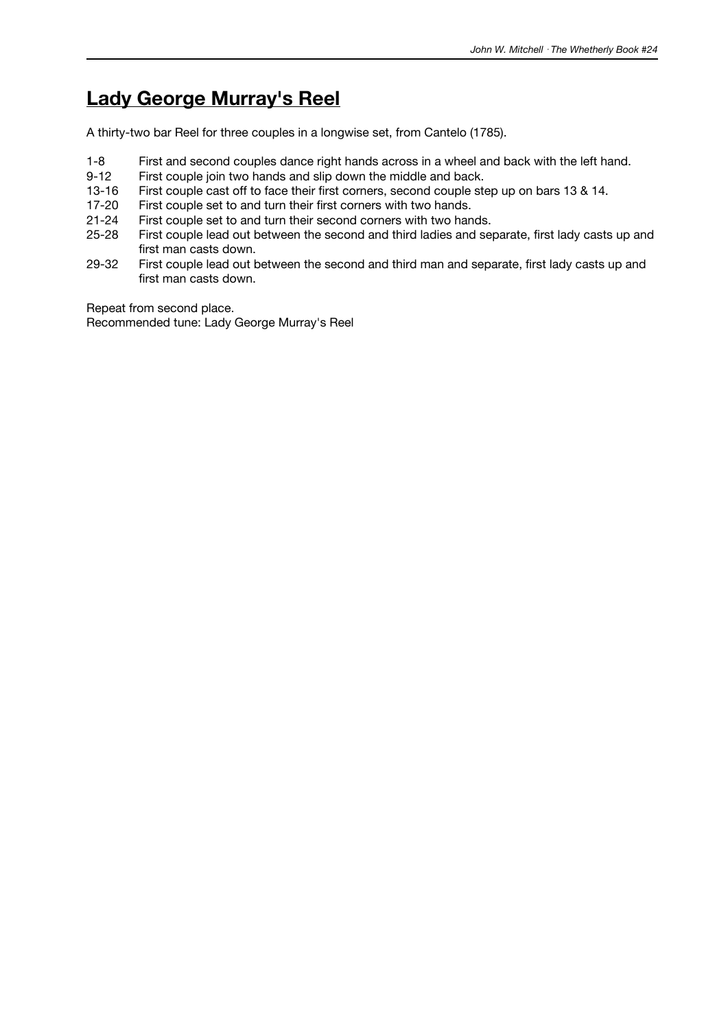## Lady George Murray's Reel

A thirty-two bar Reel for three couples in a longwise set, from Cantelo (1785).

- 1-8 First and second couples dance right hands across in a wheel and back with the left hand.
- 9-12 First couple join two hands and slip down the middle and back.
- 13-16 First couple cast off to face their first corners, second couple step up on bars 13 & 14.
- 17-20 First couple set to and turn their first corners with two hands.
- 21-24 First couple set to and turn their second corners with two hands.
- 25-28 First couple lead out between the second and third ladies and separate, first lady casts up and first man casts down.
- 29-32 First couple lead out between the second and third man and separate, first lady casts up and first man casts down.

Repeat from second place.
Recommended tune: Lady George Murray's Reel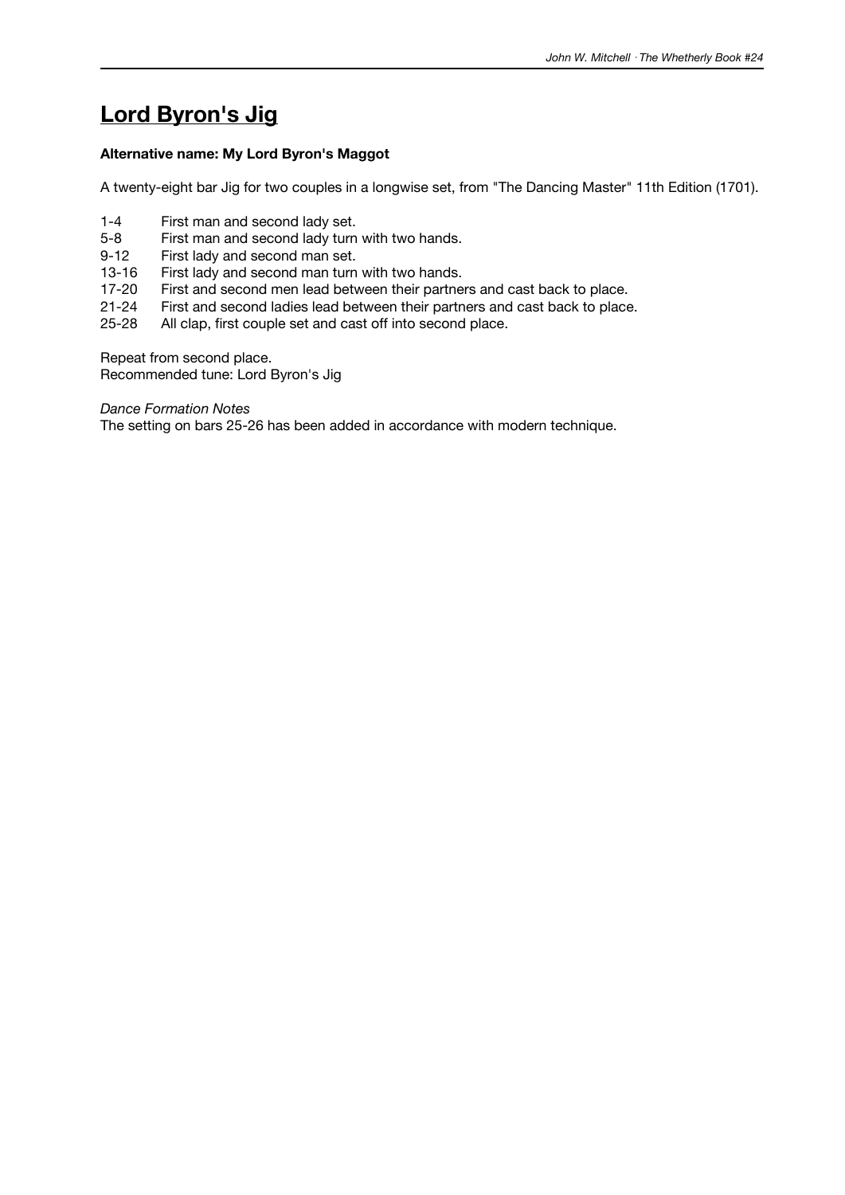# Lord Byron's Jig

**Alternative name: My Lord Byron's Maggot**

A twenty-eight bar Jig for two couples in a longwise set, from "The Dancing Master" 11th Edition (1701).

| | |
|---|---|
| 1-4 | First man and second lady set. |
| 5-8 | First man and second lady turn with two hands. |
| 9-12 | First lady and second man set. |
| 13-16 | First lady and second man turn with two hands. |
| 17-20 | First and second men lead between their partners and cast back to place. |
| 21-24 | First and second ladies lead between their partners and cast back to place. |
| 25-28 | All clap, first couple set and cast off into second place. |

Repeat from second place.
Recommended tune: Lord Byron's Jig

*Dance Formation Notes*
The setting on bars 25-26 has been added in accordance with modern technique.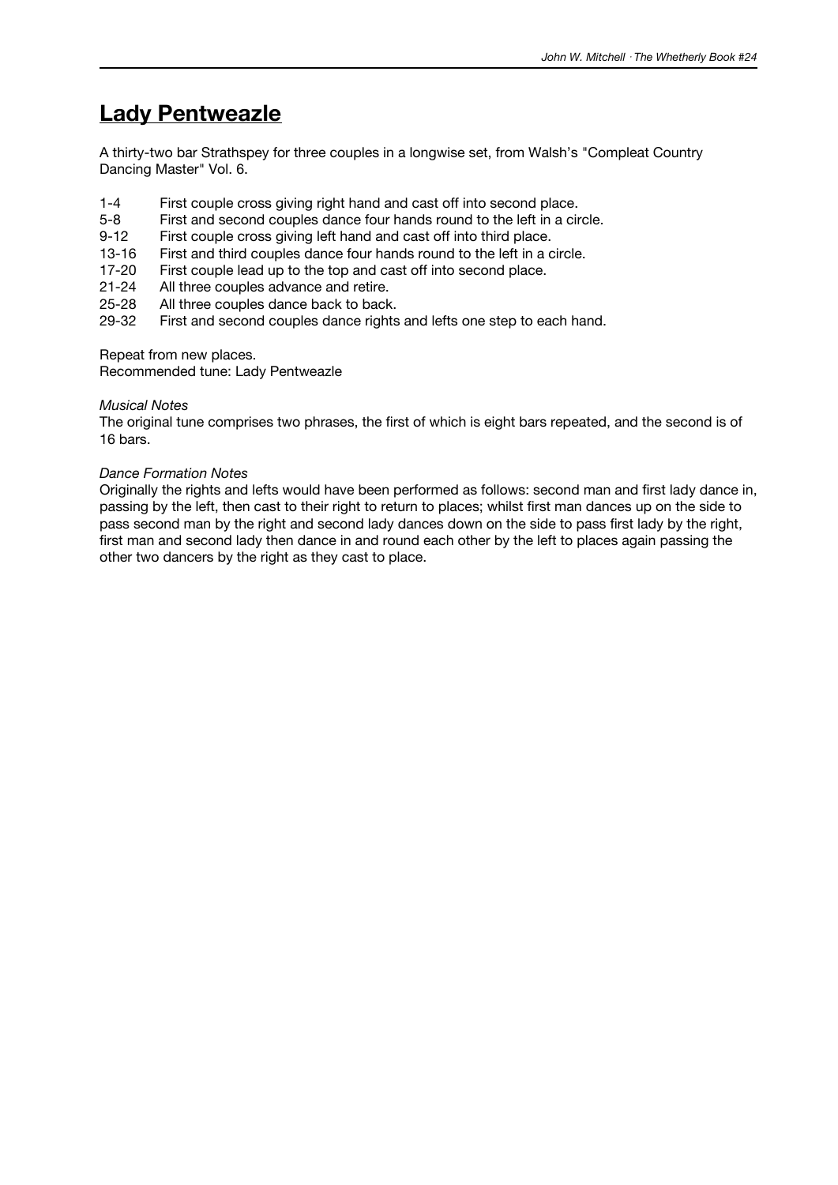# Lady Pentweazle

A thirty-two bar Strathspey for three couples in a longwise set, from Walsh's "Compleat Country Dancing Master" Vol. 6.

| | |
|---|---|
| 1-4 | First couple cross giving right hand and cast off into second place. |
| 5-8 | First and second couples dance four hands round to the left in a circle. |
| 9-12 | First couple cross giving left hand and cast off into third place. |
| 13-16 | First and third couples dance four hands round to the left in a circle. |
| 17-20 | First couple lead up to the top and cast off into second place. |
| 21-24 | All three couples advance and retire. |
| 25-28 | All three couples dance back to back. |
| 29-32 | First and second couples dance rights and lefts one step to each hand. |

Repeat from new places.
Recommended tune: Lady Pentweazle

*Musical Notes*
The original tune comprises two phrases, the first of which is eight bars repeated, and the second is of 16 bars.

*Dance Formation Notes*
Originally the rights and lefts would have been performed as follows: second man and first lady dance in, passing by the left, then cast to their right to return to places; whilst first man dances up on the side to pass second man by the right and second lady dances down on the side to pass first lady by the right, first man and second lady then dance in and round each other by the left to places again passing the other two dancers by the right as they cast to place.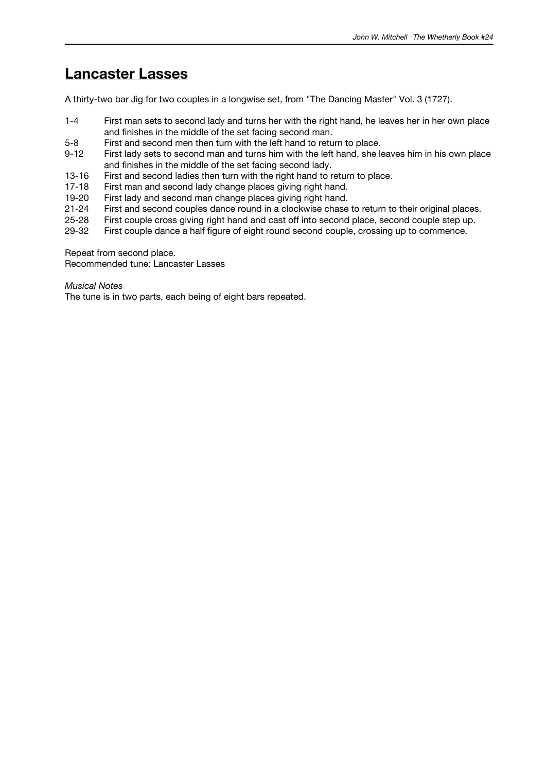## Lancaster Lasses

A thirty-two bar Jig for two couples in a longwise set, from "The Dancing Master" Vol. 3 (1727).

| | |
|---|---|
| 1-4 | First man sets to second lady and turns her with the right hand, he leaves her in her own place and finishes in the middle of the set facing second man. |
| 5-8 | First and second men then turn with the left hand to return to place. |
| 9-12 | First lady sets to second man and turns him with the left hand, she leaves him in his own place and finishes in the middle of the set facing second lady. |
| 13-16 | First and second ladies then turn with the right hand to return to place. |
| 17-18 | First man and second lady change places giving right hand. |
| 19-20 | First lady and second man change places giving right hand. |
| 21-24 | First and second couples dance round in a clockwise chase to return to their original places. |
| 25-28 | First couple cross giving right hand and cast off into second place, second couple step up. |
| 29-32 | First couple dance a half figure of eight round second couple, crossing up to commence. |

Repeat from second place.
Recommended tune: Lancaster Lasses

*Musical Notes*
The tune is in two parts, each being of eight bars repeated.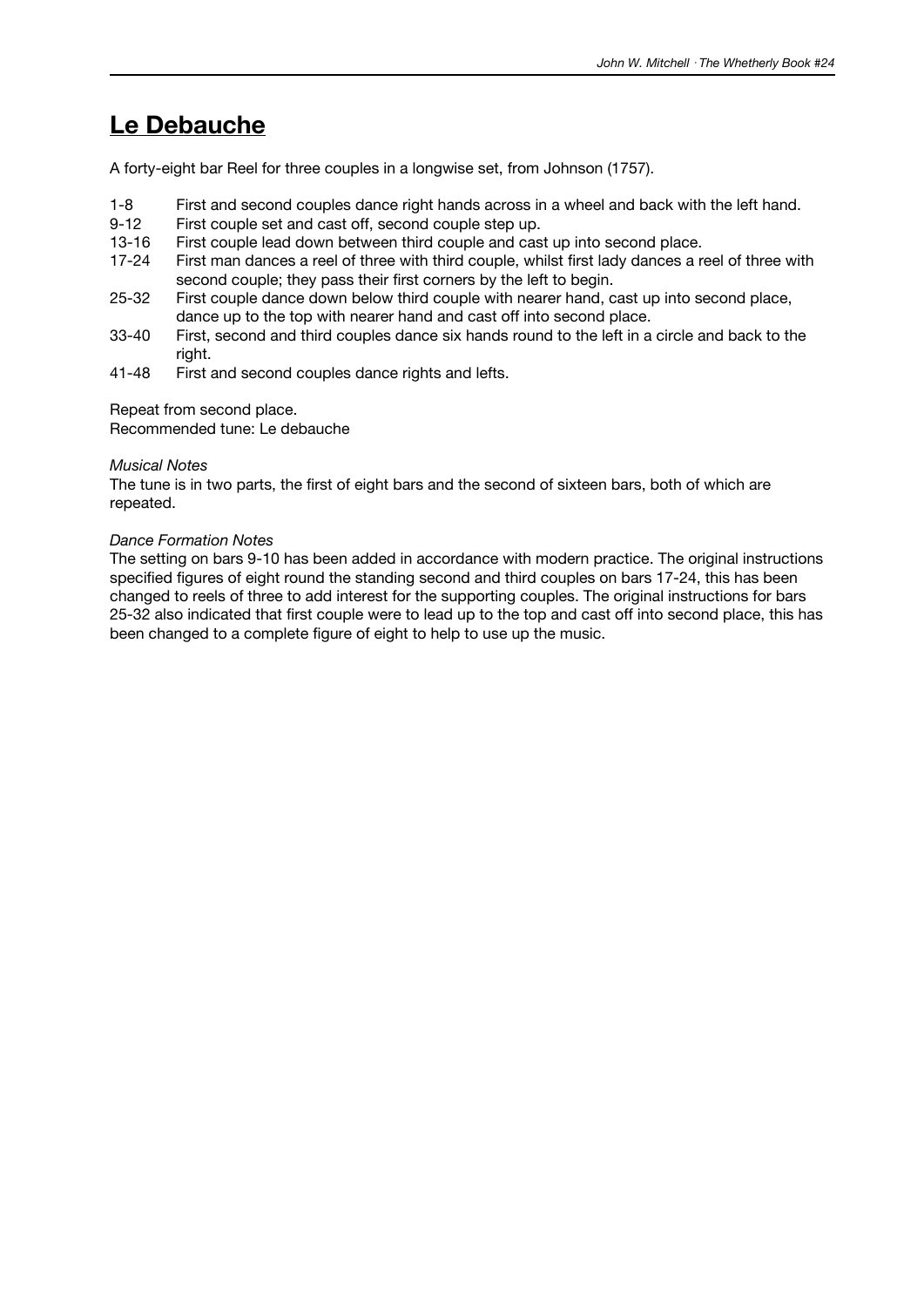# Le Debauche

A forty-eight bar Reel for three couples in a longwise set, from Johnson (1757).

| | |
|---|---|
| 1-8 | First and second couples dance right hands across in a wheel and back with the left hand. |
| 9-12 | First couple set and cast off, second couple step up. |
| 13-16 | First couple lead down between third couple and cast up into second place. |
| 17-24 | First man dances a reel of three with third couple, whilst first lady dances a reel of three with second couple; they pass their first corners by the left to begin. |
| 25-32 | First couple dance down below third couple with nearer hand, cast up into second place, dance up to the top with nearer hand and cast off into second place. |
| 33-40 | First, second and third couples dance six hands round to the left in a circle and back to the right. |
| 41-48 | First and second couples dance rights and lefts. |

Repeat from second place.
Recommended tune: Le debauche

*Musical Notes*
The tune is in two parts, the first of eight bars and the second of sixteen bars, both of which are repeated.

*Dance Formation Notes*
The setting on bars 9-10 has been added in accordance with modern practice. The original instructions specified figures of eight round the standing second and third couples on bars 17-24, this has been changed to reels of three to add interest for the supporting couples. The original instructions for bars 25-32 also indicated that first couple were to lead up to the top and cast off into second place, this has been changed to a complete figure of eight to help to use up the music.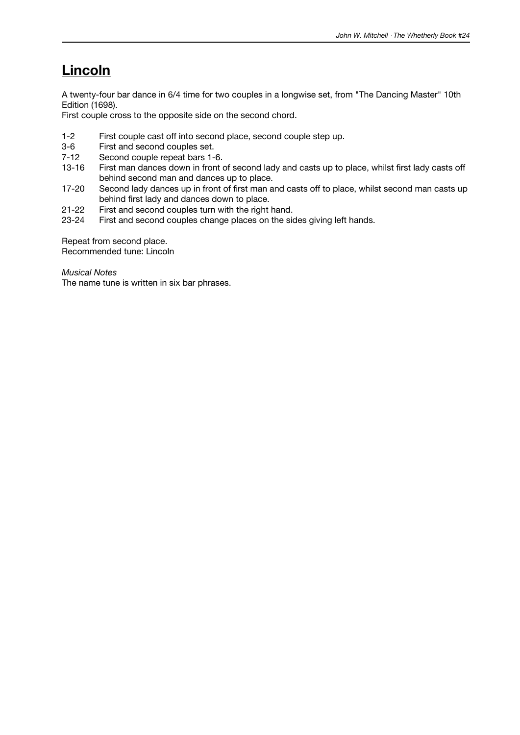## **Lincoln**

A twenty-four bar dance in 6/4 time for two couples in a longwise set, from "The Dancing Master" 10th Edition (1698).
First couple cross to the opposite side on the second chord.

| | |
|---|---|
| 1-2 | First couple cast off into second place, second couple step up. |
| 3-6 | First and second couples set. |
| 7-12 | Second couple repeat bars 1-6. |
| 13-16 | First man dances down in front of second lady and casts up to place, whilst first lady casts off behind second man and dances up to place. |
| 17-20 | Second lady dances up in front of first man and casts off to place, whilst second man casts up behind first lady and dances down to place. |
| 21-22 | First and second couples turn with the right hand. |
| 23-24 | First and second couples change places on the sides giving left hands. |

Repeat from second place.
Recommended tune: Lincoln

*Musical Notes*
The name tune is written in six bar phrases.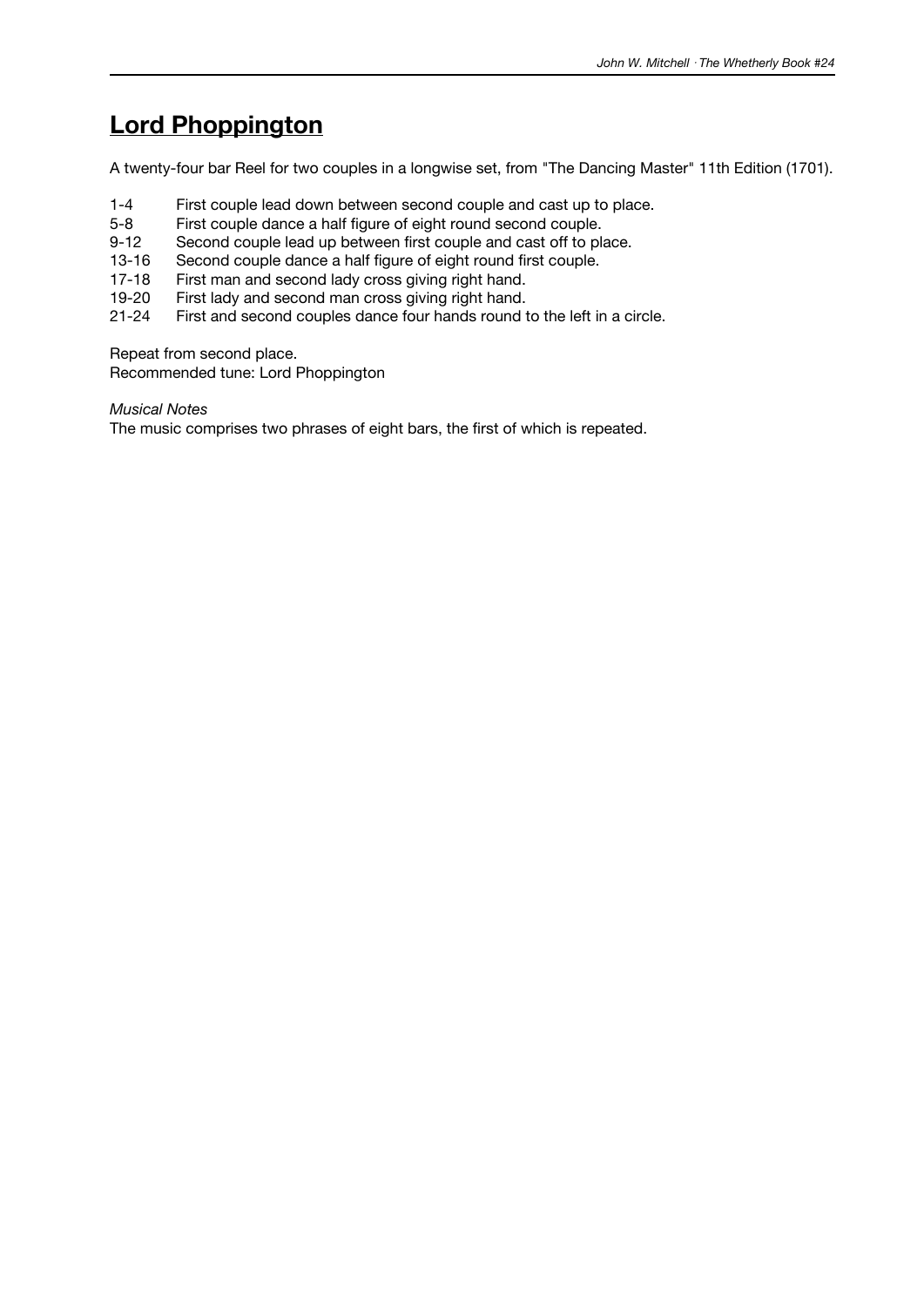## Lord Phoppington

A twenty-four bar Reel for two couples in a longwise set, from "The Dancing Master" 11th Edition (1701).

| | |
|---|---|
| 1-4 | First couple lead down between second couple and cast up to place. |
| 5-8 | First couple dance a half figure of eight round second couple. |
| 9-12 | Second couple lead up between first couple and cast off to place. |
| 13-16 | Second couple dance a half figure of eight round first couple. |
| 17-18 | First man and second lady cross giving right hand. |
| 19-20 | First lady and second man cross giving right hand. |
| 21-24 | First and second couples dance four hands round to the left in a circle. |

Repeat from second place.
Recommended tune: Lord Phoppington

*Musical Notes*
The music comprises two phrases of eight bars, the first of which is repeated.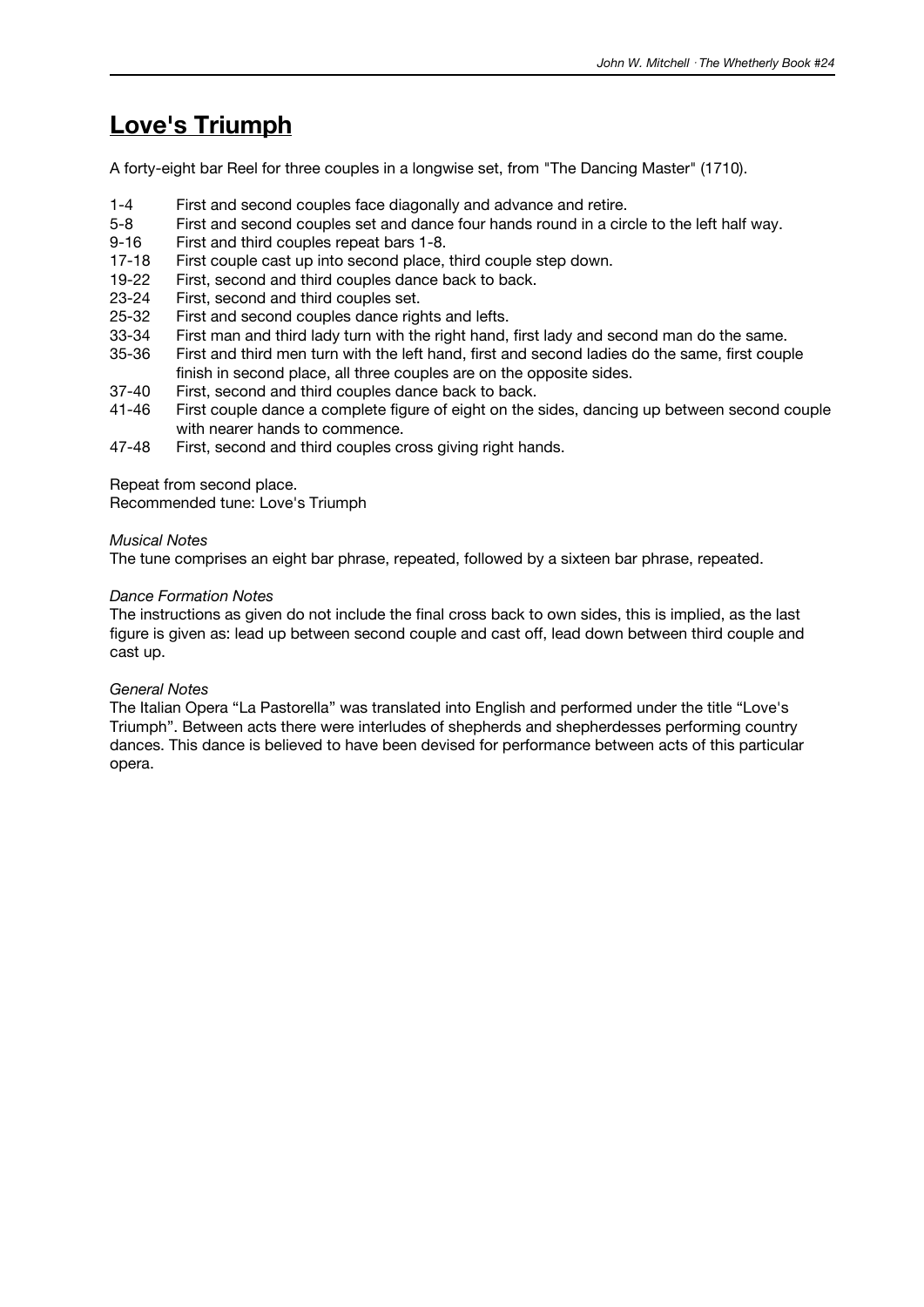# Love's Triumph

A forty-eight bar Reel for three couples in a longwise set, from "The Dancing Master" (1710).

| | |
|---|---|
| 1-4 | First and second couples face diagonally and advance and retire. |
| 5-8 | First and second couples set and dance four hands round in a circle to the left half way. |
| 9-16 | First and third couples repeat bars 1-8. |
| 17-18 | First couple cast up into second place, third couple step down. |
| 19-22 | First, second and third couples dance back to back. |
| 23-24 | First, second and third couples set. |
| 25-32 | First and second couples dance rights and lefts. |
| 33-34 | First man and third lady turn with the right hand, first lady and second man do the same. |
| 35-36 | First and third men turn with the left hand, first and second ladies do the same, first couple finish in second place, all three couples are on the opposite sides. |
| 37-40 | First, second and third couples dance back to back. |
| 41-46 | First couple dance a complete figure of eight on the sides, dancing up between second couple with nearer hands to commence. |
| 47-48 | First, second and third couples cross giving right hands. |

Repeat from second place.
Recommended tune: Love's Triumph

*Musical Notes*
The tune comprises an eight bar phrase, repeated, followed by a sixteen bar phrase, repeated.

*Dance Formation Notes*
The instructions as given do not include the final cross back to own sides, this is implied, as the last figure is given as: lead up between second couple and cast off, lead down between third couple and cast up.

*General Notes*
The Italian Opera "La Pastorella" was translated into English and performed under the title "Love's Triumph". Between acts there were interludes of shepherds and shepherdesses performing country dances. This dance is believed to have been devised for performance between acts of this particular opera.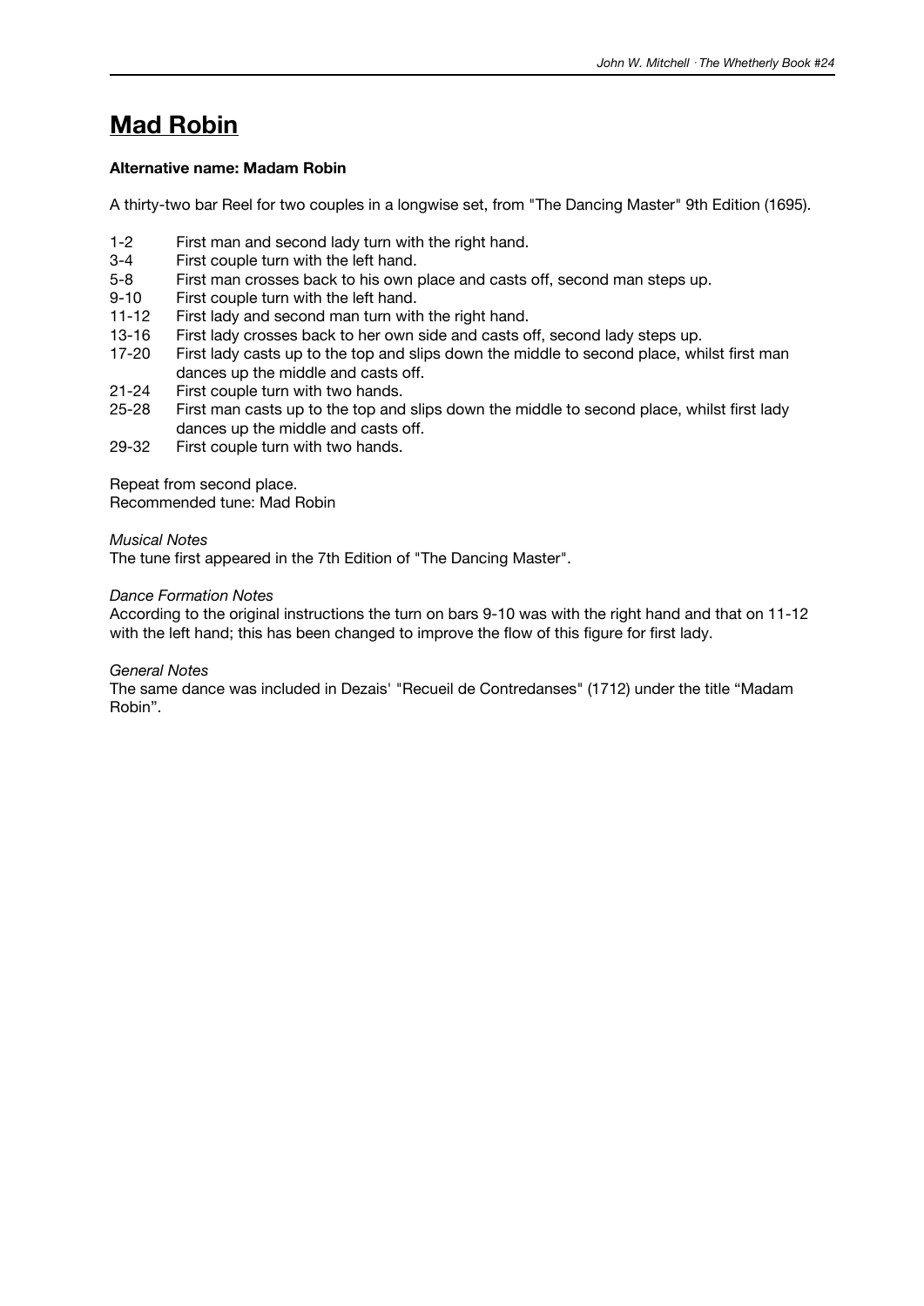# Mad Robin

**Alternative name: Madam Robin**

A thirty-two bar Reel for two couples in a longwise set, from "The Dancing Master" 9th Edition (1695).

- 1-2 First man and second lady turn with the right hand.
- 3-4 First couple turn with the left hand.
- 5-8 First man crosses back to his own place and casts off, second man steps up.
- 9-10 First couple turn with the left hand.
- 11-12 First lady and second man turn with the right hand.
- 13-16 First lady crosses back to her own side and casts off, second lady steps up.
- 17-20 First lady casts up to the top and slips down the middle to second place, whilst first man dances up the middle and casts off.
- 21-24 First couple turn with two hands.
- 25-28 First man casts up to the top and slips down the middle to second place, whilst first lady dances up the middle and casts off.
- 29-32 First couple turn with two hands.

Repeat from second place.
Recommended tune: Mad Robin

*Musical Notes*
The tune first appeared in the 7th Edition of "The Dancing Master".

*Dance Formation Notes*
According to the original instructions the turn on bars 9-10 was with the right hand and that on 11-12 with the left hand; this has been changed to improve the flow of this figure for first lady.

*General Notes*
The same dance was included in Dezais' "Recueil de Contredanses" (1712) under the title “Madam Robin”.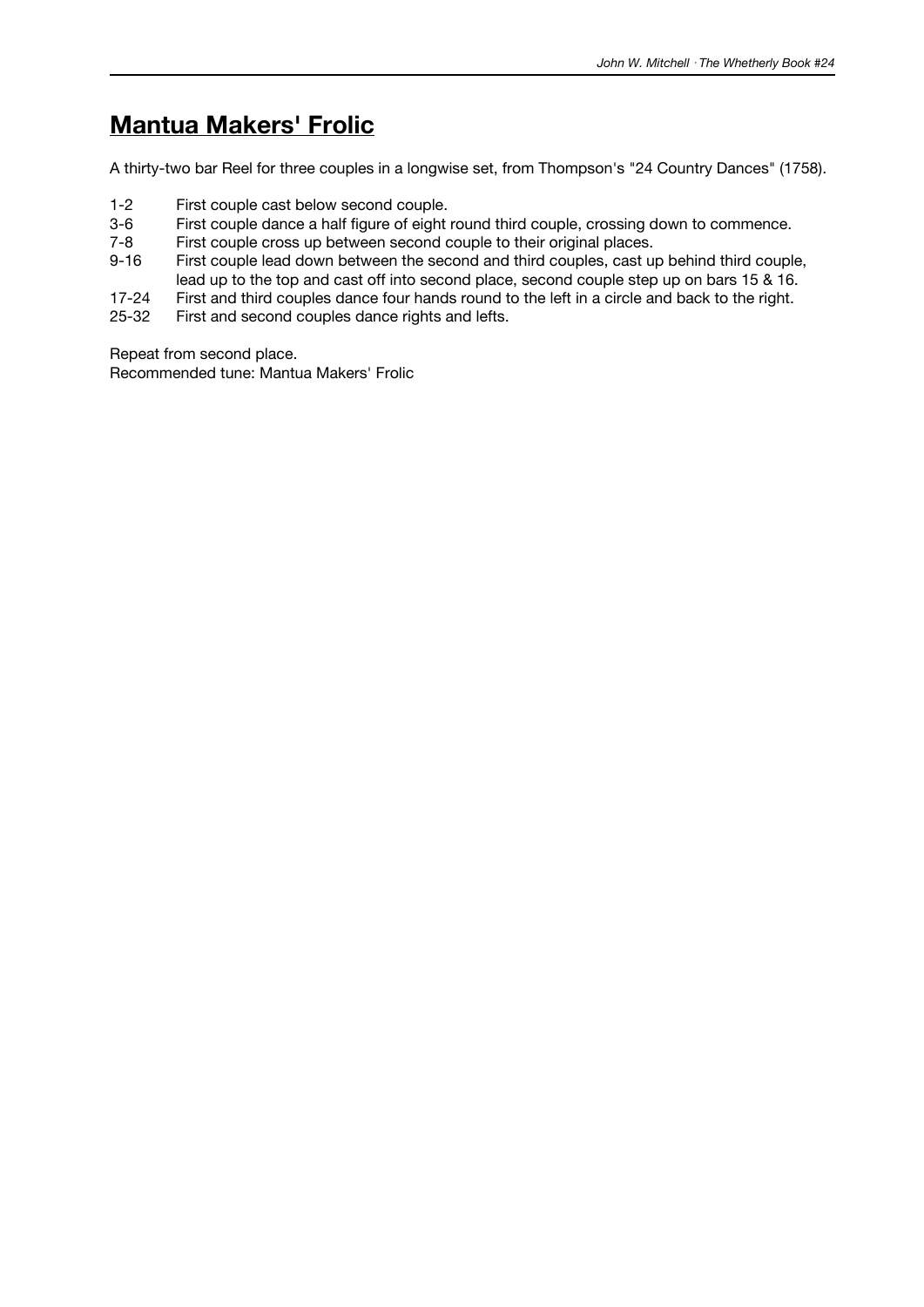# Mantua Makers' Frolic

A thirty-two bar Reel for three couples in a longwise set, from Thompson's "24 Country Dances" (1758).

| | |
|---|---|
| 1-2 | First couple cast below second couple. |
| 3-6 | First couple dance a half figure of eight round third couple, crossing down to commence. |
| 7-8 | First couple cross up between second couple to their original places. |
| 9-16 | First couple lead down between the second and third couples, cast up behind third couple, lead up to the top and cast off into second place, second couple step up on bars 15 & 16. |
| 17-24 | First and third couples dance four hands round to the left in a circle and back to the right. |
| 25-32 | First and second couples dance rights and lefts. |

Repeat from second place.
Recommended tune: Mantua Makers' Frolic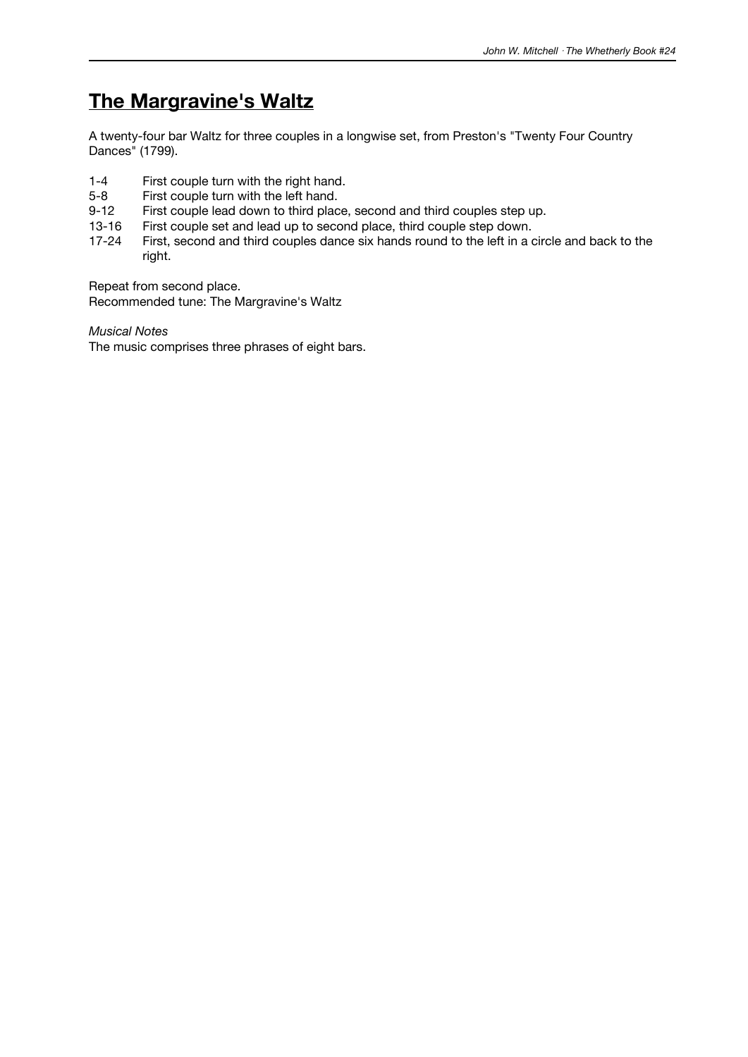# The Margravine's Waltz

A twenty-four bar Waltz for three couples in a longwise set, from Preston's "Twenty Four Country Dances" (1799).

1-4 First couple turn with the right hand.
5-8 First couple turn with the left hand.
9-12 First couple lead down to third place, second and third couples step up.
13-16 First couple set and lead up to second place, third couple step down.
17-24 First, second and third couples dance six hands round to the left in a circle and back to the right.

Repeat from second place.
Recommended tune: The Margravine's Waltz

*Musical Notes*
The music comprises three phrases of eight bars.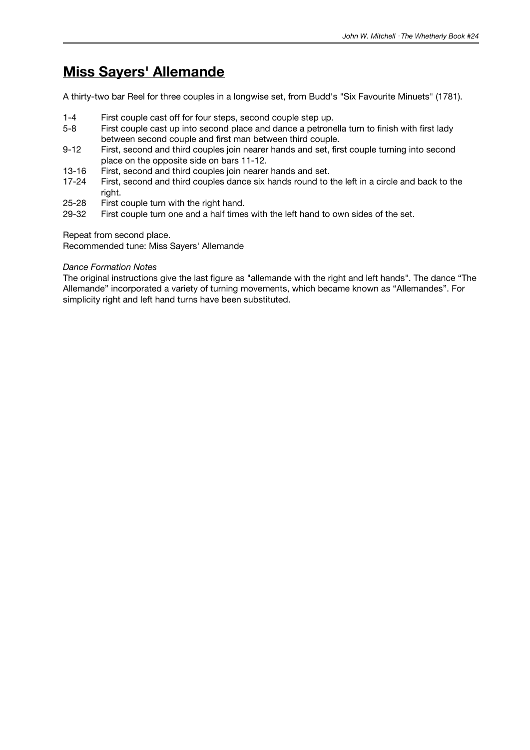# Miss Sayers' Allemande

A thirty-two bar Reel for three couples in a longwise set, from Budd's "Six Favourite Minuets" (1781).

1-4 First couple cast off for four steps, second couple step up.

5-8 First couple cast up into second place and dance a petronella turn to finish with first lady between second couple and first man between third couple.

9-12 First, second and third couples join nearer hands and set, first couple turning into second place on the opposite side on bars 11-12.

13-16 First, second and third couples join nearer hands and set.

17-24 First, second and third couples dance six hands round to the left in a circle and back to the right.

25-28 First couple turn with the right hand.

29-32 First couple turn one and a half times with the left hand to own sides of the set.

Repeat from second place.
Recommended tune: Miss Sayers' Allemande

*Dance Formation Notes*
The original instructions give the last figure as "allemande with the right and left hands". The dance “The Allemande” incorporated a variety of turning movements, which became known as “Allemandes”. For simplicity right and left hand turns have been substituted.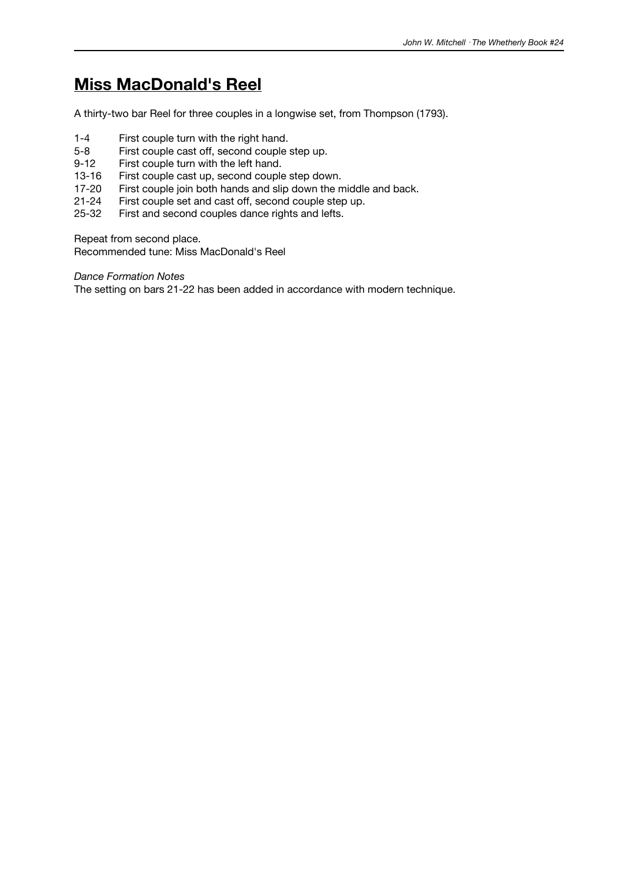# Miss MacDonald's Reel

A thirty-two bar Reel for three couples in a longwise set, from Thompson (1793).

| | |
|---|---|
| 1-4 | First couple turn with the right hand. |
| 5-8 | First couple cast off, second couple step up. |
| 9-12 | First couple turn with the left hand. |
| 13-16 | First couple cast up, second couple step down. |
| 17-20 | First couple join both hands and slip down the middle and back. |
| 21-24 | First couple set and cast off, second couple step up. |
| 25-32 | First and second couples dance rights and lefts. |

Repeat from second place.
Recommended tune: Miss MacDonald's Reel

*Dance Formation Notes*
The setting on bars 21-22 has been added in accordance with modern technique.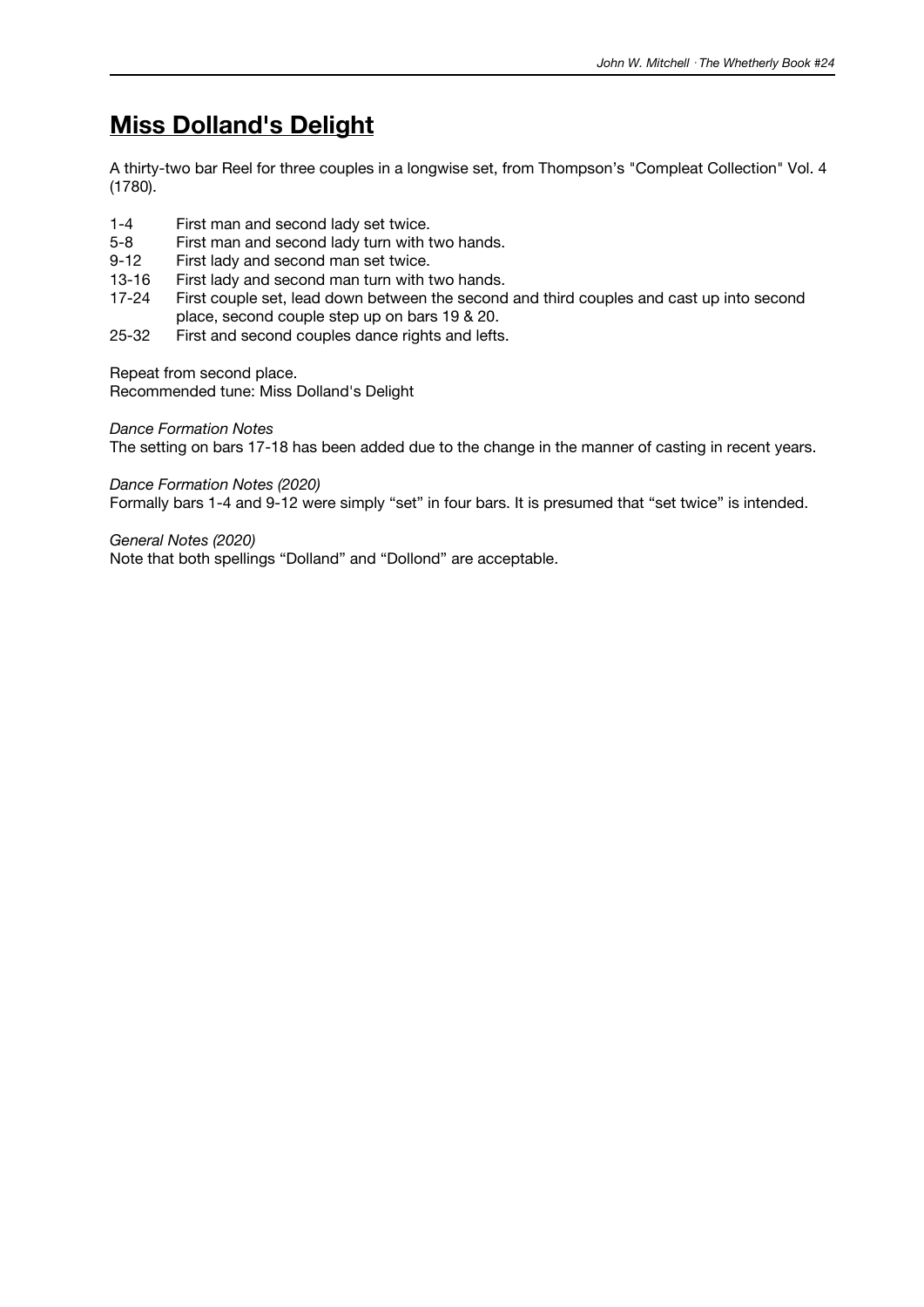# Miss Dolland's Delight

A thirty-two bar Reel for three couples in a longwise set, from Thompson's "Compleat Collection" Vol. 4 (1780).

| | |
|---|---|
| 1-4 | First man and second lady set twice. |
| 5-8 | First man and second lady turn with two hands. |
| 9-12 | First lady and second man set twice. |
| 13-16 | First lady and second man turn with two hands. |
| 17-24 | First couple set, lead down between the second and third couples and cast up into second place, second couple step up on bars 19 & 20. |
| 25-32 | First and second couples dance rights and lefts. |

Repeat from second place.
Recommended tune: Miss Dolland's Delight

*Dance Formation Notes*
The setting on bars 17-18 has been added due to the change in the manner of casting in recent years.

*Dance Formation Notes (2020)*
Formally bars 1-4 and 9-12 were simply "set" in four bars. It is presumed that "set twice" is intended.

*General Notes (2020)*
Note that both spellings "Dolland" and "Dollond" are acceptable.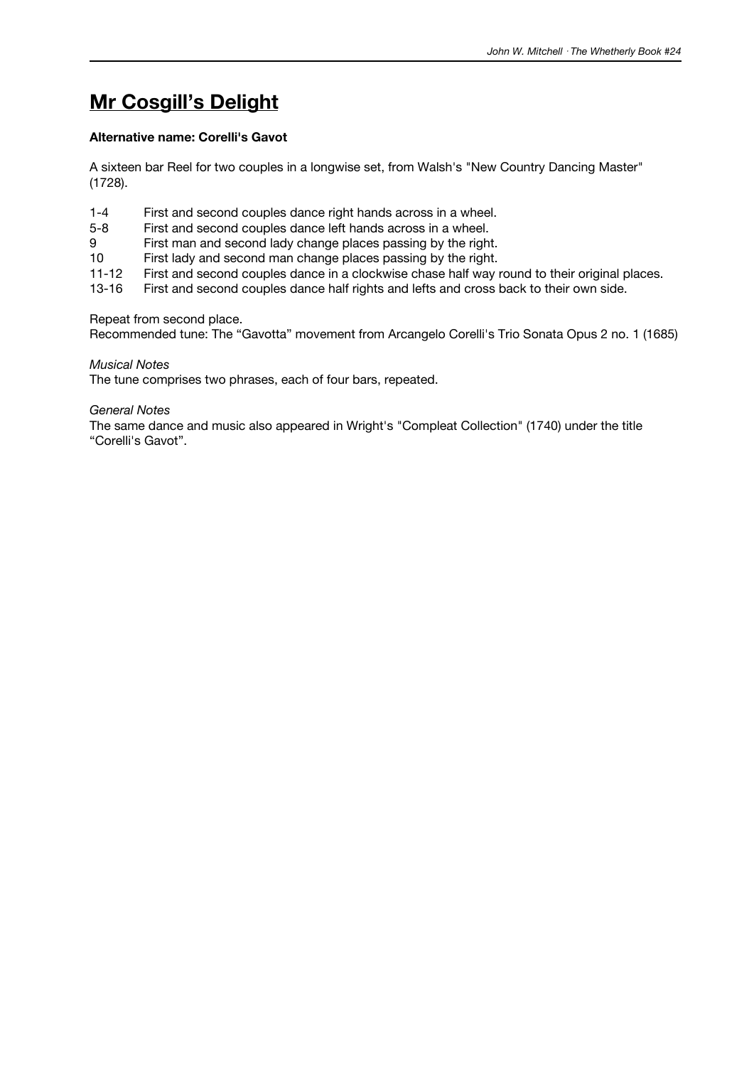# Mr Cosgill's Delight

**Alternative name: Corelli's Gavot**

A sixteen bar Reel for two couples in a longwise set, from Walsh's "New Country Dancing Master" (1728).

| | |
|---|---|
| 1-4 | First and second couples dance right hands across in a wheel. |
| 5-8 | First and second couples dance left hands across in a wheel. |
| 9 | First man and second lady change places passing by the right. |
| 10 | First lady and second man change places passing by the right. |
| 11-12 | First and second couples dance in a clockwise chase half way round to their original places. |
| 13-16 | First and second couples dance half rights and lefts and cross back to their own side. |

Repeat from second place.
Recommended tune: The "Gavotta" movement from Arcangelo Corelli's Trio Sonata Opus 2 no. 1 (1685)

*Musical Notes*
The tune comprises two phrases, each of four bars, repeated.

*General Notes*
The same dance and music also appeared in Wright's "Compleat Collection" (1740) under the title "Corelli's Gavot".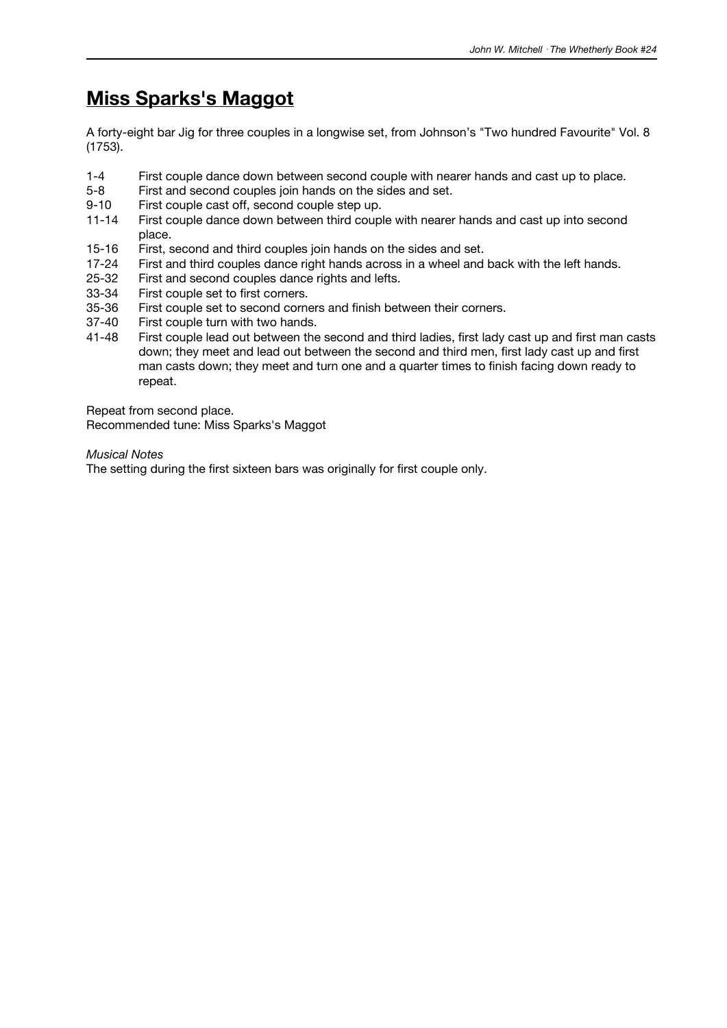# Miss Sparks's Maggot

A forty-eight bar Jig for three couples in a longwise set, from Johnson's "Two hundred Favourite" Vol. 8 (1753).

| | |
|---|---|
| 1-4 | First couple dance down between second couple with nearer hands and cast up to place. |
| 5-8 | First and second couples join hands on the sides and set. |
| 9-10 | First couple cast off, second couple step up. |
| 11-14 | First couple dance down between third couple with nearer hands and cast up into second place. |
| 15-16 | First, second and third couples join hands on the sides and set. |
| 17-24 | First and third couples dance right hands across in a wheel and back with the left hands. |
| 25-32 | First and second couples dance rights and lefts. |
| 33-34 | First couple set to first corners. |
| 35-36 | First couple set to second corners and finish between their corners. |
| 37-40 | First couple turn with two hands. |
| 41-48 | First couple lead out between the second and third ladies, first lady cast up and first man casts down; they meet and lead out between the second and third men, first lady cast up and first man casts down; they meet and turn one and a quarter times to finish facing down ready to repeat. |

Repeat from second place.
Recommended tune: Miss Sparks's Maggot

*Musical Notes*
The setting during the first sixteen bars was originally for first couple only.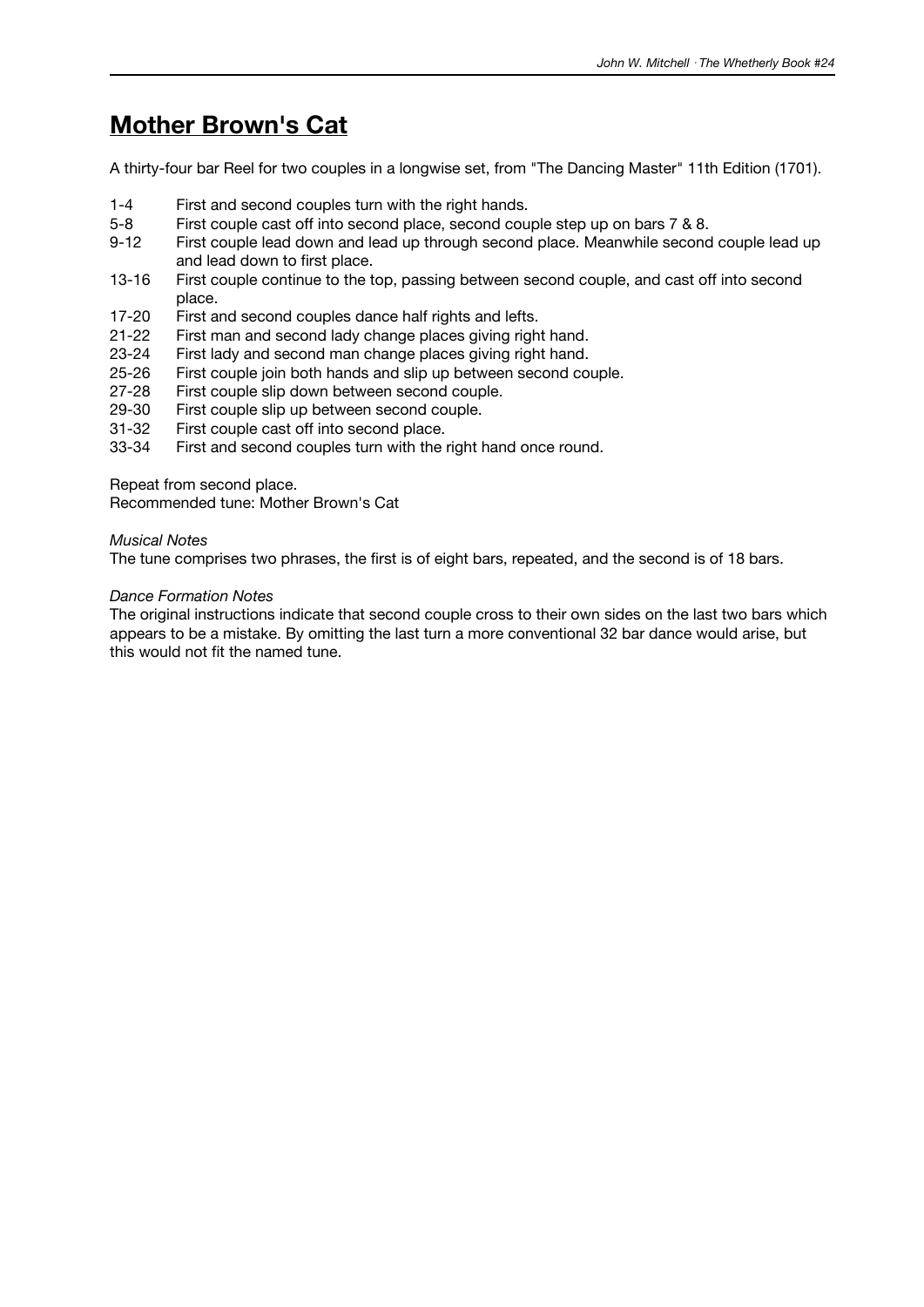# Mother Brown's Cat

A thirty-four bar Reel for two couples in a longwise set, from "The Dancing Master" 11th Edition (1701).

| | |
|---|---|
| 1-4 | First and second couples turn with the right hands. |
| 5-8 | First couple cast off into second place, second couple step up on bars 7 & 8. |
| 9-12 | First couple lead down and lead up through second place. Meanwhile second couple lead up and lead down to first place. |
| 13-16 | First couple continue to the top, passing between second couple, and cast off into second place. |
| 17-20 | First and second couples dance half rights and lefts. |
| 21-22 | First man and second lady change places giving right hand. |
| 23-24 | First lady and second man change places giving right hand. |
| 25-26 | First couple join both hands and slip up between second couple. |
| 27-28 | First couple slip down between second couple. |
| 29-30 | First couple slip up between second couple. |
| 31-32 | First couple cast off into second place. |
| 33-34 | First and second couples turn with the right hand once round. |

Repeat from second place.
Recommended tune: Mother Brown's Cat

*Musical Notes*
The tune comprises two phrases, the first is of eight bars, repeated, and the second is of 18 bars.

*Dance Formation Notes*
The original instructions indicate that second couple cross to their own sides on the last two bars which appears to be a mistake. By omitting the last turn a more conventional 32 bar dance would arise, but this would not fit the named tune.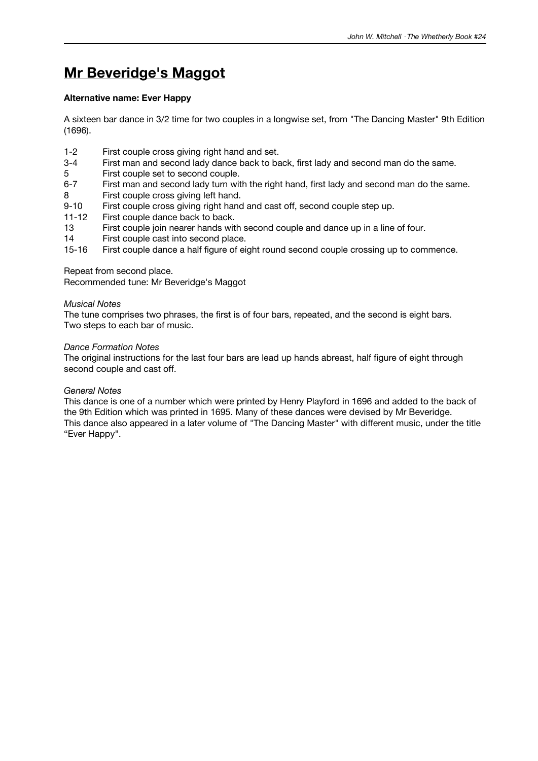# Mr Beveridge's Maggot

**Alternative name: Ever Happy**

A sixteen bar dance in 3/2 time for two couples in a longwise set, from "The Dancing Master" 9th Edition (1696).

| | |
|---|---|
| 1-2 | First couple cross giving right hand and set. |
| 3-4 | First man and second lady dance back to back, first lady and second man do the same. |
| 5 | First couple set to second couple. |
| 6-7 | First man and second lady turn with the right hand, first lady and second man do the same. |
| 8 | First couple cross giving left hand. |
| 9-10 | First couple cross giving right hand and cast off, second couple step up. |
| 11-12 | First couple dance back to back. |
| 13 | First couple join nearer hands with second couple and dance up in a line of four. |
| 14 | First couple cast into second place. |
| 15-16 | First couple dance a half figure of eight round second couple crossing up to commence. |

Repeat from second place.
Recommended tune: Mr Beveridge's Maggot

*Musical Notes*
The tune comprises two phrases, the first is of four bars, repeated, and the second is eight bars.
Two steps to each bar of music.

*Dance Formation Notes*
The original instructions for the last four bars are lead up hands abreast, half figure of eight through second couple and cast off.

*General Notes*
This dance is one of a number which were printed by Henry Playford in 1696 and added to the back of the 9th Edition which was printed in 1695. Many of these dances were devised by Mr Beveridge.
This dance also appeared in a later volume of "The Dancing Master" with different music, under the title "Ever Happy".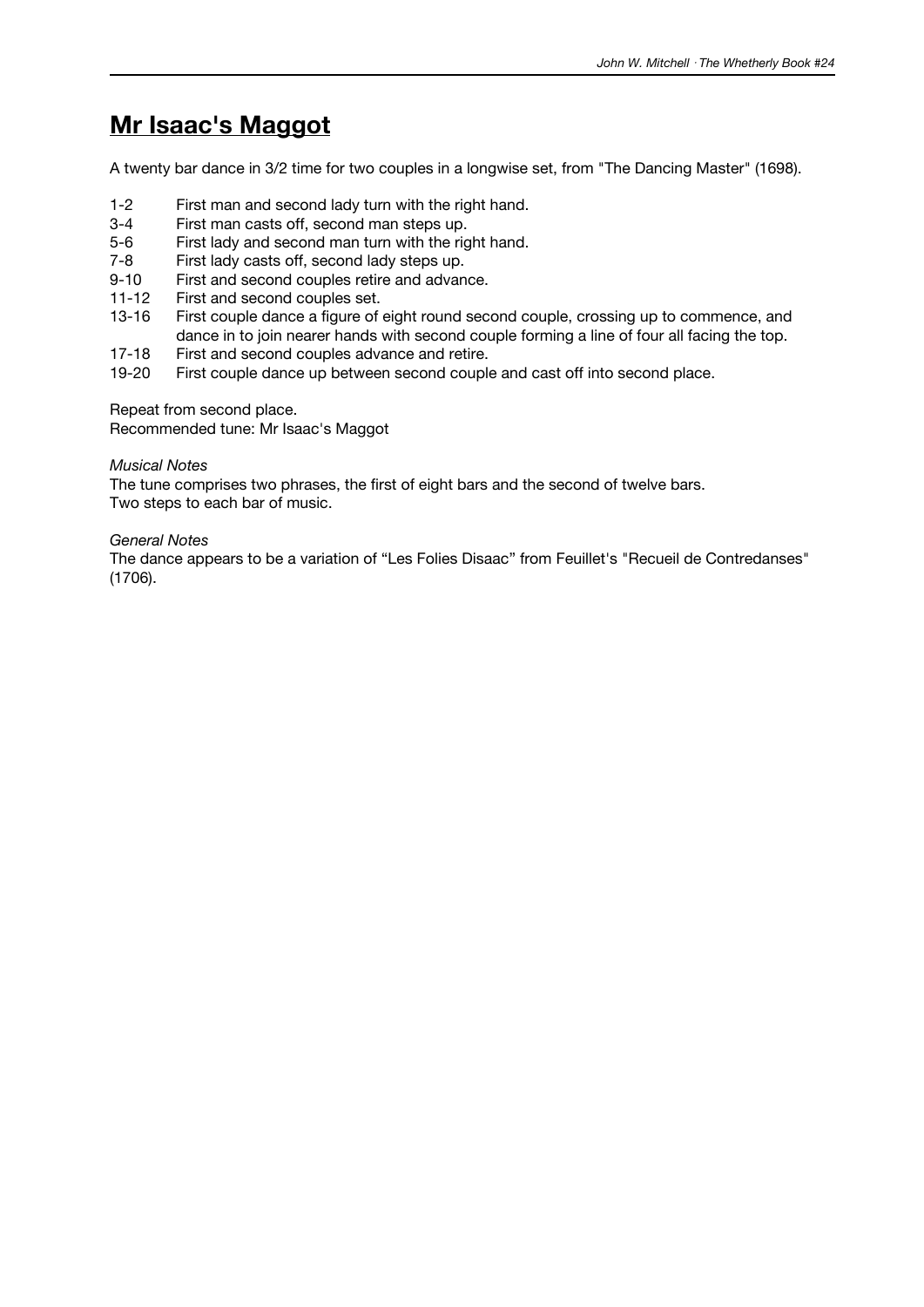# Mr Isaac's Maggot

A twenty bar dance in 3/2 time for two couples in a longwise set, from "The Dancing Master" (1698).

| | |
|---|---|
| 1-2 | First man and second lady turn with the right hand. |
| 3-4 | First man casts off, second man steps up. |
| 5-6 | First lady and second man turn with the right hand. |
| 7-8 | First lady casts off, second lady steps up. |
| 9-10 | First and second couples retire and advance. |
| 11-12 | First and second couples set. |
| 13-16 | First couple dance a figure of eight round second couple, crossing up to commence, and dance in to join nearer hands with second couple forming a line of four all facing the top. |
| 17-18 | First and second couples advance and retire. |
| 19-20 | First couple dance up between second couple and cast off into second place. |

Repeat from second place.
Recommended tune: Mr Isaac's Maggot

*Musical Notes*
The tune comprises two phrases, the first of eight bars and the second of twelve bars.
Two steps to each bar of music.

*General Notes*
The dance appears to be a variation of "Les Folies Disaac" from Feuillet's "Recueil de Contredanses" (1706).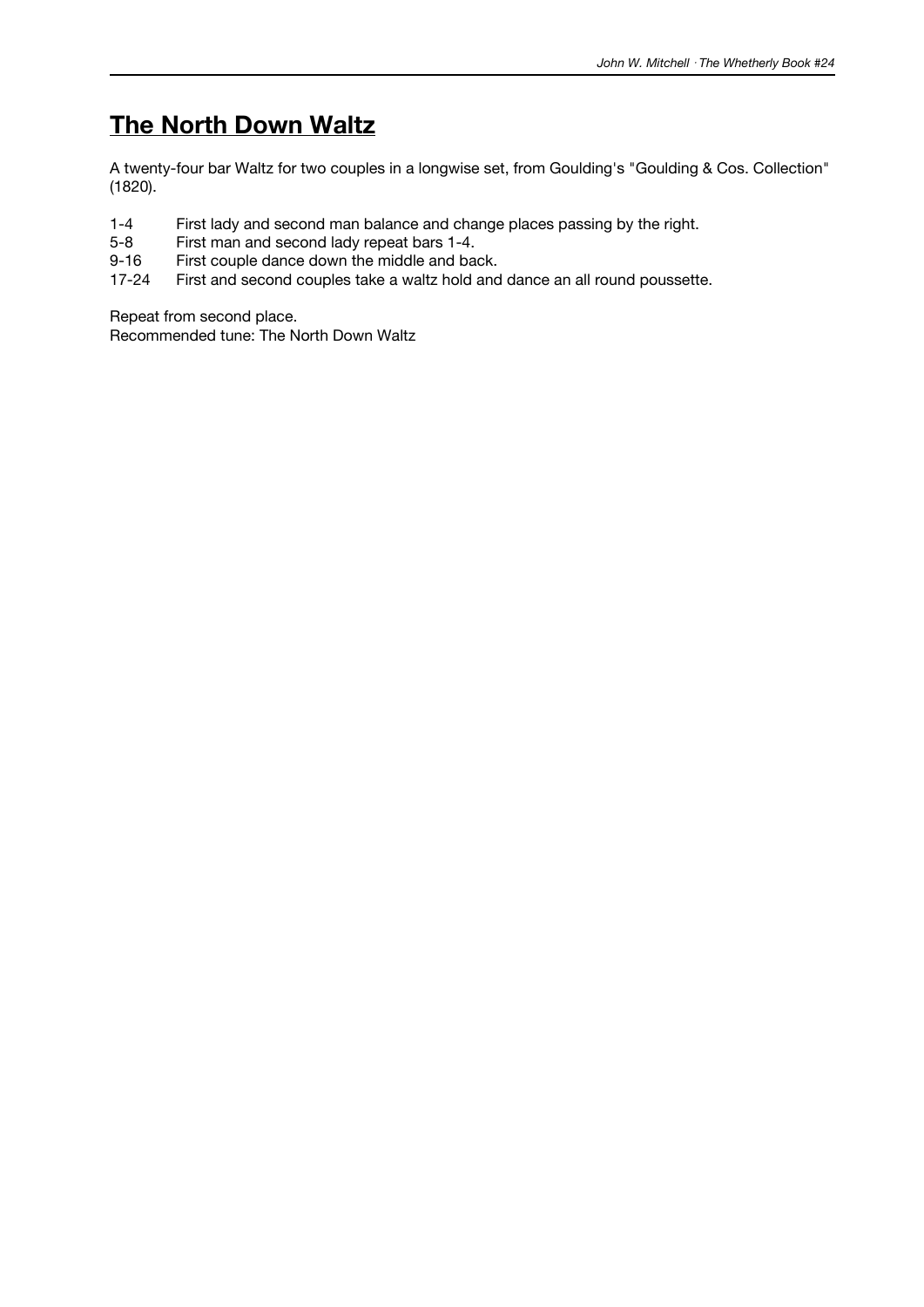# The North Down Waltz

A twenty-four bar Waltz for two couples in a longwise set, from Goulding's "Goulding & Cos. Collection" (1820).

| | |
|---|---|
| 1-4 | First lady and second man balance and change places passing by the right. |
| 5-8 | First man and second lady repeat bars 1-4. |
| 9-16 | First couple dance down the middle and back. |
| 17-24 | First and second couples take a waltz hold and dance an all round poussette. |

Repeat from second place.
Recommended tune: The North Down Waltz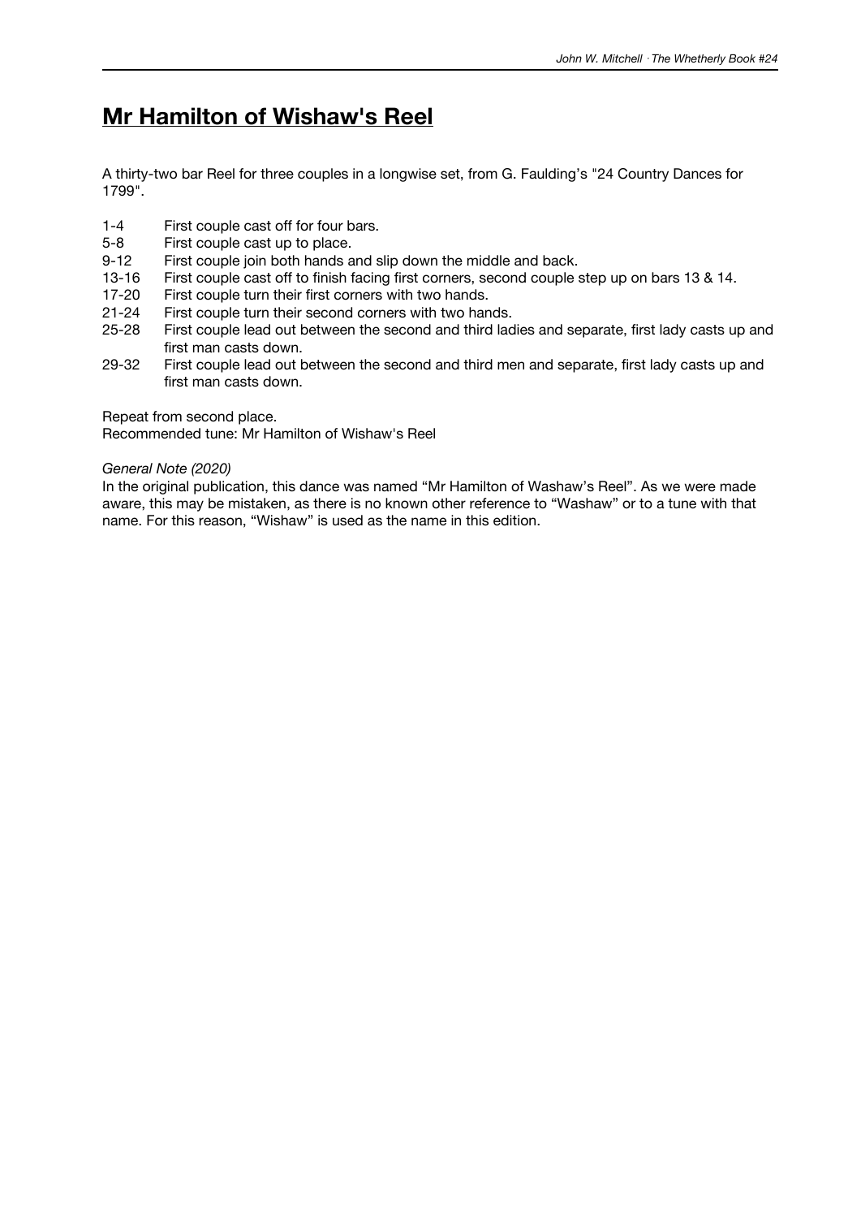# Mr Hamilton of Wishaw's Reel

A thirty-two bar Reel for three couples in a longwise set, from G. Faulding's "24 Country Dances for 1799".

| | |
|---|---|
| 1-4 | First couple cast off for four bars. |
| 5-8 | First couple cast up to place. |
| 9-12 | First couple join both hands and slip down the middle and back. |
| 13-16 | First couple cast off to finish facing first corners, second couple step up on bars 13 & 14. |
| 17-20 | First couple turn their first corners with two hands. |
| 21-24 | First couple turn their second corners with two hands. |
| 25-28 | First couple lead out between the second and third ladies and separate, first lady casts up and first man casts down. |
| 29-32 | First couple lead out between the second and third men and separate, first lady casts up and first man casts down. |

Repeat from second place.
Recommended tune: Mr Hamilton of Wishaw's Reel

*General Note (2020)*
In the original publication, this dance was named "Mr Hamilton of Washaw's Reel". As we were made aware, this may be mistaken, as there is no known other reference to "Washaw" or to a tune with that name. For this reason, "Wishaw" is used as the name in this edition.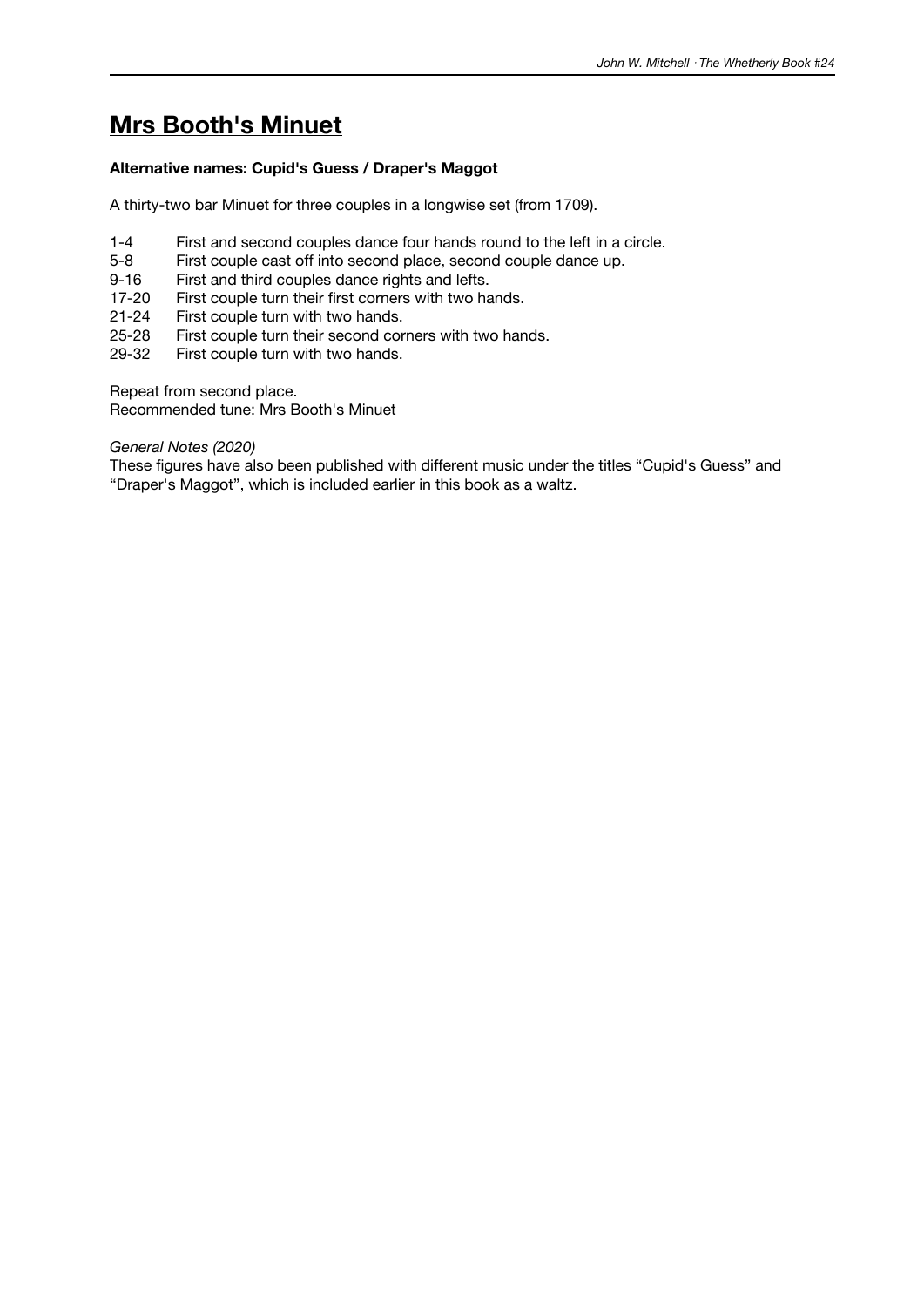# Mrs Booth's Minuet

**Alternative names: Cupid's Guess / Draper's Maggot**

A thirty-two bar Minuet for three couples in a longwise set (from 1709).

| | |
|---|---|
| 1-4 | First and second couples dance four hands round to the left in a circle. |
| 5-8 | First couple cast off into second place, second couple dance up. |
| 9-16 | First and third couples dance rights and lefts. |
| 17-20 | First couple turn their first corners with two hands. |
| 21-24 | First couple turn with two hands. |
| 25-28 | First couple turn their second corners with two hands. |
| 29-32 | First couple turn with two hands. |

Repeat from second place.
Recommended tune: Mrs Booth's Minuet

*General Notes (2020)*
These figures have also been published with different music under the titles “Cupid's Guess” and “Draper's Maggot”, which is included earlier in this book as a waltz.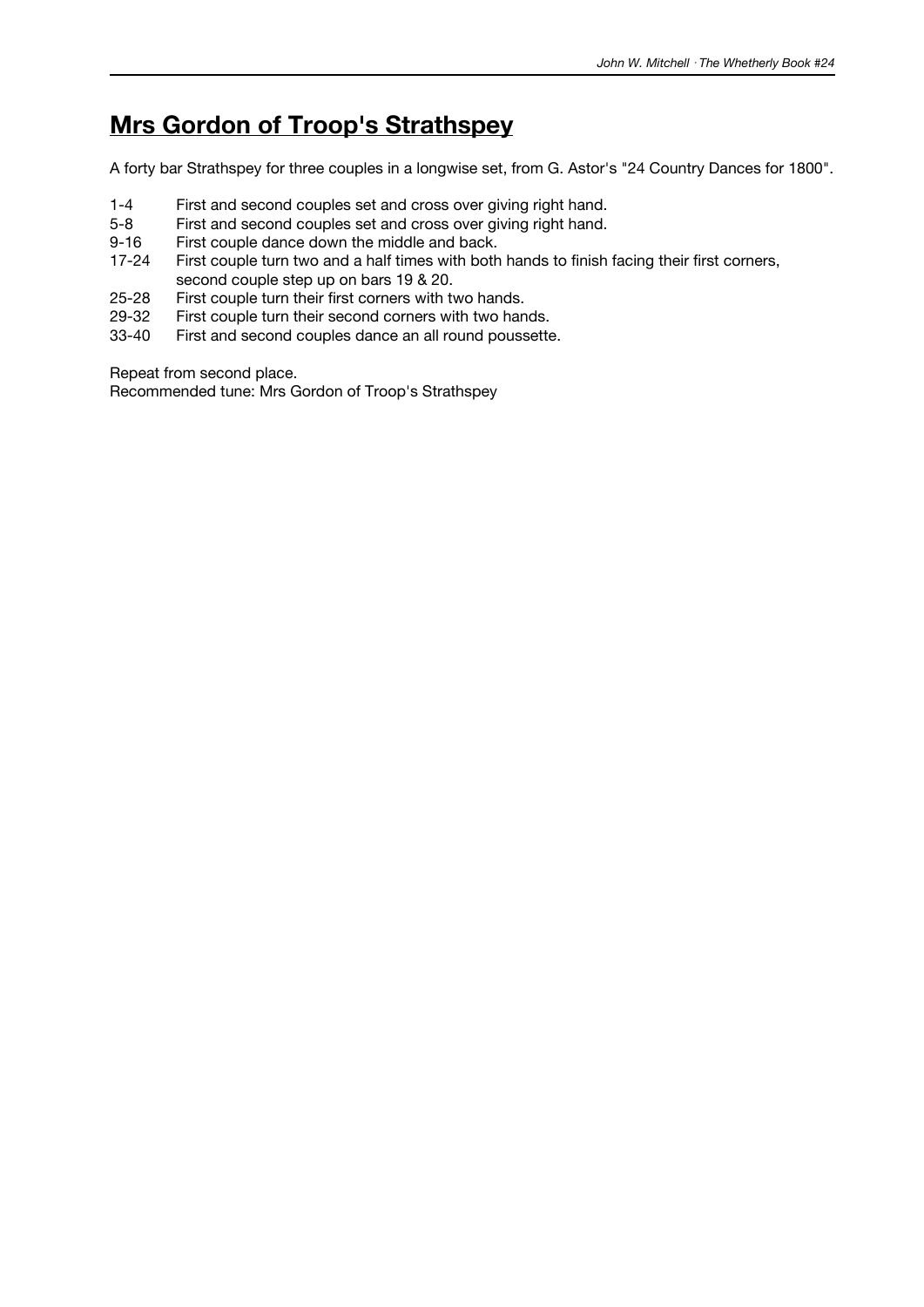# Mrs Gordon of Troop's Strathspey

A forty bar Strathspey for three couples in a longwise set, from G. Astor's "24 Country Dances for 1800".

| | |
|---|---|
| 1-4 | First and second couples set and cross over giving right hand. |
| 5-8 | First and second couples set and cross over giving right hand. |
| 9-16 | First couple dance down the middle and back. |
| 17-24 | First couple turn two and a half times with both hands to finish facing their first corners, second couple step up on bars 19 & 20. |
| 25-28 | First couple turn their first corners with two hands. |
| 29-32 | First couple turn their second corners with two hands. |
| 33-40 | First and second couples dance an all round poussette. |

Repeat from second place.
Recommended tune: Mrs Gordon of Troop's Strathspey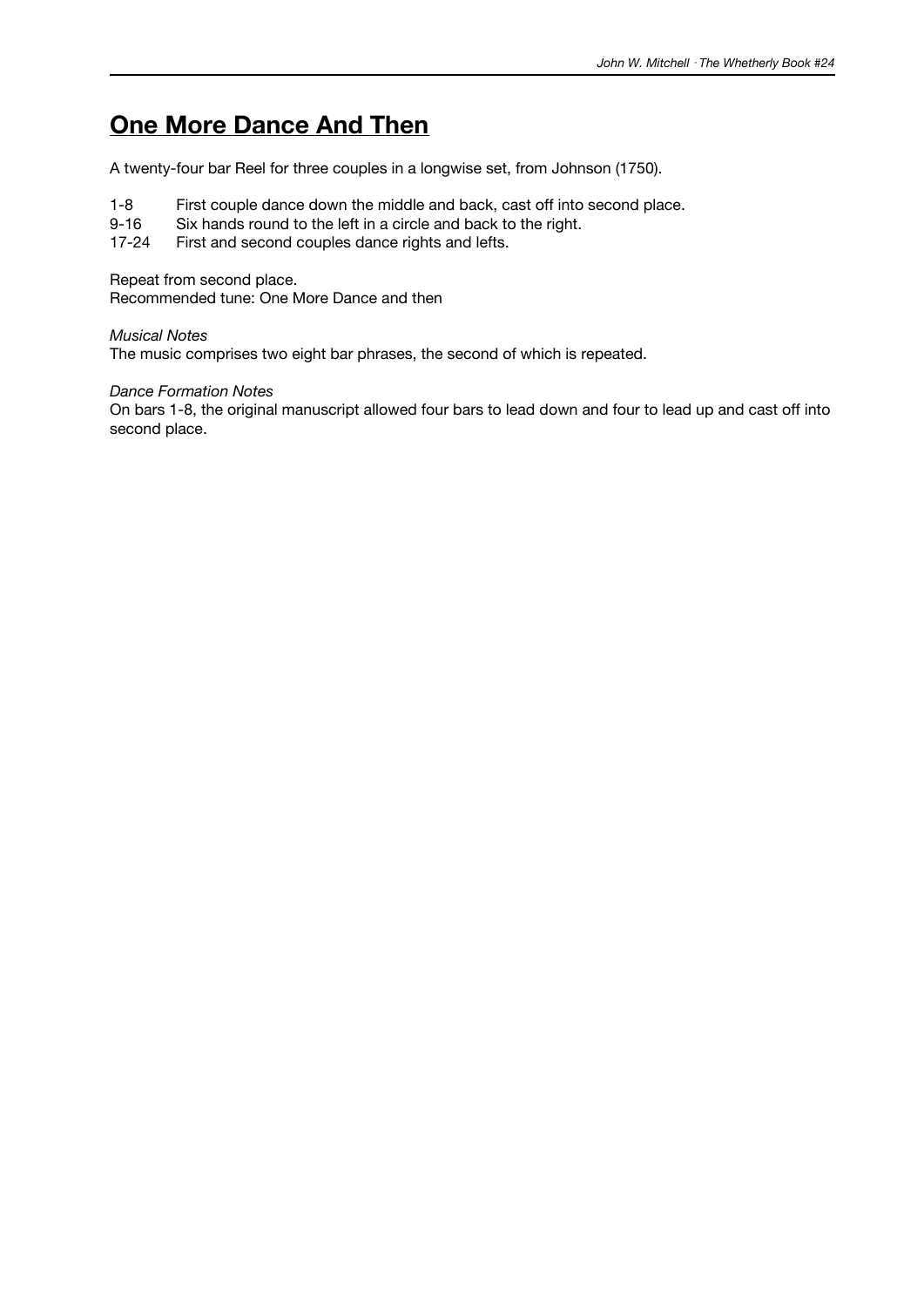## One More Dance And Then

A twenty-four bar Reel for three couples in a longwise set, from Johnson (1750).

1-8 First couple dance down the middle and back, cast off into second place.
9-16 Six hands round to the left in a circle and back to the right.
17-24 First and second couples dance rights and lefts.

Repeat from second place.
Recommended tune: One More Dance and then

*Musical Notes*
The music comprises two eight bar phrases, the second of which is repeated.

*Dance Formation Notes*
On bars 1-8, the original manuscript allowed four bars to lead down and four to lead up and cast off into second place.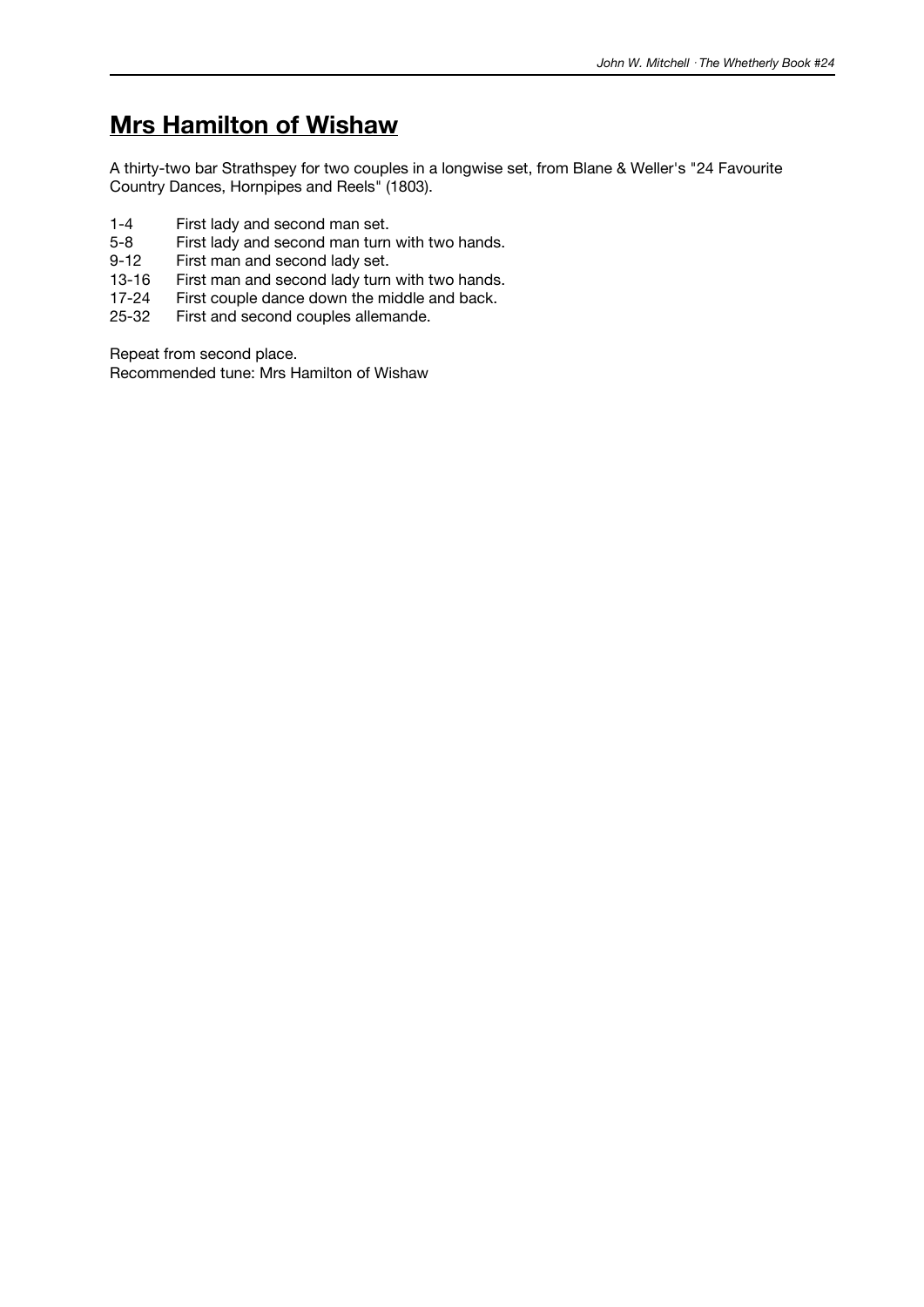# Mrs Hamilton of Wishaw

A thirty-two bar Strathspey for two couples in a longwise set, from Blane & Weller's "24 Favourite Country Dances, Hornpipes and Reels" (1803).

| | |
|---|---|
| 1-4 | First lady and second man set. |
| 5-8 | First lady and second man turn with two hands. |
| 9-12 | First man and second lady set. |
| 13-16 | First man and second lady turn with two hands. |
| 17-24 | First couple dance down the middle and back. |
| 25-32 | First and second couples allemande. |

Repeat from second place.
Recommended tune: Mrs Hamilton of Wishaw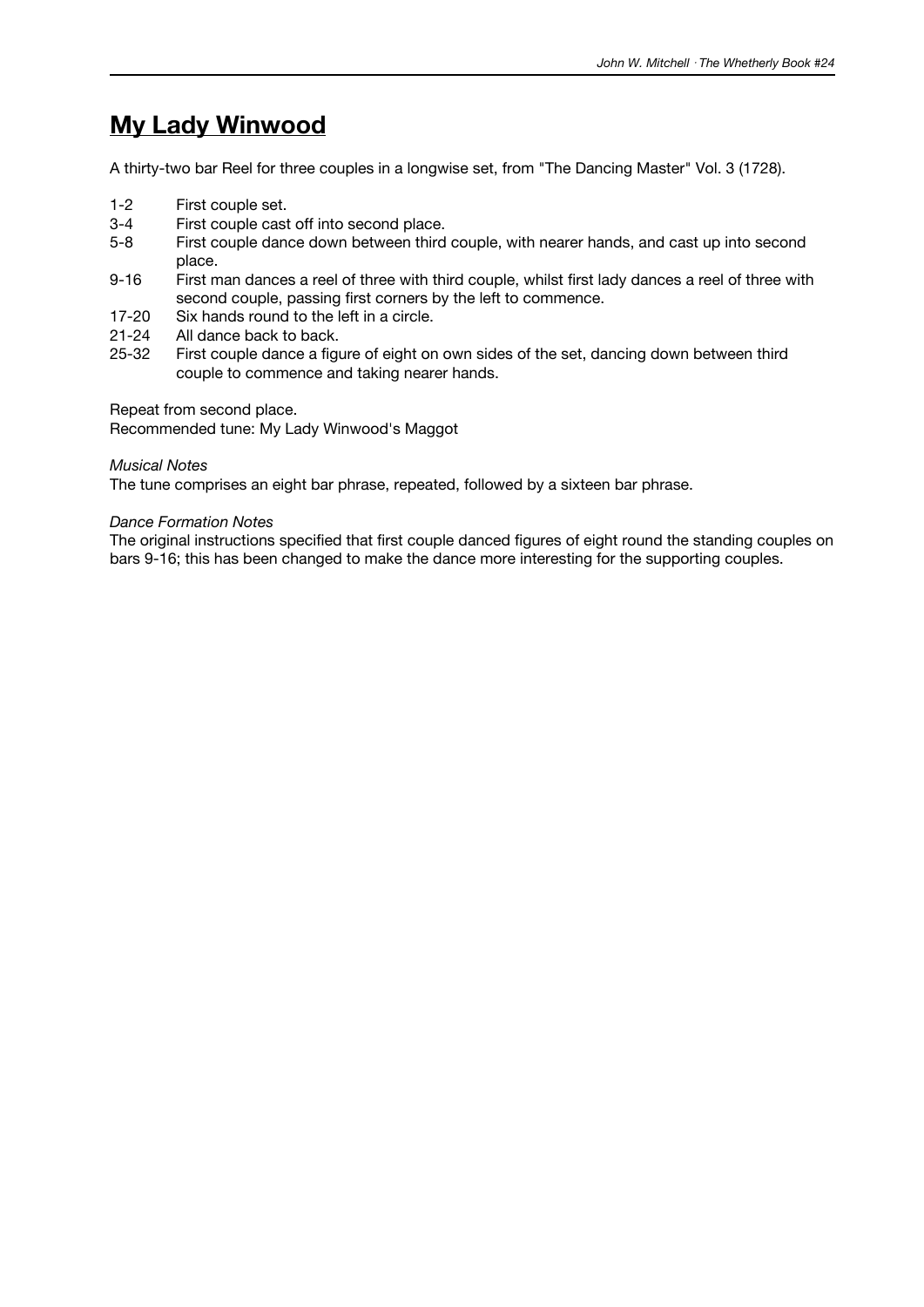# My Lady Winwood

A thirty-two bar Reel for three couples in a longwise set, from "The Dancing Master" Vol. 3 (1728).

| | |
|---|---|
| 1-2 | First couple set. |
| 3-4 | First couple cast off into second place. |
| 5-8 | First couple dance down between third couple, with nearer hands, and cast up into second place. |
| 9-16 | First man dances a reel of three with third couple, whilst first lady dances a reel of three with second couple, passing first corners by the left to commence. |
| 17-20 | Six hands round to the left in a circle. |
| 21-24 | All dance back to back. |
| 25-32 | First couple dance a figure of eight on own sides of the set, dancing down between third couple to commence and taking nearer hands. |

Repeat from second place.
Recommended tune: My Lady Winwood's Maggot

*Musical Notes*
The tune comprises an eight bar phrase, repeated, followed by a sixteen bar phrase.

*Dance Formation Notes*
The original instructions specified that first couple danced figures of eight round the standing couples on bars 9-16; this has been changed to make the dance more interesting for the supporting couples.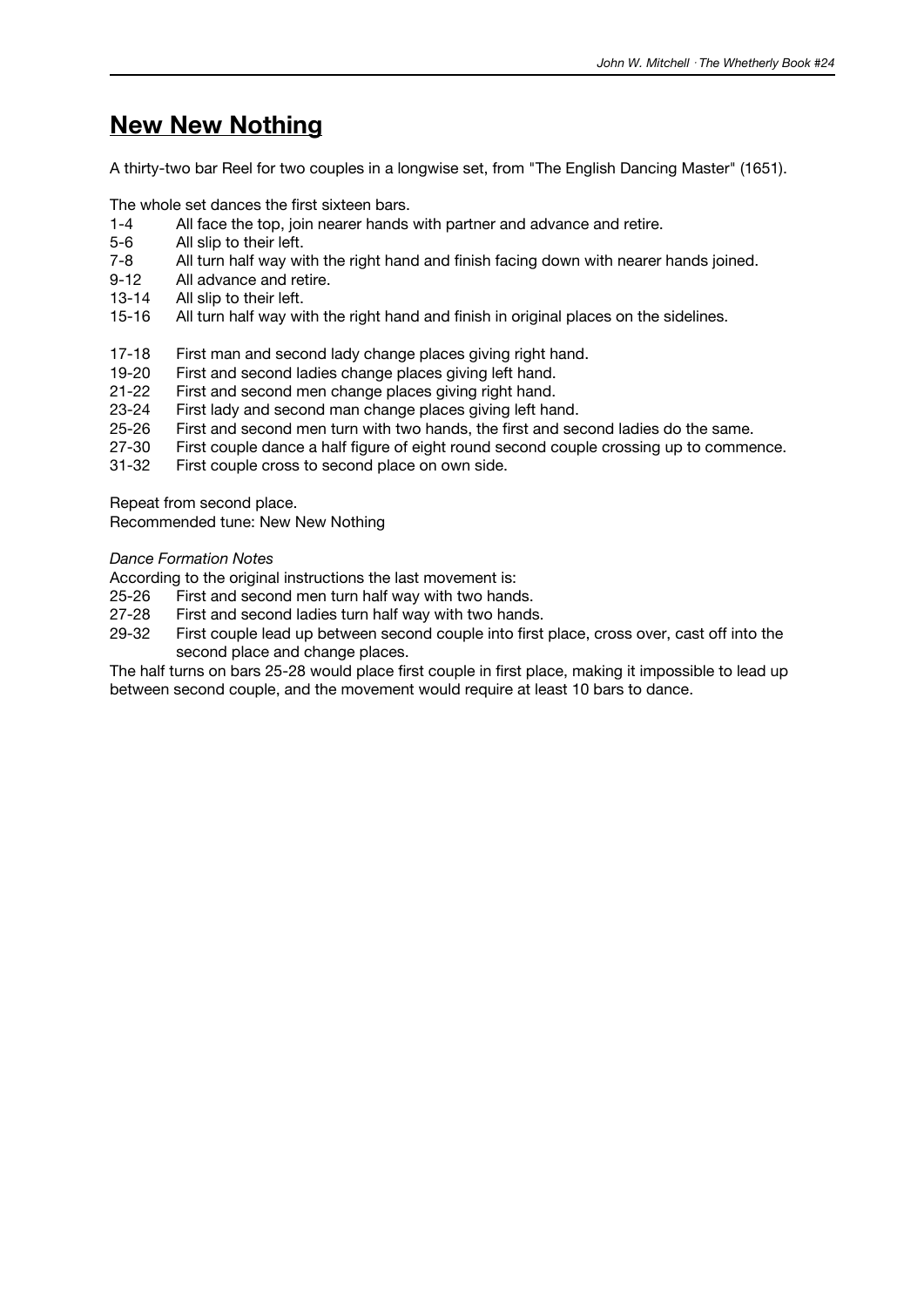# New New Nothing

A thirty-two bar Reel for two couples in a longwise set, from "The English Dancing Master" (1651).

The whole set dances the first sixteen bars.

| | |
|---|---|
| 1-4 | All face the top, join nearer hands with partner and advance and retire. |
| 5-6 | All slip to their left. |
| 7-8 | All turn half way with the right hand and finish facing down with nearer hands joined. |
| 9-12 | All advance and retire. |
| 13-14 | All slip to their left. |
| 15-16 | All turn half way with the right hand and finish in original places on the sidelines. |

| | |
|---|---|
| 17-18 | First man and second lady change places giving right hand. |
| 19-20 | First and second ladies change places giving left hand. |
| 21-22 | First and second men change places giving right hand. |
| 23-24 | First lady and second man change places giving left hand. |
| 25-26 | First and second men turn with two hands, the first and second ladies do the same. |
| 27-30 | First couple dance a half figure of eight round second couple crossing up to commence. |
| 31-32 | First couple cross to second place on own side. |

Repeat from second place.
Recommended tune: New New Nothing

*Dance Formation Notes*

According to the original instructions the last movement is:

| | |
|---|---|
| 25-26 | First and second men turn half way with two hands. |
| 27-28 | First and second ladies turn half way with two hands. |
| 29-32 | First couple lead up between second couple into first place, cross over, cast off into the second place and change places. |

The half turns on bars 25-28 would place first couple in first place, making it impossible to lead up between second couple, and the movement would require at least 10 bars to dance.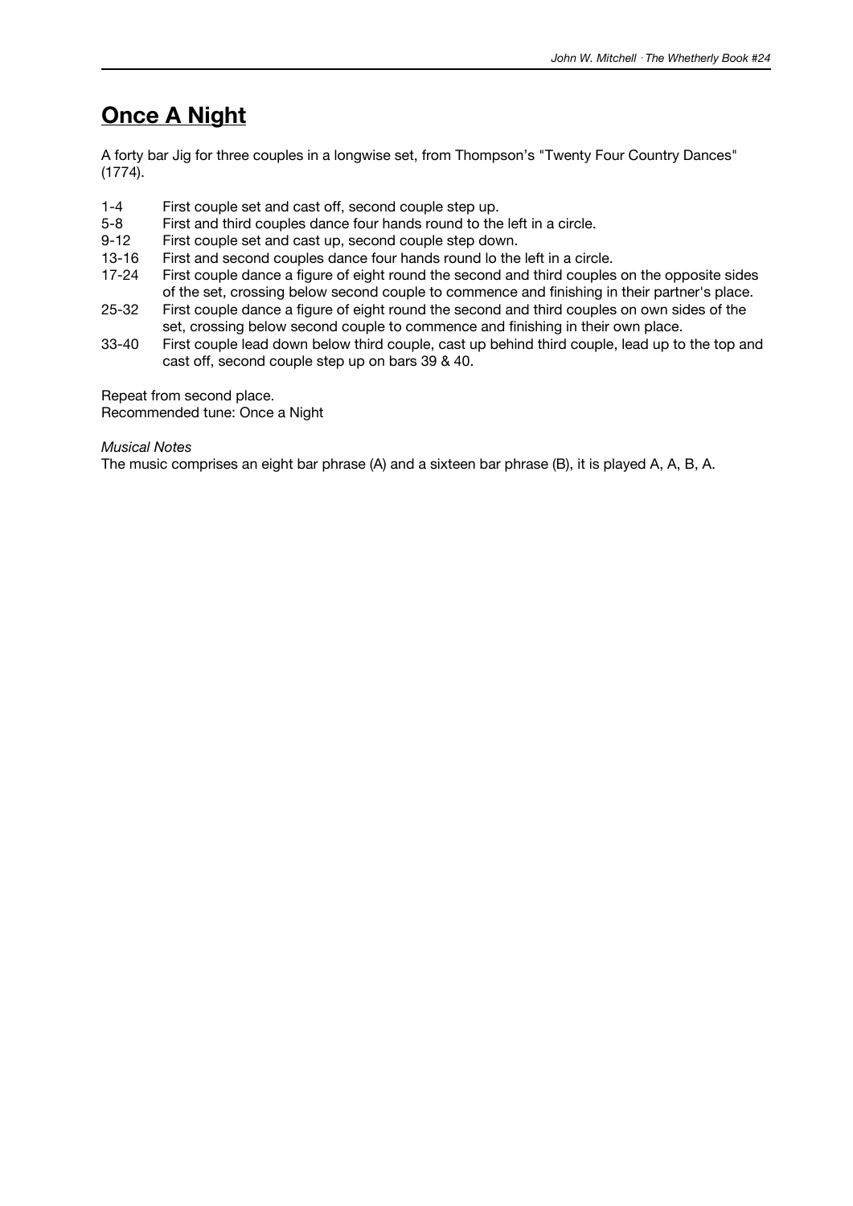# Once A Night

A forty bar Jig for three couples in a longwise set, from Thompson's "Twenty Four Country Dances" (1774).

1-4 First couple set and cast off, second couple step up.
5-8 First and third couples dance four hands round to the left in a circle.
9-12 First couple set and cast up, second couple step down.
13-16 First and second couples dance four hands round lo the left in a circle.
17-24 First couple dance a figure of eight round the second and third couples on the opposite sides of the set, crossing below second couple to commence and finishing in their partner's place.
25-32 First couple dance a figure of eight round the second and third couples on own sides of the set, crossing below second couple to commence and finishing in their own place.
33-40 First couple lead down below third couple, cast up behind third couple, lead up to the top and cast off, second couple step up on bars 39 & 40.

Repeat from second place.
Recommended tune: Once a Night

*Musical Notes*
The music comprises an eight bar phrase (A) and a sixteen bar phrase (B), it is played A, A, B, A.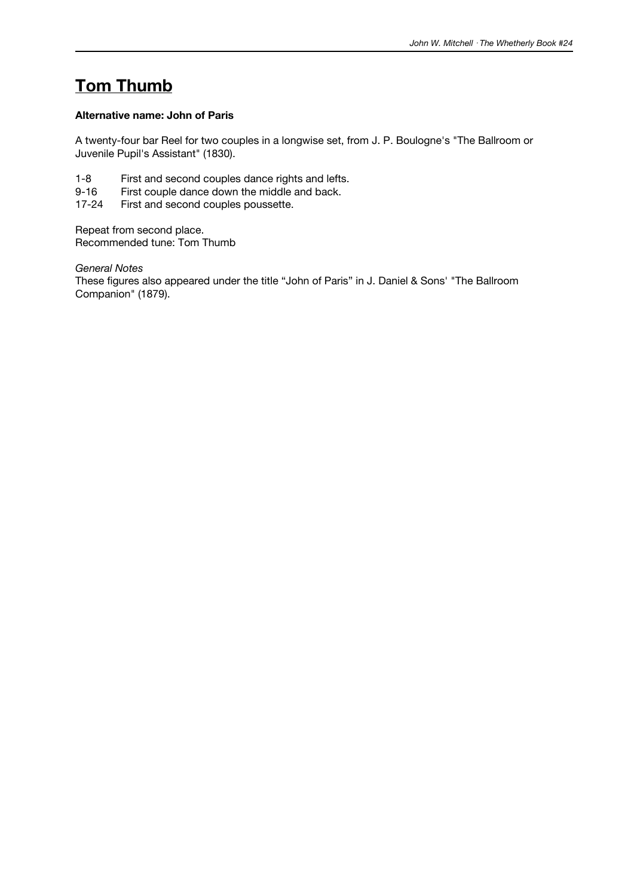# Tom Thumb

**Alternative name: John of Paris**

A twenty-four bar Reel for two couples in a longwise set, from J. P. Boulogne's "The Ballroom or Juvenile Pupil's Assistant" (1830).

1-8 First and second couples dance rights and lefts.
9-16 First couple dance down the middle and back.
17-24 First and second couples poussette.

Repeat from second place.
Recommended tune: Tom Thumb

*General Notes*
These figures also appeared under the title “John of Paris” in J. Daniel & Sons' "The Ballroom Companion" (1879).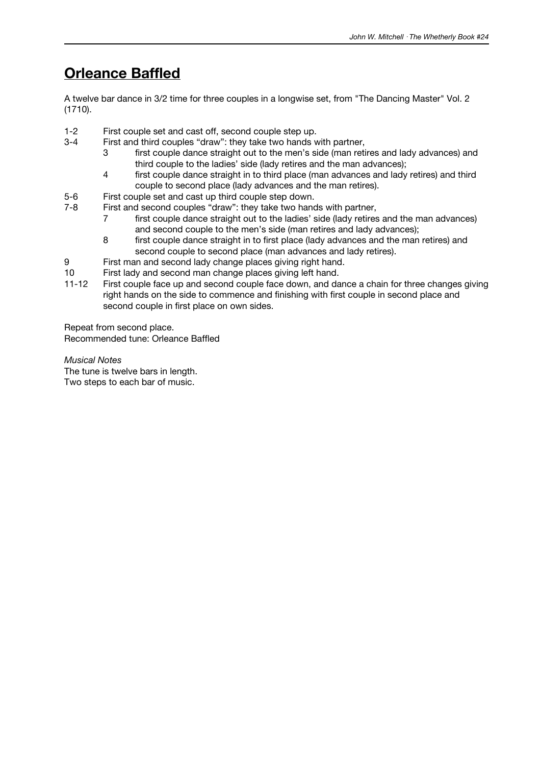# Orleance Baffled

A twelve bar dance in 3/2 time for three couples in a longwise set, from "The Dancing Master" Vol. 2 (1710).

- 1-2 First couple set and cast off, second couple step up.
- 3-4 First and third couples “draw”: they take two hands with partner,
  - 3 first couple dance straight out to the men’s side (man retires and lady advances) and third couple to the ladies’ side (lady retires and the man advances);
  - 4 first couple dance straight in to third place (man advances and lady retires) and third couple to second place (lady advances and the man retires).
- 5-6 First couple set and cast up third couple step down.
- 7-8 First and second couples “draw”: they take two hands with partner,
  - 7 first couple dance straight out to the ladies’ side (lady retires and the man advances) and second couple to the men’s side (man retires and lady advances);
  - 8 first couple dance straight in to first place (lady advances and the man retires) and second couple to second place (man advances and lady retires).
- 9 First man and second lady change places giving right hand.
- 10 First lady and second man change places giving left hand.
- 11-12 First couple face up and second couple face down, and dance a chain for three changes giving right hands on the side to commence and finishing with first couple in second place and second couple in first place on own sides.

Repeat from second place.
Recommended tune: Orleance Baffled

*Musical Notes*
The tune is twelve bars in length.
Two steps to each bar of music.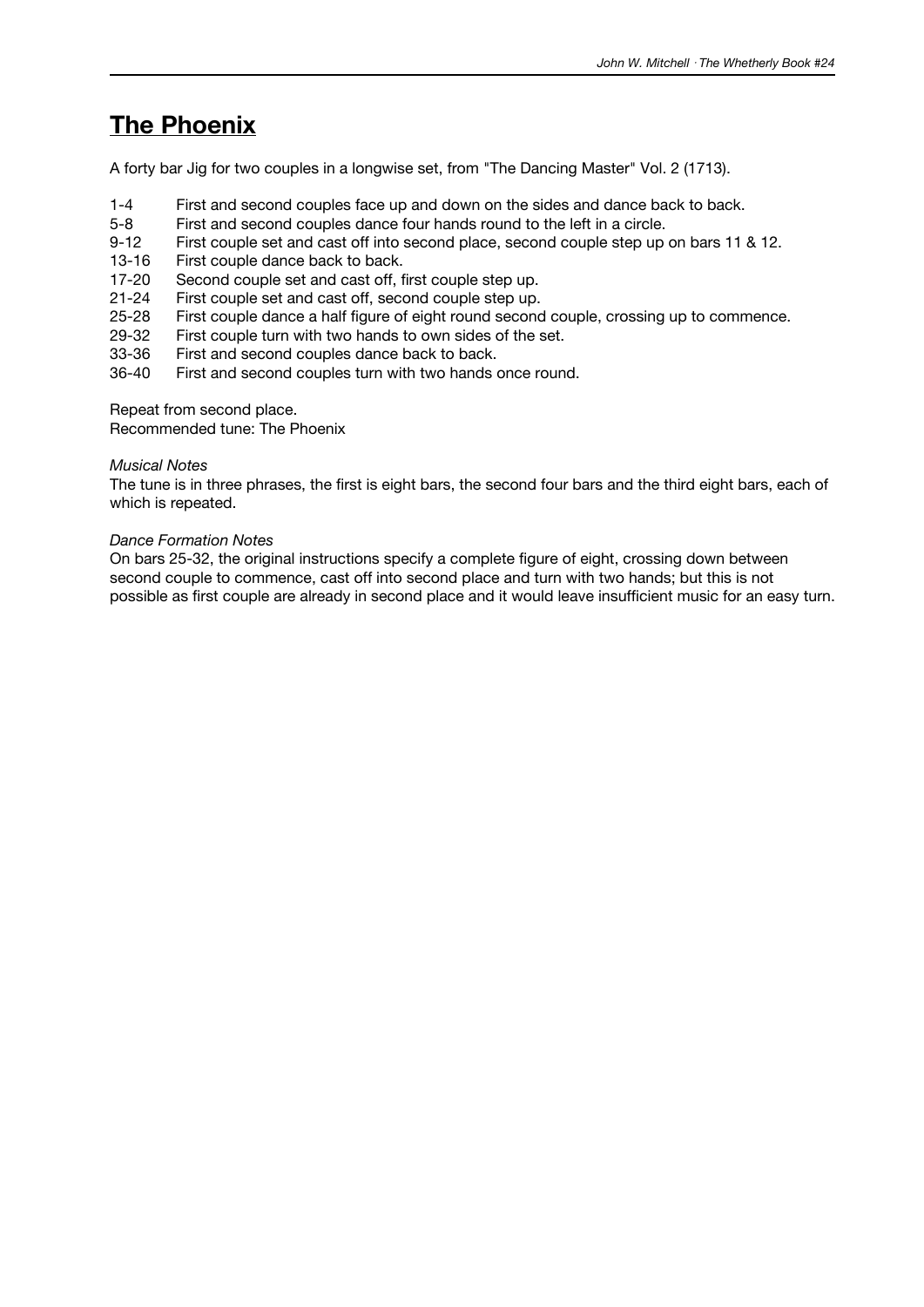# The Phoenix

A forty bar Jig for two couples in a longwise set, from "The Dancing Master" Vol. 2 (1713).

| | |
|---|---|
| 1-4 | First and second couples face up and down on the sides and dance back to back. |
| 5-8 | First and second couples dance four hands round to the left in a circle. |
| 9-12 | First couple set and cast off into second place, second couple step up on bars 11 & 12. |
| 13-16 | First couple dance back to back. |
| 17-20 | Second couple set and cast off, first couple step up. |
| 21-24 | First couple set and cast off, second couple step up. |
| 25-28 | First couple dance a half figure of eight round second couple, crossing up to commence. |
| 29-32 | First couple turn with two hands to own sides of the set. |
| 33-36 | First and second couples dance back to back. |
| 36-40 | First and second couples turn with two hands once round. |

Repeat from second place.
Recommended tune: The Phoenix

*Musical Notes*
The tune is in three phrases, the first is eight bars, the second four bars and the third eight bars, each of which is repeated.

*Dance Formation Notes*
On bars 25-32, the original instructions specify a complete figure of eight, crossing down between second couple to commence, cast off into second place and turn with two hands; but this is not possible as first couple are already in second place and it would leave insufficient music for an easy turn.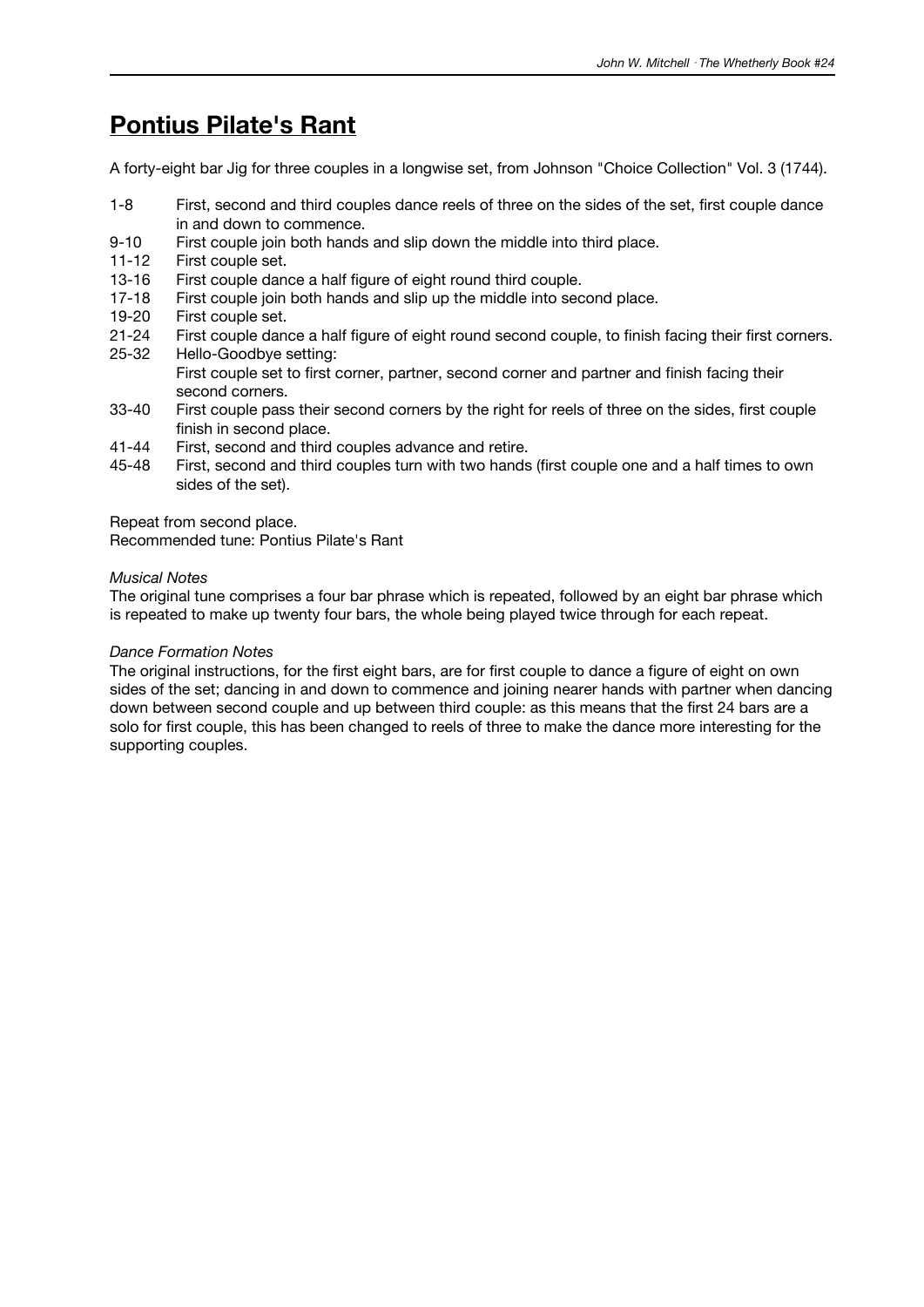# Pontius Pilate's Rant

A forty-eight bar Jig for three couples in a longwise set, from Johnson "Choice Collection" Vol. 3 (1744).

| | |
|---|---|
| 1-8 | First, second and third couples dance reels of three on the sides of the set, first couple dance in and down to commence. |
| 9-10 | First couple join both hands and slip down the middle into third place. |
| 11-12 | First couple set. |
| 13-16 | First couple dance a half figure of eight round third couple. |
| 17-18 | First couple join both hands and slip up the middle into second place. |
| 19-20 | First couple set. |
| 21-24 | First couple dance a half figure of eight round second couple, to finish facing their first corners. |
| 25-32 | Hello-Goodbye setting: First couple set to first corner, partner, second corner and partner and finish facing their second corners. |
| 33-40 | First couple pass their second corners by the right for reels of three on the sides, first couple finish in second place. |
| 41-44 | First, second and third couples advance and retire. |
| 45-48 | First, second and third couples turn with two hands (first couple one and a half times to own sides of the set). |

Repeat from second place.
Recommended tune: Pontius Pilate's Rant

*Musical Notes*
The original tune comprises a four bar phrase which is repeated, followed by an eight bar phrase which is repeated to make up twenty four bars, the whole being played twice through for each repeat.

*Dance Formation Notes*
The original instructions, for the first eight bars, are for first couple to dance a figure of eight on own sides of the set; dancing in and down to commence and joining nearer hands with partner when dancing down between second couple and up between third couple: as this means that the first 24 bars are a solo for first couple, this has been changed to reels of three to make the dance more interesting for the supporting couples.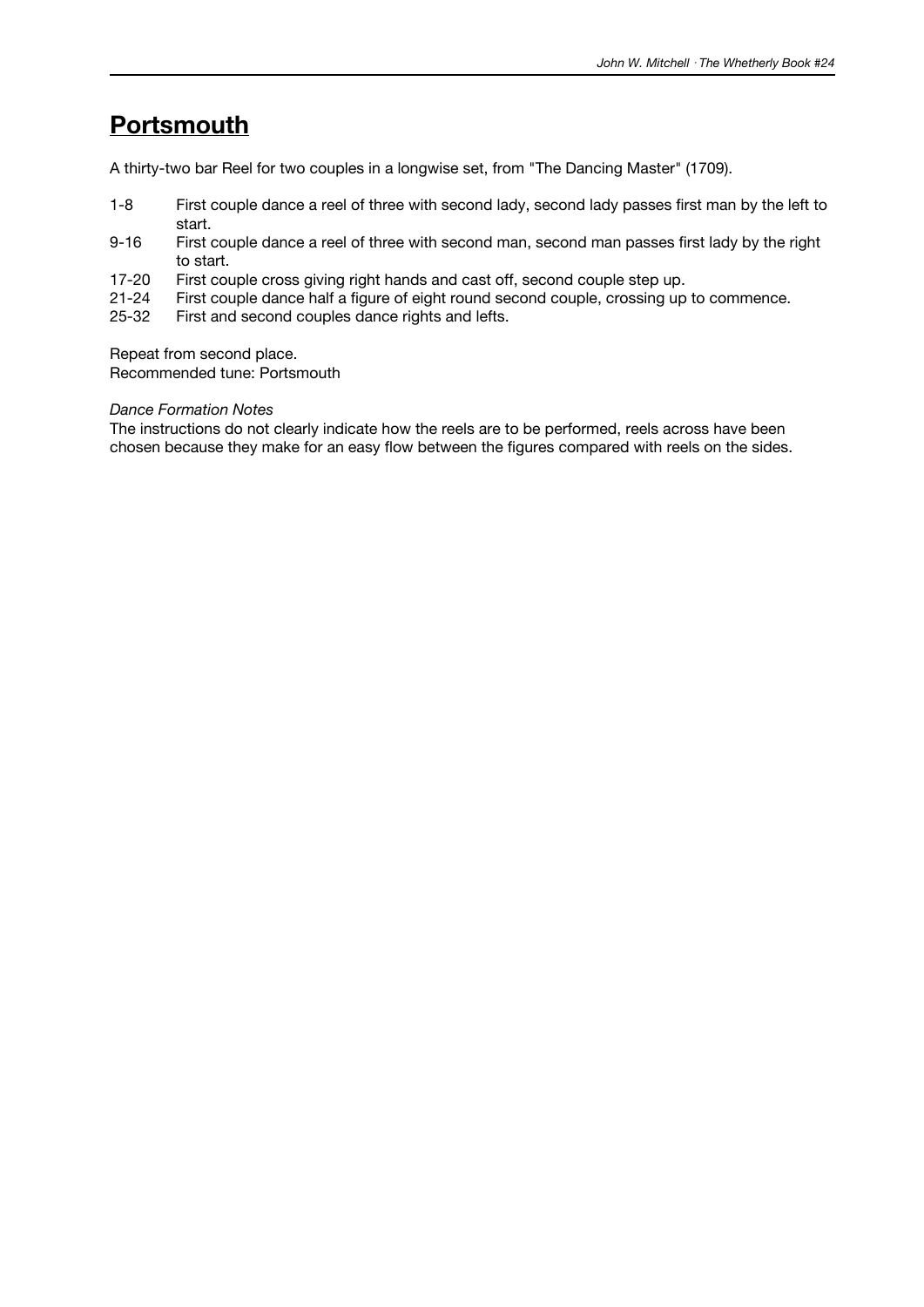## Portsmouth

A thirty-two bar Reel for two couples in a longwise set, from "The Dancing Master" (1709).

| | |
|---|---|
| 1-8 | First couple dance a reel of three with second lady, second lady passes first man by the left to start. |
| 9-16 | First couple dance a reel of three with second man, second man passes first lady by the right to start. |
| 17-20 | First couple cross giving right hands and cast off, second couple step up. |
| 21-24 | First couple dance half a figure of eight round second couple, crossing up to commence. |
| 25-32 | First and second couples dance rights and lefts. |

Repeat from second place.
Recommended tune: Portsmouth

*Dance Formation Notes*
The instructions do not clearly indicate how the reels are to be performed, reels across have been chosen because they make for an easy flow between the figures compared with reels on the sides.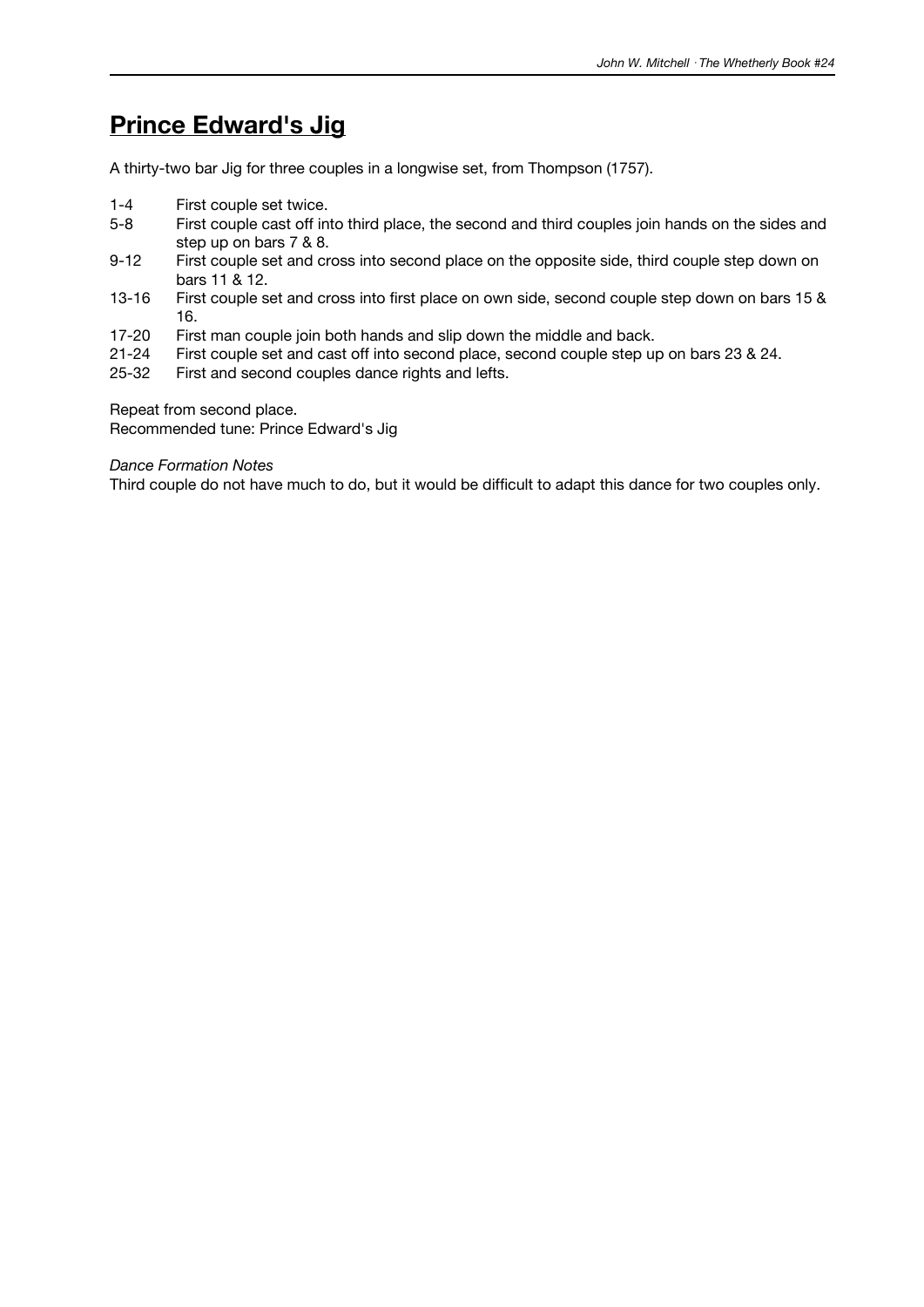# Prince Edward's Jig

A thirty-two bar Jig for three couples in a longwise set, from Thompson (1757).

| | |
|---|---|
| 1-4 | First couple set twice. |
| 5-8 | First couple cast off into third place, the second and third couples join hands on the sides and step up on bars 7 & 8. |
| 9-12 | First couple set and cross into second place on the opposite side, third couple step down on bars 11 & 12. |
| 13-16 | First couple set and cross into first place on own side, second couple step down on bars 15 & 16. |
| 17-20 | First man couple join both hands and slip down the middle and back. |
| 21-24 | First couple set and cast off into second place, second couple step up on bars 23 & 24. |
| 25-32 | First and second couples dance rights and lefts. |

Repeat from second place.
Recommended tune: Prince Edward's Jig

*Dance Formation Notes*
Third couple do not have much to do, but it would be difficult to adapt this dance for two couples only.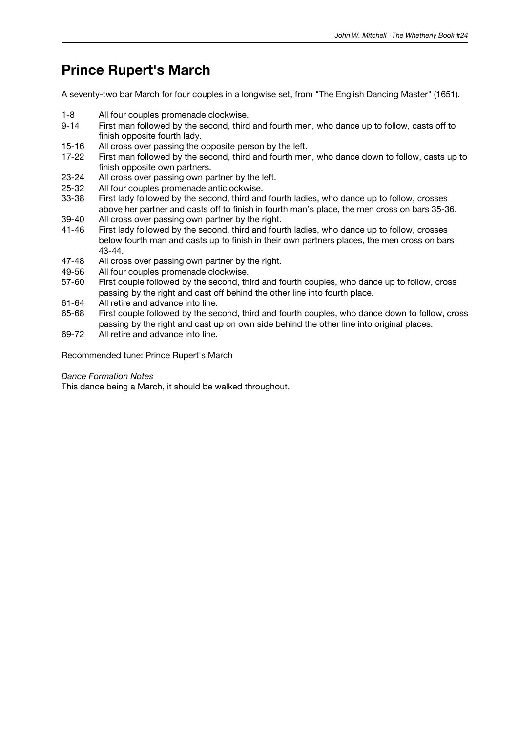# Prince Rupert's March

A seventy-two bar March for four couples in a longwise set, from "The English Dancing Master" (1651).

| | |
|---|---|
| 1-8 | All four couples promenade clockwise. |
| 9-14 | First man followed by the second, third and fourth men, who dance up to follow, casts off to finish opposite fourth lady. |
| 15-16 | All cross over passing the opposite person by the left. |
| 17-22 | First man followed by the second, third and fourth men, who dance down to follow, casts up to finish opposite own partners. |
| 23-24 | All cross over passing own partner by the left. |
| 25-32 | All four couples promenade anticlockwise. |
| 33-38 | First lady followed by the second, third and fourth ladies, who dance up to follow, crosses above her partner and casts off to finish in fourth man's place, the men cross on bars 35-36. |
| 39-40 | All cross over passing own partner by the right. |
| 41-46 | First lady followed by the second, third and fourth ladies, who dance up to follow, crosses below fourth man and casts up to finish in their own partners places, the men cross on bars 43-44. |
| 47-48 | All cross over passing own partner by the right. |
| 49-56 | All four couples promenade clockwise. |
| 57-60 | First couple followed by the second, third and fourth couples, who dance up to follow, cross passing by the right and cast off behind the other line into fourth place. |
| 61-64 | All retire and advance into line. |
| 65-68 | First couple followed by the second, third and fourth couples, who dance down to follow, cross passing by the right and cast up on own side behind the other line into original places. |
| 69-72 | All retire and advance into line. |

Recommended tune: Prince Rupert's March

*Dance Formation Notes*

This dance being a March, it should be walked throughout.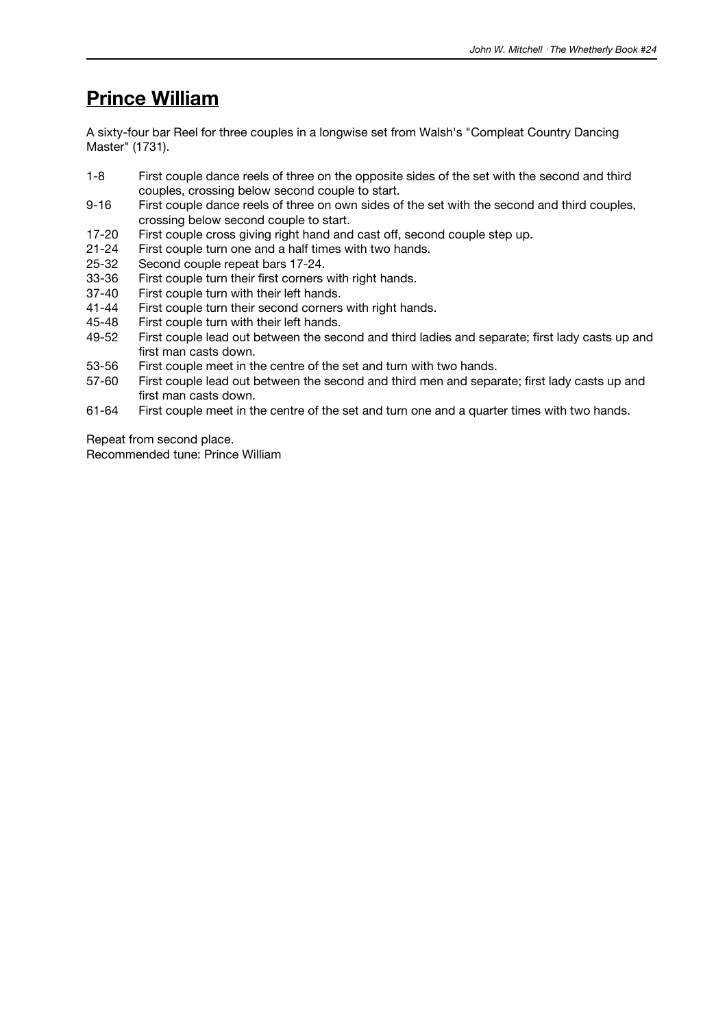## Prince William

A sixty-four bar Reel for three couples in a longwise set from Walsh's "Compleat Country Dancing Master" (1731).

| | |
|---|---|
| 1-8 | First couple dance reels of three on the opposite sides of the set with the second and third couples, crossing below second couple to start. |
| 9-16 | First couple dance reels of three on own sides of the set with the second and third couples, crossing below second couple to start. |
| 17-20 | First couple cross giving right hand and cast off, second couple step up. |
| 21-24 | First couple turn one and a half times with two hands. |
| 25-32 | Second couple repeat bars 17-24. |
| 33-36 | First couple turn their first corners with right hands. |
| 37-40 | First couple turn with their left hands. |
| 41-44 | First couple turn their second corners with right hands. |
| 45-48 | First couple turn with their left hands. |
| 49-52 | First couple lead out between the second and third ladies and separate; first lady casts up and first man casts down. |
| 53-56 | First couple meet in the centre of the set and turn with two hands. |
| 57-60 | First couple lead out between the second and third men and separate; first lady casts up and first man casts down. |
| 61-64 | First couple meet in the centre of the set and turn one and a quarter times with two hands. |

Repeat from second place.
Recommended tune: Prince William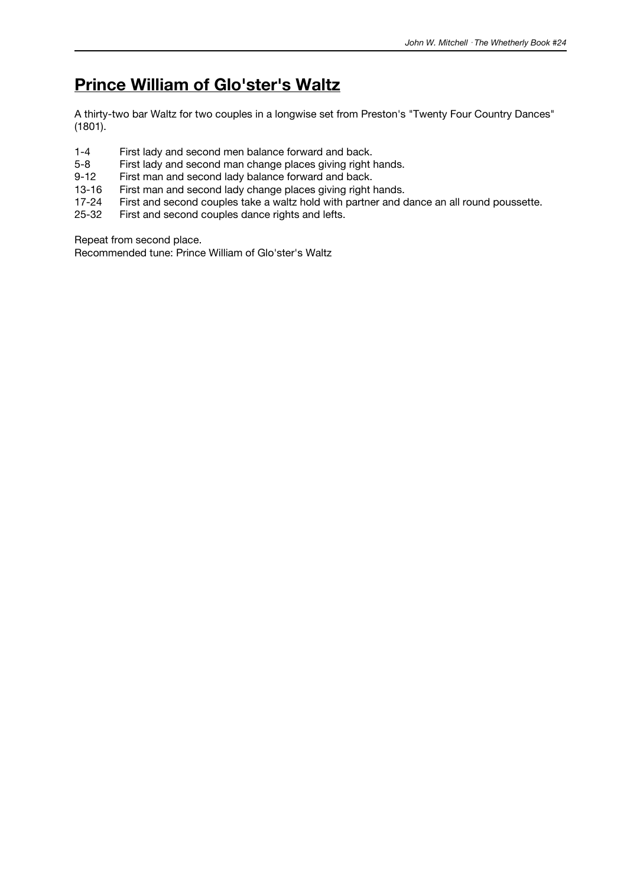# Prince William of Glo'ster's Waltz

A thirty-two bar Waltz for two couples in a longwise set from Preston's "Twenty Four Country Dances" (1801).

| | |
|---|---|
| 1-4 | First lady and second men balance forward and back. |
| 5-8 | First lady and second man change places giving right hands. |
| 9-12 | First man and second lady balance forward and back. |
| 13-16 | First man and second lady change places giving right hands. |
| 17-24 | First and second couples take a waltz hold with partner and dance an all round poussette. |
| 25-32 | First and second couples dance rights and lefts. |

Repeat from second place.
Recommended tune: Prince William of Glo'ster's Waltz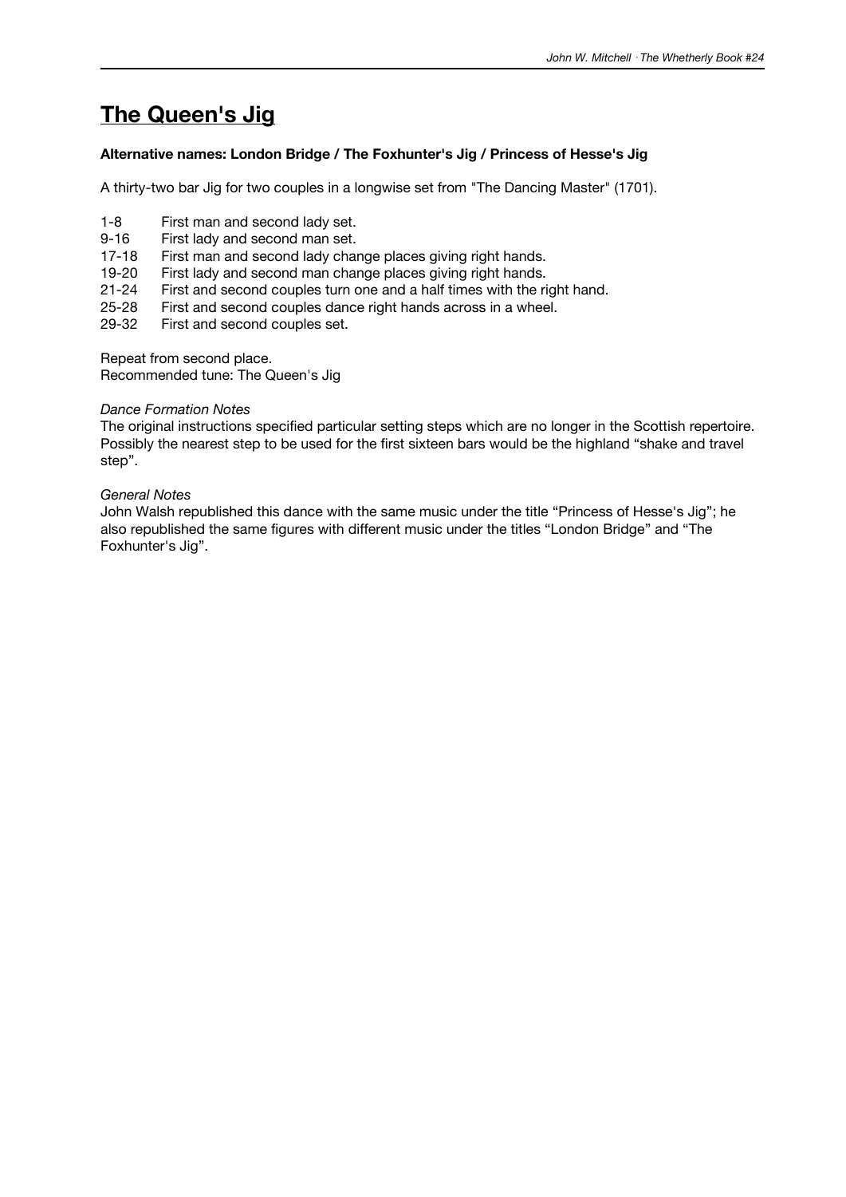# The Queen's Jig

**Alternative names: London Bridge / The Foxhunter's Jig / Princess of Hesse's Jig**

A thirty-two bar Jig for two couples in a longwise set from "The Dancing Master" (1701).

| | |
|---|---|
| 1-8 | First man and second lady set. |
| 9-16 | First lady and second man set. |
| 17-18 | First man and second lady change places giving right hands. |
| 19-20 | First lady and second man change places giving right hands. |
| 21-24 | First and second couples turn one and a half times with the right hand. |
| 25-28 | First and second couples dance right hands across in a wheel. |
| 29-32 | First and second couples set. |

Repeat from second place.
Recommended tune: The Queen's Jig

*Dance Formation Notes*
The original instructions specified particular setting steps which are no longer in the Scottish repertoire. Possibly the nearest step to be used for the first sixteen bars would be the highland "shake and travel step".

*General Notes*
John Walsh republished this dance with the same music under the title "Princess of Hesse's Jig"; he also republished the same figures with different music under the titles "London Bridge" and "The Foxhunter's Jig".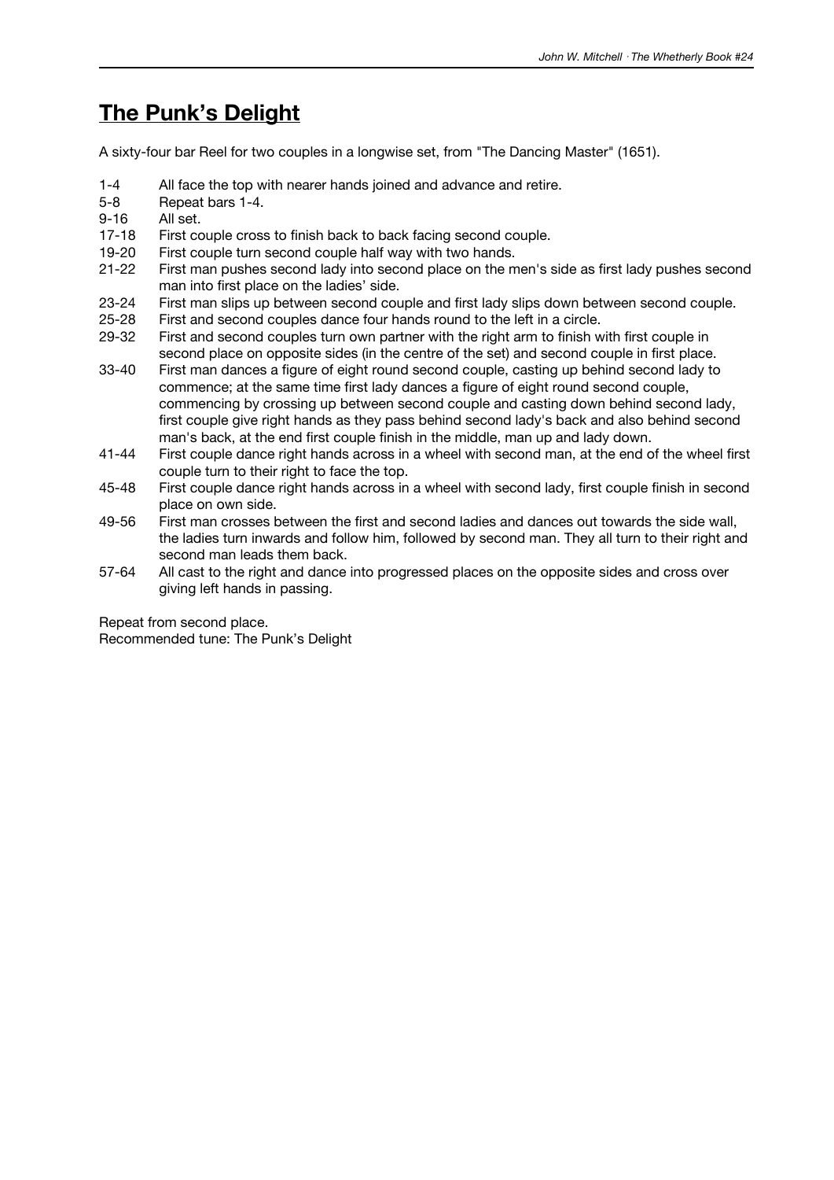# The Punk's Delight

A sixty-four bar Reel for two couples in a longwise set, from "The Dancing Master" (1651).

| | |
|---|---|
| 1-4 | All face the top with nearer hands joined and advance and retire. |
| 5-8 | Repeat bars 1-4. |
| 9-16 | All set. |
| 17-18 | First couple cross to finish back to back facing second couple. |
| 19-20 | First couple turn second couple half way with two hands. |
| 21-22 | First man pushes second lady into second place on the men's side as first lady pushes second man into first place on the ladies' side. |
| 23-24 | First man slips up between second couple and first lady slips down between second couple. |
| 25-28 | First and second couples dance four hands round to the left in a circle. |
| 29-32 | First and second couples turn own partner with the right arm to finish with first couple in second place on opposite sides (in the centre of the set) and second couple in first place. |
| 33-40 | First man dances a figure of eight round second couple, casting up behind second lady to commence; at the same time first lady dances a figure of eight round second couple, commencing by crossing up between second couple and casting down behind second lady, first couple give right hands as they pass behind second lady's back and also behind second man's back, at the end first couple finish in the middle, man up and lady down. |
| 41-44 | First couple dance right hands across in a wheel with second man, at the end of the wheel first couple turn to their right to face the top. |
| 45-48 | First couple dance right hands across in a wheel with second lady, first couple finish in second place on own side. |
| 49-56 | First man crosses between the first and second ladies and dances out towards the side wall, the ladies turn inwards and follow him, followed by second man. They all turn to their right and second man leads them back. |
| 57-64 | All cast to the right and dance into progressed places on the opposite sides and cross over giving left hands in passing. |

Repeat from second place.
Recommended tune: The Punk's Delight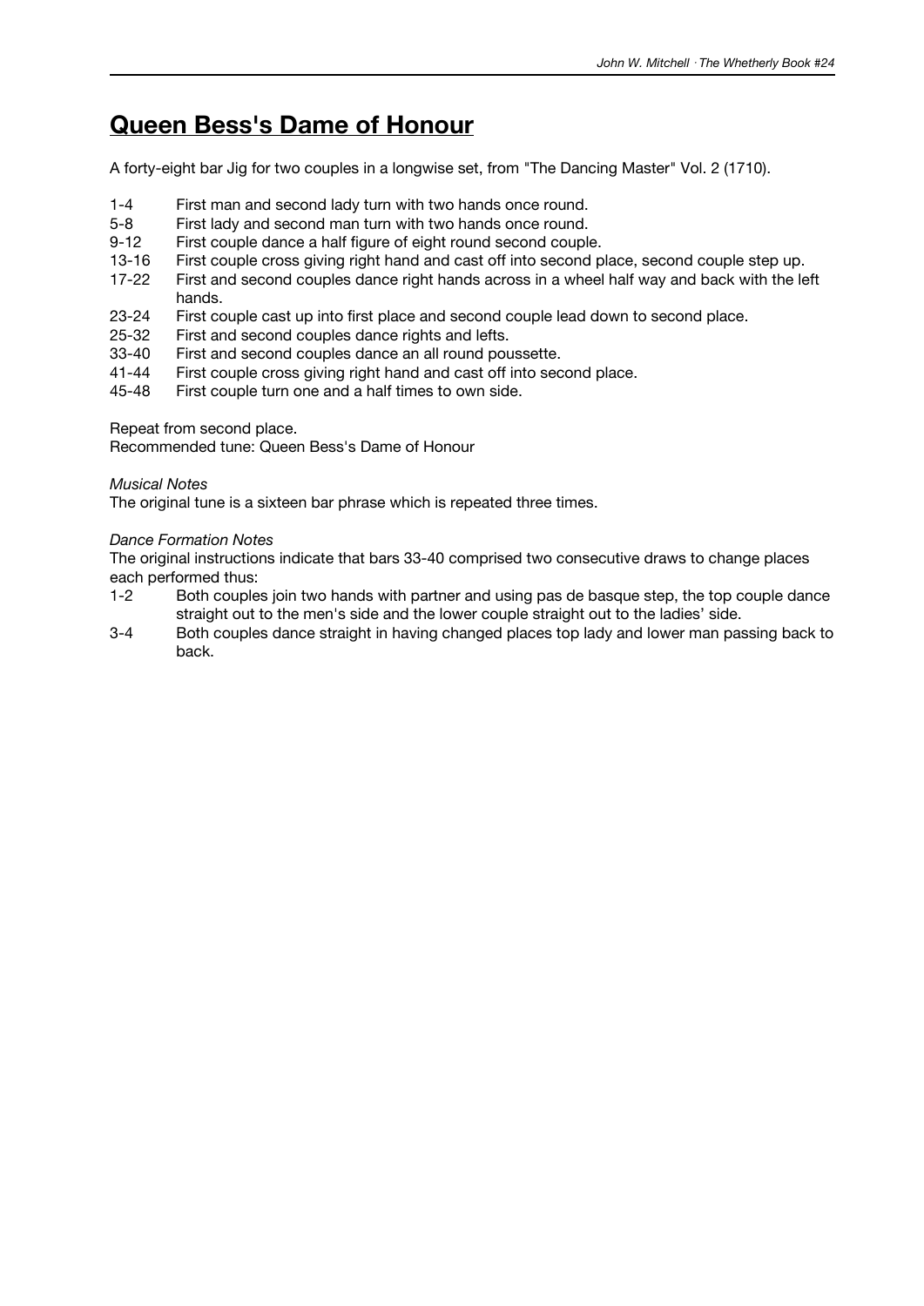# Queen Bess's Dame of Honour

A forty-eight bar Jig for two couples in a longwise set, from "The Dancing Master" Vol. 2 (1710).

| | |
|---|---|
| 1-4 | First man and second lady turn with two hands once round. |
| 5-8 | First lady and second man turn with two hands once round. |
| 9-12 | First couple dance a half figure of eight round second couple. |
| 13-16 | First couple cross giving right hand and cast off into second place, second couple step up. |
| 17-22 | First and second couples dance right hands across in a wheel half way and back with the left hands. |
| 23-24 | First couple cast up into first place and second couple lead down to second place. |
| 25-32 | First and second couples dance rights and lefts. |
| 33-40 | First and second couples dance an all round poussette. |
| 41-44 | First couple cross giving right hand and cast off into second place. |
| 45-48 | First couple turn one and a half times to own side. |

Repeat from second place.
Recommended tune: Queen Bess's Dame of Honour

*Musical Notes*
The original tune is a sixteen bar phrase which is repeated three times.

*Dance Formation Notes*
The original instructions indicate that bars 33-40 comprised two consecutive draws to change places each performed thus:

| | |
|---|---|
| 1-2 | Both couples join two hands with partner and using pas de basque step, the top couple dance straight out to the men's side and the lower couple straight out to the ladies' side. |
| 3-4 | Both couples dance straight in having changed places top lady and lower man passing back to back. |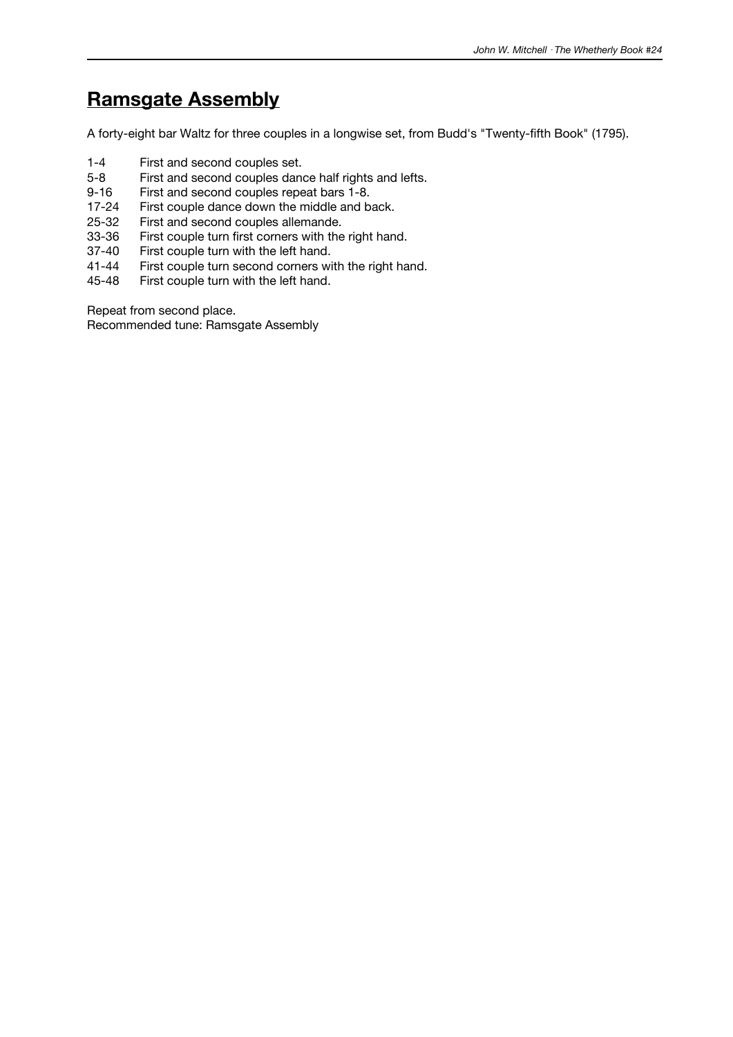## **Ramsgate Assembly**

A forty-eight bar Waltz for three couples in a longwise set, from Budd's "Twenty-fifth Book" (1795).

| | |
|---|---|
| 1-4 | First and second couples set. |
| 5-8 | First and second couples dance half rights and lefts. |
| 9-16 | First and second couples repeat bars 1-8. |
| 17-24 | First couple dance down the middle and back. |
| 25-32 | First and second couples allemande. |
| 33-36 | First couple turn first corners with the right hand. |
| 37-40 | First couple turn with the left hand. |
| 41-44 | First couple turn second corners with the right hand. |
| 45-48 | First couple turn with the left hand. |

Repeat from second place.
Recommended tune: Ramsgate Assembly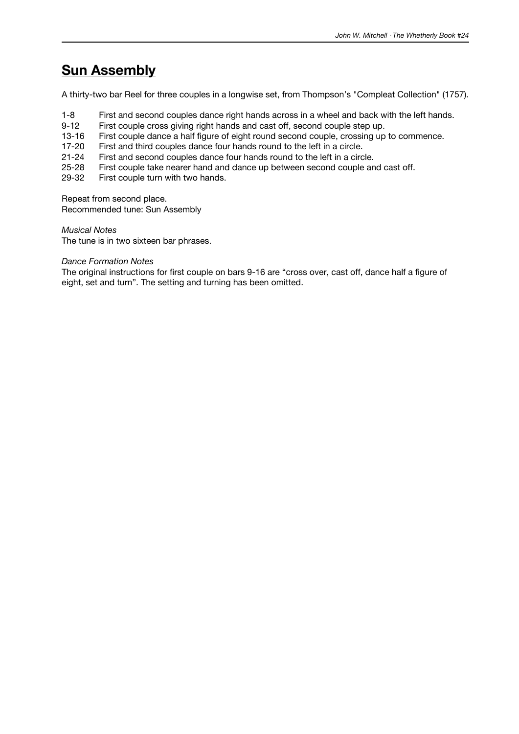# Sun Assembly

A thirty-two bar Reel for three couples in a longwise set, from Thompson's "Compleat Collection" (1757).

| | |
|---|---|
| 1-8 | First and second couples dance right hands across in a wheel and back with the left hands. |
| 9-12 | First couple cross giving right hands and cast off, second couple step up. |
| 13-16 | First couple dance a half figure of eight round second couple, crossing up to commence. |
| 17-20 | First and third couples dance four hands round to the left in a circle. |
| 21-24 | First and second couples dance four hands round to the left in a circle. |
| 25-28 | First couple take nearer hand and dance up between second couple and cast off. |
| 29-32 | First couple turn with two hands. |

Repeat from second place.
Recommended tune: Sun Assembly

*Musical Notes*
The tune is in two sixteen bar phrases.

*Dance Formation Notes*
The original instructions for first couple on bars 9-16 are "cross over, cast off, dance half a figure of eight, set and turn". The setting and turning has been omitted.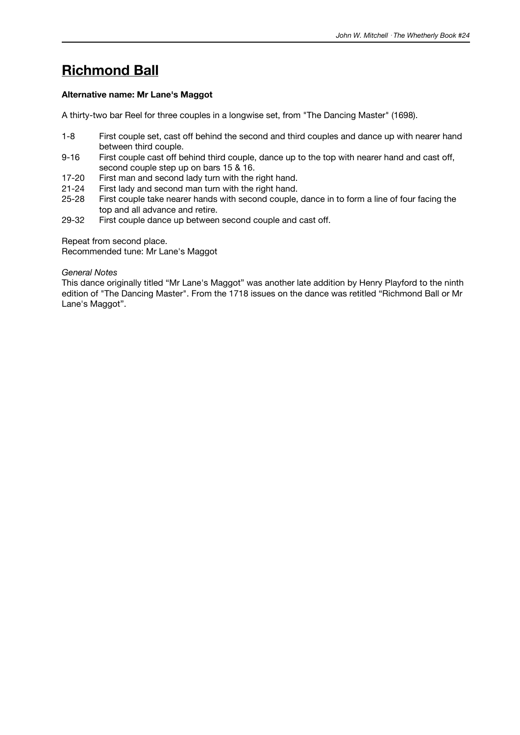# Richmond Ball

**Alternative name: Mr Lane's Maggot**

A thirty-two bar Reel for three couples in a longwise set, from "The Dancing Master" (1698).

1-8 First couple set, cast off behind the second and third couples and dance up with nearer hand between third couple.

9-16 First couple cast off behind third couple, dance up to the top with nearer hand and cast off, second couple step up on bars 15 & 16.

17-20 First man and second lady turn with the right hand.

21-24 First lady and second man turn with the right hand.

25-28 First couple take nearer hands with second couple, dance in to form a line of four facing the top and all advance and retire.

29-32 First couple dance up between second couple and cast off.

Repeat from second place.
Recommended tune: Mr Lane's Maggot

*General Notes*
This dance originally titled “Mr Lane's Maggot” was another late addition by Henry Playford to the ninth edition of "The Dancing Master". From the 1718 issues on the dance was retitled “Richmond Ball or Mr Lane's Maggot”.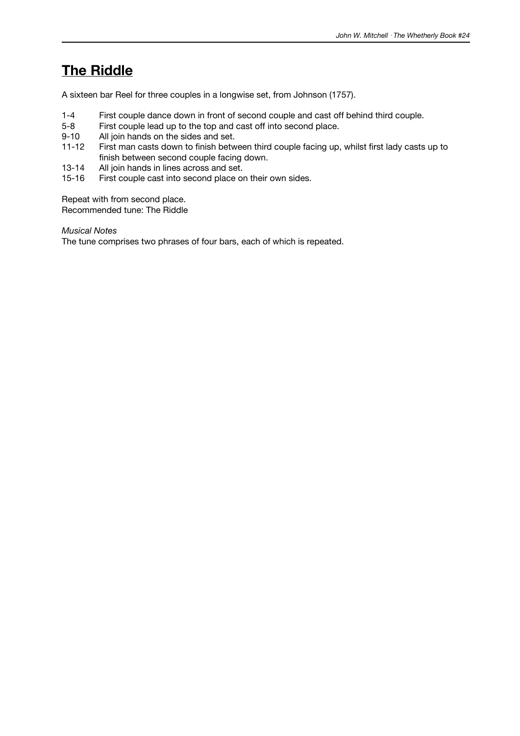## The Riddle

A sixteen bar Reel for three couples in a longwise set, from Johnson (1757).

| | |
|---|---|
| 1-4 | First couple dance down in front of second couple and cast off behind third couple. |
| 5-8 | First couple lead up to the top and cast off into second place. |
| 9-10 | All join hands on the sides and set. |
| 11-12 | First man casts down to finish between third couple facing up, whilst first lady casts up to finish between second couple facing down. |
| 13-14 | All join hands in lines across and set. |
| 15-16 | First couple cast into second place on their own sides. |

Repeat with from second place.
Recommended tune: The Riddle

*Musical Notes*
The tune comprises two phrases of four bars, each of which is repeated.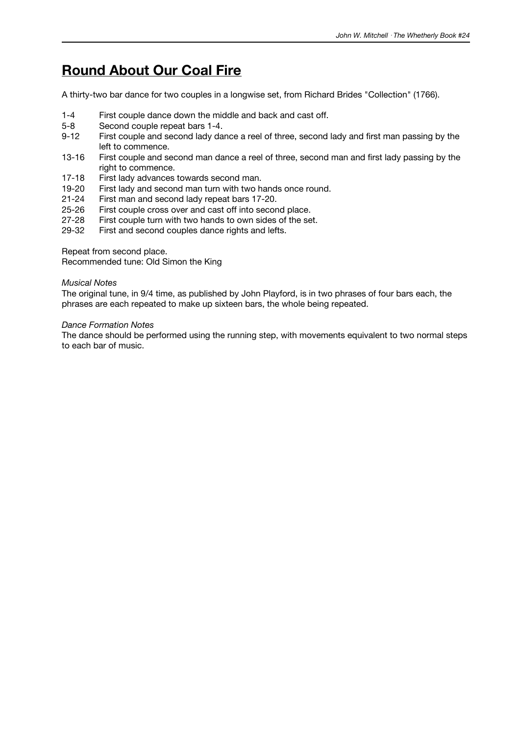# Round About Our Coal Fire

A thirty-two bar dance for two couples in a longwise set, from Richard Brides "Collection" (1766).

| | |
|---|---|
| 1-4 | First couple dance down the middle and back and cast off. |
| 5-8 | Second couple repeat bars 1-4. |
| 9-12 | First couple and second lady dance a reel of three, second lady and first man passing by the left to commence. |
| 13-16 | First couple and second man dance a reel of three, second man and first lady passing by the right to commence. |
| 17-18 | First lady advances towards second man. |
| 19-20 | First lady and second man turn with two hands once round. |
| 21-24 | First man and second lady repeat bars 17-20. |
| 25-26 | First couple cross over and cast off into second place. |
| 27-28 | First couple turn with two hands to own sides of the set. |
| 29-32 | First and second couples dance rights and lefts. |

Repeat from second place.
Recommended tune: Old Simon the King

*Musical Notes*
The original tune, in 9/4 time, as published by John Playford, is in two phrases of four bars each, the phrases are each repeated to make up sixteen bars, the whole being repeated.

*Dance Formation Notes*
The dance should be performed using the running step, with movements equivalent to two normal steps to each bar of music.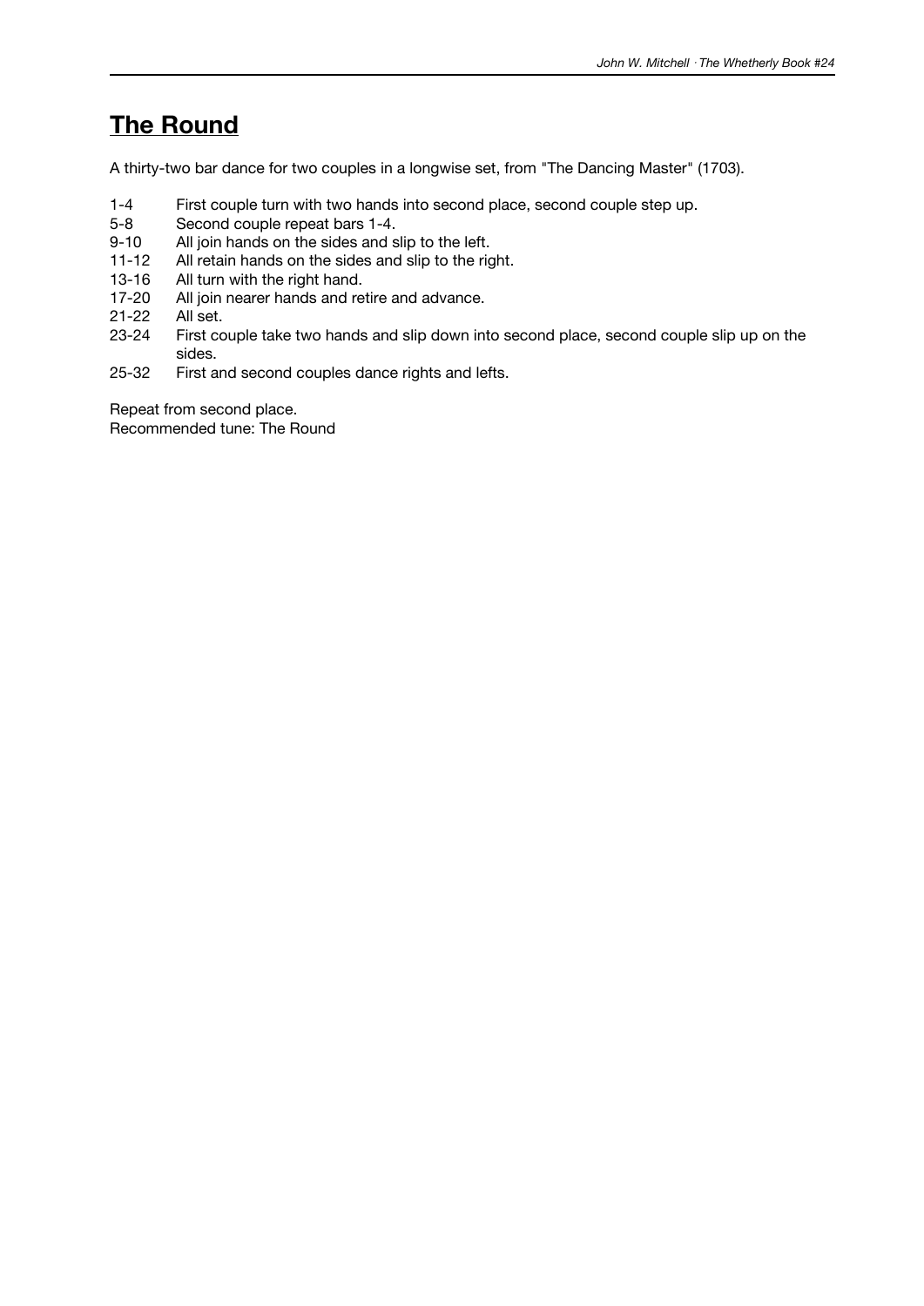## The Round

A thirty-two bar dance for two couples in a longwise set, from "The Dancing Master" (1703).

| | |
|---|---|
| 1-4 | First couple turn with two hands into second place, second couple step up. |
| 5-8 | Second couple repeat bars 1-4. |
| 9-10 | All join hands on the sides and slip to the left. |
| 11-12 | All retain hands on the sides and slip to the right. |
| 13-16 | All turn with the right hand. |
| 17-20 | All join nearer hands and retire and advance. |
| 21-22 | All set. |
| 23-24 | First couple take two hands and slip down into second place, second couple slip up on the sides. |
| 25-32 | First and second couples dance rights and lefts. |

Repeat from second place.
Recommended tune: The Round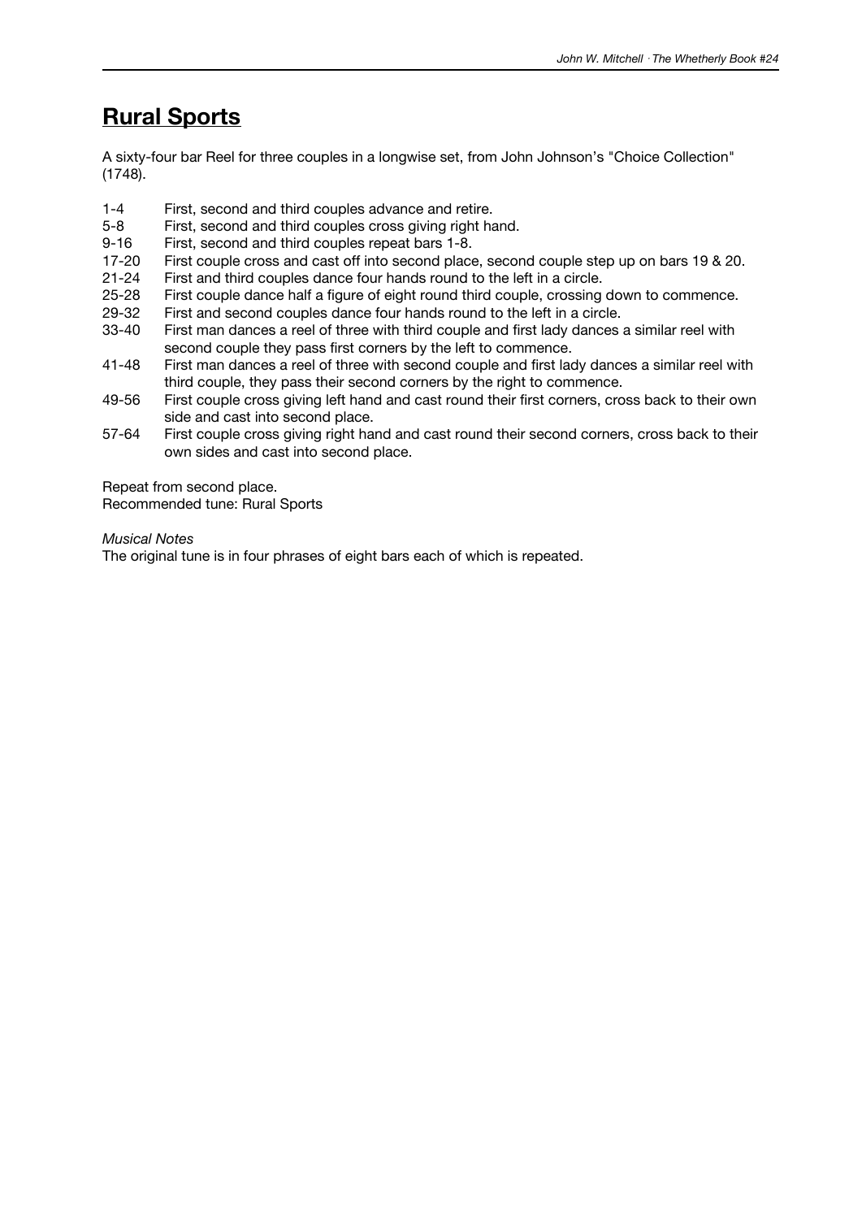## **Rural Sports**

A sixty-four bar Reel for three couples in a longwise set, from John Johnson's "Choice Collection" (1748).

| | |
|---|---|
| 1-4 | First, second and third couples advance and retire. |
| 5-8 | First, second and third couples cross giving right hand. |
| 9-16 | First, second and third couples repeat bars 1-8. |
| 17-20 | First couple cross and cast off into second place, second couple step up on bars 19 & 20. |
| 21-24 | First and third couples dance four hands round to the left in a circle. |
| 25-28 | First couple dance half a figure of eight round third couple, crossing down to commence. |
| 29-32 | First and second couples dance four hands round to the left in a circle. |
| 33-40 | First man dances a reel of three with third couple and first lady dances a similar reel with second couple they pass first corners by the left to commence. |
| 41-48 | First man dances a reel of three with second couple and first lady dances a similar reel with third couple, they pass their second corners by the right to commence. |
| 49-56 | First couple cross giving left hand and cast round their first corners, cross back to their own side and cast into second place. |
| 57-64 | First couple cross giving right hand and cast round their second corners, cross back to their own sides and cast into second place. |

Repeat from second place.
Recommended tune: Rural Sports

*Musical Notes*
The original tune is in four phrases of eight bars each of which is repeated.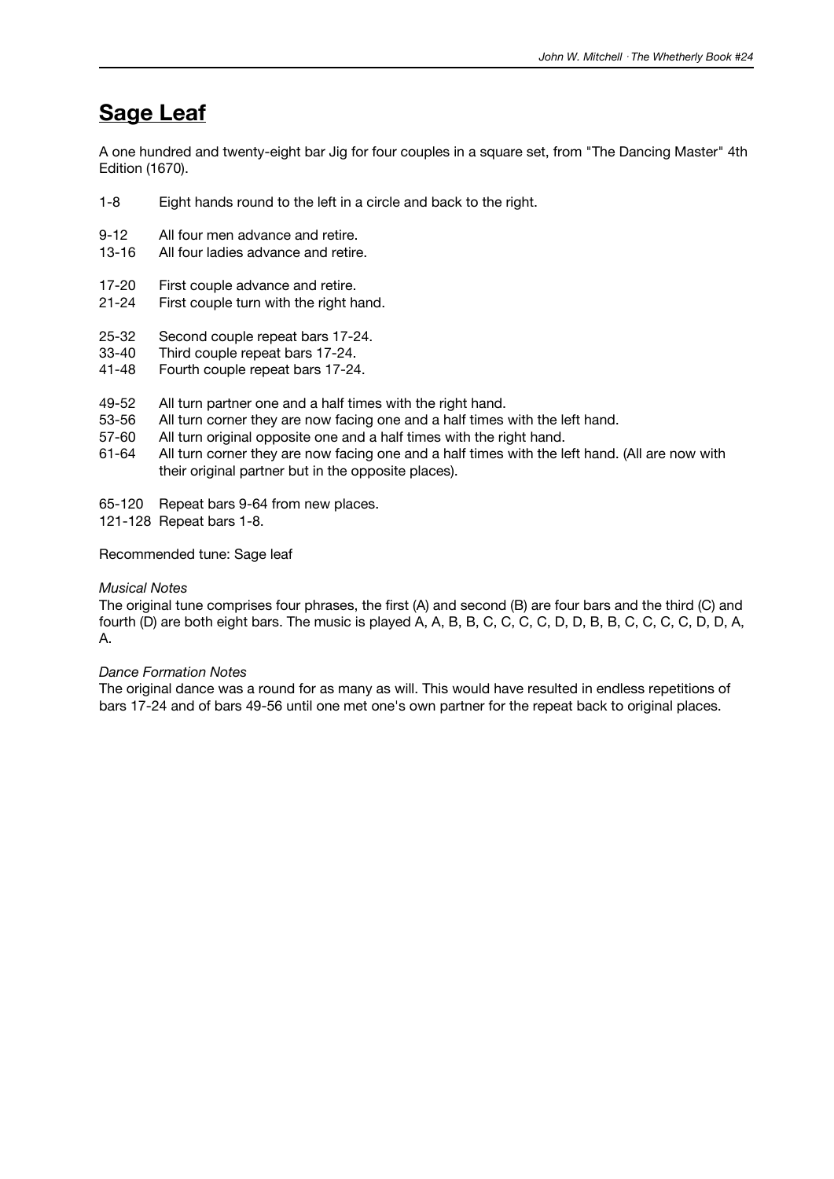## Sage Leaf

A one hundred and twenty-eight bar Jig for four couples in a square set, from "The Dancing Master" 4th Edition (1670).

| | |
|---|---|
| 1-8 | Eight hands round to the left in a circle and back to the right. |
| 9-12 | All four men advance and retire. |
| 13-16 | All four ladies advance and retire. |
| 17-20 | First couple advance and retire. |
| 21-24 | First couple turn with the right hand. |
| 25-32 | Second couple repeat bars 17-24. |
| 33-40 | Third couple repeat bars 17-24. |
| 41-48 | Fourth couple repeat bars 17-24. |
| 49-52 | All turn partner one and a half times with the right hand. |
| 53-56 | All turn corner they are now facing one and a half times with the left hand. |
| 57-60 | All turn original opposite one and a half times with the right hand. |
| 61-64 | All turn corner they are now facing one and a half times with the left hand. (All are now with their original partner but in the opposite places). |
| 65-120 | Repeat bars 9-64 from new places. |
| 121-128 | Repeat bars 1-8. |

Recommended tune: Sage leaf

*Musical Notes*

The original tune comprises four phrases, the first (A) and second (B) are four bars and the third (C) and fourth (D) are both eight bars. The music is played A, A, B, B, C, C, C, C, D, D, B, B, C, C, C, C, D, D, A, A.

*Dance Formation Notes*

The original dance was a round for as many as will. This would have resulted in endless repetitions of bars 17-24 and of bars 49-56 until one met one's own partner for the repeat back to original places.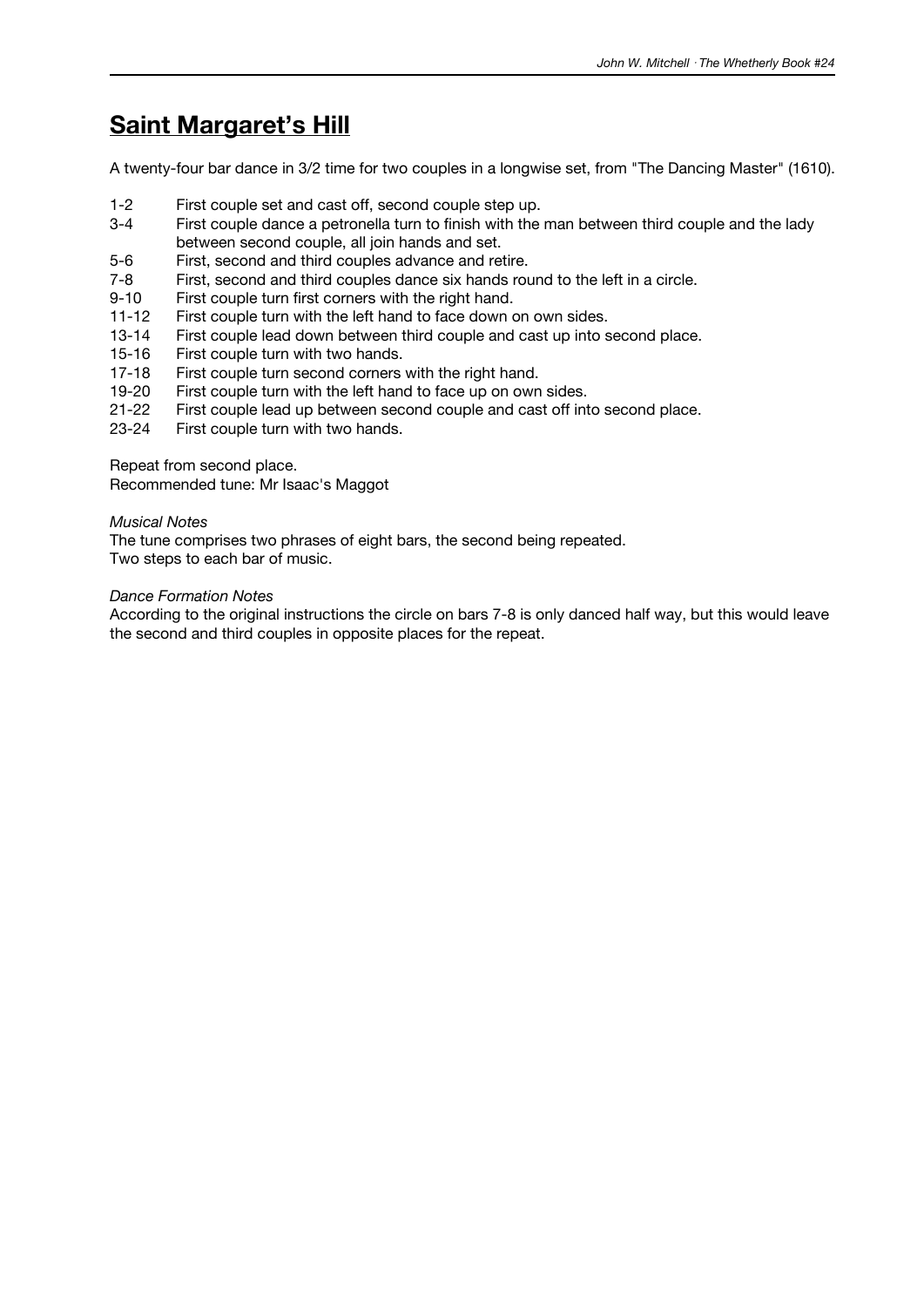# Saint Margaret's Hill

A twenty-four bar dance in 3/2 time for two couples in a longwise set, from "The Dancing Master" (1610).

| | |
|---|---|
| 1-2 | First couple set and cast off, second couple step up. |
| 3-4 | First couple dance a petronella turn to finish with the man between third couple and the lady between second couple, all join hands and set. |
| 5-6 | First, second and third couples advance and retire. |
| 7-8 | First, second and third couples dance six hands round to the left in a circle. |
| 9-10 | First couple turn first corners with the right hand. |
| 11-12 | First couple turn with the left hand to face down on own sides. |
| 13-14 | First couple lead down between third couple and cast up into second place. |
| 15-16 | First couple turn with two hands. |
| 17-18 | First couple turn second corners with the right hand. |
| 19-20 | First couple turn with the left hand to face up on own sides. |
| 21-22 | First couple lead up between second couple and cast off into second place. |
| 23-24 | First couple turn with two hands. |

Repeat from second place.
Recommended tune: Mr Isaac's Maggot

*Musical Notes*
The tune comprises two phrases of eight bars, the second being repeated.
Two steps to each bar of music.

*Dance Formation Notes*
According to the original instructions the circle on bars 7-8 is only danced half way, but this would leave the second and third couples in opposite places for the repeat.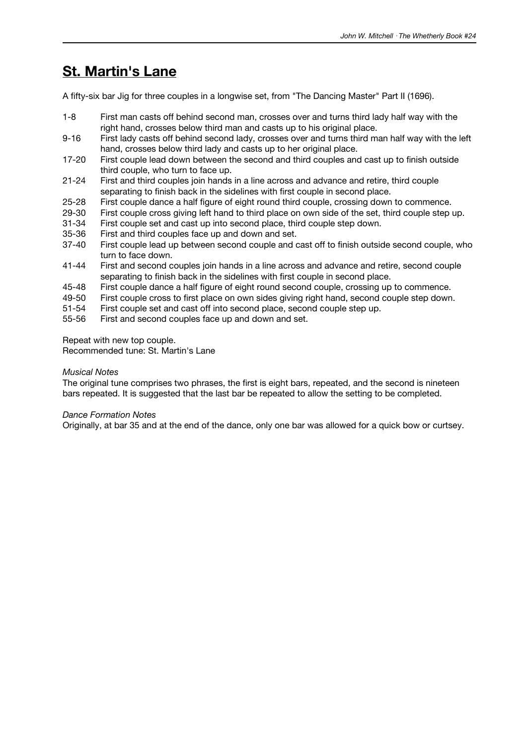## St. Martin's Lane

A fifty-six bar Jig for three couples in a longwise set, from "The Dancing Master" Part II (1696).

| | |
|---|---|
| 1-8 | First man casts off behind second man, crosses over and turns third lady half way with the right hand, crosses below third man and casts up to his original place. |
| 9-16 | First lady casts off behind second lady, crosses over and turns third man half way with the left hand, crosses below third lady and casts up to her original place. |
| 17-20 | First couple lead down between the second and third couples and cast up to finish outside third couple, who turn to face up. |
| 21-24 | First and third couples join hands in a line across and advance and retire, third couple separating to finish back in the sidelines with first couple in second place. |
| 25-28 | First couple dance a half figure of eight round third couple, crossing down to commence. |
| 29-30 | First couple cross giving left hand to third place on own side of the set, third couple step up. |
| 31-34 | First couple set and cast up into second place, third couple step down. |
| 35-36 | First and third couples face up and down and set. |
| 37-40 | First couple lead up between second couple and cast off to finish outside second couple, who turn to face down. |
| 41-44 | First and second couples join hands in a line across and advance and retire, second couple separating to finish back in the sidelines with first couple in second place. |
| 45-48 | First couple dance a half figure of eight round second couple, crossing up to commence. |
| 49-50 | First couple cross to first place on own sides giving right hand, second couple step down. |
| 51-54 | First couple set and cast off into second place, second couple step up. |
| 55-56 | First and second couples face up and down and set. |

Repeat with new top couple.
Recommended tune: St. Martin's Lane

*Musical Notes*
The original tune comprises two phrases, the first is eight bars, repeated, and the second is nineteen bars repeated. It is suggested that the last bar be repeated to allow the setting to be completed.

*Dance Formation Notes*
Originally, at bar 35 and at the end of the dance, only one bar was allowed for a quick bow or curtsey.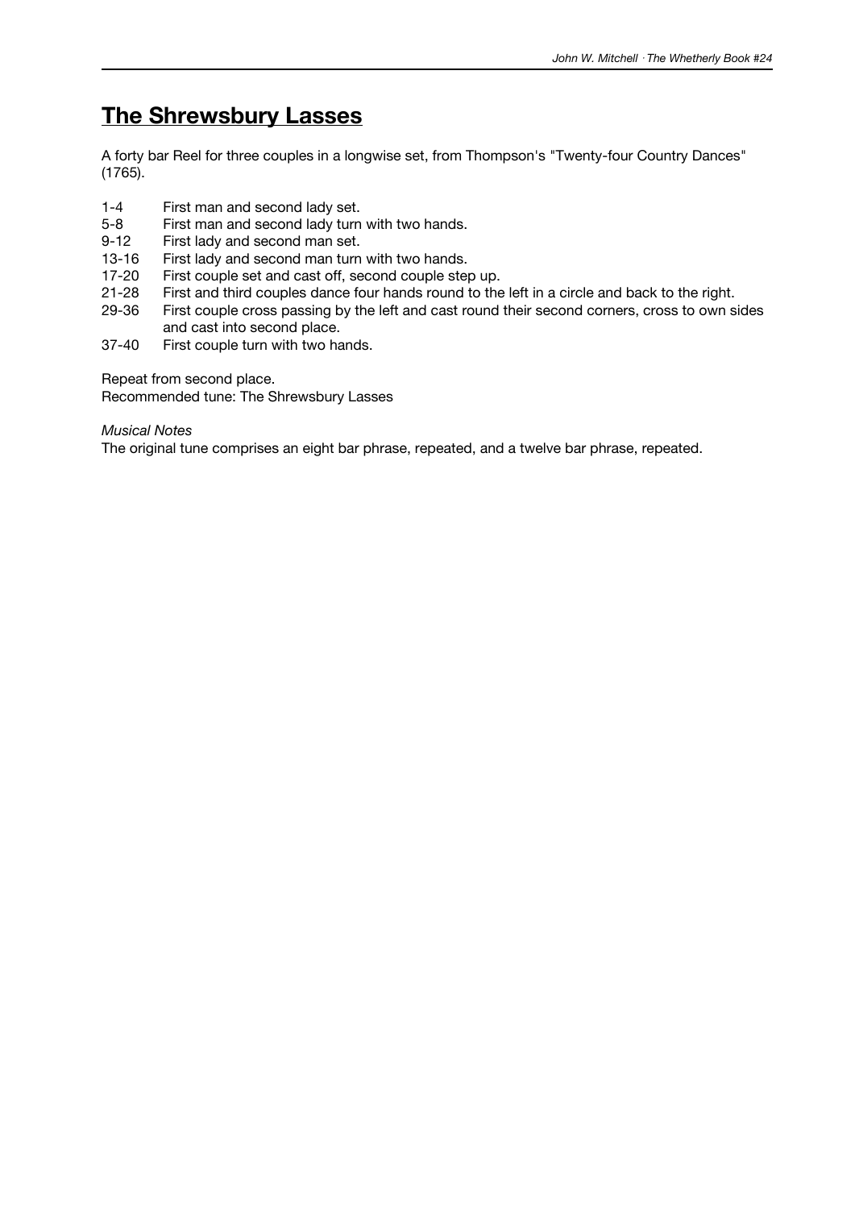# The Shrewsbury Lasses

A forty bar Reel for three couples in a longwise set, from Thompson's "Twenty-four Country Dances" (1765).

| | |
|---|---|
| 1-4 | First man and second lady set. |
| 5-8 | First man and second lady turn with two hands. |
| 9-12 | First lady and second man set. |
| 13-16 | First lady and second man turn with two hands. |
| 17-20 | First couple set and cast off, second couple step up. |
| 21-28 | First and third couples dance four hands round to the left in a circle and back to the right. |
| 29-36 | First couple cross passing by the left and cast round their second corners, cross to own sides and cast into second place. |
| 37-40 | First couple turn with two hands. |

Repeat from second place.
Recommended tune: The Shrewsbury Lasses

*Musical Notes*
The original tune comprises an eight bar phrase, repeated, and a twelve bar phrase, repeated.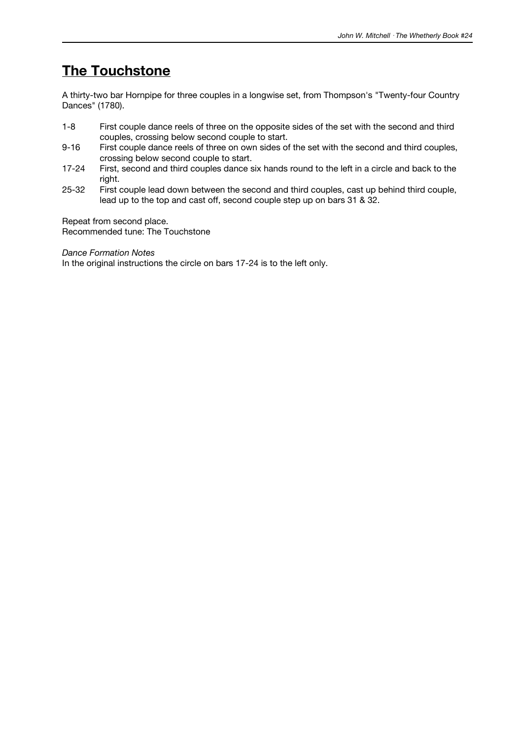# The Touchstone

A thirty-two bar Hornpipe for three couples in a longwise set, from Thompson's "Twenty-four Country Dances" (1780).

1-8 First couple dance reels of three on the opposite sides of the set with the second and third couples, crossing below second couple to start.

9-16 First couple dance reels of three on own sides of the set with the second and third couples, crossing below second couple to start.

17-24 First, second and third couples dance six hands round to the left in a circle and back to the right.

25-32 First couple lead down between the second and third couples, cast up behind third couple, lead up to the top and cast off, second couple step up on bars 31 & 32.

Repeat from second place.
Recommended tune: The Touchstone

*Dance Formation Notes*
In the original instructions the circle on bars 17-24 is to the left only.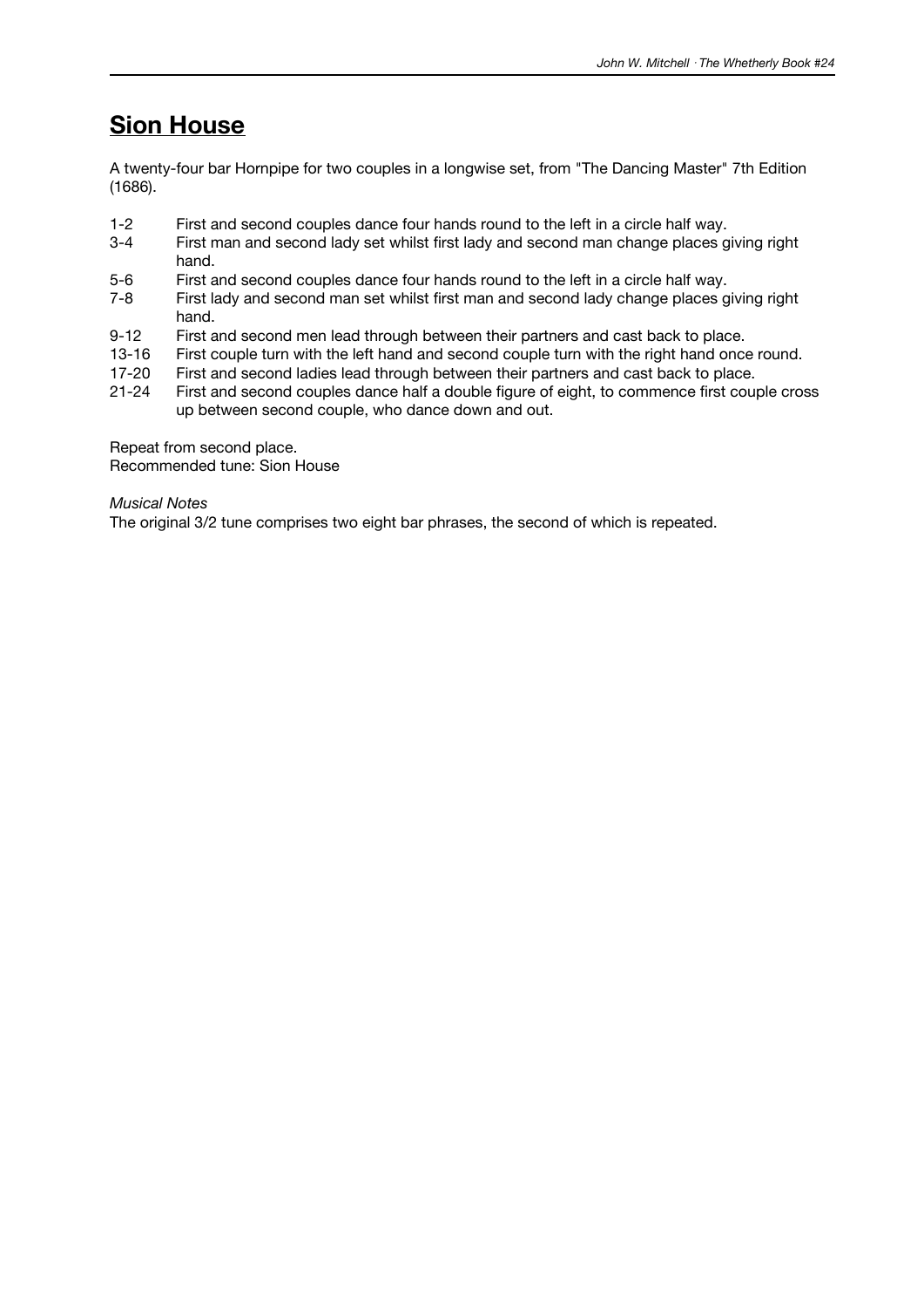# **Sion House**

A twenty-four bar Hornpipe for two couples in a longwise set, from "The Dancing Master" 7th Edition (1686).

| | |
|---|---|
| 1-2 | First and second couples dance four hands round to the left in a circle half way. |
| 3-4 | First man and second lady set whilst first lady and second man change places giving right hand. |
| 5-6 | First and second couples dance four hands round to the left in a circle half way. |
| 7-8 | First lady and second man set whilst first man and second lady change places giving right hand. |
| 9-12 | First and second men lead through between their partners and cast back to place. |
| 13-16 | First couple turn with the left hand and second couple turn with the right hand once round. |
| 17-20 | First and second ladies lead through between their partners and cast back to place. |
| 21-24 | First and second couples dance half a double figure of eight, to commence first couple cross up between second couple, who dance down and out. |

Repeat from second place.
Recommended tune: Sion House

*Musical Notes*

The original 3/2 tune comprises two eight bar phrases, the second of which is repeated.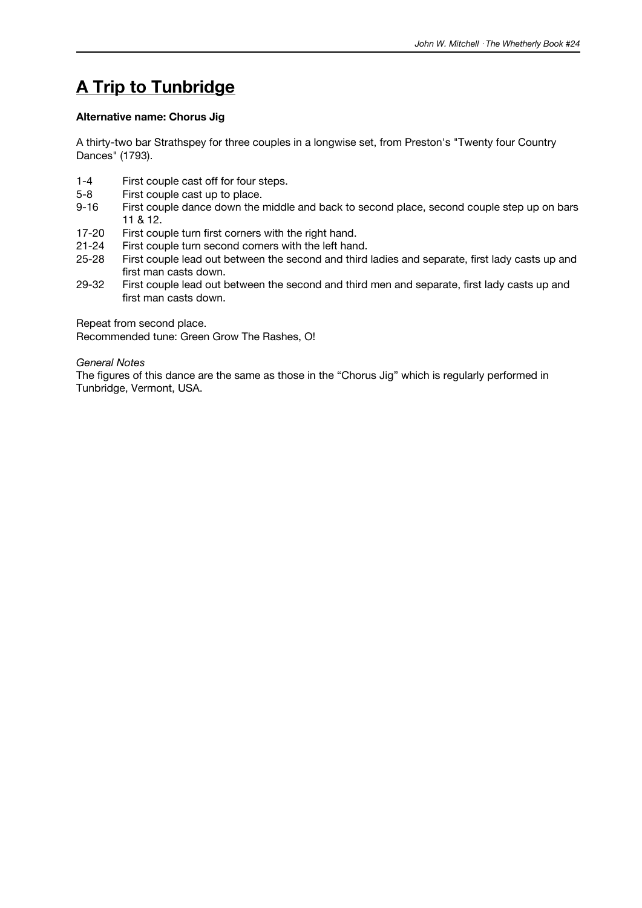# A Trip to Tunbridge

**Alternative name: Chorus Jig**

A thirty-two bar Strathspey for three couples in a longwise set, from Preston's "Twenty four Country Dances" (1793).

| | |
|---|---|
| 1-4 | First couple cast off for four steps. |
| 5-8 | First couple cast up to place. |
| 9-16 | First couple dance down the middle and back to second place, second couple step up on bars 11 & 12. |
| 17-20 | First couple turn first corners with the right hand. |
| 21-24 | First couple turn second corners with the left hand. |
| 25-28 | First couple lead out between the second and third ladies and separate, first lady casts up and first man casts down. |
| 29-32 | First couple lead out between the second and third men and separate, first lady casts up and first man casts down. |

Repeat from second place.
Recommended tune: Green Grow The Rashes, O!

*General Notes*
The figures of this dance are the same as those in the "Chorus Jig" which is regularly performed in Tunbridge, Vermont, USA.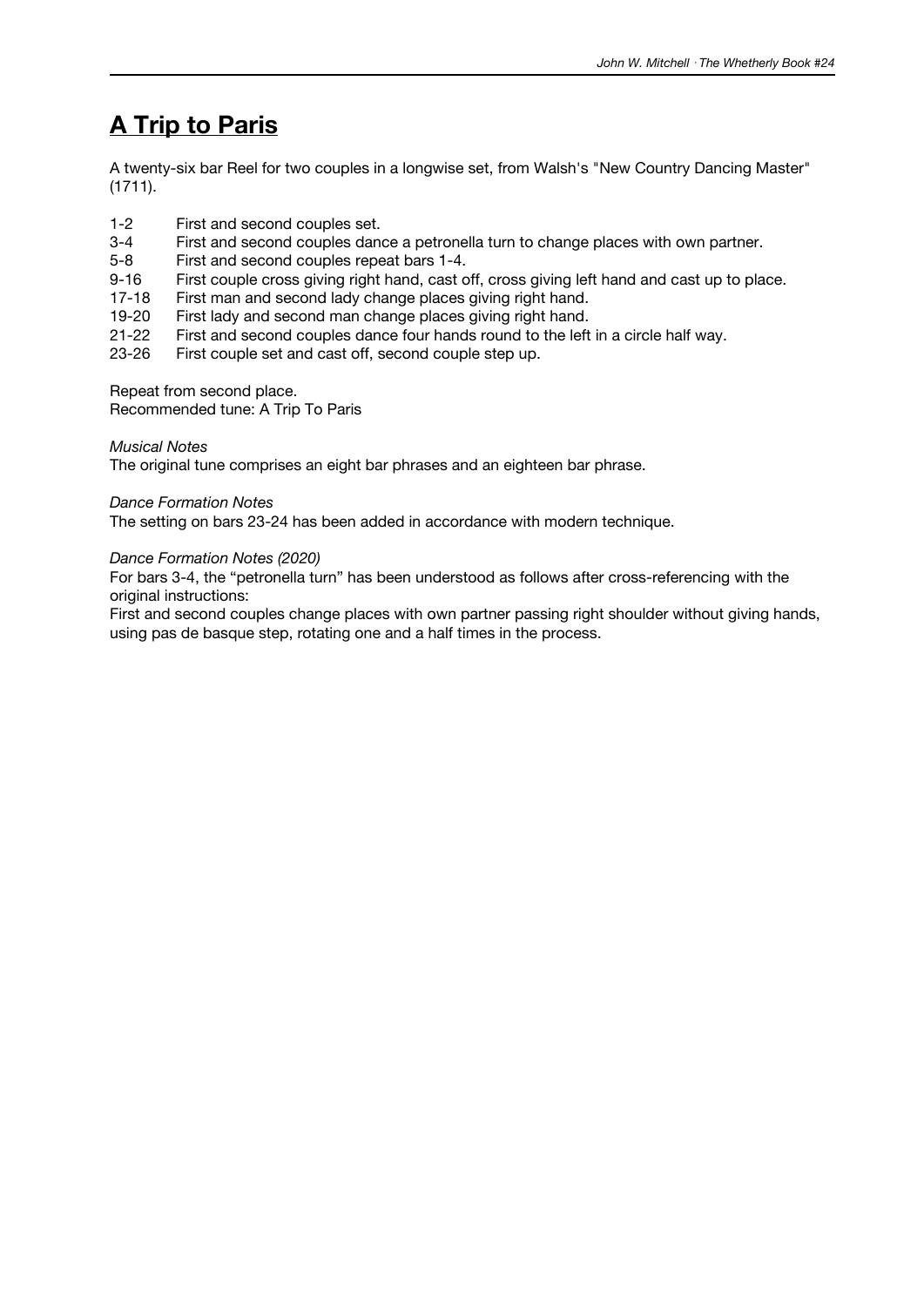# A Trip to Paris

A twenty-six bar Reel for two couples in a longwise set, from Walsh's "New Country Dancing Master" (1711).

| | |
|---|---|
| 1-2 | First and second couples set. |
| 3-4 | First and second couples dance a petronella turn to change places with own partner. |
| 5-8 | First and second couples repeat bars 1-4. |
| 9-16 | First couple cross giving right hand, cast off, cross giving left hand and cast up to place. |
| 17-18 | First man and second lady change places giving right hand. |
| 19-20 | First lady and second man change places giving right hand. |
| 21-22 | First and second couples dance four hands round to the left in a circle half way. |
| 23-26 | First couple set and cast off, second couple step up. |

Repeat from second place.
Recommended tune: A Trip To Paris

*Musical Notes*
The original tune comprises an eight bar phrases and an eighteen bar phrase.

*Dance Formation Notes*
The setting on bars 23-24 has been added in accordance with modern technique.

*Dance Formation Notes (2020)*
For bars 3-4, the "petronella turn" has been understood as follows after cross-referencing with the original instructions:
First and second couples change places with own partner passing right shoulder without giving hands, using pas de basque step, rotating one and a half times in the process.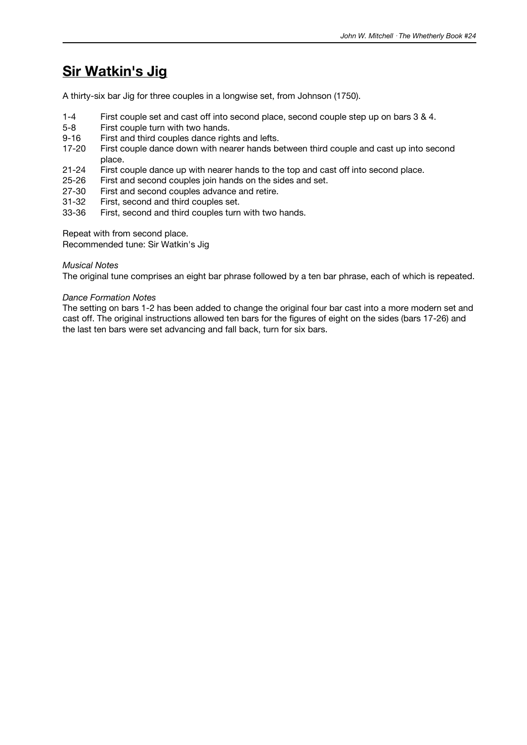# Sir Watkin's Jig

A thirty-six bar Jig for three couples in a longwise set, from Johnson (1750).

| | |
|---|---|
| 1-4 | First couple set and cast off into second place, second couple step up on bars 3 & 4. |
| 5-8 | First couple turn with two hands. |
| 9-16 | First and third couples dance rights and lefts. |
| 17-20 | First couple dance down with nearer hands between third couple and cast up into second place. |
| 21-24 | First couple dance up with nearer hands to the top and cast off into second place. |
| 25-26 | First and second couples join hands on the sides and set. |
| 27-30 | First and second couples advance and retire. |
| 31-32 | First, second and third couples set. |
| 33-36 | First, second and third couples turn with two hands. |

Repeat with from second place.
Recommended tune: Sir Watkin's Jig

*Musical Notes*
The original tune comprises an eight bar phrase followed by a ten bar phrase, each of which is repeated.

*Dance Formation Notes*
The setting on bars 1-2 has been added to change the original four bar cast into a more modern set and cast off. The original instructions allowed ten bars for the figures of eight on the sides (bars 17-26) and the last ten bars were set advancing and fall back, turn for six bars.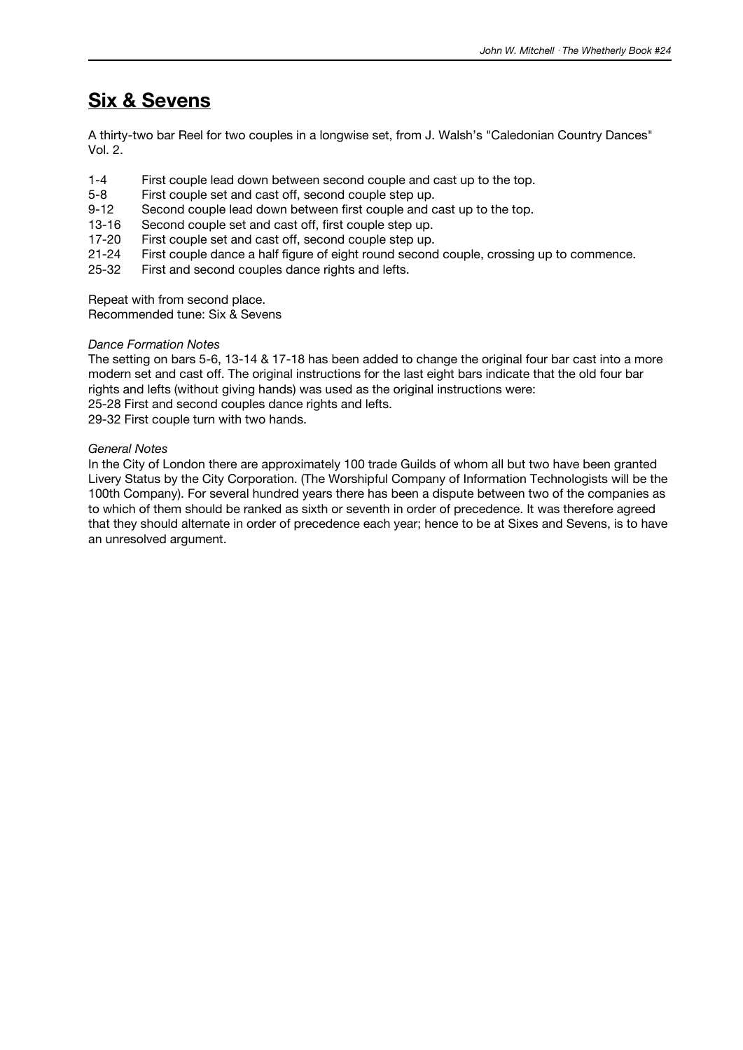## Six & Sevens

A thirty-two bar Reel for two couples in a longwise set, from J. Walsh's "Caledonian Country Dances" Vol. 2.

1-4 First couple lead down between second couple and cast up to the top.
5-8 First couple set and cast off, second couple step up.
9-12 Second couple lead down between first couple and cast up to the top.
13-16 Second couple set and cast off, first couple step up.
17-20 First couple set and cast off, second couple step up.
21-24 First couple dance a half figure of eight round second couple, crossing up to commence.
25-32 First and second couples dance rights and lefts.

Repeat with from second place.
Recommended tune: Six & Sevens

*Dance Formation Notes*

The setting on bars 5-6, 13-14 & 17-18 has been added to change the original four bar cast into a more modern set and cast off. The original instructions for the last eight bars indicate that the old four bar rights and lefts (without giving hands) was used as the original instructions were:
25-28 First and second couples dance rights and lefts.
29-32 First couple turn with two hands.

*General Notes*

In the City of London there are approximately 100 trade Guilds of whom all but two have been granted Livery Status by the City Corporation. (The Worshipful Company of Information Technologists will be the 100th Company). For several hundred years there has been a dispute between two of the companies as to which of them should be ranked as sixth or seventh in order of precedence. It was therefore agreed that they should alternate in order of precedence each year; hence to be at Sixes and Sevens, is to have an unresolved argument.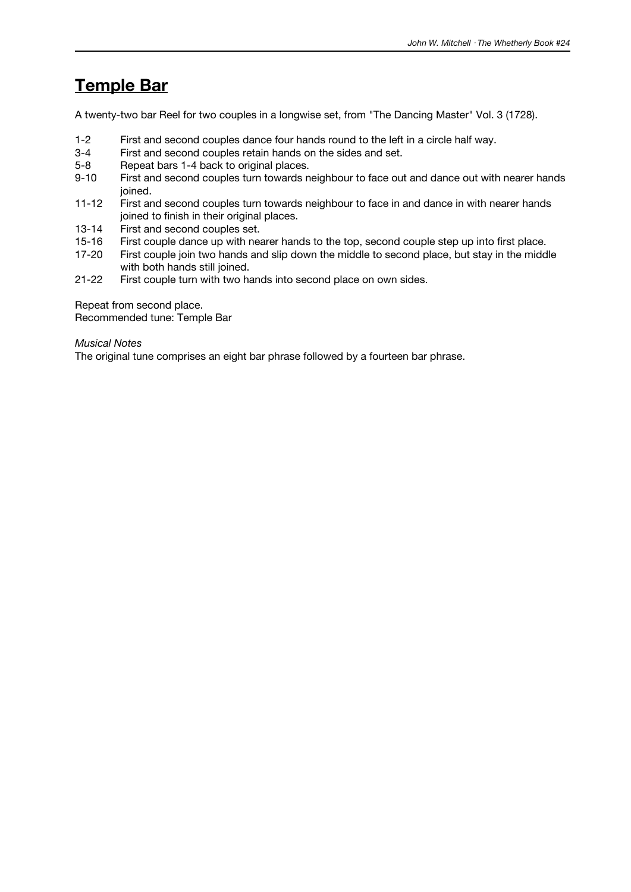# Temple Bar

A twenty-two bar Reel for two couples in a longwise set, from "The Dancing Master" Vol. 3 (1728).

| | |
|---|---|
| 1-2 | First and second couples dance four hands round to the left in a circle half way. |
| 3-4 | First and second couples retain hands on the sides and set. |
| 5-8 | Repeat bars 1-4 back to original places. |
| 9-10 | First and second couples turn towards neighbour to face out and dance out with nearer hands joined. |
| 11-12 | First and second couples turn towards neighbour to face in and dance in with nearer hands joined to finish in their original places. |
| 13-14 | First and second couples set. |
| 15-16 | First couple dance up with nearer hands to the top, second couple step up into first place. |
| 17-20 | First couple join two hands and slip down the middle to second place, but stay in the middle with both hands still joined. |
| 21-22 | First couple turn with two hands into second place on own sides. |

Repeat from second place.
Recommended tune: Temple Bar

*Musical Notes*

The original tune comprises an eight bar phrase followed by a fourteen bar phrase.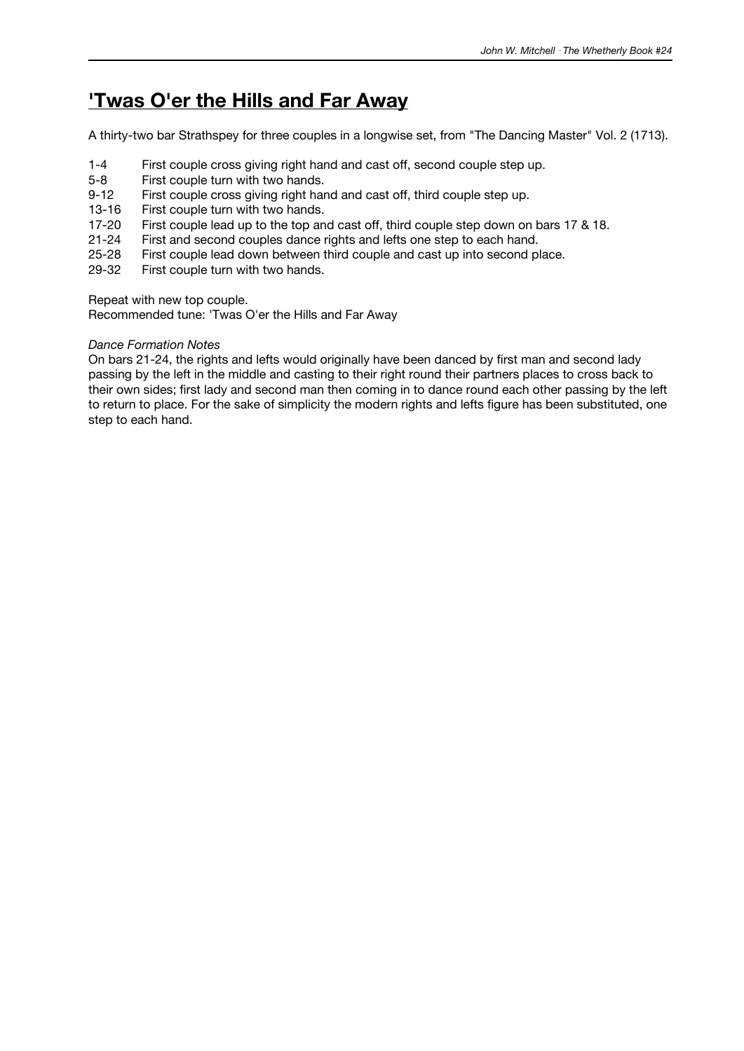# 'Twas O'er the Hills and Far Away

A thirty-two bar Strathspey for three couples in a longwise set, from "The Dancing Master" Vol. 2 (1713).

| | |
|---|---|
| 1-4 | First couple cross giving right hand and cast off, second couple step up. |
| 5-8 | First couple turn with two hands. |
| 9-12 | First couple cross giving right hand and cast off, third couple step up. |
| 13-16 | First couple turn with two hands. |
| 17-20 | First couple lead up to the top and cast off, third couple step down on bars 17 & 18. |
| 21-24 | First and second couples dance rights and lefts one step to each hand. |
| 25-28 | First couple lead down between third couple and cast up into second place. |
| 29-32 | First couple turn with two hands. |

Repeat with new top couple.
Recommended tune: 'Twas O'er the Hills and Far Away

*Dance Formation Notes*
On bars 21-24, the rights and lefts would originally have been danced by first man and second lady passing by the left in the middle and casting to their right round their partners places to cross back to their own sides; first lady and second man then coming in to dance round each other passing by the left to return to place. For the sake of simplicity the modern rights and lefts figure has been substituted, one step to each hand.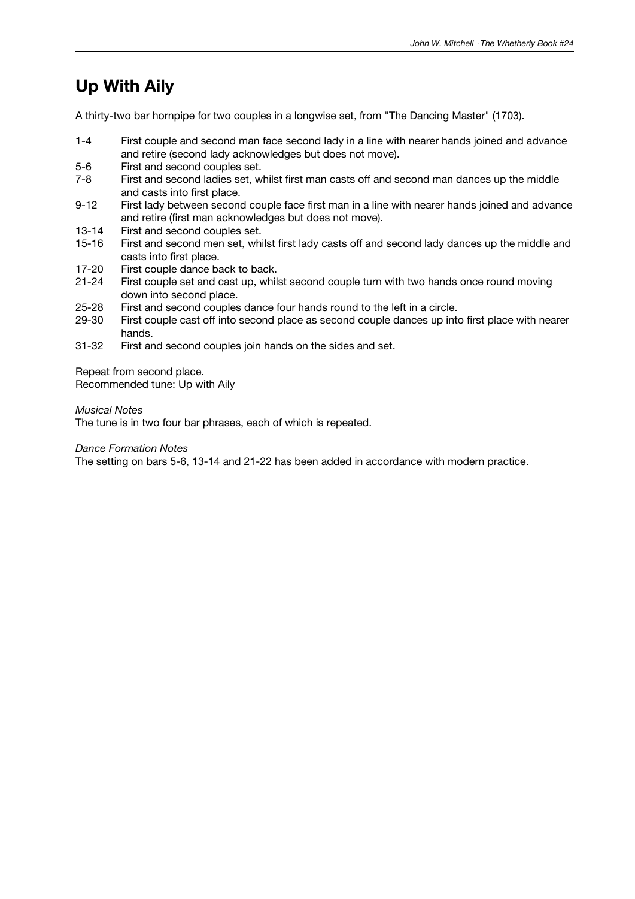# Up With Aily

A thirty-two bar hornpipe for two couples in a longwise set, from "The Dancing Master" (1703).

| | |
|---|---|
| 1-4 | First couple and second man face second lady in a line with nearer hands joined and advance and retire (second lady acknowledges but does not move). |
| 5-6 | First and second couples set. |
| 7-8 | First and second ladies set, whilst first man casts off and second man dances up the middle and casts into first place. |
| 9-12 | First lady between second couple face first man in a line with nearer hands joined and advance and retire (first man acknowledges but does not move). |
| 13-14 | First and second couples set. |
| 15-16 | First and second men set, whilst first lady casts off and second lady dances up the middle and casts into first place. |
| 17-20 | First couple dance back to back. |
| 21-24 | First couple set and cast up, whilst second couple turn with two hands once round moving down into second place. |
| 25-28 | First and second couples dance four hands round to the left in a circle. |
| 29-30 | First couple cast off into second place as second couple dances up into first place with nearer hands. |
| 31-32 | First and second couples join hands on the sides and set. |

Repeat from second place.
Recommended tune: Up with Aily

*Musical Notes*
The tune is in two four bar phrases, each of which is repeated.

*Dance Formation Notes*
The setting on bars 5-6, 13-14 and 21-22 has been added in accordance with modern practice.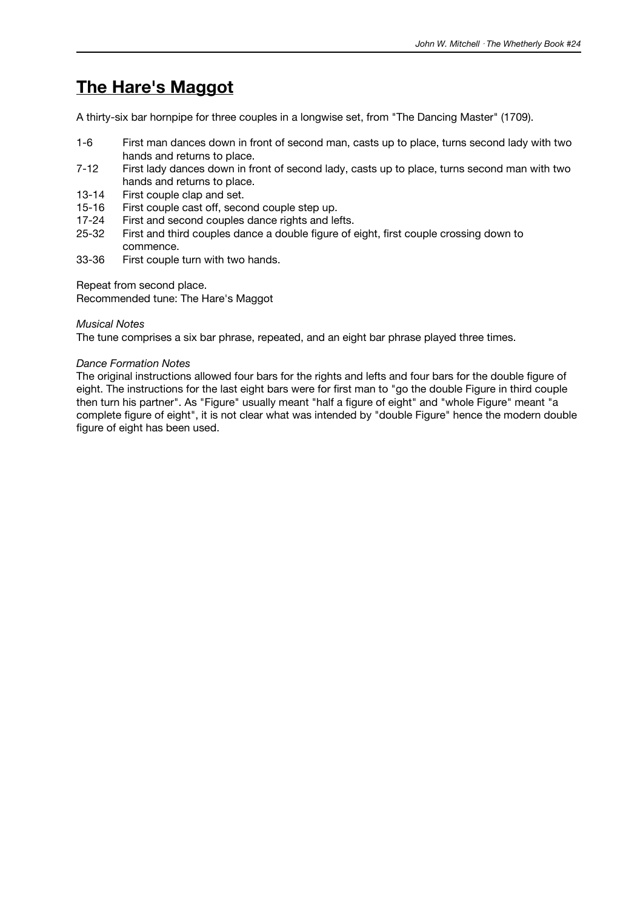# The Hare's Maggot

A thirty-six bar hornpipe for three couples in a longwise set, from "The Dancing Master" (1709).

| | |
|---|---|
| 1-6 | First man dances down in front of second man, casts up to place, turns second lady with two hands and returns to place. |
| 7-12 | First lady dances down in front of second lady, casts up to place, turns second man with two hands and returns to place. |
| 13-14 | First couple clap and set. |
| 15-16 | First couple cast off, second couple step up. |
| 17-24 | First and second couples dance rights and lefts. |
| 25-32 | First and third couples dance a double figure of eight, first couple crossing down to commence. |
| 33-36 | First couple turn with two hands. |

Repeat from second place.
Recommended tune: The Hare's Maggot

*Musical Notes*
The tune comprises a six bar phrase, repeated, and an eight bar phrase played three times.

*Dance Formation Notes*
The original instructions allowed four bars for the rights and lefts and four bars for the double figure of eight. The instructions for the last eight bars were for first man to "go the double Figure in third couple then turn his partner". As "Figure" usually meant "half a figure of eight" and "whole Figure" meant "a complete figure of eight", it is not clear what was intended by "double Figure" hence the modern double figure of eight has been used.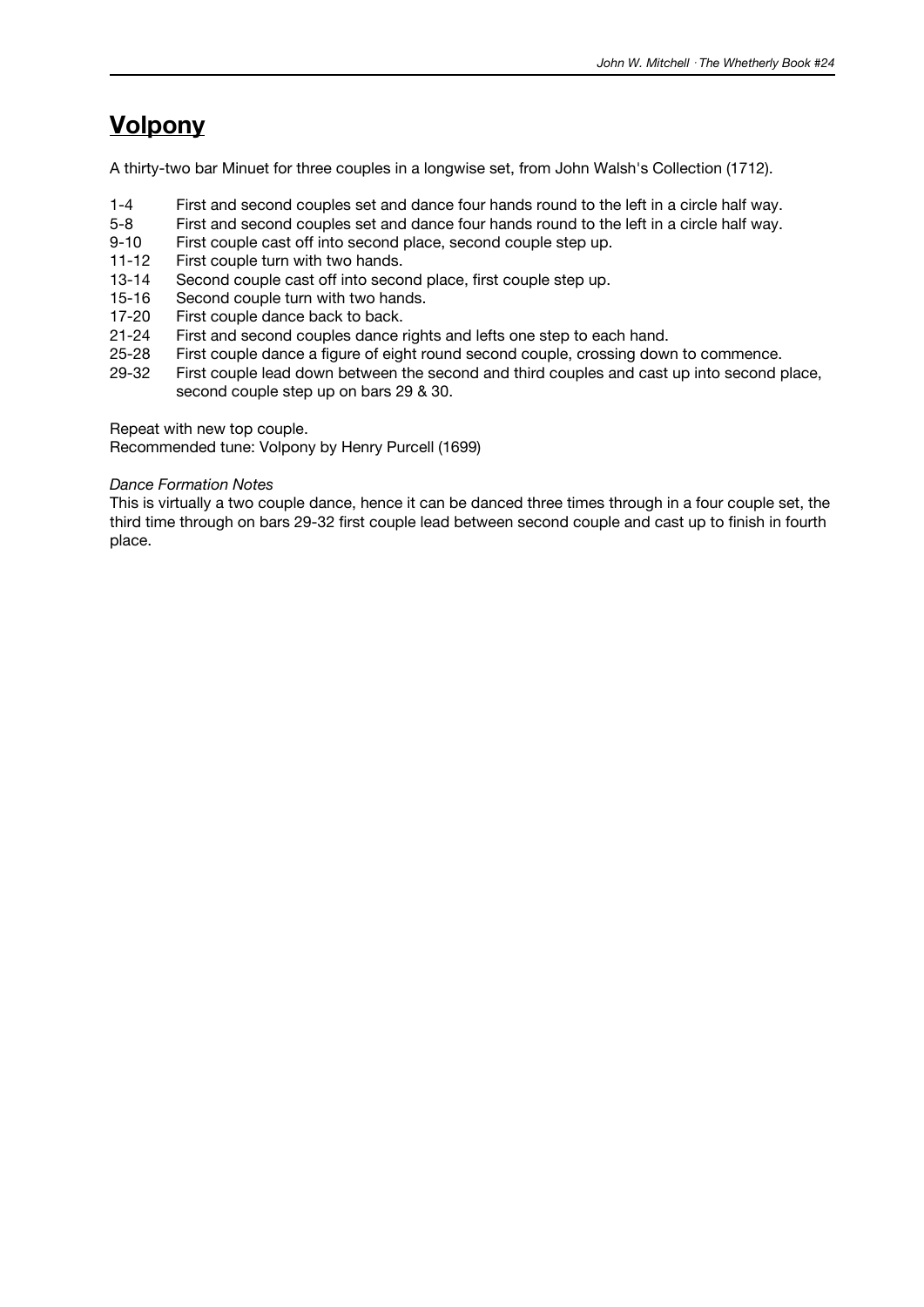## Volpony

A thirty-two bar Minuet for three couples in a longwise set, from John Walsh's Collection (1712).

| | |
|---|---|
| 1-4 | First and second couples set and dance four hands round to the left in a circle half way. |
| 5-8 | First and second couples set and dance four hands round to the left in a circle half way. |
| 9-10 | First couple cast off into second place, second couple step up. |
| 11-12 | First couple turn with two hands. |
| 13-14 | Second couple cast off into second place, first couple step up. |
| 15-16 | Second couple turn with two hands. |
| 17-20 | First couple dance back to back. |
| 21-24 | First and second couples dance rights and lefts one step to each hand. |
| 25-28 | First couple dance a figure of eight round second couple, crossing down to commence. |
| 29-32 | First couple lead down between the second and third couples and cast up into second place, second couple step up on bars 29 & 30. |

Repeat with new top couple.
Recommended tune: Volpony by Henry Purcell (1699)

*Dance Formation Notes*
This is virtually a two couple dance, hence it can be danced three times through in a four couple set, the third time through on bars 29-32 first couple lead between second couple and cast up to finish in fourth place.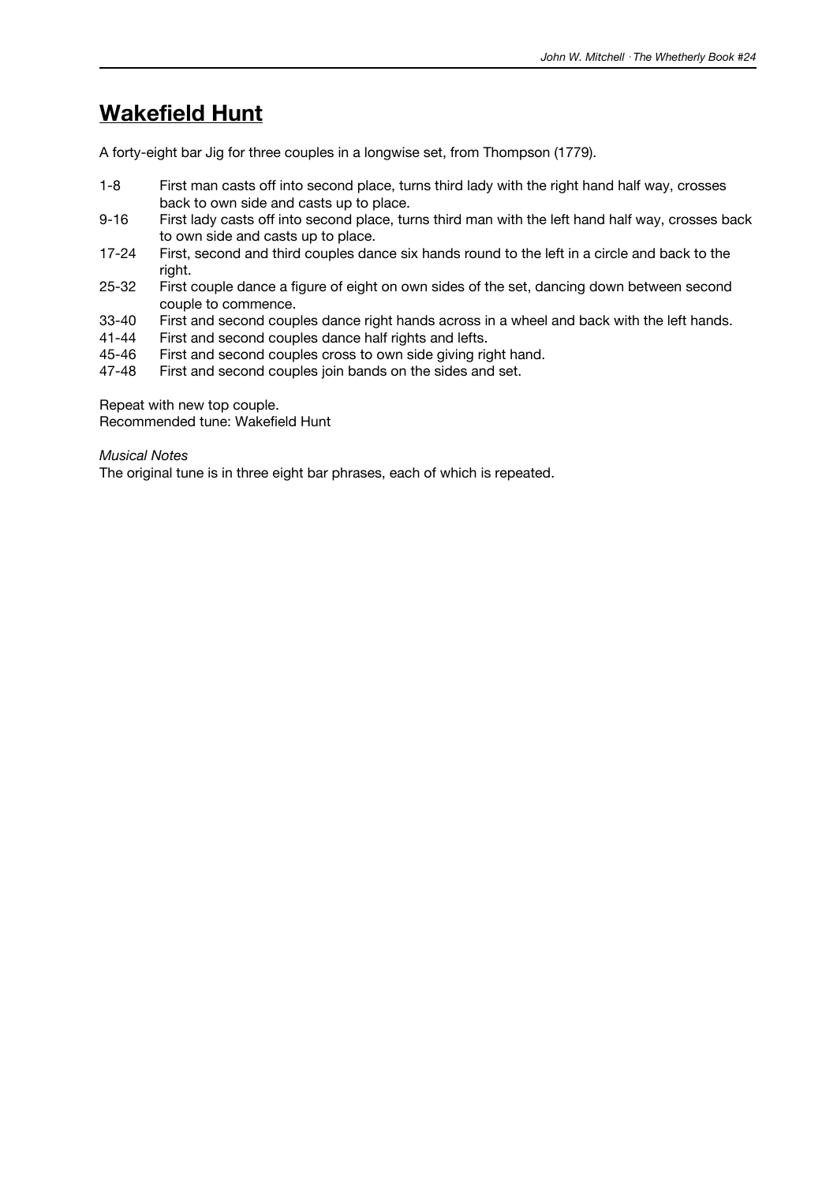# Wakefield Hunt

A forty-eight bar Jig for three couples in a longwise set, from Thompson (1779).

| | |
|---|---|
| 1-8 | First man casts off into second place, turns third lady with the right hand half way, crosses back to own side and casts up to place. |
| 9-16 | First lady casts off into second place, turns third man with the left hand half way, crosses back to own side and casts up to place. |
| 17-24 | First, second and third couples dance six hands round to the left in a circle and back to the right. |
| 25-32 | First couple dance a figure of eight on own sides of the set, dancing down between second couple to commence. |
| 33-40 | First and second couples dance right hands across in a wheel and back with the left hands. |
| 41-44 | First and second couples dance half rights and lefts. |
| 45-46 | First and second couples cross to own side giving right hand. |
| 47-48 | First and second couples join bands on the sides and set. |

Repeat with new top couple.
Recommended tune: Wakefield Hunt

*Musical Notes*
The original tune is in three eight bar phrases, each of which is repeated.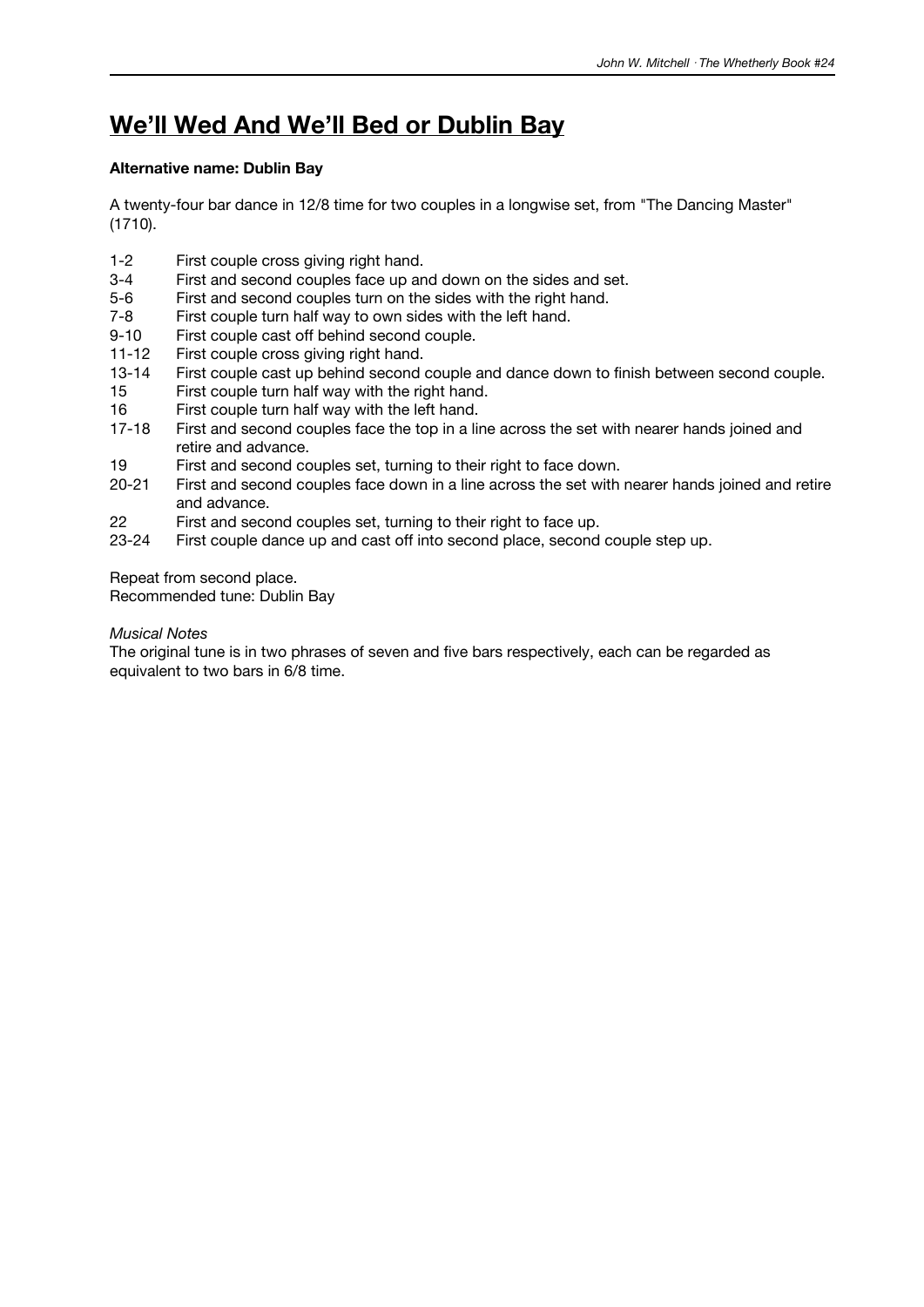# We'll Wed And We'll Bed or Dublin Bay

**Alternative name: Dublin Bay**

A twenty-four bar dance in 12/8 time for two couples in a longwise set, from "The Dancing Master" (1710).

| | |
|---|---|
| 1-2 | First couple cross giving right hand. |
| 3-4 | First and second couples face up and down on the sides and set. |
| 5-6 | First and second couples turn on the sides with the right hand. |
| 7-8 | First couple turn half way to own sides with the left hand. |
| 9-10 | First couple cast off behind second couple. |
| 11-12 | First couple cross giving right hand. |
| 13-14 | First couple cast up behind second couple and dance down to finish between second couple. |
| 15 | First couple turn half way with the right hand. |
| 16 | First couple turn half way with the left hand. |
| 17-18 | First and second couples face the top in a line across the set with nearer hands joined and retire and advance. |
| 19 | First and second couples set, turning to their right to face down. |
| 20-21 | First and second couples face down in a line across the set with nearer hands joined and retire and advance. |
| 22 | First and second couples set, turning to their right to face up. |
| 23-24 | First couple dance up and cast off into second place, second couple step up. |

Repeat from second place.
Recommended tune: Dublin Bay

*Musical Notes*
The original tune is in two phrases of seven and five bars respectively, each can be regarded as equivalent to two bars in 6/8 time.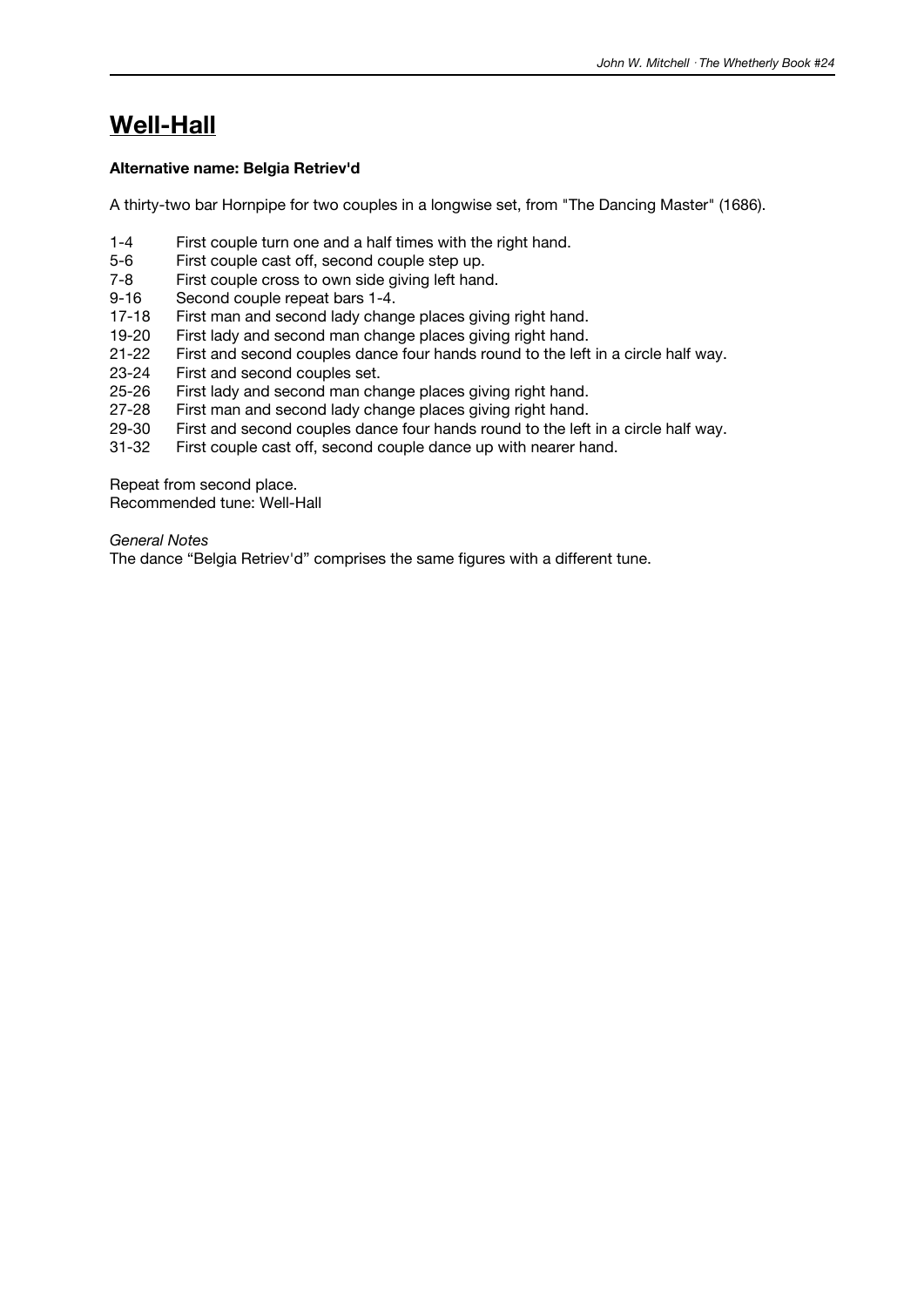# Well-Hall

**Alternative name: Belgia Retriev'd**

A thirty-two bar Hornpipe for two couples in a longwise set, from "The Dancing Master" (1686).

| | |
|---|---|
| 1-4 | First couple turn one and a half times with the right hand. |
| 5-6 | First couple cast off, second couple step up. |
| 7-8 | First couple cross to own side giving left hand. |
| 9-16 | Second couple repeat bars 1-4. |
| 17-18 | First man and second lady change places giving right hand. |
| 19-20 | First lady and second man change places giving right hand. |
| 21-22 | First and second couples dance four hands round to the left in a circle half way. |
| 23-24 | First and second couples set. |
| 25-26 | First lady and second man change places giving right hand. |
| 27-28 | First man and second lady change places giving right hand. |
| 29-30 | First and second couples dance four hands round to the left in a circle half way. |
| 31-32 | First couple cast off, second couple dance up with nearer hand. |

Repeat from second place.
Recommended tune: Well-Hall

*General Notes*

The dance "Belgia Retriev'd" comprises the same figures with a different tune.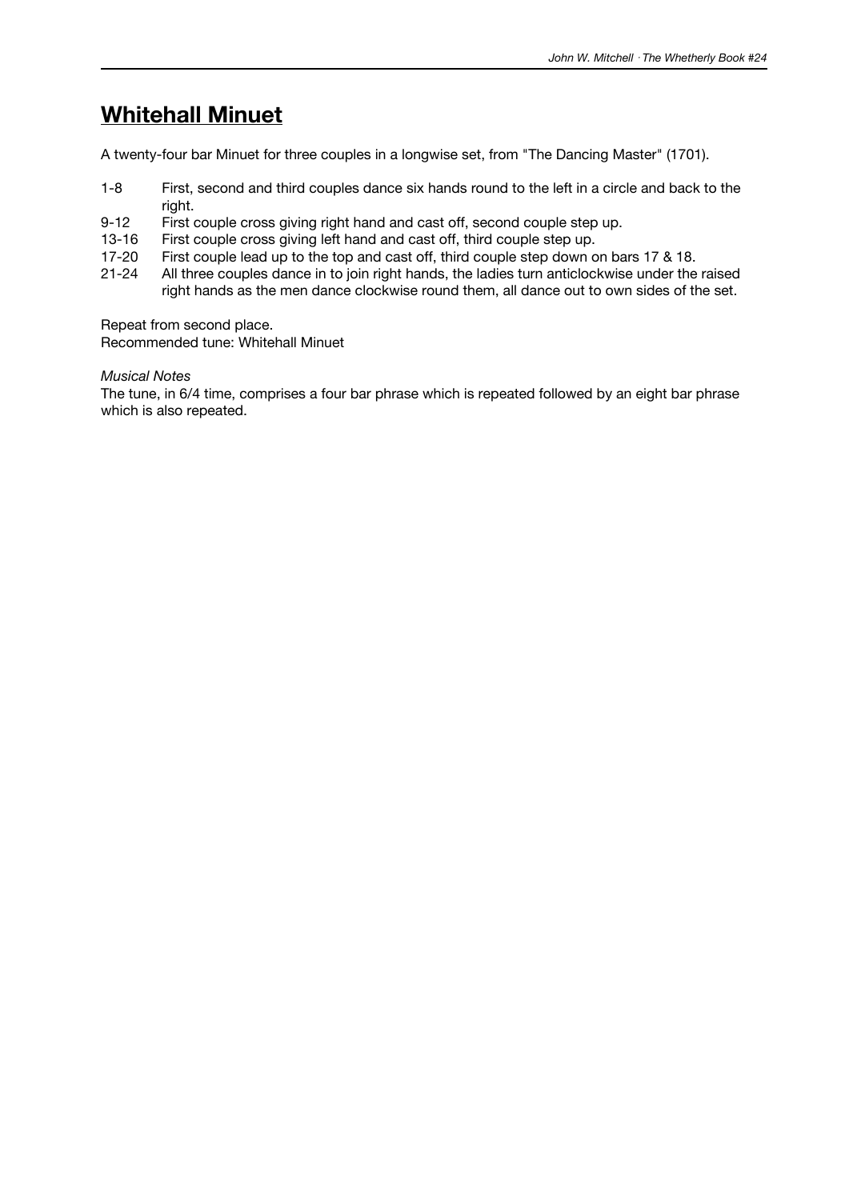## Whitehall Minuet

A twenty-four bar Minuet for three couples in a longwise set, from "The Dancing Master" (1701).

1-8 First, second and third couples dance six hands round to the left in a circle and back to the right.
9-12 First couple cross giving right hand and cast off, second couple step up.
13-16 First couple cross giving left hand and cast off, third couple step up.
17-20 First couple lead up to the top and cast off, third couple step down on bars 17 & 18.
21-24 All three couples dance in to join right hands, the ladies turn anticlockwise under the raised right hands as the men dance clockwise round them, all dance out to own sides of the set.

Repeat from second place.
Recommended tune: Whitehall Minuet

*Musical Notes*
The tune, in 6/4 time, comprises a four bar phrase which is repeated followed by an eight bar phrase which is also repeated.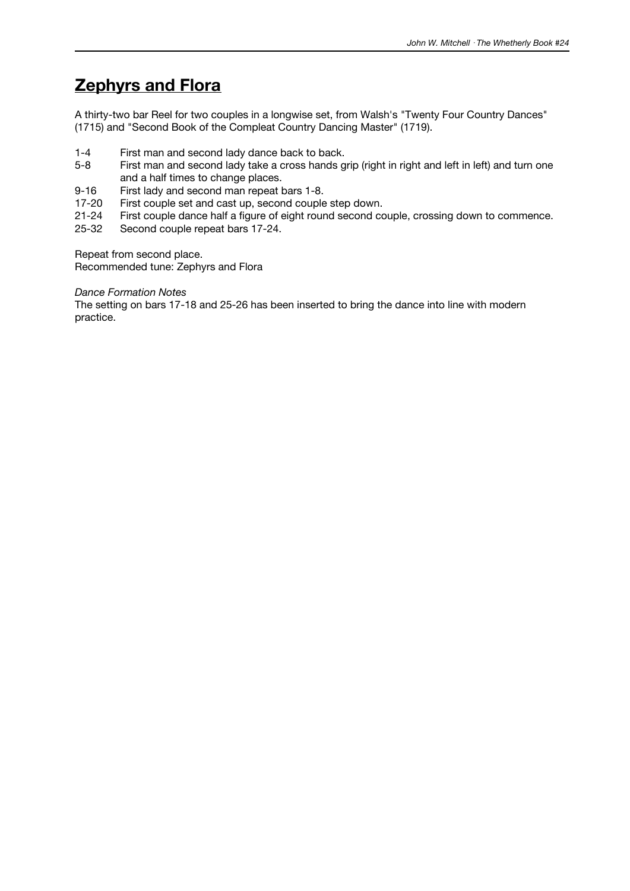## Zephyrs and Flora

A thirty-two bar Reel for two couples in a longwise set, from Walsh's "Twenty Four Country Dances" (1715) and "Second Book of the Compleat Country Dancing Master" (1719).

1-4 First man and second lady dance back to back.
5-8 First man and second lady take a cross hands grip (right in right and left in left) and turn one and a half times to change places.
9-16 First lady and second man repeat bars 1-8.
17-20 First couple set and cast up, second couple step down.
21-24 First couple dance half a figure of eight round second couple, crossing down to commence.
25-32 Second couple repeat bars 17-24.

Repeat from second place.
Recommended tune: Zephyrs and Flora

*Dance Formation Notes*
The setting on bars 17-18 and 25-26 has been inserted to bring the dance into line with modern practice.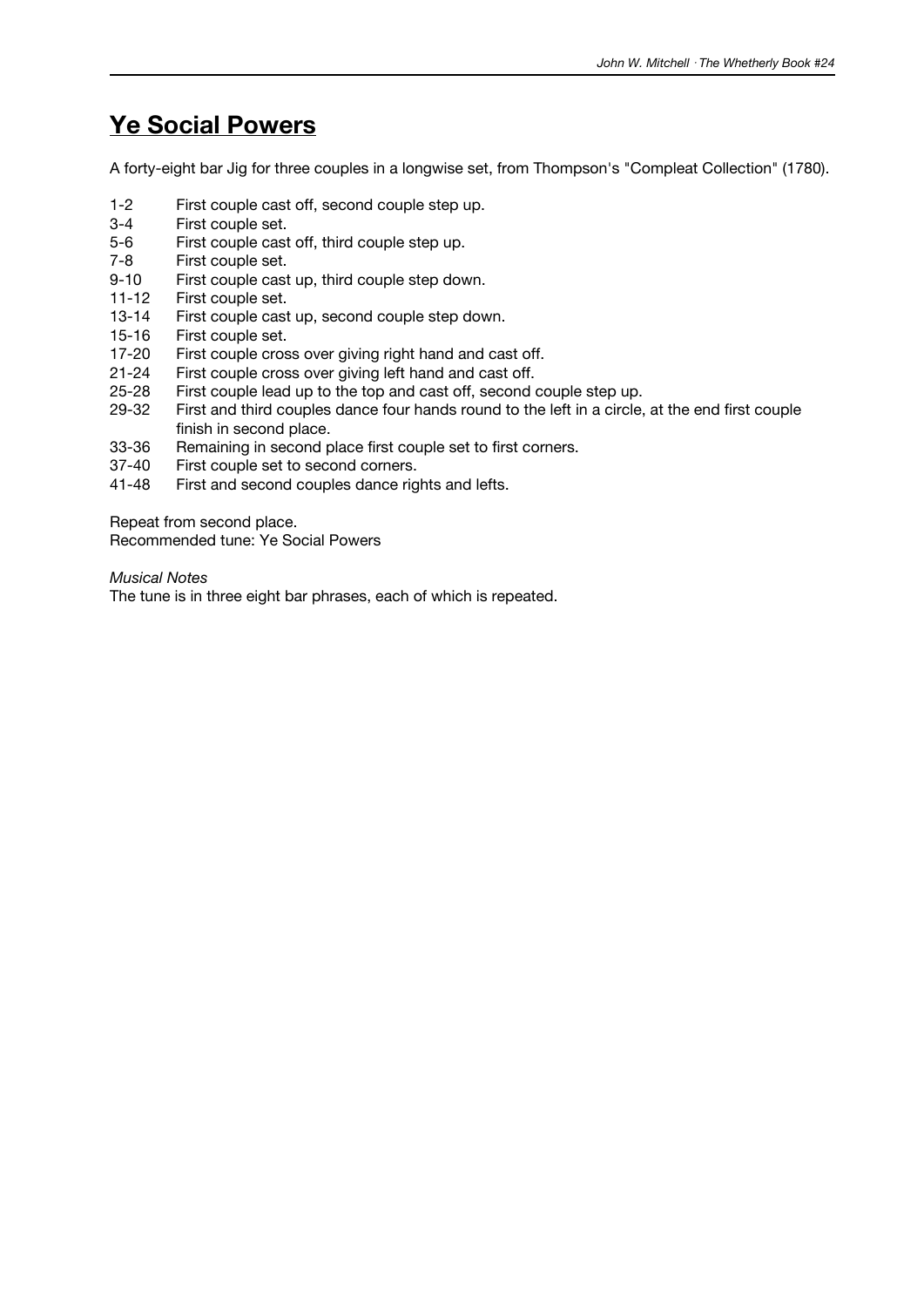# Ye Social Powers

A forty-eight bar Jig for three couples in a longwise set, from Thompson's "Compleat Collection" (1780).

| | |
|---|---|
| 1-2 | First couple cast off, second couple step up. |
| 3-4 | First couple set. |
| 5-6 | First couple cast off, third couple step up. |
| 7-8 | First couple set. |
| 9-10 | First couple cast up, third couple step down. |
| 11-12 | First couple set. |
| 13-14 | First couple cast up, second couple step down. |
| 15-16 | First couple set. |
| 17-20 | First couple cross over giving right hand and cast off. |
| 21-24 | First couple cross over giving left hand and cast off. |
| 25-28 | First couple lead up to the top and cast off, second couple step up. |
| 29-32 | First and third couples dance four hands round to the left in a circle, at the end first couple finish in second place. |
| 33-36 | Remaining in second place first couple set to first corners. |
| 37-40 | First couple set to second corners. |
| 41-48 | First and second couples dance rights and lefts. |

Repeat from second place.
Recommended tune: Ye Social Powers

*Musical Notes*
The tune is in three eight bar phrases, each of which is repeated.